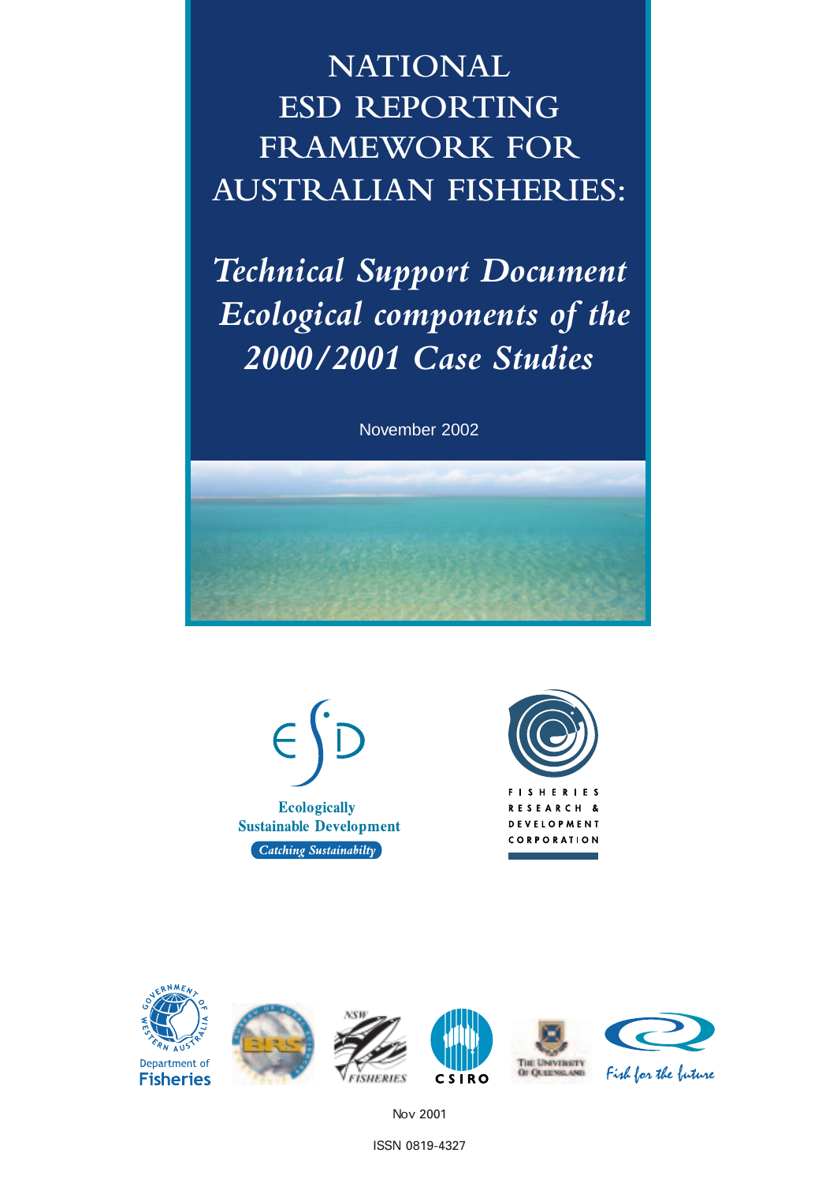# NATIONAL ESD REPORTING FRAMEWORK FOR AUSTRALIAN FISHERIES:

## *Technical Support Document Ecological components of the 2000/2001 Case Studies*

November 2002

Ecologically Sustainable Development

*Catching Sustainabilty*

FISHERIES RESEARCH & DEVELOPMENT CORPORATION

Department of Fisheries

NSW FISHERIES

CSIRO

The University Of Queensland

Fish for the future

Nov 2001

ISSN 0819-4327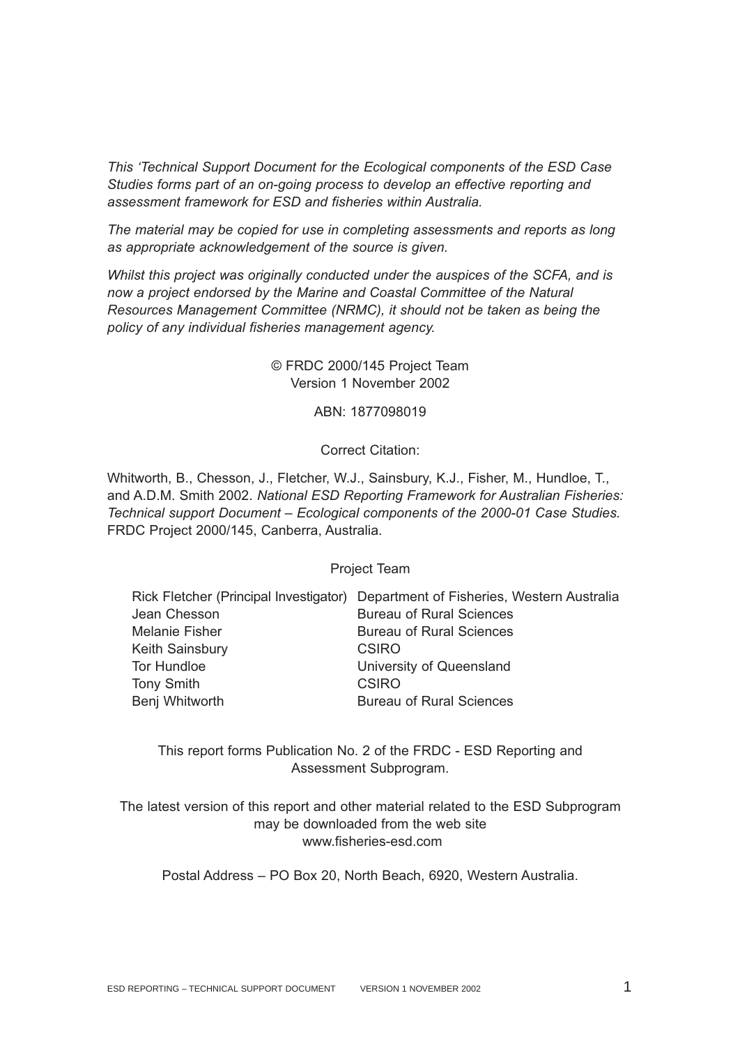*This 'Technical Support Document for the Ecological components of the ESD Case Studies forms part of an on-going process to develop an effective reporting and assessment framework for ESD and fisheries within Australia.*

*The material may be copied for use in completing assessments and reports as long as appropriate acknowledgement of the source is given.*

*Whilst this project was originally conducted under the auspices of the SCFA, and is now a project endorsed by the Marine and Coastal Committee of the Natural Resources Management Committee (NRMC), it should not be taken as being the policy of any individual fisheries management agency.*

© FRDC 2000/145 Project Team
Version 1 November 2002

ABN: 1877098019

Correct Citation:

Whitworth, B., Chesson, J., Fletcher, W.J., Sainsbury, K.J., Fisher, M., Hundloe, T., and A.D.M. Smith 2002. *National ESD Reporting Framework for Australian Fisheries: Technical support Document – Ecological components of the 2000-01 Case Studies.* FRDC Project 2000/145, Canberra, Australia.

Project Team

| | |
|---|---|
| Rick Fletcher (Principal Investigator) | Department of Fisheries, Western Australia |
| Jean Chesson | Bureau of Rural Sciences |
| Melanie Fisher | Bureau of Rural Sciences |
| Keith Sainsbury | CSIRO |
| Tor Hundloe | University of Queensland |
| Tony Smith | CSIRO |
| Benj Whitworth | Bureau of Rural Sciences |

This report forms Publication No. 2 of the FRDC - ESD Reporting and Assessment Subprogram.

The latest version of this report and other material related to the ESD Subprogram may be downloaded from the web site www.fisheries-esd.com

Postal Address – PO Box 20, North Beach, 6920, Western Australia.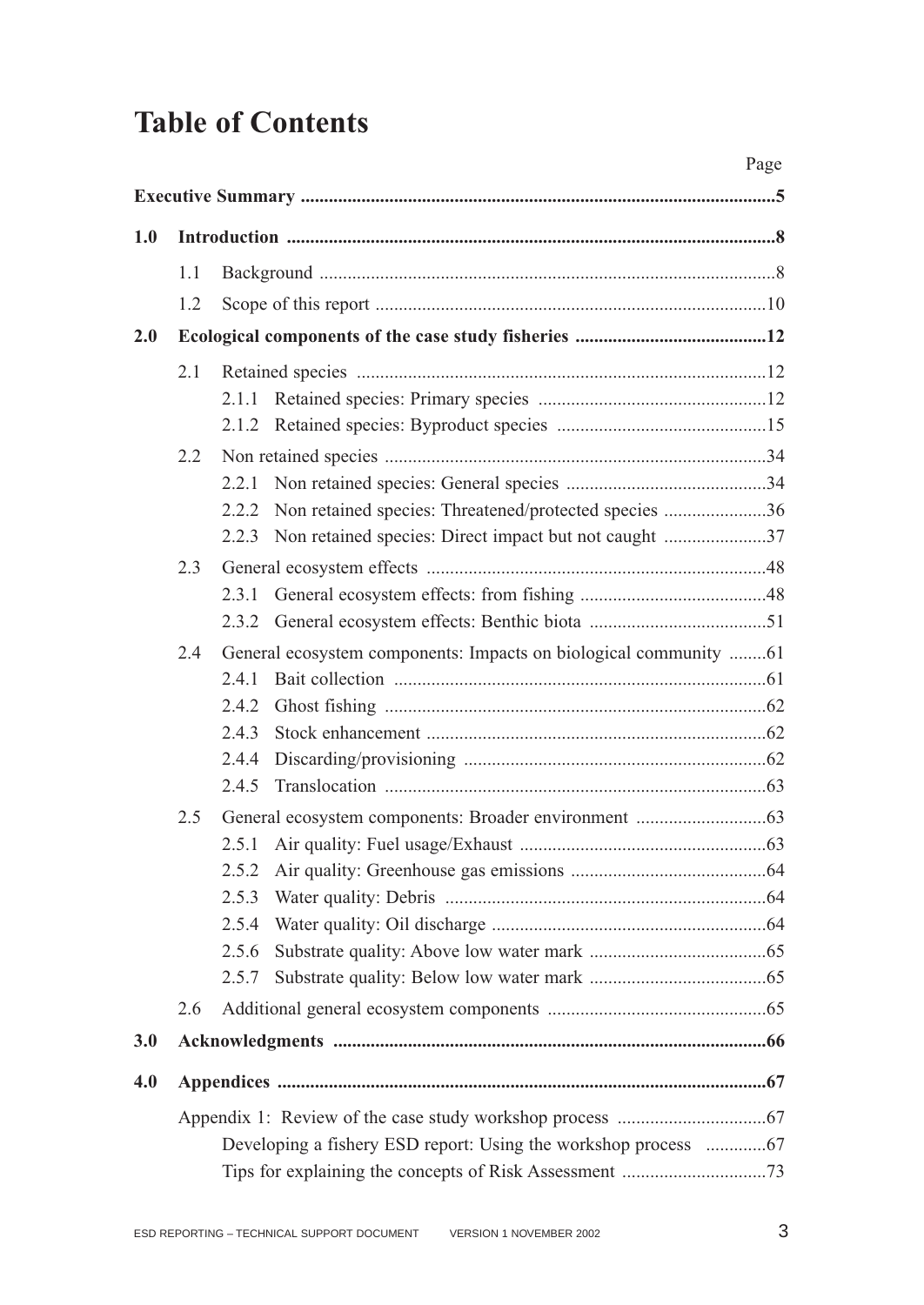# Table of Contents

| | | Page |
|---|---|---|
| **Executive Summary** | | **5** |
| **1.0** | **Introduction** | **8** |
| | 1.1 Background | 8 |
| | 1.2 Scope of this report | 10 |
| **2.0** | **Ecological components of the case study fisheries** | **12** |
| | 2.1 Retained species | 12 |
| | 2.1.1 Retained species: Primary species | 12 |
| | 2.1.2 Retained species: Byproduct species | 15 |
| | 2.2 Non retained species | 34 |
| | 2.2.1 Non retained species: General species | 34 |
| | 2.2.2 Non retained species: Threatened/protected species | 36 |
| | 2.2.3 Non retained species: Direct impact but not caught | 37 |
| | 2.3 General ecosystem effects | 48 |
| | 2.3.1 General ecosystem effects: from fishing | 48 |
| | 2.3.2 General ecosystem effects: Benthic biota | 51 |
| | 2.4 General ecosystem components: Impacts on biological community | 61 |
| | 2.4.1 Bait collection | 61 |
| | 2.4.2 Ghost fishing | 62 |
| | 2.4.3 Stock enhancement | 62 |
| | 2.4.4 Discarding/provisioning | 62 |
| | 2.4.5 Translocation | 63 |
| | 2.5 General ecosystem components: Broader environment | 63 |
| | 2.5.1 Air quality: Fuel usage/Exhaust | 63 |
| | 2.5.2 Air quality: Greenhouse gas emissions | 64 |
| | 2.5.3 Water quality: Debris | 64 |
| | 2.5.4 Water quality: Oil discharge | 64 |
| | 2.5.6 Substrate quality: Above low water mark | 65 |
| | 2.5.7 Substrate quality: Below low water mark | 65 |
| | 2.6 Additional general ecosystem components | 65 |
| **3.0** | **Acknowledgments** | **66** |
| **4.0** | **Appendices** | **67** |
| | Appendix 1: Review of the case study workshop process | 67 |
| | Developing a fishery ESD report: Using the workshop process | 67 |
| | Tips for explaining the concepts of Risk Assessment | 73 |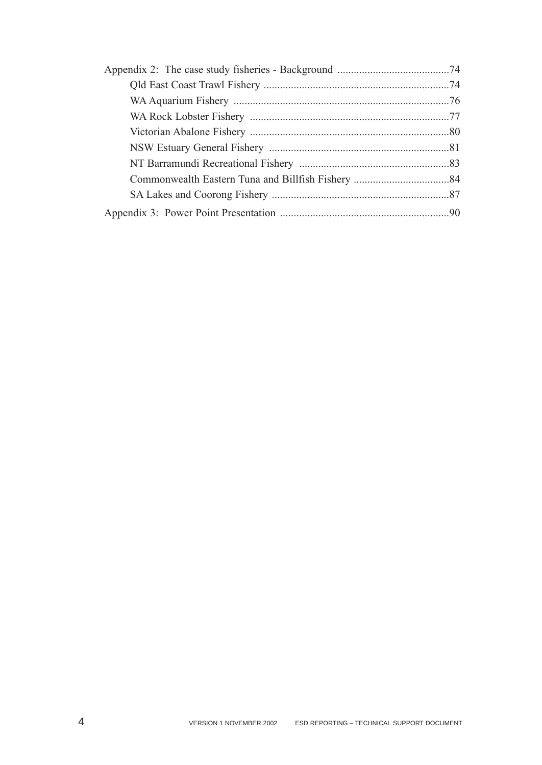Appendix 2: The case study fisheries - Background .........................................74

Qld East Coast Trawl Fishery ....................................................................74

WA Aquarium Fishery ...............................................................................76

WA Rock Lobster Fishery .........................................................................77

Victorian Abalone Fishery .........................................................................80

NSW Estuary General Fishery ..................................................................81

NT Barramundi Recreational Fishery .......................................................83

Commonwealth Eastern Tuna and Billfish Fishery ...................................84

SA Lakes and Coorong Fishery .................................................................87

Appendix 3: Power Point Presentation .............................................................90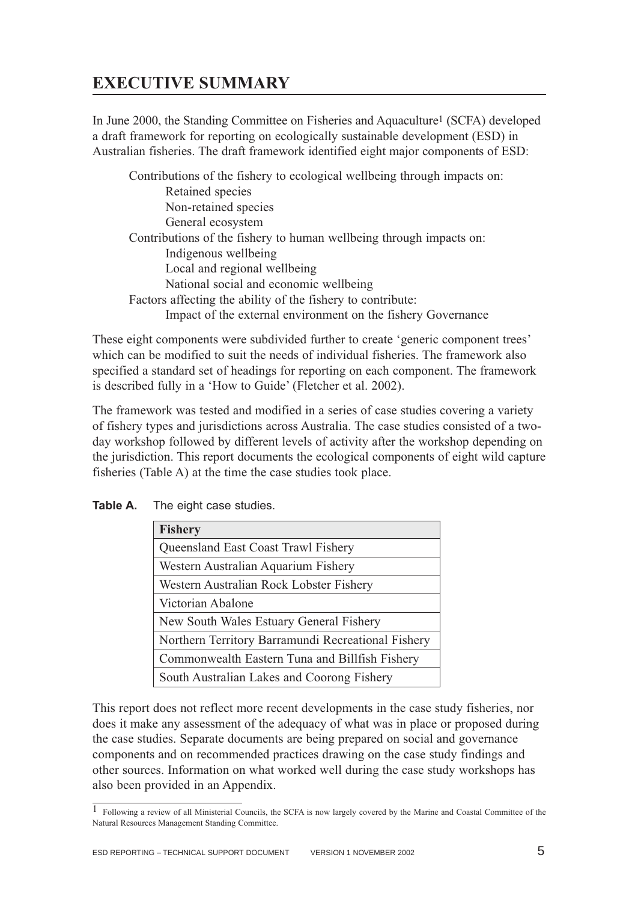# EXECUTIVE SUMMARY

In June 2000, the Standing Committee on Fisheries and Aquaculture[1] (SCFA) developed a draft framework for reporting on ecologically sustainable development (ESD) in Australian fisheries. The draft framework identified eight major components of ESD:

- Contributions of the fishery to ecological wellbeing through impacts on:
  - Retained species
  - Non-retained species
  - General ecosystem
- Contributions of the fishery to human wellbeing through impacts on:
  - Indigenous wellbeing
  - Local and regional wellbeing
  - National social and economic wellbeing
- Factors affecting the ability of the fishery to contribute:
  - Impact of the external environment on the fishery Governance

These eight components were subdivided further to create 'generic component trees' which can be modified to suit the needs of individual fisheries. The framework also specified a standard set of headings for reporting on each component. The framework is described fully in a 'How to Guide' (Fletcher et al. 2002).

The framework was tested and modified in a series of case studies covering a variety of fishery types and jurisdictions across Australia. The case studies consisted of a two-day workshop followed by different levels of activity after the workshop depending on the jurisdiction. This report documents the ecological components of eight wild capture fisheries (Table A) at the time the case studies took place.

**Table A.** The eight case studies.

| Fishery |
|---|
| Queensland East Coast Trawl Fishery |
| Western Australian Aquarium Fishery |
| Western Australian Rock Lobster Fishery |
| Victorian Abalone |
| New South Wales Estuary General Fishery |
| Northern Territory Barramundi Recreational Fishery |
| Commonwealth Eastern Tuna and Billfish Fishery |
| South Australian Lakes and Coorong Fishery |

This report does not reflect more recent developments in the case study fisheries, nor does it make any assessment of the adequacy of what was in place or proposed during the case studies. Separate documents are being prepared on social and governance components and on recommended practices drawing on the case study findings and other sources. Information on what worked well during the case study workshops has also been provided in an Appendix.

[1] Following a review of all Ministerial Councils, the SCFA is now largely covered by the Marine and Coastal Committee of the Natural Resources Management Standing Committee.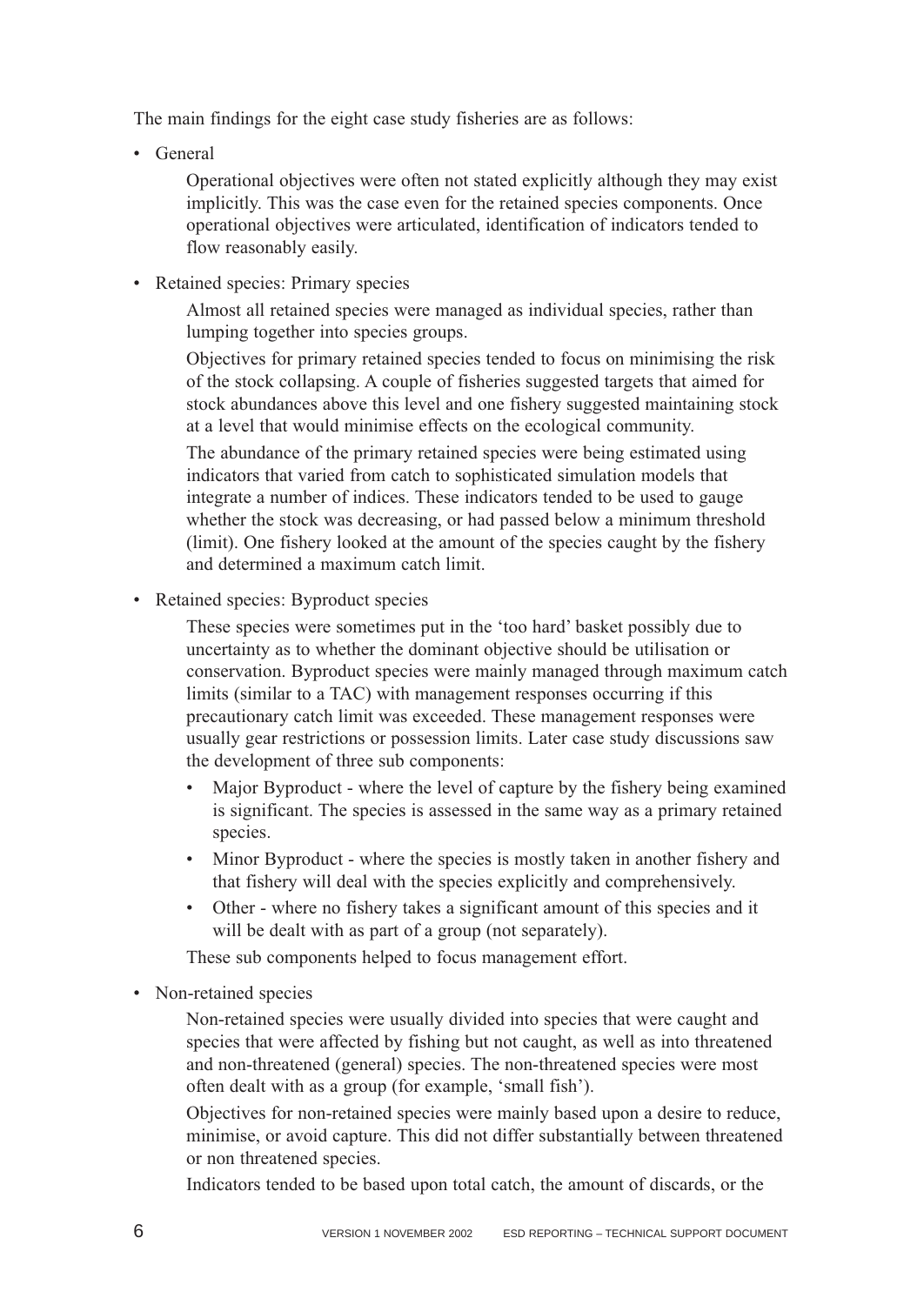The main findings for the eight case study fisheries are as follows:

- General

  Operational objectives were often not stated explicitly although they may exist implicitly. This was the case even for the retained species components. Once operational objectives were articulated, identification of indicators tended to flow reasonably easily.

- Retained species: Primary species

  Almost all retained species were managed as individual species, rather than lumping together into species groups.

  Objectives for primary retained species tended to focus on minimising the risk of the stock collapsing. A couple of fisheries suggested targets that aimed for stock abundances above this level and one fishery suggested maintaining stock at a level that would minimise effects on the ecological community.

  The abundance of the primary retained species were being estimated using indicators that varied from catch to sophisticated simulation models that integrate a number of indices. These indicators tended to be used to gauge whether the stock was decreasing, or had passed below a minimum threshold (limit). One fishery looked at the amount of the species caught by the fishery and determined a maximum catch limit.

- Retained species: Byproduct species

  These species were sometimes put in the 'too hard' basket possibly due to uncertainty as to whether the dominant objective should be utilisation or conservation. Byproduct species were mainly managed through maximum catch limits (similar to a TAC) with management responses occurring if this precautionary catch limit was exceeded. These management responses were usually gear restrictions or possession limits. Later case study discussions saw the development of three sub components:

  - Major Byproduct - where the level of capture by the fishery being examined is significant. The species is assessed in the same way as a primary retained species.
  - Minor Byproduct - where the species is mostly taken in another fishery and that fishery will deal with the species explicitly and comprehensively.
  - Other - where no fishery takes a significant amount of this species and it will be dealt with as part of a group (not separately).

  These sub components helped to focus management effort.

- Non-retained species

  Non-retained species were usually divided into species that were caught and species that were affected by fishing but not caught, as well as into threatened and non-threatened (general) species. The non-threatened species were most often dealt with as a group (for example, 'small fish').

  Objectives for non-retained species were mainly based upon a desire to reduce, minimise, or avoid capture. This did not differ substantially between threatened or non threatened species.

  Indicators tended to be based upon total catch, the amount of discards, or the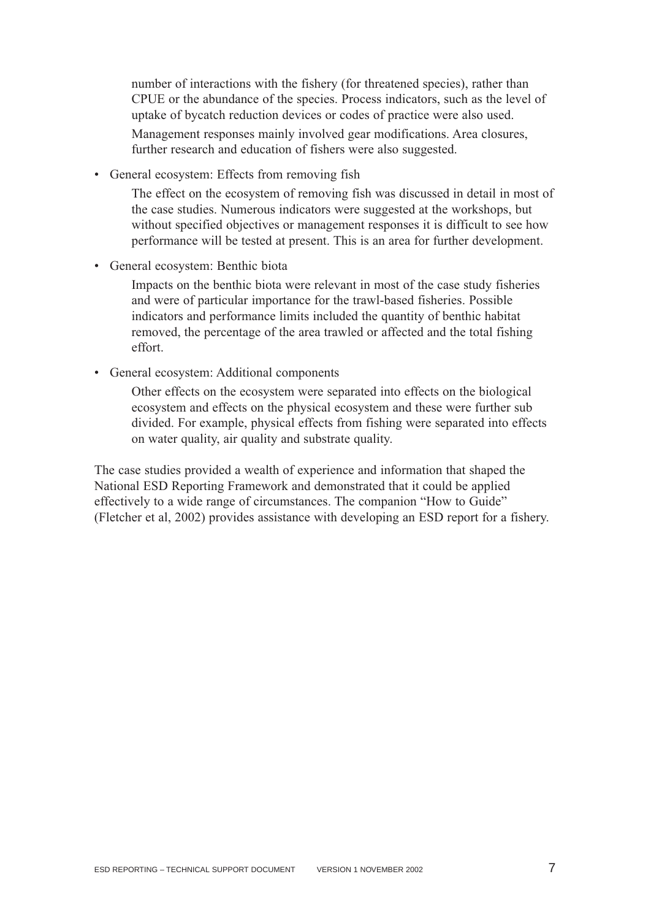number of interactions with the fishery (for threatened species), rather than CPUE or the abundance of the species. Process indicators, such as the level of uptake of bycatch reduction devices or codes of practice were also used.

Management responses mainly involved gear modifications. Area closures, further research and education of fishers were also suggested.

- General ecosystem: Effects from removing fish

  The effect on the ecosystem of removing fish was discussed in detail in most of the case studies. Numerous indicators were suggested at the workshops, but without specified objectives or management responses it is difficult to see how performance will be tested at present. This is an area for further development.

- General ecosystem: Benthic biota

  Impacts on the benthic biota were relevant in most of the case study fisheries and were of particular importance for the trawl-based fisheries. Possible indicators and performance limits included the quantity of benthic habitat removed, the percentage of the area trawled or affected and the total fishing effort.

- General ecosystem: Additional components

  Other effects on the ecosystem were separated into effects on the biological ecosystem and effects on the physical ecosystem and these were further sub divided. For example, physical effects from fishing were separated into effects on water quality, air quality and substrate quality.

The case studies provided a wealth of experience and information that shaped the National ESD Reporting Framework and demonstrated that it could be applied effectively to a wide range of circumstances. The companion "How to Guide" (Fletcher et al, 2002) provides assistance with developing an ESD report for a fishery.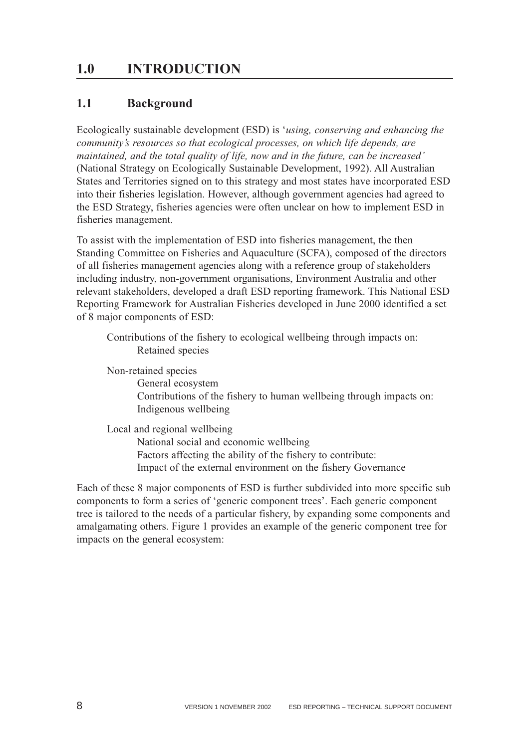# 1.0 INTRODUCTION

## 1.1 Background

Ecologically sustainable development (ESD) is '*using, conserving and enhancing the community's resources so that ecological processes, on which life depends, are maintained, and the total quality of life, now and in the future, can be increased'* (National Strategy on Ecologically Sustainable Development, 1992). All Australian States and Territories signed on to this strategy and most states have incorporated ESD into their fisheries legislation. However, although government agencies had agreed to the ESD Strategy, fisheries agencies were often unclear on how to implement ESD in fisheries management.

To assist with the implementation of ESD into fisheries management, the then Standing Committee on Fisheries and Aquaculture (SCFA), composed of the directors of all fisheries management agencies along with a reference group of stakeholders including industry, non-government organisations, Environment Australia and other relevant stakeholders, developed a draft ESD reporting framework. This National ESD Reporting Framework for Australian Fisheries developed in June 2000 identified a set of 8 major components of ESD:

Contributions of the fishery to ecological wellbeing through impacts on:
  Retained species

Non-retained species
  General ecosystem
  Contributions of the fishery to human wellbeing through impacts on:
  Indigenous wellbeing

Local and regional wellbeing
  National social and economic wellbeing
  Factors affecting the ability of the fishery to contribute:
  Impact of the external environment on the fishery Governance

Each of these 8 major components of ESD is further subdivided into more specific sub components to form a series of 'generic component trees'. Each generic component tree is tailored to the needs of a particular fishery, by expanding some components and amalgamating others. Figure 1 provides an example of the generic component tree for impacts on the general ecosystem: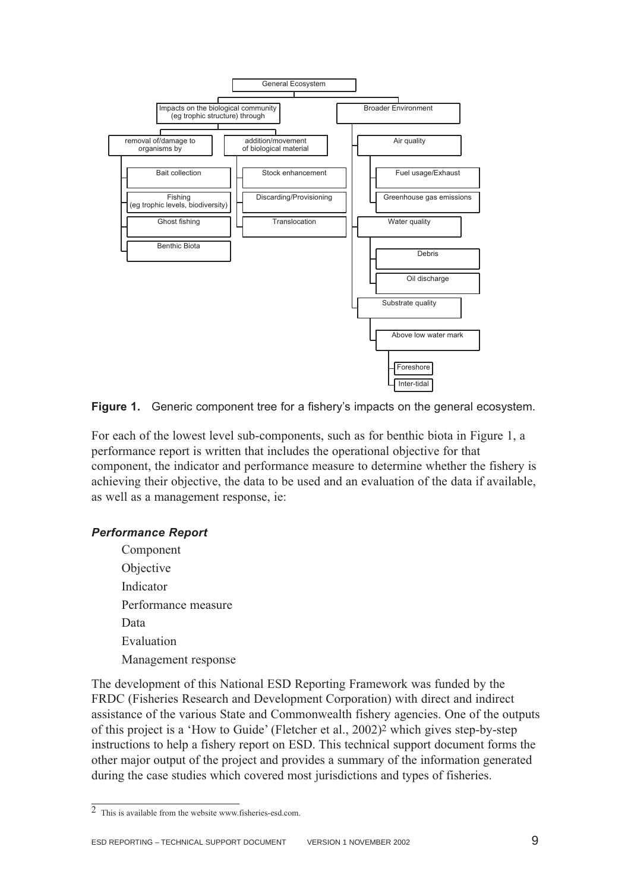General Ecosystem

- Impacts on the biological community (eg trophic structure) through
  - removal of/damage to organisms by
    - Bait collection
    - Fishing (eg trophic levels, biodiversity)
    - Ghost fishing
    - Benthic Biota
  - addition/movement of biological material
    - Stock enhancement
    - Discarding/Provisioning
    - Translocation
- Broader Environment
  - Air quality
    - Fuel usage/Exhaust
    - Greenhouse gas emissions
  - Water quality
    - Debris
    - Oil discharge
  - Substrate quality
    - Above low water mark
      - Foreshore
      - Inter-tidal

**Figure 1.** Generic component tree for a fishery's impacts on the general ecosystem.

For each of the lowest level sub-components, such as for benthic biota in Figure 1, a performance report is written that includes the operational objective for that component, the indicator and performance measure to determine whether the fishery is achieving their objective, the data to be used and an evaluation of the data if available, as well as a management response, ie:

***Performance Report***

Component
Objective
Indicator
Performance measure
Data
Evaluation
Management response

The development of this National ESD Reporting Framework was funded by the FRDC (Fisheries Research and Development Corporation) with direct and indirect assistance of the various State and Commonwealth fishery agencies. One of the outputs of this project is a 'How to Guide' (Fletcher et al., 2002)[2] which gives step-by-step instructions to help a fishery report on ESD. This technical support document forms the other major output of the project and provides a summary of the information generated during the case studies which covered most jurisdictions and types of fisheries.

---

2 This is available from the website www.fisheries-esd.com.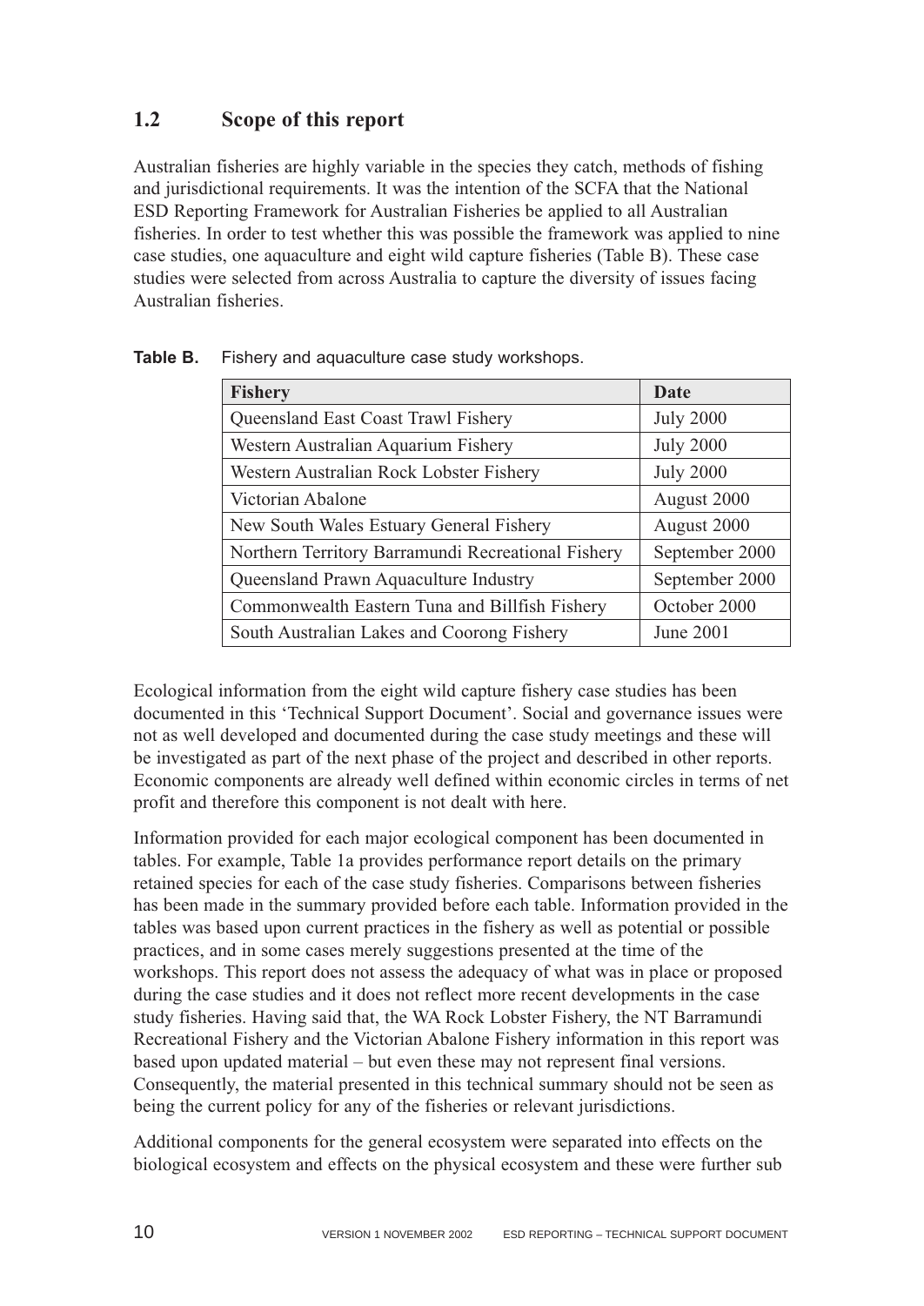## 1.2 Scope of this report

Australian fisheries are highly variable in the species they catch, methods of fishing and jurisdictional requirements. It was the intention of the SCFA that the National ESD Reporting Framework for Australian Fisheries be applied to all Australian fisheries. In order to test whether this was possible the framework was applied to nine case studies, one aquaculture and eight wild capture fisheries (Table B). These case studies were selected from across Australia to capture the diversity of issues facing Australian fisheries.

**Table B.** Fishery and aquaculture case study workshops.

| Fishery | Date |
|---|---|
| Queensland East Coast Trawl Fishery | July 2000 |
| Western Australian Aquarium Fishery | July 2000 |
| Western Australian Rock Lobster Fishery | July 2000 |
| Victorian Abalone | August 2000 |
| New South Wales Estuary General Fishery | August 2000 |
| Northern Territory Barramundi Recreational Fishery | September 2000 |
| Queensland Prawn Aquaculture Industry | September 2000 |
| Commonwealth Eastern Tuna and Billfish Fishery | October 2000 |
| South Australian Lakes and Coorong Fishery | June 2001 |

Ecological information from the eight wild capture fishery case studies has been documented in this 'Technical Support Document'. Social and governance issues were not as well developed and documented during the case study meetings and these will be investigated as part of the next phase of the project and described in other reports. Economic components are already well defined within economic circles in terms of net profit and therefore this component is not dealt with here.

Information provided for each major ecological component has been documented in tables. For example, Table 1a provides performance report details on the primary retained species for each of the case study fisheries. Comparisons between fisheries has been made in the summary provided before each table. Information provided in the tables was based upon current practices in the fishery as well as potential or possible practices, and in some cases merely suggestions presented at the time of the workshops. This report does not assess the adequacy of what was in place or proposed during the case studies and it does not reflect more recent developments in the case study fisheries. Having said that, the WA Rock Lobster Fishery, the NT Barramundi Recreational Fishery and the Victorian Abalone Fishery information in this report was based upon updated material – but even these may not represent final versions. Consequently, the material presented in this technical summary should not be seen as being the current policy for any of the fisheries or relevant jurisdictions.

Additional components for the general ecosystem were separated into effects on the biological ecosystem and effects on the physical ecosystem and these were further sub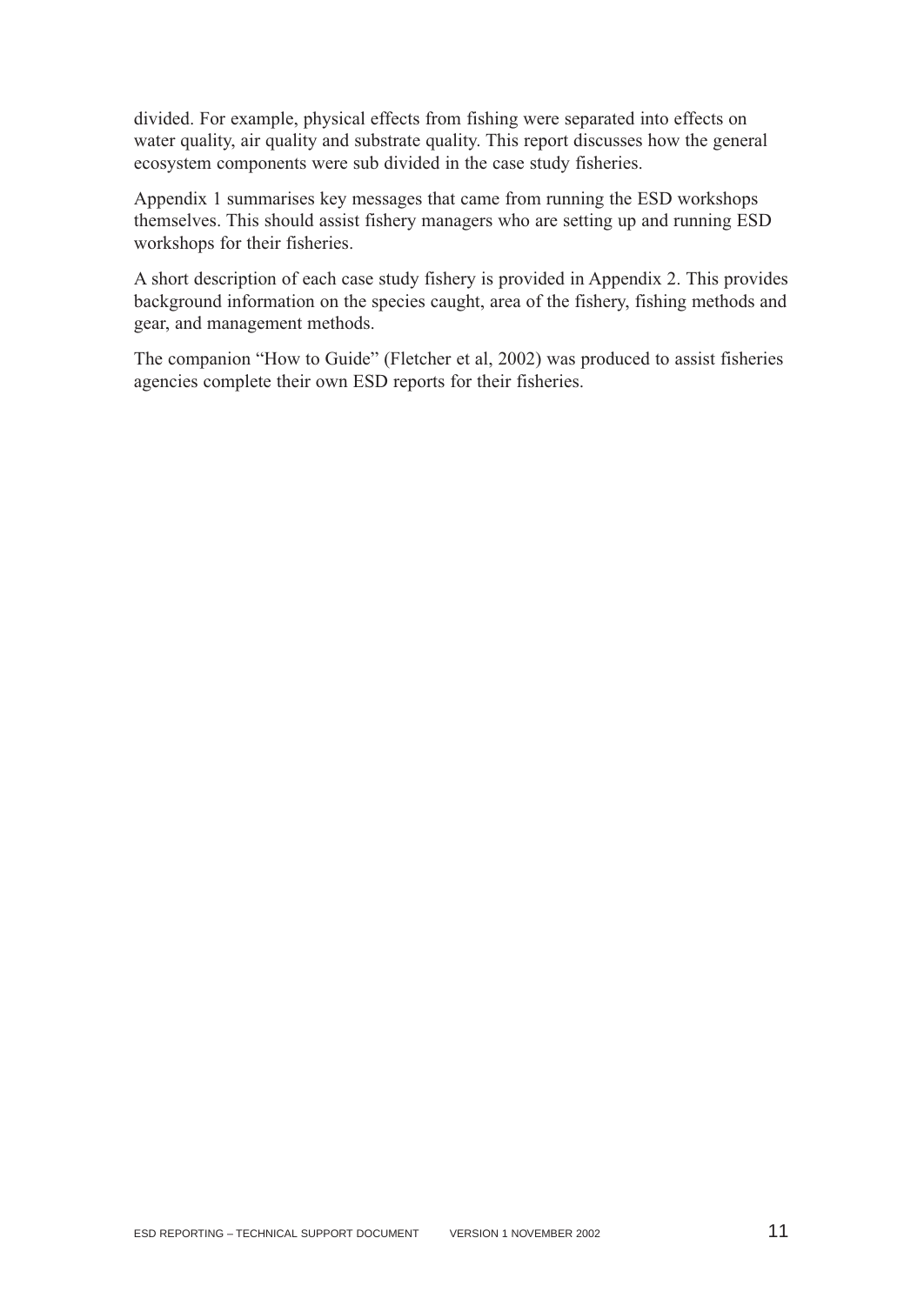divided. For example, physical effects from fishing were separated into effects on water quality, air quality and substrate quality. This report discusses how the general ecosystem components were sub divided in the case study fisheries.

Appendix 1 summarises key messages that came from running the ESD workshops themselves. This should assist fishery managers who are setting up and running ESD workshops for their fisheries.

A short description of each case study fishery is provided in Appendix 2. This provides background information on the species caught, area of the fishery, fishing methods and gear, and management methods.

The companion "How to Guide" (Fletcher et al, 2002) was produced to assist fisheries agencies complete their own ESD reports for their fisheries.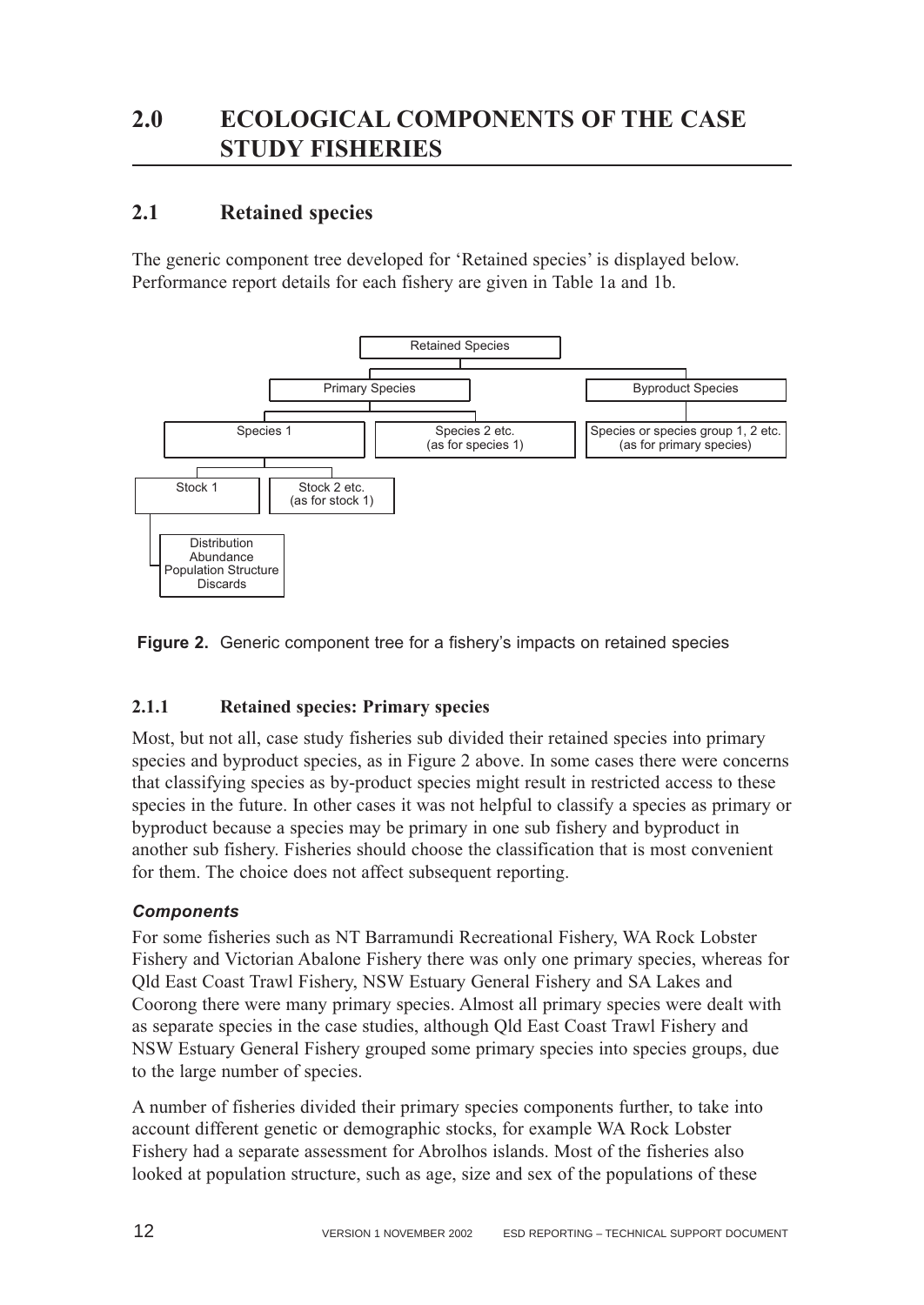# 2.0 ECOLOGICAL COMPONENTS OF THE CASE STUDY FISHERIES

## 2.1 Retained species

The generic component tree developed for 'Retained species' is displayed below. Performance report details for each fishery are given in Table 1a and 1b.

- Retained Species
  - Primary Species
    - Species 1
      - Stock 1
        - Distribution
        - Abundance
        - Population Structure
        - Discards
      - Stock 2 etc. (as for stock 1)
    - Species 2 etc. (as for species 1)
  - Byproduct Species
    - Species or species group 1, 2 etc. (as for primary species)

**Figure 2.** Generic component tree for a fishery's impacts on retained species

### 2.1.1 Retained species: Primary species

Most, but not all, case study fisheries sub divided their retained species into primary species and byproduct species, as in Figure 2 above. In some cases there were concerns that classifying species as by-product species might result in restricted access to these species in the future. In other cases it was not helpful to classify a species as primary or byproduct because a species may be primary in one sub fishery and byproduct in another sub fishery. Fisheries should choose the classification that is most convenient for them. The choice does not affect subsequent reporting.

***Components***

For some fisheries such as NT Barramundi Recreational Fishery, WA Rock Lobster Fishery and Victorian Abalone Fishery there was only one primary species, whereas for Qld East Coast Trawl Fishery, NSW Estuary General Fishery and SA Lakes and Coorong there were many primary species. Almost all primary species were dealt with as separate species in the case studies, although Qld East Coast Trawl Fishery and NSW Estuary General Fishery grouped some primary species into species groups, due to the large number of species.

A number of fisheries divided their primary species components further, to take into account different genetic or demographic stocks, for example WA Rock Lobster Fishery had a separate assessment for Abrolhos islands. Most of the fisheries also looked at population structure, such as age, size and sex of the populations of these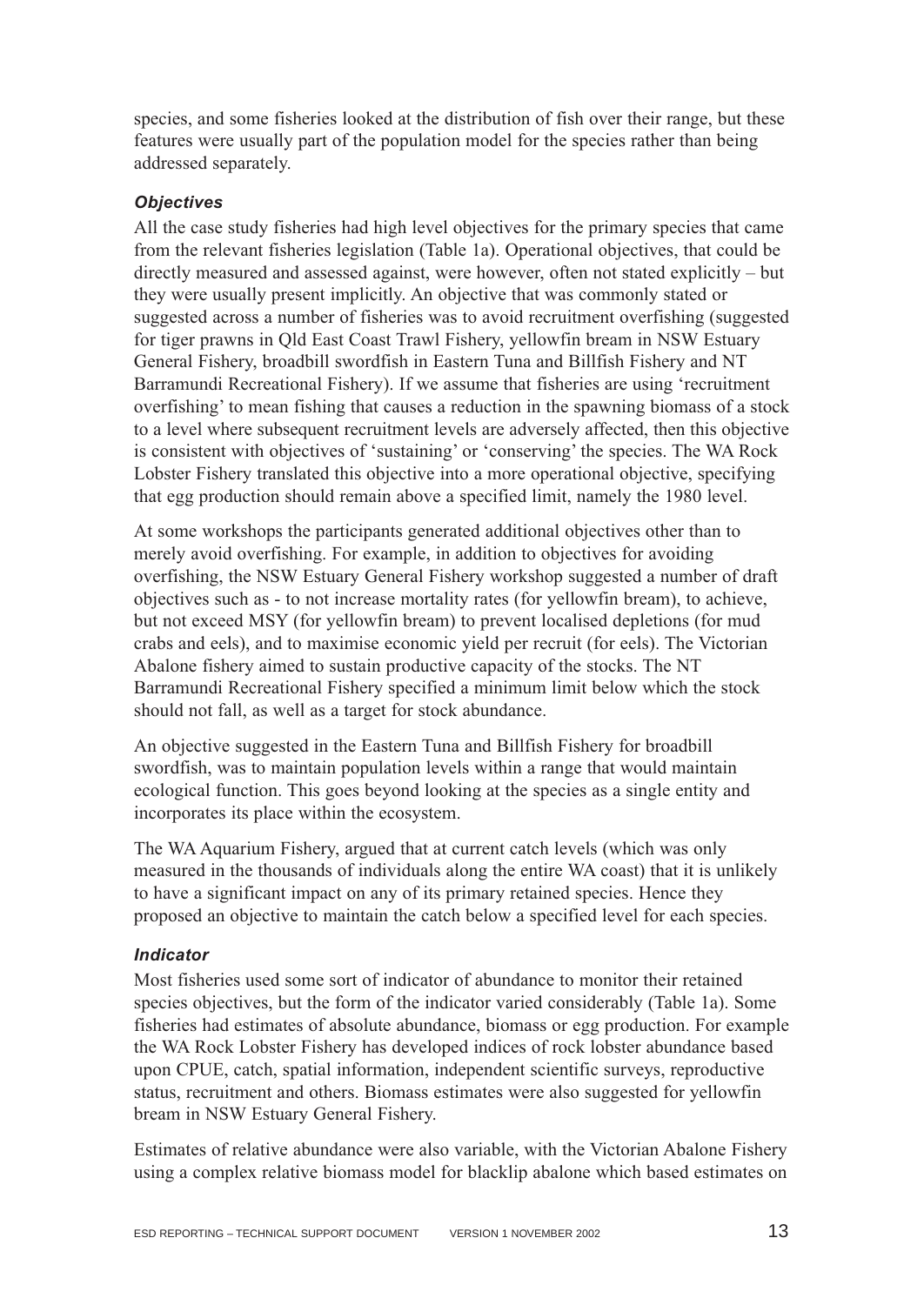species, and some fisheries looked at the distribution of fish over their range, but these features were usually part of the population model for the species rather than being addressed separately.

#### *Objectives*

All the case study fisheries had high level objectives for the primary species that came from the relevant fisheries legislation (Table 1a). Operational objectives, that could be directly measured and assessed against, were however, often not stated explicitly – but they were usually present implicitly. An objective that was commonly stated or suggested across a number of fisheries was to avoid recruitment overfishing (suggested for tiger prawns in Qld East Coast Trawl Fishery, yellowfin bream in NSW Estuary General Fishery, broadbill swordfish in Eastern Tuna and Billfish Fishery and NT Barramundi Recreational Fishery). If we assume that fisheries are using 'recruitment overfishing' to mean fishing that causes a reduction in the spawning biomass of a stock to a level where subsequent recruitment levels are adversely affected, then this objective is consistent with objectives of 'sustaining' or 'conserving' the species. The WA Rock Lobster Fishery translated this objective into a more operational objective, specifying that egg production should remain above a specified limit, namely the 1980 level.

At some workshops the participants generated additional objectives other than to merely avoid overfishing. For example, in addition to objectives for avoiding overfishing, the NSW Estuary General Fishery workshop suggested a number of draft objectives such as - to not increase mortality rates (for yellowfin bream), to achieve, but not exceed MSY (for yellowfin bream) to prevent localised depletions (for mud crabs and eels), and to maximise economic yield per recruit (for eels). The Victorian Abalone fishery aimed to sustain productive capacity of the stocks. The NT Barramundi Recreational Fishery specified a minimum limit below which the stock should not fall, as well as a target for stock abundance.

An objective suggested in the Eastern Tuna and Billfish Fishery for broadbill swordfish, was to maintain population levels within a range that would maintain ecological function. This goes beyond looking at the species as a single entity and incorporates its place within the ecosystem.

The WA Aquarium Fishery, argued that at current catch levels (which was only measured in the thousands of individuals along the entire WA coast) that it is unlikely to have a significant impact on any of its primary retained species. Hence they proposed an objective to maintain the catch below a specified level for each species.

#### *Indicator*

Most fisheries used some sort of indicator of abundance to monitor their retained species objectives, but the form of the indicator varied considerably (Table 1a). Some fisheries had estimates of absolute abundance, biomass or egg production. For example the WA Rock Lobster Fishery has developed indices of rock lobster abundance based upon CPUE, catch, spatial information, independent scientific surveys, reproductive status, recruitment and others. Biomass estimates were also suggested for yellowfin bream in NSW Estuary General Fishery.

Estimates of relative abundance were also variable, with the Victorian Abalone Fishery using a complex relative biomass model for blacklip abalone which based estimates on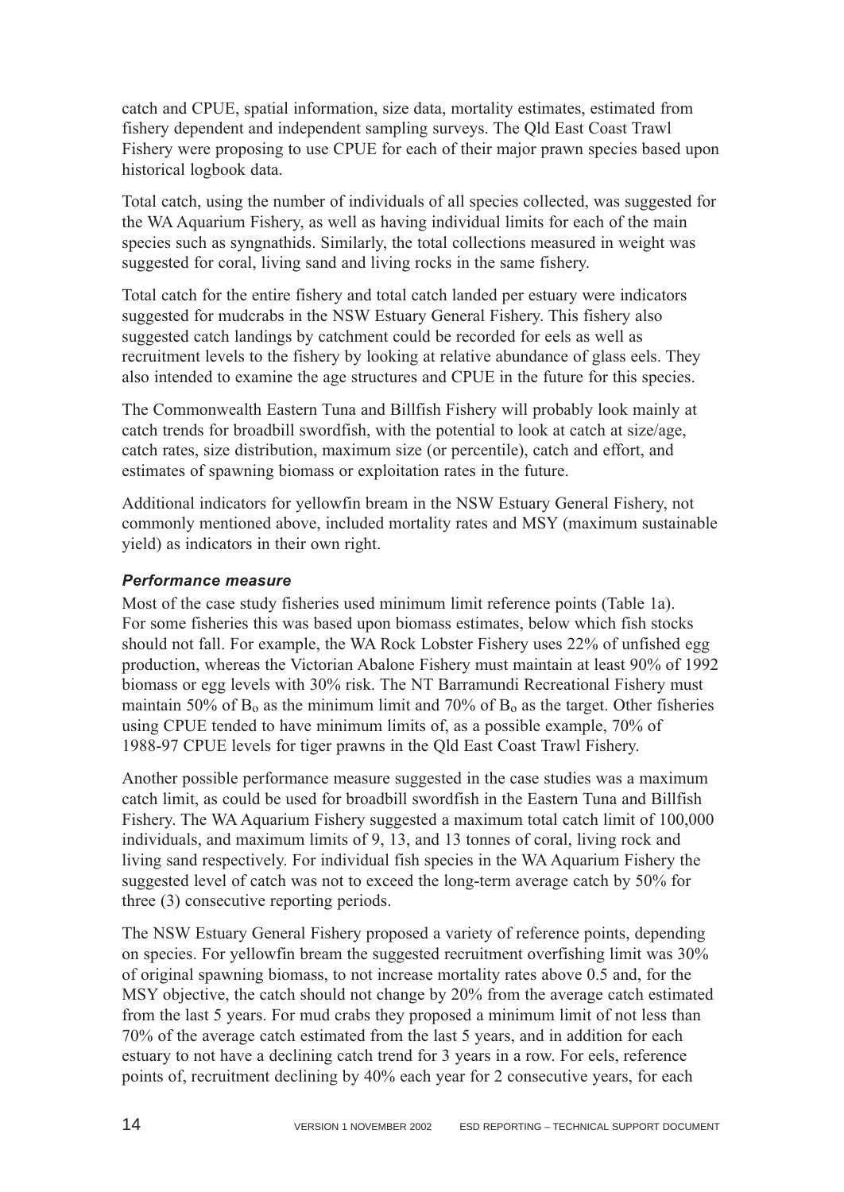catch and CPUE, spatial information, size data, mortality estimates, estimated from fishery dependent and independent sampling surveys. The Qld East Coast Trawl Fishery were proposing to use CPUE for each of their major prawn species based upon historical logbook data.

Total catch, using the number of individuals of all species collected, was suggested for the WA Aquarium Fishery, as well as having individual limits for each of the main species such as syngnathids. Similarly, the total collections measured in weight was suggested for coral, living sand and living rocks in the same fishery.

Total catch for the entire fishery and total catch landed per estuary were indicators suggested for mudcrabs in the NSW Estuary General Fishery. This fishery also suggested catch landings by catchment could be recorded for eels as well as recruitment levels to the fishery by looking at relative abundance of glass eels. They also intended to examine the age structures and CPUE in the future for this species.

The Commonwealth Eastern Tuna and Billfish Fishery will probably look mainly at catch trends for broadbill swordfish, with the potential to look at catch at size/age, catch rates, size distribution, maximum size (or percentile), catch and effort, and estimates of spawning biomass or exploitation rates in the future.

Additional indicators for yellowfin bream in the NSW Estuary General Fishery, not commonly mentioned above, included mortality rates and MSY (maximum sustainable yield) as indicators in their own right.

### *Performance measure*

Most of the case study fisheries used minimum limit reference points (Table 1a). For some fisheries this was based upon biomass estimates, below which fish stocks should not fall. For example, the WA Rock Lobster Fishery uses 22% of unfished egg production, whereas the Victorian Abalone Fishery must maintain at least 90% of 1992 biomass or egg levels with 30% risk. The NT Barramundi Recreational Fishery must maintain 50% of $B_o$ as the minimum limit and 70% of $B_o$ as the target. Other fisheries using CPUE tended to have minimum limits of, as a possible example, 70% of 1988-97 CPUE levels for tiger prawns in the Qld East Coast Trawl Fishery.

Another possible performance measure suggested in the case studies was a maximum catch limit, as could be used for broadbill swordfish in the Eastern Tuna and Billfish Fishery. The WA Aquarium Fishery suggested a maximum total catch limit of 100,000 individuals, and maximum limits of 9, 13, and 13 tonnes of coral, living rock and living sand respectively. For individual fish species in the WA Aquarium Fishery the suggested level of catch was not to exceed the long-term average catch by 50% for three (3) consecutive reporting periods.

The NSW Estuary General Fishery proposed a variety of reference points, depending on species. For yellowfin bream the suggested recruitment overfishing limit was 30% of original spawning biomass, to not increase mortality rates above 0.5 and, for the MSY objective, the catch should not change by 20% from the average catch estimated from the last 5 years. For mud crabs they proposed a minimum limit of not less than 70% of the average catch estimated from the last 5 years, and in addition for each estuary to not have a declining catch trend for 3 years in a row. For eels, reference points of, recruitment declining by 40% each year for 2 consecutive years, for each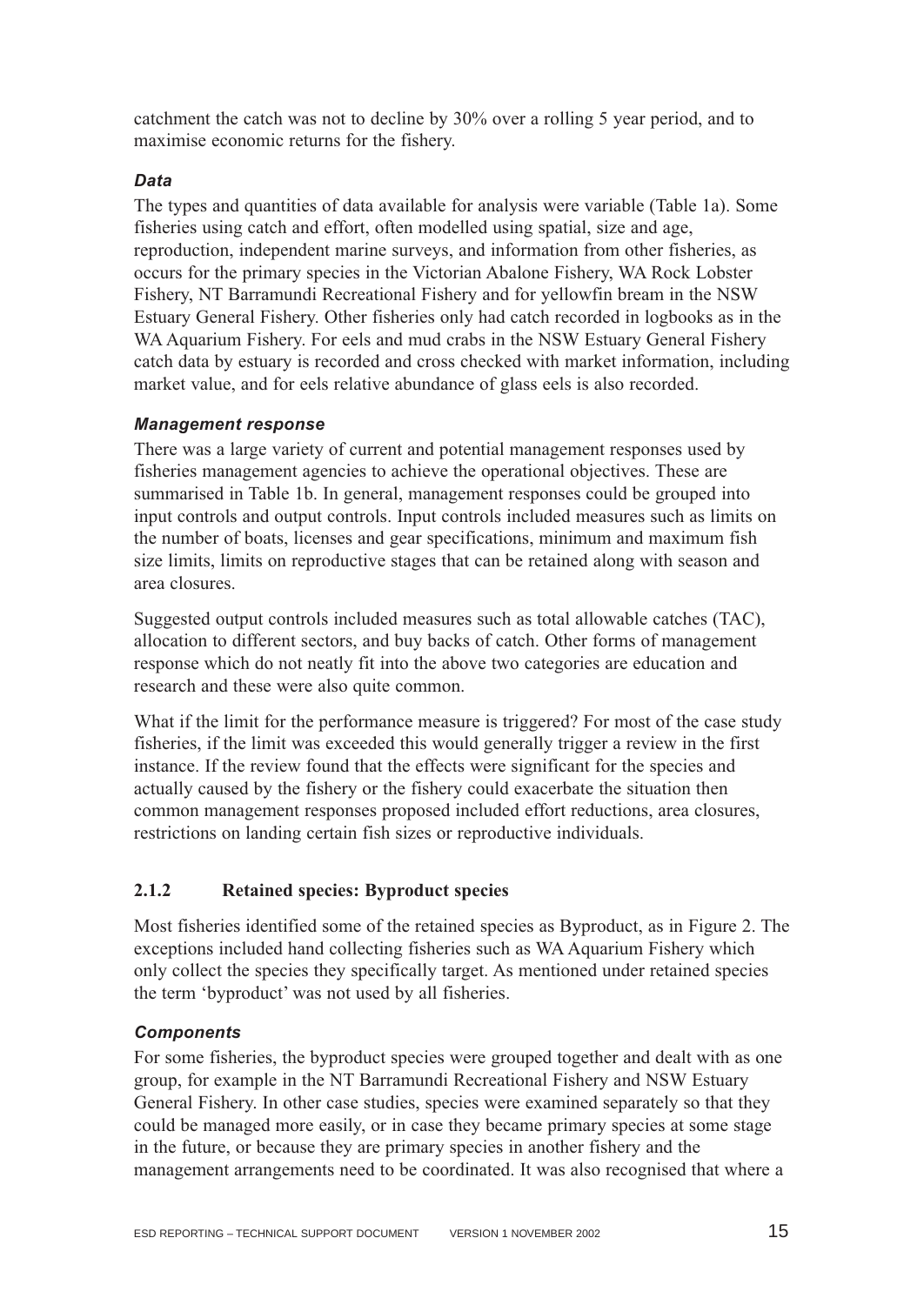catchment the catch was not to decline by 30% over a rolling 5 year period, and to maximise economic returns for the fishery.

### *Data*

The types and quantities of data available for analysis were variable (Table 1a). Some fisheries using catch and effort, often modelled using spatial, size and age, reproduction, independent marine surveys, and information from other fisheries, as occurs for the primary species in the Victorian Abalone Fishery, WA Rock Lobster Fishery, NT Barramundi Recreational Fishery and for yellowfin bream in the NSW Estuary General Fishery. Other fisheries only had catch recorded in logbooks as in the WA Aquarium Fishery. For eels and mud crabs in the NSW Estuary General Fishery catch data by estuary is recorded and cross checked with market information, including market value, and for eels relative abundance of glass eels is also recorded.

### *Management response*

There was a large variety of current and potential management responses used by fisheries management agencies to achieve the operational objectives. These are summarised in Table 1b. In general, management responses could be grouped into input controls and output controls. Input controls included measures such as limits on the number of boats, licenses and gear specifications, minimum and maximum fish size limits, limits on reproductive stages that can be retained along with season and area closures.

Suggested output controls included measures such as total allowable catches (TAC), allocation to different sectors, and buy backs of catch. Other forms of management response which do not neatly fit into the above two categories are education and research and these were also quite common.

What if the limit for the performance measure is triggered? For most of the case study fisheries, if the limit was exceeded this would generally trigger a review in the first instance. If the review found that the effects were significant for the species and actually caused by the fishery or the fishery could exacerbate the situation then common management responses proposed included effort reductions, area closures, restrictions on landing certain fish sizes or reproductive individuals.

## 2.1.2 Retained species: Byproduct species

Most fisheries identified some of the retained species as Byproduct, as in Figure 2. The exceptions included hand collecting fisheries such as WA Aquarium Fishery which only collect the species they specifically target. As mentioned under retained species the term 'byproduct' was not used by all fisheries.

### *Components*

For some fisheries, the byproduct species were grouped together and dealt with as one group, for example in the NT Barramundi Recreational Fishery and NSW Estuary General Fishery. In other case studies, species were examined separately so that they could be managed more easily, or in case they became primary species at some stage in the future, or because they are primary species in another fishery and the management arrangements need to be coordinated. It was also recognised that where a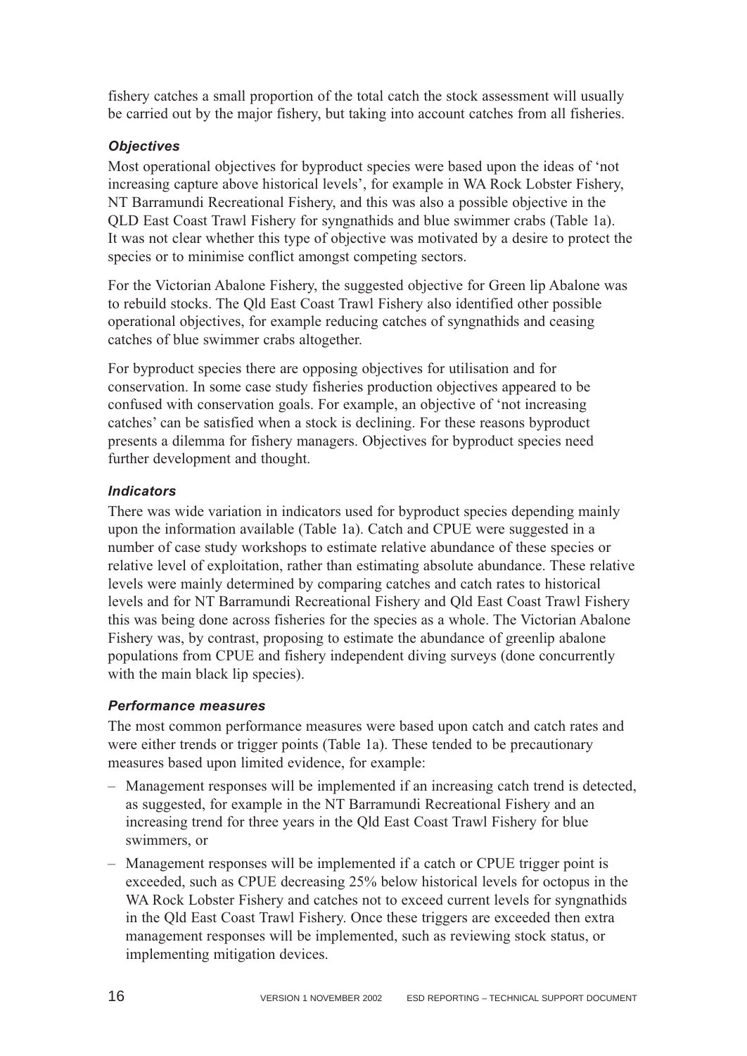fishery catches a small proportion of the total catch the stock assessment will usually be carried out by the major fishery, but taking into account catches from all fisheries.

### *Objectives*

Most operational objectives for byproduct species were based upon the ideas of 'not increasing capture above historical levels', for example in WA Rock Lobster Fishery, NT Barramundi Recreational Fishery, and this was also a possible objective in the QLD East Coast Trawl Fishery for syngnathids and blue swimmer crabs (Table 1a). It was not clear whether this type of objective was motivated by a desire to protect the species or to minimise conflict amongst competing sectors.

For the Victorian Abalone Fishery, the suggested objective for Green lip Abalone was to rebuild stocks. The Qld East Coast Trawl Fishery also identified other possible operational objectives, for example reducing catches of syngnathids and ceasing catches of blue swimmer crabs altogether.

For byproduct species there are opposing objectives for utilisation and for conservation. In some case study fisheries production objectives appeared to be confused with conservation goals. For example, an objective of 'not increasing catches' can be satisfied when a stock is declining. For these reasons byproduct presents a dilemma for fishery managers. Objectives for byproduct species need further development and thought.

### *Indicators*

There was wide variation in indicators used for byproduct species depending mainly upon the information available (Table 1a). Catch and CPUE were suggested in a number of case study workshops to estimate relative abundance of these species or relative level of exploitation, rather than estimating absolute abundance. These relative levels were mainly determined by comparing catches and catch rates to historical levels and for NT Barramundi Recreational Fishery and Qld East Coast Trawl Fishery this was being done across fisheries for the species as a whole. The Victorian Abalone Fishery was, by contrast, proposing to estimate the abundance of greenlip abalone populations from CPUE and fishery independent diving surveys (done concurrently with the main black lip species).

### *Performance measures*

The most common performance measures were based upon catch and catch rates and were either trends or trigger points (Table 1a). These tended to be precautionary measures based upon limited evidence, for example:

– Management responses will be implemented if an increasing catch trend is detected, as suggested, for example in the NT Barramundi Recreational Fishery and an increasing trend for three years in the Qld East Coast Trawl Fishery for blue swimmers, or

– Management responses will be implemented if a catch or CPUE trigger point is exceeded, such as CPUE decreasing 25% below historical levels for octopus in the WA Rock Lobster Fishery and catches not to exceed current levels for syngnathids in the Qld East Coast Trawl Fishery. Once these triggers are exceeded then extra management responses will be implemented, such as reviewing stock status, or implementing mitigation devices.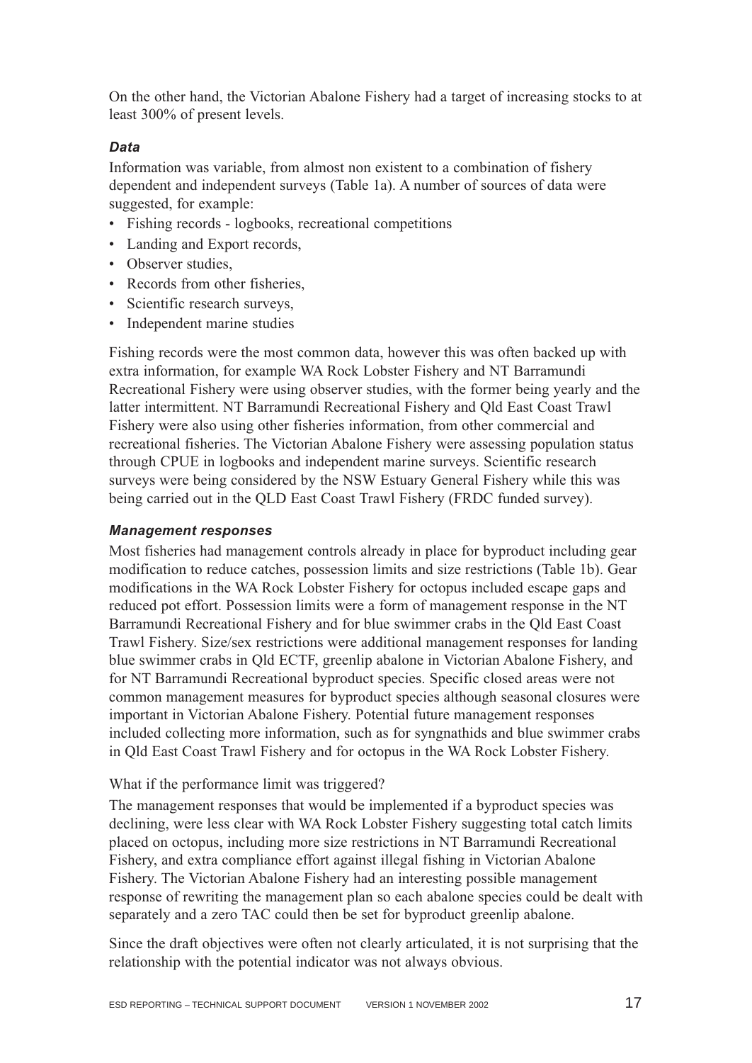On the other hand, the Victorian Abalone Fishery had a target of increasing stocks to at least 300% of present levels.

### *Data*

Information was variable, from almost non existent to a combination of fishery dependent and independent surveys (Table 1a). A number of sources of data were suggested, for example:

- Fishing records - logbooks, recreational competitions
- Landing and Export records,
- Observer studies,
- Records from other fisheries,
- Scientific research surveys,
- Independent marine studies

Fishing records were the most common data, however this was often backed up with extra information, for example WA Rock Lobster Fishery and NT Barramundi Recreational Fishery were using observer studies, with the former being yearly and the latter intermittent. NT Barramundi Recreational Fishery and Qld East Coast Trawl Fishery were also using other fisheries information, from other commercial and recreational fisheries. The Victorian Abalone Fishery were assessing population status through CPUE in logbooks and independent marine surveys. Scientific research surveys were being considered by the NSW Estuary General Fishery while this was being carried out in the QLD East Coast Trawl Fishery (FRDC funded survey).

### *Management responses*

Most fisheries had management controls already in place for byproduct including gear modification to reduce catches, possession limits and size restrictions (Table 1b). Gear modifications in the WA Rock Lobster Fishery for octopus included escape gaps and reduced pot effort. Possession limits were a form of management response in the NT Barramundi Recreational Fishery and for blue swimmer crabs in the Qld East Coast Trawl Fishery. Size/sex restrictions were additional management responses for landing blue swimmer crabs in Qld ECTF, greenlip abalone in Victorian Abalone Fishery, and for NT Barramundi Recreational byproduct species. Specific closed areas were not common management measures for byproduct species although seasonal closures were important in Victorian Abalone Fishery. Potential future management responses included collecting more information, such as for syngnathids and blue swimmer crabs in Qld East Coast Trawl Fishery and for octopus in the WA Rock Lobster Fishery.

What if the performance limit was triggered?

The management responses that would be implemented if a byproduct species was declining, were less clear with WA Rock Lobster Fishery suggesting total catch limits placed on octopus, including more size restrictions in NT Barramundi Recreational Fishery, and extra compliance effort against illegal fishing in Victorian Abalone Fishery. The Victorian Abalone Fishery had an interesting possible management response of rewriting the management plan so each abalone species could be dealt with separately and a zero TAC could then be set for byproduct greenlip abalone.

Since the draft objectives were often not clearly articulated, it is not surprising that the relationship with the potential indicator was not always obvious.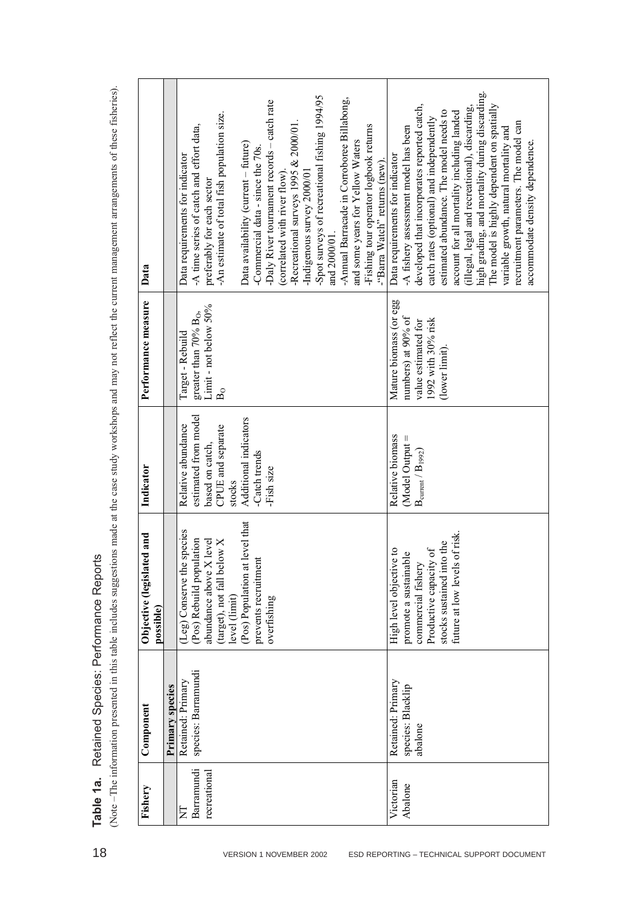**Table 1a.** Retained Species: Performance Reports

(Note –The information presented in this table includes suggestions made at the case study workshops and may not reflect the current management arrangements of these fisheries).

| Fishery | Component | Objective (legislated and possible) | Indicator | Performance measure | Data |
|---|---|---|---|---|---|
| | **Primary species** | | | | |
| NT Barramundi recreational | Retained: Primary species: Barramundi | (Leg) Conserve the species<br>(Pos) Rebuild population abundance above X level (target), not fall below X level (limit)<br>(Pos) Population at level that prevents recruitment overfishing | Relative abundance estimated from model based on catch, CPUE and separate stocks<br>Additional indicators<br>-Catch trends<br>-Fish size | Target - Rebuild greater than 70% $B_O$,<br>Limit - not below 50% $B_O$ | Data requirements for indicator<br>-A time series of catch and effort data, preferably for each sector<br>-An estimate of total fish population size.<br><br>Data availability (current – future)<br>-Commercial data - since the 70s.<br>-Daly River tournament records – catch rate (correlated with river flow).<br>-Recreational surveys 1995 & 2000/01.<br>-Indigenous survey 2000/01<br>-Spot surveys of recreational fishing 1994/95 and 2000/01.<br>-Annual Barracade in Corroboree Billabong, and some years for Yellow Waters<br>-Fishing tour operator logbook returns<br>-“Barra Watch” returns (new). |
| Victorian Abalone | Retained: Primary species: Blacklip abalone | High level objective to promote a sustainable commercial fishery<br>Productive capacity of stocks sustained into the future at low levels of risk. | Relative biomass (Model Output = $B_{current}$ / $B_{1992}$) | Mature biomass (or egg numbers) at 90% of value estimated for 1992 with 30% risk (lower limit). | Data requirements for indicator<br>-A fishery assessment model has been developed that incorporates reported catch, catch rates (optional) and independently estimated abundance. The model needs to account for all mortality including landed (illegal, legal and recreational), discarding, high grading, and mortality during discarding. The model is highly dependent on spatially variable growth, natural mortality and recruitment parameters. The model can accommodate density dependence. |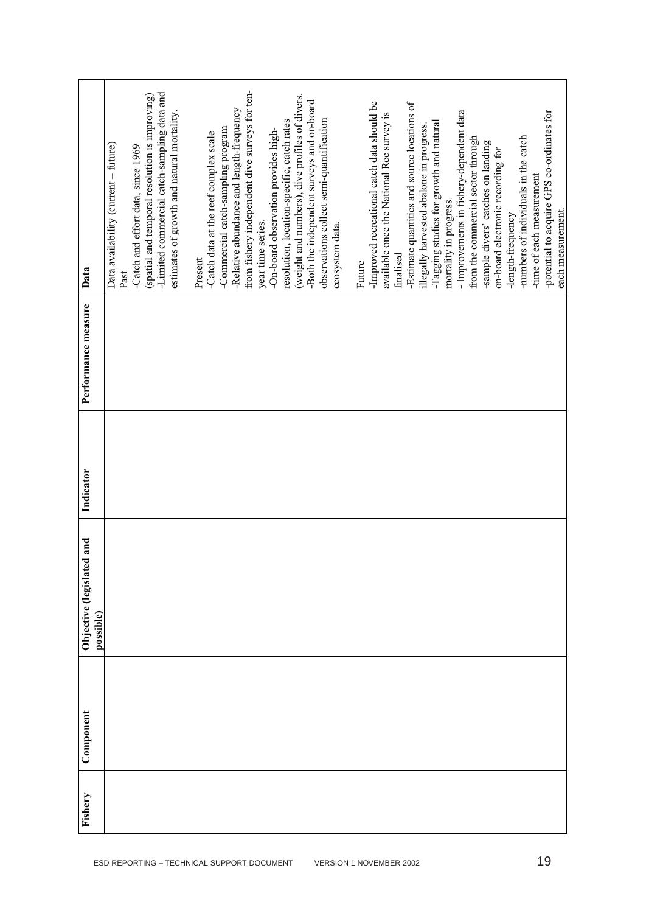| Fishery | Component | Objective (legislated and possible) | Indicator | Performance measure | Data |
|---|---|---|---|---|---|
| | | | | | Data availability (current – future)<br>Past<br>-Catch and effort data, since 1969 (spatial and temporal resolution is improving)<br>-Limited commercial catch-sampling data and estimates of growth and natural mortality.<br><br>Present<br>-Catch data at the reef complex scale<br>-Commercial catch-sampling program<br>-Relative abundance and length-frequency from fishery independent dive surveys for ten-year time series.<br>-On-board observation provides high-resolution, location-specific, catch rates (weight and numbers), dive profiles of divers.<br>-Both the independent surveys and on-board observations collect semi-quantification ecosystem data.<br><br>Future<br>-Improved recreational catch data should be available once the National Rec survey is finalised<br>-Estimate quantities and source locations of illegally harvested abalone in progress.<br>-Tagging studies for growth and natural mortality in progress.<br>- Improvements in fishery-dependent data from the commercial sector through<br>-sample divers' catches on landing<br>on-board electronic recording for<br>-length-frequency<br>-numbers of individuals in the catch<br>-time of each measurement<br>-potential to acquire GPS co-ordinates for each measurement. |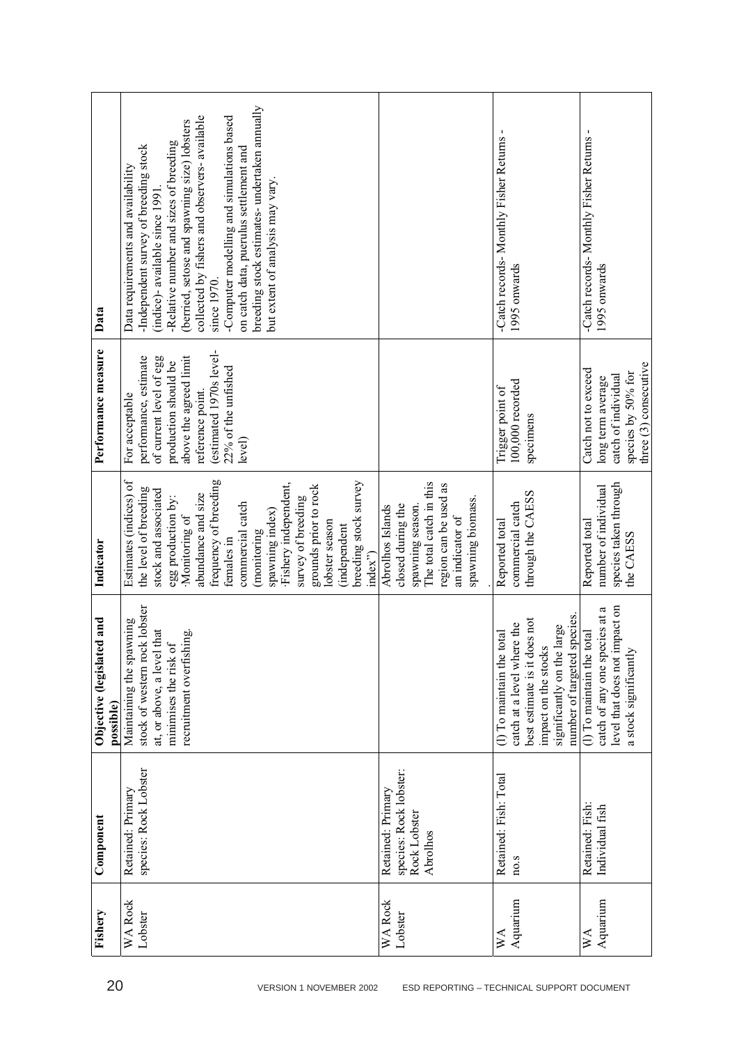| Fishery | Component | Objective (legislated and possible) | Indicator | Performance measure | Data |
|---|---|---|---|---|---|
| WA Rock Lobster | Retained: Primary species: Rock Lobster | Maintaining the spawning stock of western rock lobster at, or above, a level that minimises the risk of recruitment overfishing. | Estimates (indices) of the level of breeding stock and associated egg production by: ·Monitoring of abundance and size frequency of breeding females in commercial catch (monitoring spawning index) ·Fishery independent, survey of breeding grounds prior to rock lobster season (independent breeding stock survey index") | For acceptable performance, estimate of current level of egg production should be above the agreed limit reference point. (estimated 1970s level-22% of the unfished level) | Data requirements and availability -Independent survey of breeding stock (indice)- available since 1991. -Relative number and sizes of breeding (berried, setose and spawning size) lobsters collected by fishers and observers- available since 1970. -Computer modelling and simulations based on catch data, puerulus settlement and breeding stock estimates- undertaken annually but extent of analysis may vary. |
| WA Rock Lobster | Retained: Primary species: Rock lobster: Rock Lobster Abrolhos | | Abrolhos Islands closed during the spawning season. The total catch in this region can be used as an indicator of spawning biomass. . | | |
| WA Aquarium | Retained: Fish: Total no.s | (l) To maintain the total catch at a level where the best estimate is it does not impact on the stocks significantly on the large number of targeted species. | Reported total commercial catch through the CAESS | Trigger point of 100,000 recorded specimens | -Catch records- Monthly Fisher Returns - 1995 onwards |
| WA Aquarium | Retained: Fish: Individual fish | (l) To maintain the total catch of any one species at a level that does not impact on a stock significantly | Reported total number of individual species taken through the CAESS | Catch not to exceed long term average catch of individual species by 50% for three (3) consecutive | -Catch records- Monthly Fisher Returns - 1995 onwards |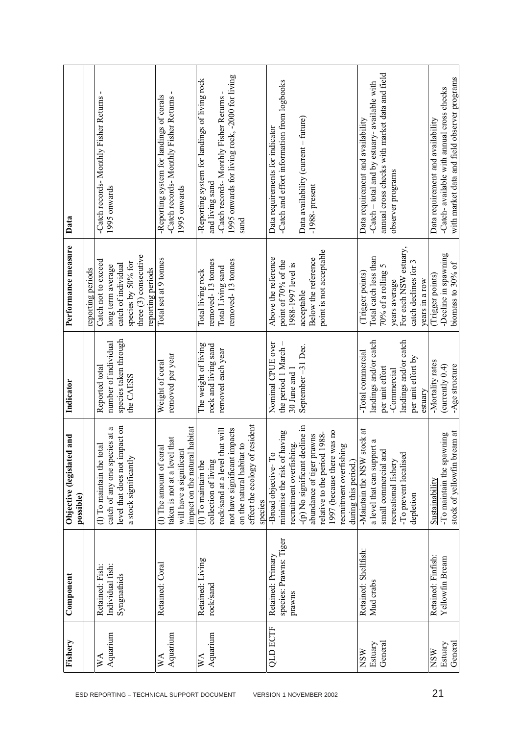| Fishery | Component | Objective (legislated and possible) | Indicator | Performance measure | Data |
|---|---|---|---|---|---|
| | | | | reporting periods | |
| WA Aquarium | Retained: Fish: Individual fish: Syngnathids | (I) To maintain the total catch of any one species at a level that does not impact on a stock significantly | Reported total number of individual species taken through the CAESS | Catch not to exceed long term average catch of individual species by 50% for three (3) consecutive reporting periods | -Catch records- Monthly Fisher Returns - 1995 onwards |
| WA Aquarium | Retained: Coral | (I) The amount of coral taken is not at a level that will have a significant impact on the natural habitat | Weight of coral removed per year | Total set at 9 tonnes | -Reporting system for landings of corals -Catch records- Monthly Fisher Returns - 1995 onwards |
| WA Aquarium | Retained: Living rock/sand | (I) To maintain the collection of living rock/sand at a level that will not have significant impacts on the natural habitat to effect the ecology of resident species | The weight of living rock and living sand removed each year | Total living rock removed- 13 tonnes Total Living sand removed- 13 tonnes | -Reporting system for landings of living rock and living sand -Catch records- Monthly Fisher Returns - 1995 onwards for living rock, -2000 for living sand |
| QLD ECTF | Retained: Primary species: Prawns: Tiger prawns | -Broad objective- To minimise the risk of having recruitment overfishing. -(p) No significant decline in abundance of tiger prawns relative to the period 1988-1997 (because there was no recruitment overfishing during this period.) | Nominal CPUE over the period 1 March – 30 June and 1 September –31 Dec. | Above the reference point of 70% of the 1988-1997 level is acceptable Below the reference point is not acceptable | Data requirements for indicator -Catch and effort information from logbooks<br><br>Data availability (current – future) -1988- present |
| NSW Estuary General | Retained: Shellfish: Mud crabs | -Maintain the NSW stock at a level that can support a small commercial and recreational fishery -To prevent localised depletion | -Total commercial landings and/or catch per unit effort -Commercial landings and/or catch per unit effort by estuary | (Trigger points) Total catch less than 70% of a rolling 5 years average For each NSW estuary, catch declines for 3 years in a row | Data requirement and availability -Catch – total and by estuary- available with annual cross checks with market data and field observer programs |
| NSW Estuary General | Retained: Finfish: Yellowfin Bream | Sustainability -To maintain the spawning stock of yellowfin bream at | -Mortality rates (currently 0.4) -Age structure | (Trigger points) -Decline in spawning biomass to 30% of | Data requirement and availability -Catch- available with annual cross checks with market data and field observer programs |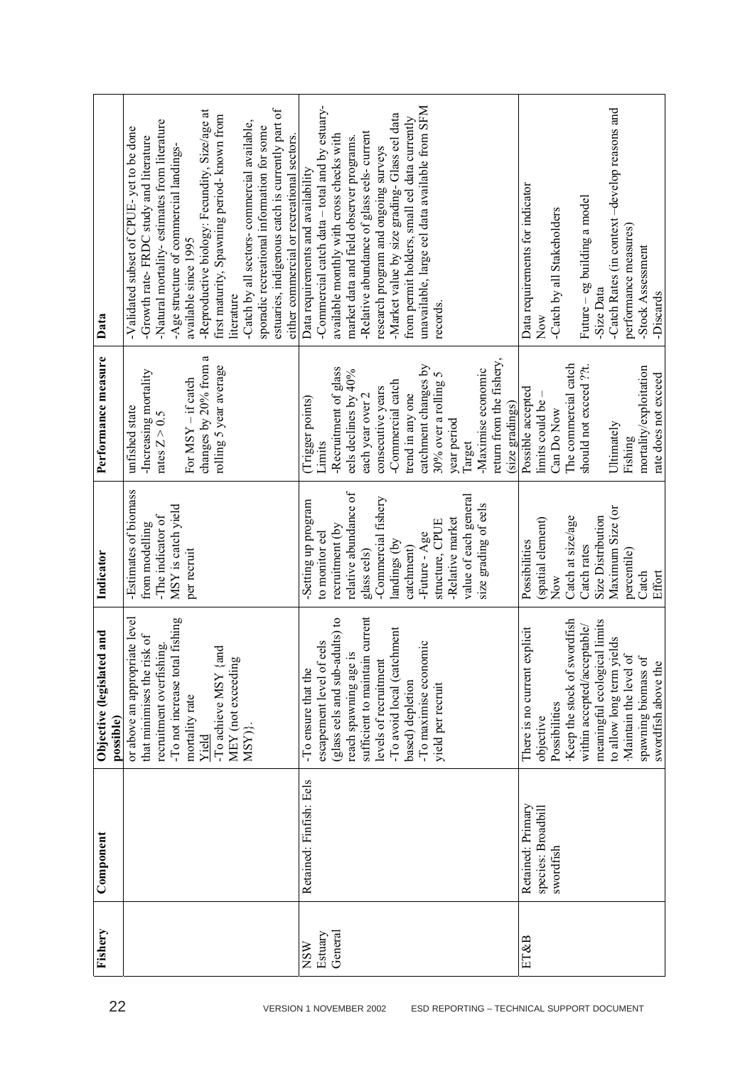| Fishery | Component | Objective (legislated and possible) | Indicator | Performance measure | Data |
|---|---|---|---|---|---|
| | | or above an appropriate level that minimises the risk of recruitment overfishing.<br>-To not increase total fishing mortality rate<br>Yield<br>-To achieve MSY {and MEY (not exceeding MSY)}. | -Estimates of biomass from modelling<br>-The indicator of MSY is catch yield per recruit | unfished state<br>-Increasing mortality rates Z > 0.5<br><br>For MSY – if catch changes by 20% from a rolling 5 year average | -Validated subset of CPUE- yet to be done<br>-Growth rate- FRDC study and literature<br>-Natural mortality- estimates from literature<br>-Age structure of commercial landings- available since 1995<br>-Reproductive biology: Fecundity, Size/age at first maturity, Spawning period- known from literature<br>-Catch by all sectors- commercial available, sporadic recreational information for some estuaries, indigenous catch is currently part of either commercial or recreational sectors. |
| NSW Estuary General | Retained: Finfish: Eels | -To ensure that the escapement level of eels (glass eels and sub-adults) to reach spawning age is sufficient to maintain current levels of recruitment<br>-To avoid local (catchment based) depletion<br>-To maximise economic yield per recruit | -Setting up program to monitor eel recruitment (by relative abundance of glass eels)<br>-Commercial fishery landings (by catchment)<br>-Future - Age structure, CPUE<br>-Relative market value of each general size grading of eels | (Trigger points)<br>Limits<br>-Recruitment of glass eels declines by 40% each year over 2 consecutive years<br>-Commercial catch trend in any one catchment changes by 30% over a rolling 5 year period<br>Target<br>-Maximise economic return from the fishery, (size gradings) | Data requirements and availability<br>-Commercial catch data – total and by estuary- available monthly with cross checks with market data and field observer programs.<br>-Relative abundance of glass eels- current research program and ongoing surveys<br>-Market value by size grading- Glass eel data from permit holders, small eel data currently unavailable, large eel data available from SFM records. |
| ET&B | Retained: Primary species: Broadbill swordfish | There is no current explicit objective<br>Possibilities<br>·Keep the stock of swordfish within accepted/acceptable/ meaningful ecological limits to allow long term yields<br>·Maintain the level of spawning biomass of swordfish above the | Possibilities<br>(spatial element)<br>Now<br>Catch at size/age<br>Catch rates<br>Size Distribution<br>Maximum Size (or percentile)<br>Catch<br>Effort | Possible accepted limits could be –<br>Can Do Now<br>The commercial catch should not exceed ??t.<br><br>Ultimately<br>Fishing mortality/exploitation rate does not exceed | Data requirements for indicator<br>Now<br>-Catch by all Stakeholders<br><br>Future – eg building a model<br>-Size Data<br>-Catch Rates (in context –develop reasons and performance measures)<br>-Stock Assessment<br>-Discards |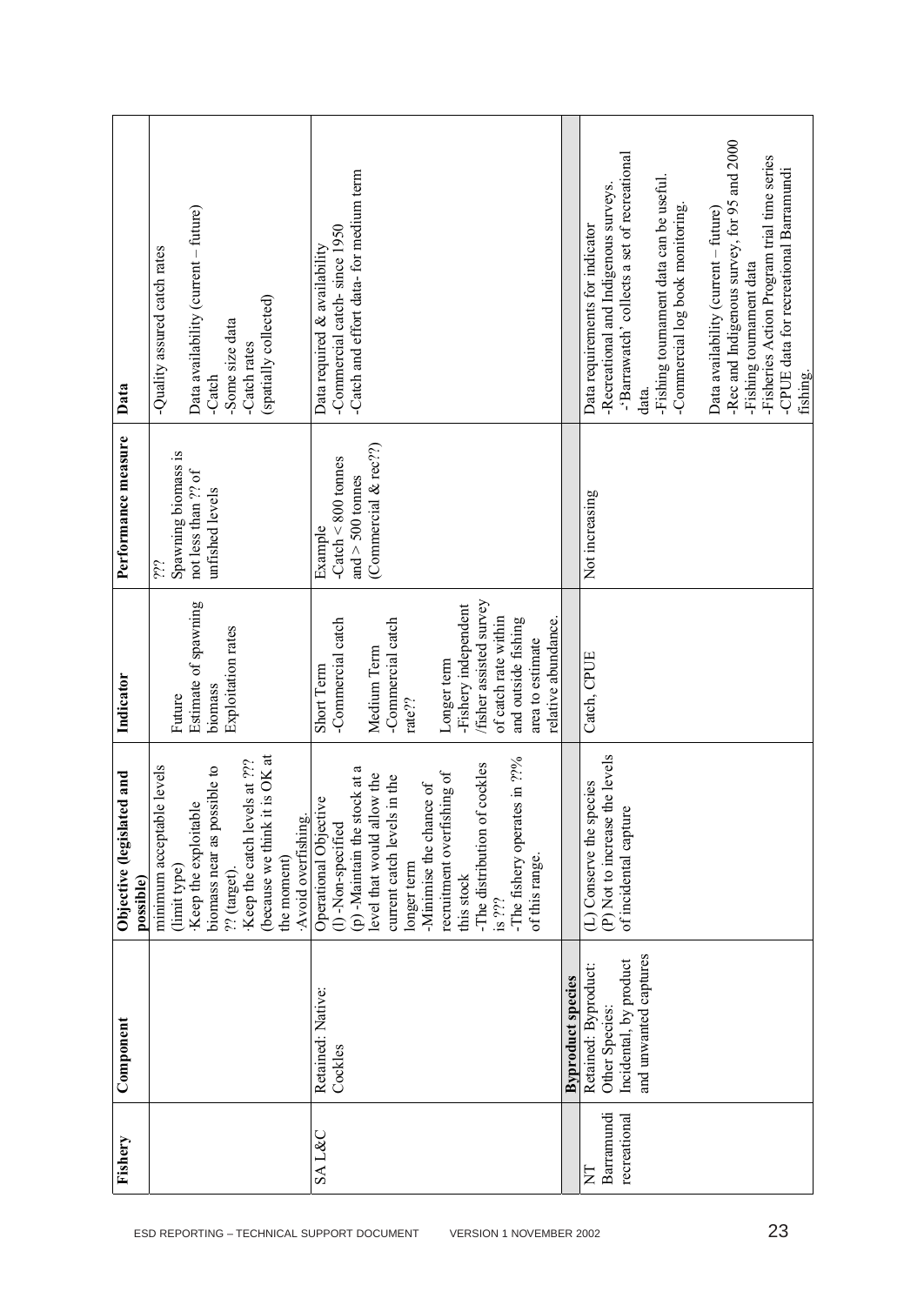| Fishery | Component | Objective (legislated and possible) | Indicator | Performance measure | Data |
|---|---|---|---|---|---|
| | | minimum acceptable levels (limit type)<br>·Keep the exploitable biomass near as possible to ?? (target).<br>·Keep the catch levels at ??? (because we think it is OK at the moment)<br>·Avoid overfishing. | Future<br>Estimate of spawning biomass<br>Exploitation rates | ???<br>Spawning biomass is not less than ?? of unfished levels | -Quality assured catch rates<br><br>Data availability (current – future)<br>-Catch<br>-Some size data<br>-Catch rates<br>(spatially collected) |
| SA L&C | Retained: Native:<br>Cockles | Operational Objective<br>(l) -Non-specified<br>(p) -Maintain the stock at a level that would allow the current catch levels in the longer term<br>-Minimise the chance of recruitment overfishing of this stock<br>-The distribution of cockles is ???<br>-The fishery operates in ??% of this range. | Short Term<br>-Commercial catch<br><br>Medium Term<br>-Commercial catch rate??<br><br>Longer term<br>-Fishery independent /fisher assisted survey of catch rate within and outside fishing area to estimate relative abundance. | Example<br>-Catch < 800 tonnes and > 500 tonnes<br>(Commercial & rec??) | Data required & availability<br>-Commercial catch- since 1950<br>-Catch and effort data- for medium term |
| | **Byproduct species** | | | | |
| NT Barramundi recreational | Retained: Byproduct:<br>Other Species:<br>Incidental, by product and unwanted captures | (L) Conserve the species<br>(P) Not to increase the levels of incidental capture | Catch, CPUE | Not increasing | Data requirements for indicator<br>-Recreational and Indigenous surveys.<br>-'Barrawatch' collects a set of recreational data.<br>-Fishing tournament data can be useful.<br>-Commercial log book monitoring.<br><br>Data availability (current – future)<br>-Rec and Indigenous survey, for 95 and 2000<br>-Fishing tournament data<br>-Fisheries Action Program trial time series<br>-CPUE data for recreational Barramundi fishing. |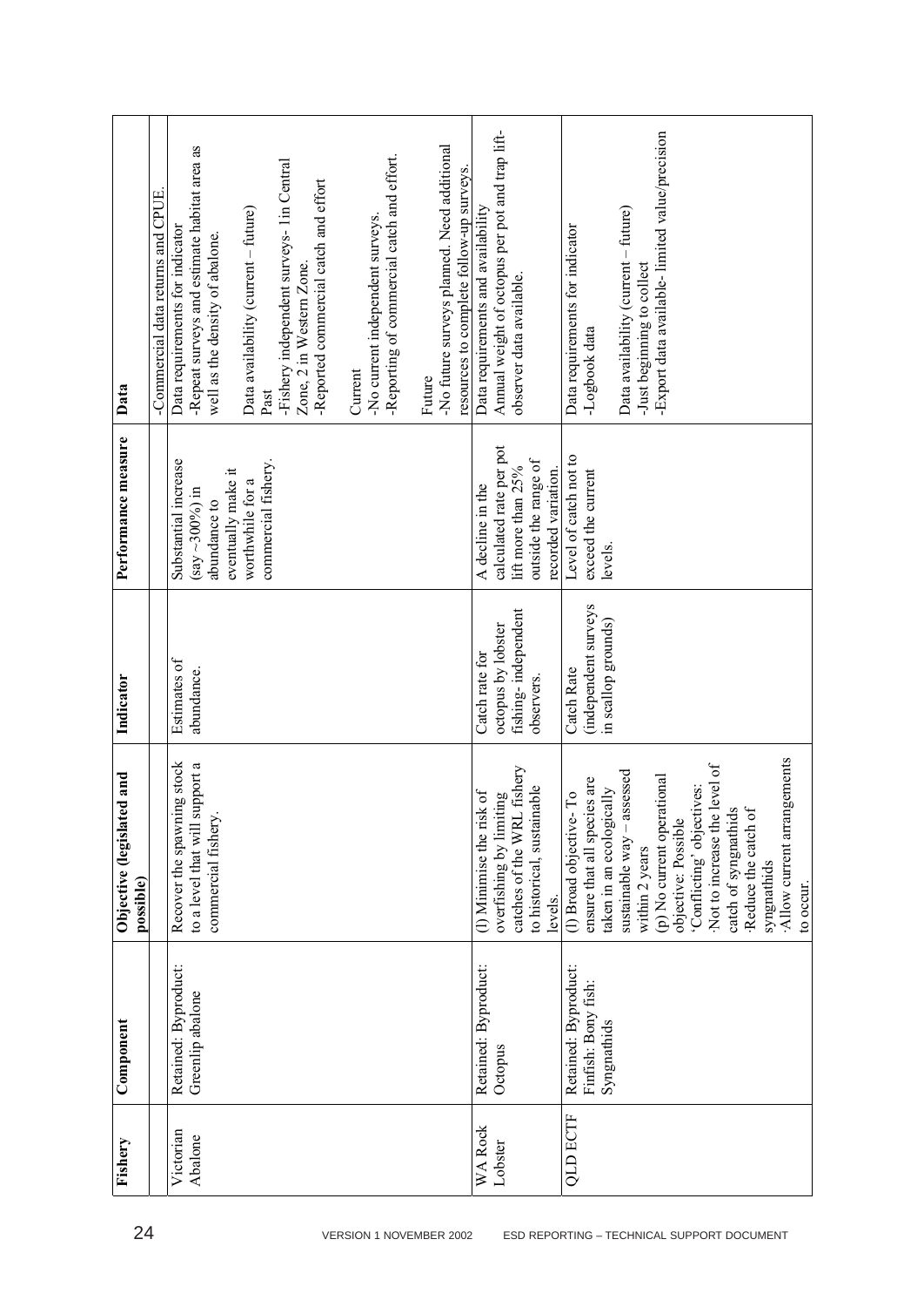| Fishery | Component | Objective (legislated and possible) | Indicator | Performance measure | Data |
|---|---|---|---|---|---|
| | | | | | -Commercial data returns and CPUE. |
| Victorian Abalone | Retained: Byproduct: Greenlip abalone | Recover the spawning stock to a level that will support a commercial fishery. | Estimates of abundance. | Substantial increase (say ~300%) in abundance to eventually make it worthwhile for a commercial fishery. | Data requirements for indicator<br>-Repeat surveys and estimate habitat area as well as the density of abalone.<br><br>Data availability (current – future)<br>Past<br>-Fishery independent surveys- 1in Central Zone, 2 in Western Zone.<br>-Reported commercial catch and effort<br><br>Current<br>-No current independent surveys.<br>-Reporting of commercial catch and effort.<br><br>Future<br>-No future surveys planned. Need additional resources to complete follow-up surveys. |
| WA Rock Lobster | Retained: Byproduct: Octopus | (l) Minimise the risk of overfishing by limiting catches of the WRL fishery to historical, sustainable levels. | Catch rate for octopus by lobster fishing- independent observers. | A decline in the calculated rate per pot lift more than 25% outside the range of recorded variation. | Data requirements and availability<br>Annual weight of octopus per pot and trap lift- observer data available. |
| QLD ECTF | Retained: Byproduct: Finfish: Bony fish: Syngnathids | (l) Broad objective- To ensure that all species are taken in an ecologically sustainable way – assessed within 2 years<br>(p) No current operational objective: Possible 'Conflicting' objectives:<br>·Not to increase the level of catch of syngnathids<br>·Reduce the catch of syngnathids<br>·Allow current arrangements to occur. | Catch Rate (independent surveys in scallop grounds) | Level of catch not to exceed the current levels. | Data requirements for indicator<br>-Logbook data<br><br>Data availability (current – future)<br>-Just beginning to collect<br>-Export data available- limited value/precision |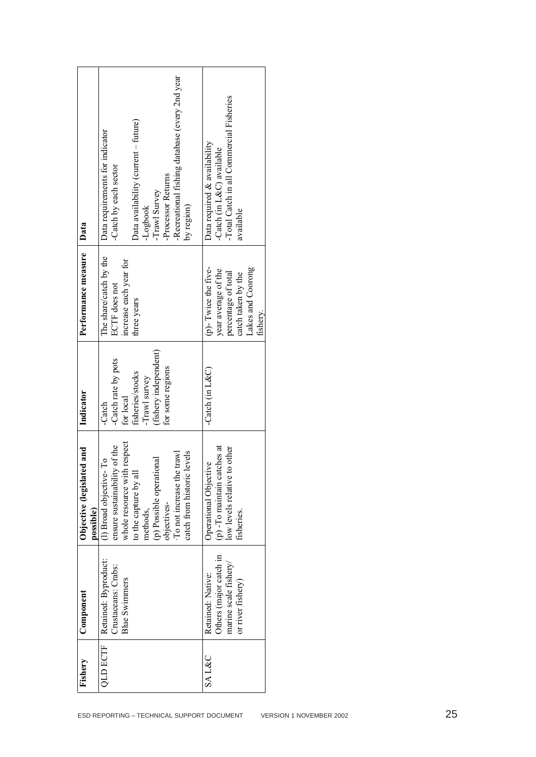| Fishery | Component | Objective (legislated and possible) | Indicator | Performance measure | Data |
|---|---|---|---|---|---|
| QLD ECTF | Retained: Byproduct: Crustaceans: Crabs: Blue Swimmers | (l) Broad objective- To ensure sustainability of the whole resource with respect to the capture by all methods.<br>(p) Possible operational objectives-<br>-To not increase the trawl catch from historic levels | -Catch<br>-Catch rate by pots for local fisheries/stocks<br>-Trawl survey (fishery independent) for some regions | The share/catch by the ECTF does not increase each year for three years | Data requirements for indicator<br>-Catch by each sector<br><br>Data availability (current – future)<br>-Logbook<br>-Trawl Survey<br>-Processor Returns<br>-Recreational fishing database (every 2nd year by region) |
| SA L&C | Retained: Native: Others (major catch in marine scale fishery/ or river fishery) | Operational Objective<br>(p) -To maintain catches at low levels relative to other fisheries. | -Catch (in L&C) | (p)- Twice the five-year average of the percentage of total catch taken by the Lakes and Coorong fishery. | Data required & availability<br>-Catch (in L&C) available<br>-Total Catch in all Commercial Fisheries available |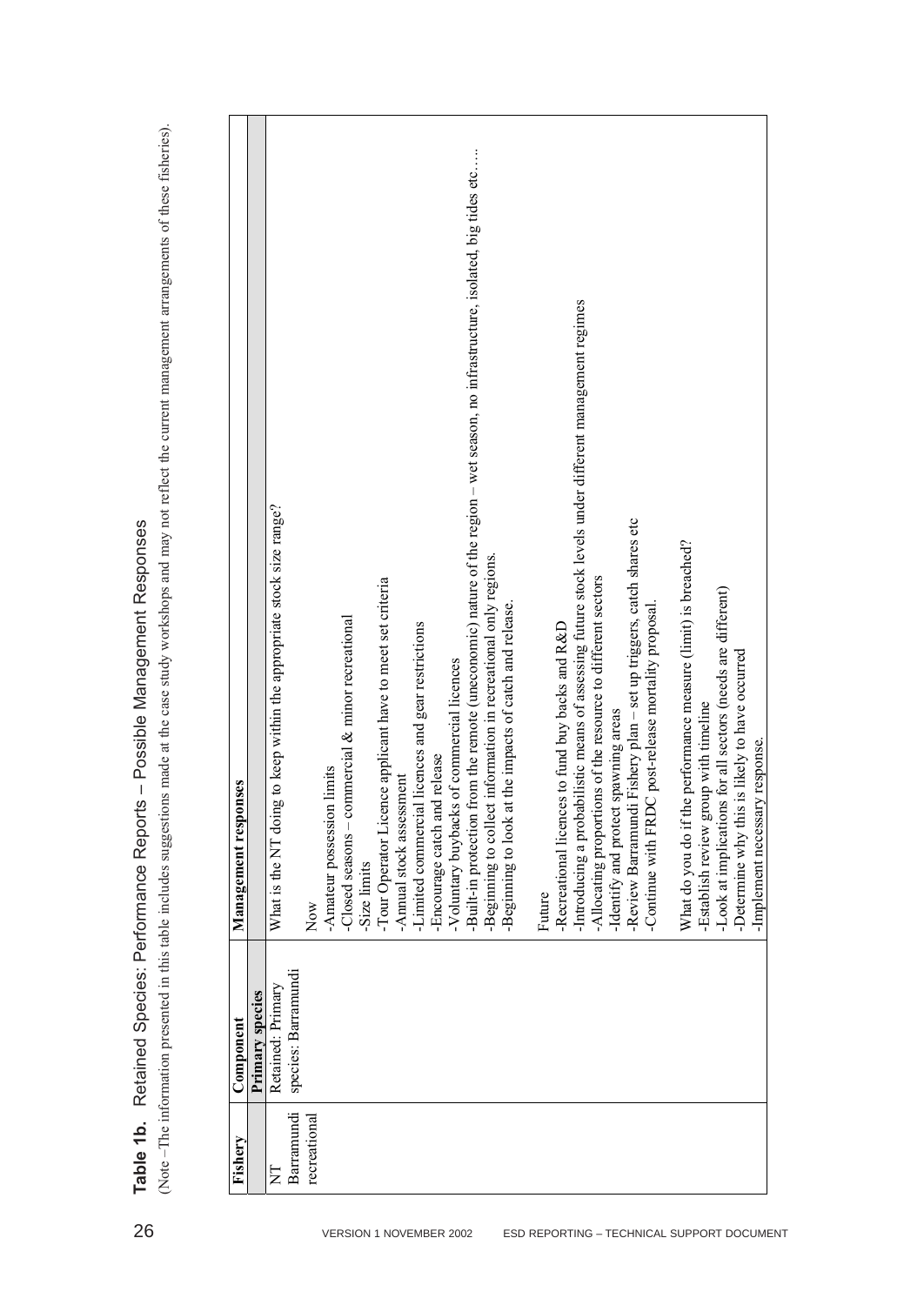**Table 1b.** Retained Species: Performance Reports – Possible Management Responses

(Note –The information presented in this table includes suggestions made at the case study workshops and may not reflect the current management arrangements of these fisheries).

| Fishery | Component | Management responses |
|---|---|---|
| | **Primary species** | |
| NT Barramundi recreational | Retained: Primary species: Barramundi | What is the NT doing to keep within the appropriate stock size range?<br><br>Now<br>-Amateur possession limits<br>-Closed seasons – commercial & minor recreational<br>-Size limits<br>-Tour Operator Licence applicant have to meet set criteria<br>-Annual stock assessment<br>-Limited commercial licences and gear restrictions<br>-Encourage catch and release<br>-Voluntary buybacks of commercial licences<br>-Built-in protection from the remote (uneconomic) nature of the region – wet season, no infrastructure, isolated, big tides etc…..<br>-Beginning to collect information in recreational only regions.<br>-Beginning to look at the impacts of catch and release.<br><br>Future<br>-Recreational licences to fund buy backs and R&D<br>-Introducing a probabilistic means of assessing future stock levels under different management regimes<br>-Allocating proportions of the resource to different sectors<br>-Identify and protect spawning areas<br>-Review Barramundi Fishery plan – set up triggers, catch shares etc<br>-Continue with FRDC post-release mortality proposal.<br><br>What do you do if the performance measure (limit) is breached?<br>-Establish review group with timeline<br>-Look at implications for all sectors (needs are different)<br>-Determine why this is likely to have occurred<br>-Implement necessary response. |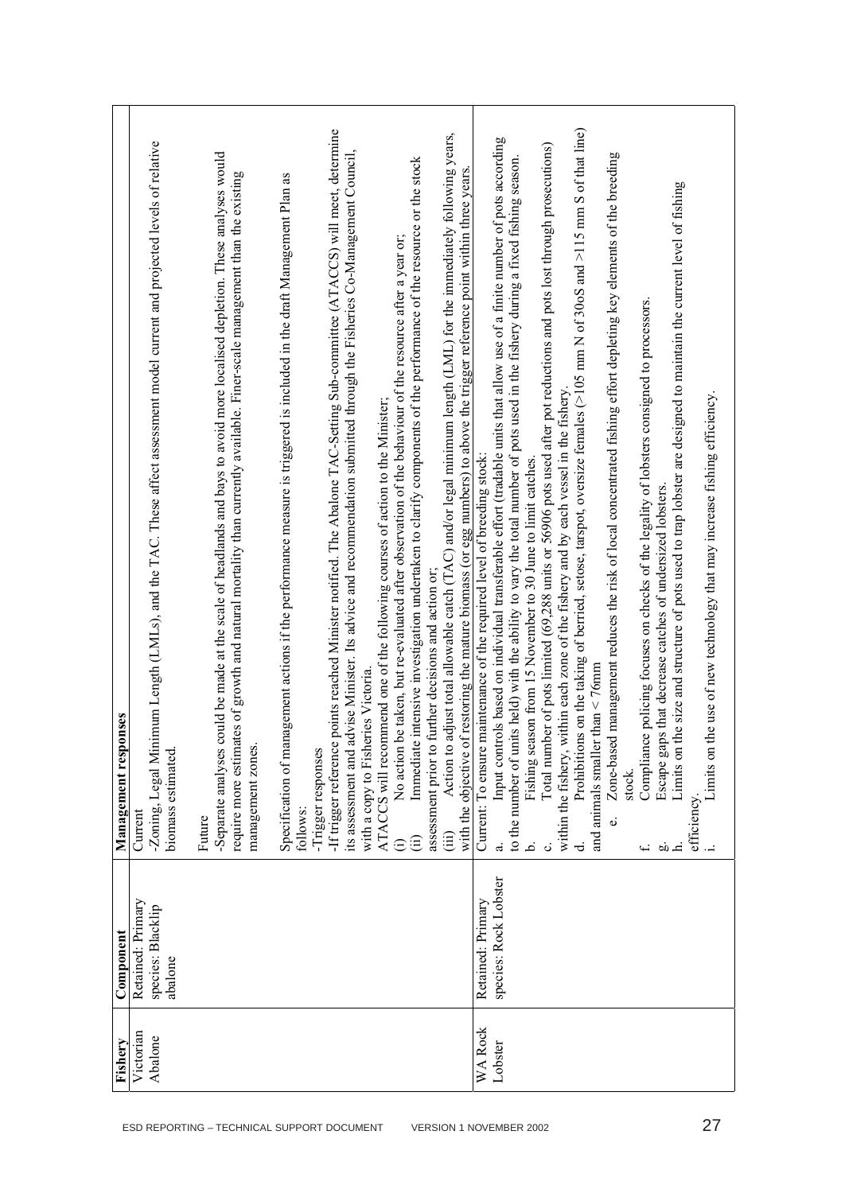| Fishery | Component | Management responses |
|---|---|---|
| Victorian Abalone | Retained: Primary species: Blacklip abalone | Current<br>-Zoning, Legal Minimum Length (LMLs), and the TAC. These affect assessment model current and projected levels of relative biomass estimated.<br><br>Future<br>-Separate analyses could be made at the scale of headlands and bays to avoid more localised depletion. These analyses would require more estimates of growth and natural mortality than currently available. Finer-scale management than the existing management zones.<br><br>Specification of management actions if the performance measure is triggered is included in the draft Management Plan as follows:<br>-Trigger responses<br>-If trigger reference points reached Minister notified. The Abalone TAC-Setting Sub-committee (ATACCS) will meet, determine its assessment and advise Minister. Its advice and recommendation submitted through the Fisheries Co-Management Council, with a copy to Fisheries Victoria.<br>ATACCS will recommend one of the following courses of action to the Minister;<br>(i) No action be taken, but re-evaluated after observation of the behaviour of the resource after a year or;<br>(ii) Immediate intensive investigation undertaken to clarify components of the performance of the resource or the stock assessment prior to further decisions and action or;<br>(iii) Action to adjust total allowable catch (TAC) and/or legal minimum length (LML) for the immediately following years, with the objective of restoring the mature biomass (or egg numbers) to above the trigger reference point within three years. |
| WA Rock Lobster | Retained: Primary species: Rock Lobster | Current: To ensure maintenance of the required level of breeding stock:<br>a. Input controls based on individual transferable effort (tradable units that allow use of a finite number of pots according to the number of units held) with the ability to vary the total number of pots used in the fishery during a fixed fishing season.<br>b. Fishing season from 15 November to 30 June to limit catches.<br>c. Total number of pots limited (69,288 units or 56906 pots used after pot reductions and pots lost through prosecutions) within the fishery, within each zone of the fishery and by each vessel in the fishery.<br>d. Prohibitions on the taking of berried, setose, tarspot, oversize females (>105 mm N of 30oS and >115 mm S of that line) and animals smaller than < 76mm<br>e. Zone-based management reduces the risk of local concentrated fishing effort depleting key elements of the breeding stock.<br>f. Compliance policing focuses on checks of the legality of lobsters consigned to processors.<br>g. Escape gaps that decrease catches of undersized lobsters.<br>h. Limits on the size and structure of pots used to trap lobster are designed to maintain the current level of fishing efficiency.<br>i. Limits on the use of new technology that may increase fishing efficiency. |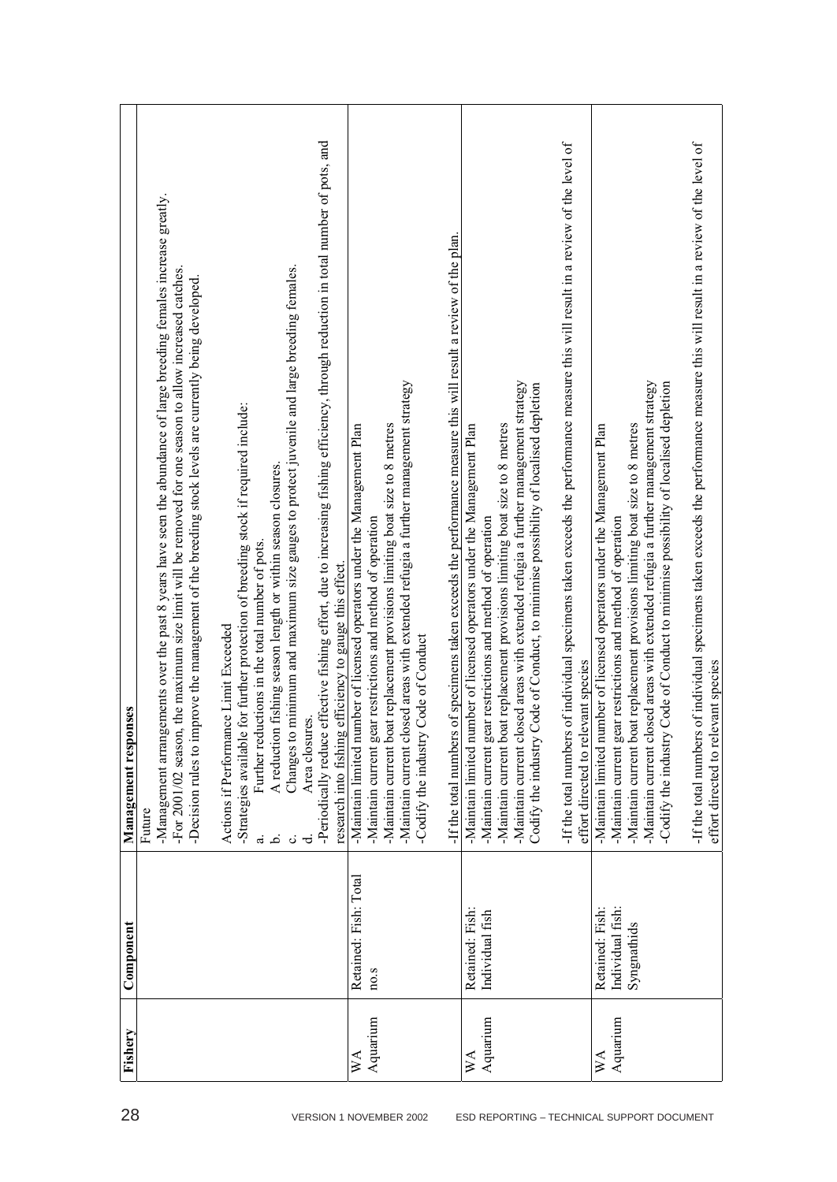| Fishery | Component | Management responses |
|---|---|---|
| | | Future<br>-Management arrangements over the past 8 years have seen the abundance of large breeding females increase greatly.<br>-For 2001/02 season, the maximum size limit will be removed for one season to allow increased catches.<br>-Decision rules to improve the management of the breeding stock levels are currently being developed.<br><br>Actions if Performance Limit Exceeded<br>-Strategies available for further protection of breeding stock if required include:<br>a. Further reductions in the total number of pots.<br>b. A reduction fishing season length or within season closures.<br>c. Changes to minimum and maximum size gauges to protect juvenile and large breeding females.<br>d. Area closures.<br>-Periodically reduce effective fishing effort, due to increasing fishing efficiency, through reduction in total number of pots, and research into fishing efficiency to gauge this effect. |
| WA Aquarium | Retained: Fish: Total no.s | -Maintain limited number of licensed operators under the Management Plan<br>-Maintain current gear restrictions and method of operation<br>-Maintain current boat replacement provisions limiting boat size to 8 metres<br>-Maintain current closed areas with extended refugia a further management strategy<br>-Codify the industry Code of Conduct<br><br>-If the total numbers of specimens taken exceeds the performance measure this will result a review of the plan. |
| WA Aquarium | Retained: Fish: Individual fish | -Maintain limited number of licensed operators under the Management Plan<br>-Maintain current gear restrictions and method of operation<br>-Maintain current boat replacement provisions limiting boat size to 8 metres<br>-Maintain current closed areas with extended refugia a further management strategy<br>Codify the industry Code of Conduct, to minimise possibility of localised depletion<br><br>-If the total numbers of individual specimens taken exceeds the performance measure this will result in a review of the level of effort directed to relevant species |
| WA Aquarium | Retained: Fish: Individual fish: Syngnathids | -Maintain limited number of licensed operators under the Management Plan<br>-Maintain current gear restrictions and method of operation<br>-Maintain current boat replacement provisions limiting boat size to 8 metres<br>-Maintain current closed areas with extended refugia a further management strategy<br>-Codify the industry Code of Conduct to minimise possibility of localised depletion<br><br>-If the total numbers of individual specimens taken exceeds the performance measure this will result in a review of the level of effort directed to relevant species |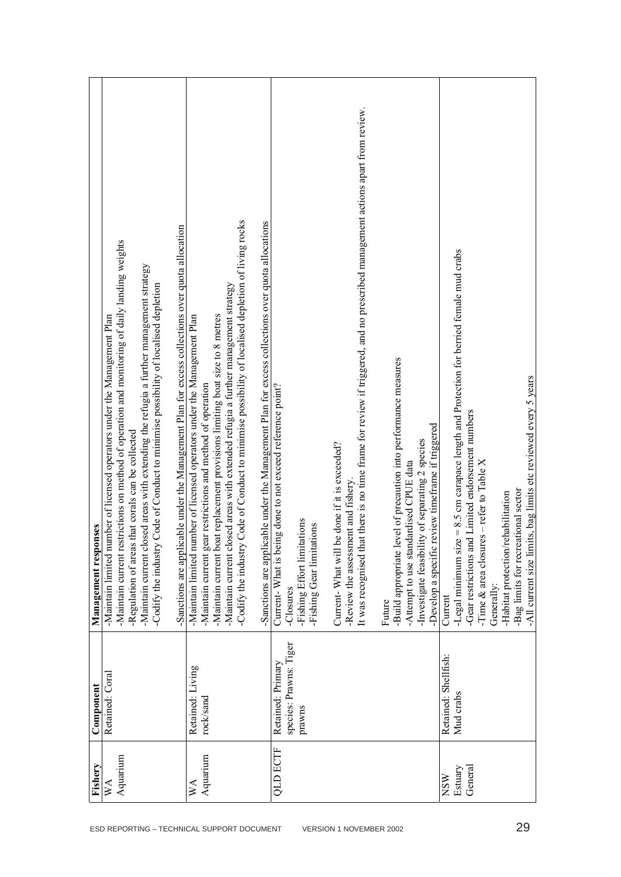| Fishery | Component | Management responses |
|---|---|---|
| WA Aquarium | Retained: Coral | -Maintain limited number of licensed operators under the Management Plan<br>-Maintain current restrictions on method of operation and monitoring of daily landing weights<br>-Regulation of areas that corals can be collected<br>-Maintain current closed areas with extending the refugia a further management strategy<br>-Codify the industry Code of Conduct to minimise possibility of localised depletion<br><br>-Sanctions are applicable under the Management Plan for excess collections over quota allocation |
| WA Aquarium | Retained: Living rock/sand | -Maintain limited number of licensed operators under the Management Plan<br>-Maintain current gear restrictions and method of operation<br>-Maintain current boat replacement provisions limiting boat size to 8 metres<br>-Maintain current closed areas with extended refugia a further management strategy<br>-Codify the industry Code of Conduct to minimise possibility of localised depletion of living rocks<br><br>-Sanctions are applicable under the Management Plan for excess collections over quota allocations |
| QLD ECTF | Retained: Primary species: Prawns: Tiger prawns | Current- What is being done to not exceed reference point?<br>-Closures<br>-Fishing Effort limitations<br>-Fishing Gear limitations<br><br>Current- What will be done if it is exceeded?<br>-Review the assessment and fishery.<br>It was recognised that there is no time frame for review if triggered, and no prescribed management actions apart from review.<br><br>Future<br>-Build appropriate level of precaution into performance measures<br>-Attempt to use standardised CPUE data<br>-Investigate feasibility of separating 2 species<br>-Develop a specific review timeframe if triggered |
| NSW Estuary General | Retained: Shellfish: Mud crabs | Current<br>-Legal minimum size = 8.5 cm carapace length and Protection for berried female mud crabs<br>-Gear restrictions and Limited endorsement numbers<br>-Time & area closures – refer to Table X<br>Generally:<br>-Habitat protection/rehabilitation<br>-Bag limits for recreational sector<br>-All current size limits, bag limits etc reviewed every 5 years |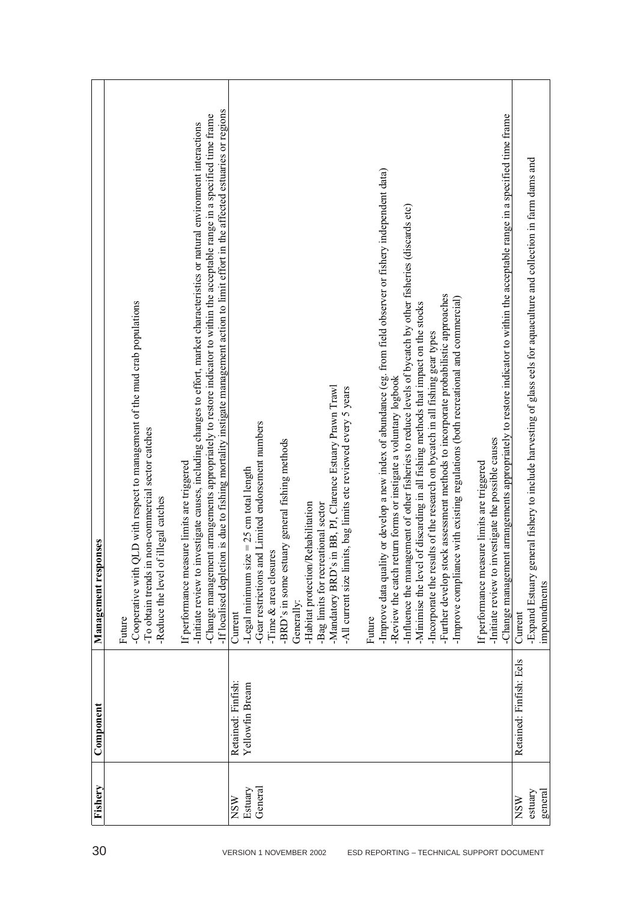| Fishery | Component | Management responses |
| --- | --- | --- |
| | | Future<br>-Cooperative with QLD with respect to management of the mud crab populations<br>-To obtain trends in non-commercial sector catches<br>-Reduce the level of illegal catches<br><br>If performance measure limits are triggered<br>-Initiate review to investigate causes, including changes to effort, market characteristics or natural environment interactions<br>-Change management arrangements appropriately to restore indicator to within the acceptable range in a specified time frame<br>-If localised depletion is due to fishing mortality instigate management action to limit effort in the affected estuaries or regions |
| NSW Estuary General | Retained: Finfish: Yellowfin Bream | Current<br>-Legal minimum size = 25 cm total length<br>-Gear restrictions and Limited endorsement numbers<br>-Time & area closures<br>-BRD's in some estuary general fishing methods<br>Generally:<br>-Habitat protection/Rehabilitation<br>-Bag limits for recreational sector<br>-Mandatory BRD's in BB, PJ, Clarence Estuary Prawn Trawl<br>-All current size limits, bag limits etc reviewed every 5 years<br><br>Future<br>-Improve data quality or develop a new index of abundance (eg. from field observer or fishery independent data)<br>-Review the catch return forms or instigate a voluntary logbook<br>-Influence the management of other fisheries to reduce levels of bycatch by other fisheries (discards etc)<br>-Minimise the level of discarding in all fishing methods that impact on the stocks<br>-Incorporate the results of the research on bycatch in all fishing gear types<br>-Further develop stock assessment methods to incorporate probabilistic approaches<br>-Improve compliance with existing regulations (both recreational and commercial)<br><br>If performance measure limits are triggered<br>-Initiate review to investigate the possible causes<br>-Change management arrangements appropriately to restore indicator to within the acceptable range in a specified time frame |
| NSW estuary general | Retained: Finfish: Eels | Current<br>-Expand Estuary general fishery to include harvesting of glass eels for aquaculture and collection in farm dams and impoundments |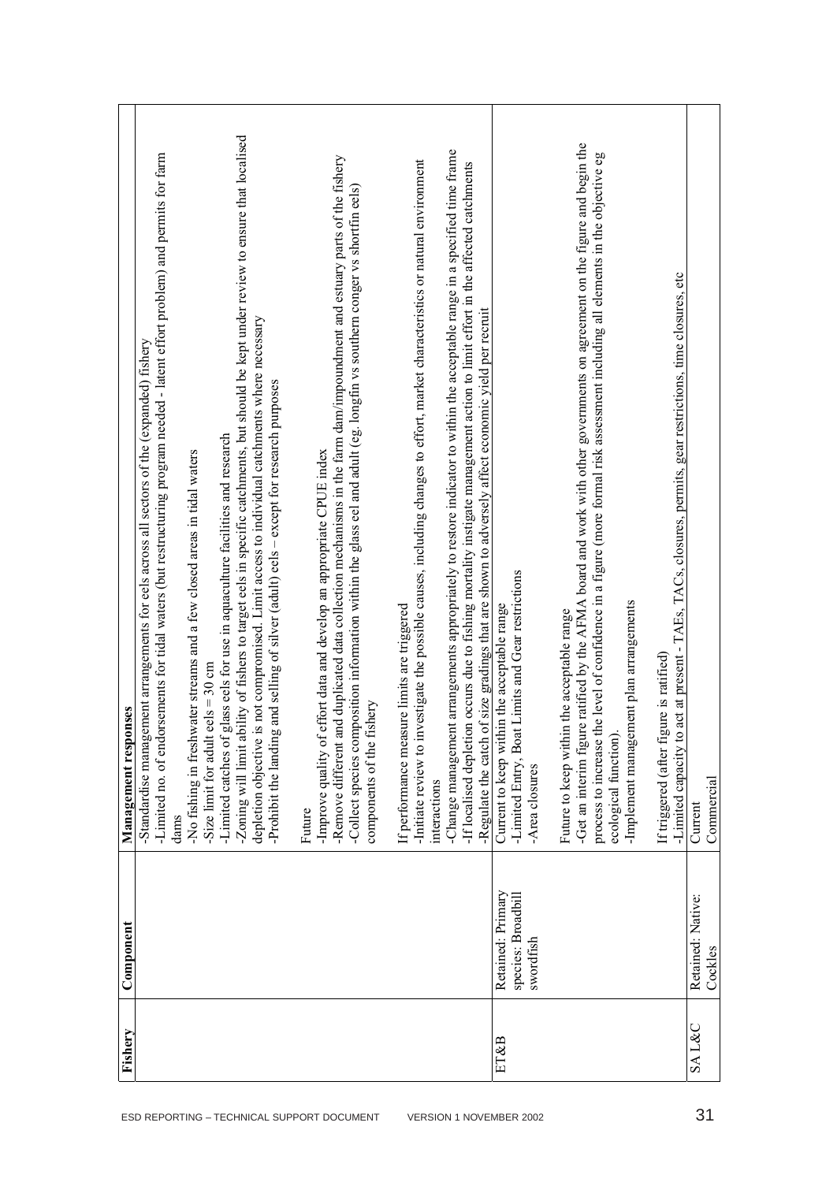| Fishery | Component | Management responses |
|---|---|---|
| | | -Standardise management arrangements for eels across all sectors of the (expanded) fishery<br>-Limited no. of endorsements for tidal waters (but restructuring program needed - latent effort problem) and permits for farm dams<br>-No fishing in freshwater streams and a few closed areas in tidal waters<br>-Size limit for adult eels = 30 cm<br>-Limited catches of glass eels for use in aquaculture facilities and research<br>-Zoning will limit ability of fishers to target eels in specific catchments, but should be kept under review to ensure that localised depletion objective is not compromised. Limit access to individual catchments where necessary<br>-Prohibit the landing and selling of silver (adult) eels – except for research purposes<br><br>Future<br>-Improve quality of effort data and develop an appropriate CPUE index<br>-Remove different and duplicated data collection mechanisms in the farm dam/impoundment and estuary parts of the fishery<br>-Collect species composition information within the glass eel and adult (eg. longfin vs southern conger vs shortfin eels) components of the fishery<br><br>If performance measure limits are triggered<br>-Initiate review to investigate the possible causes, including changes to effort, market characteristics or natural environment interactions<br>-Change management arrangements appropriately to restore indicator to within the acceptable range in a specified time frame<br>-If localised depletion occurs due to fishing mortality instigate management action to limit effort in the affected catchments<br>-Regulate the catch of size gradings that are shown to adversely affect economic yield per recruit |
| ET&B | Retained: Primary species: Broadbill swordfish | Current to keep within the acceptable range<br>-Limited Entry, Boat Limits and Gear restrictions<br>-Area closures<br><br>Future to keep within the acceptable range<br>-Get an interim figure ratified by the AFMA board and work with other governments on agreement on the figure and begin the process to increase the level of confidence in a figure (more formal risk assessment including all elements in the objective eg ecological function).<br>-Implement management plan arrangements<br><br>If triggered (after figure is ratified)<br>-Limited capacity to act at present - TAEs, TACs, closures, permits, gear restrictions, time closures, etc |
| SA L&C | Retained: Native: Cockles | Current<br>Commercial |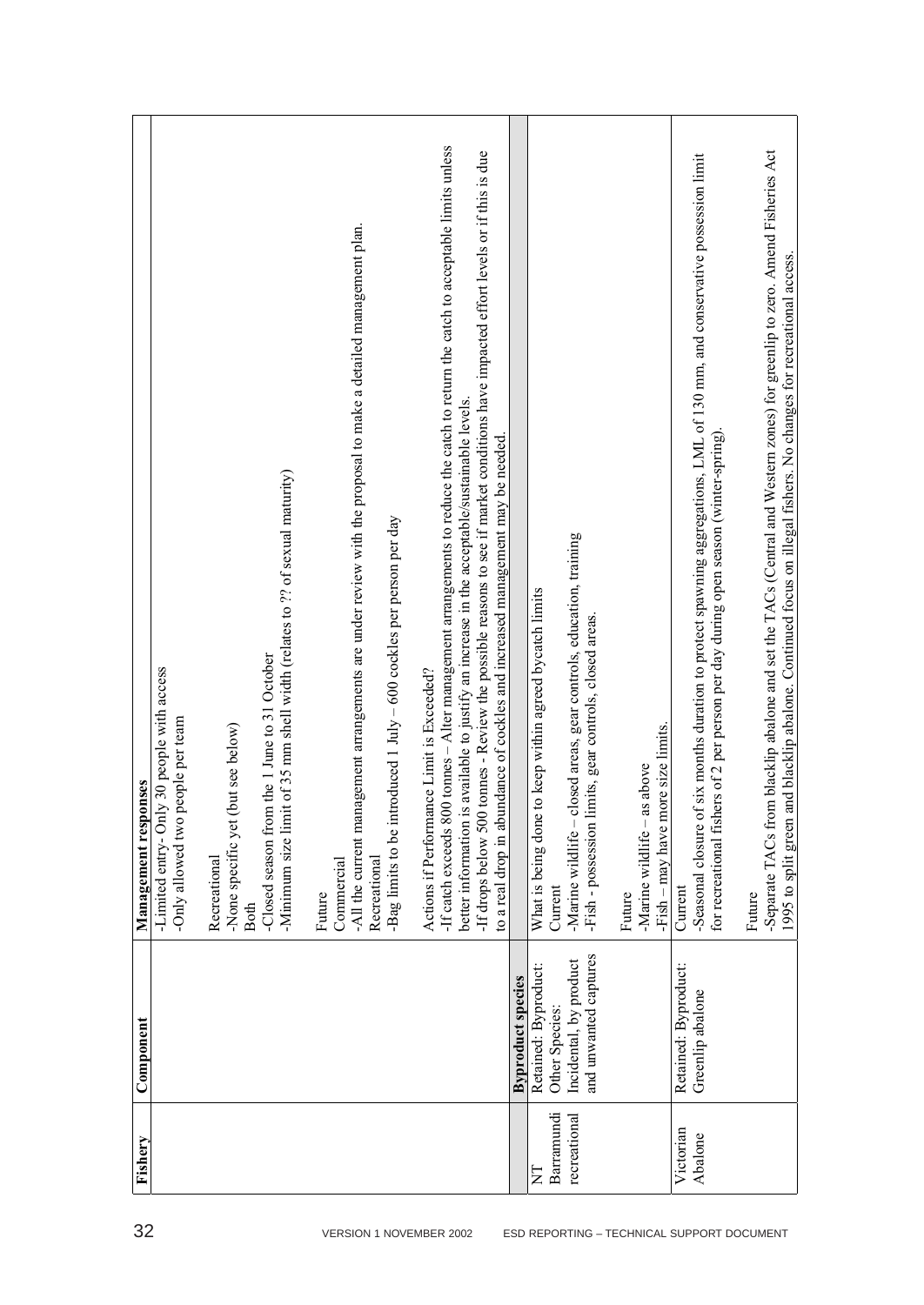| Fishery | Component | Management responses |
|---|---|---|
| | | -Limited entry- Only 30 people with access<br>-Only allowed two people per team<br><br>Recreational<br>-None specific yet (but see below)<br>Both<br>-Closed season from the 1 June to 31 October<br>-Minimum size limit of 35 mm shell width (relates to ?? of sexual maturity)<br><br>Future<br>Commercial<br>-All the current management arrangements are under review with the proposal to make a detailed management plan.<br>Recreational<br>-Bag limits to be introduced 1 July – 600 cockles per person per day<br><br>Actions if Performance Limit is Exceeded?<br>-If catch exceeds 800 tonnes – Alter management arrangements to reduce the catch to return the catch to acceptable limits unless better information is available to justify an increase in the acceptable/sustainable levels.<br>-If drops below 500 tonnes - Review the possible reasons to see if market conditions have impacted effort levels or if this is due to a real drop in abundance of cockles and increased management may be needed. |
| | **Byproduct species** | |
| NT Barramundi recreational | Retained: Byproduct: Other Species:<br>Incidental, by product and unwanted captures | What is being done to keep within agreed bycatch limits<br>Current<br>-Marine wildlife – closed areas, gear controls, education, training<br>-Fish - possession limits, gear controls, closed areas.<br><br>Future<br>-Marine wildlife – as above<br>-Fish – may have more size limits. |
| Victorian Abalone | Retained: Byproduct: Greenlip abalone | Current<br>-Seasonal closure of six months duration to protect spawning aggregations, LML of 130 mm, and conservative possession limit for recreational fishers of 2 per person per day during open season (winter-spring).<br><br>Future<br>-Separate TACs from blacklip abalone and set the TACs (Central and Western zones) for greenlip to zero. Amend Fisheries Act 1995 to split green and blacklip abalone. Continued focus on illegal fishers. No changes for recreational access. |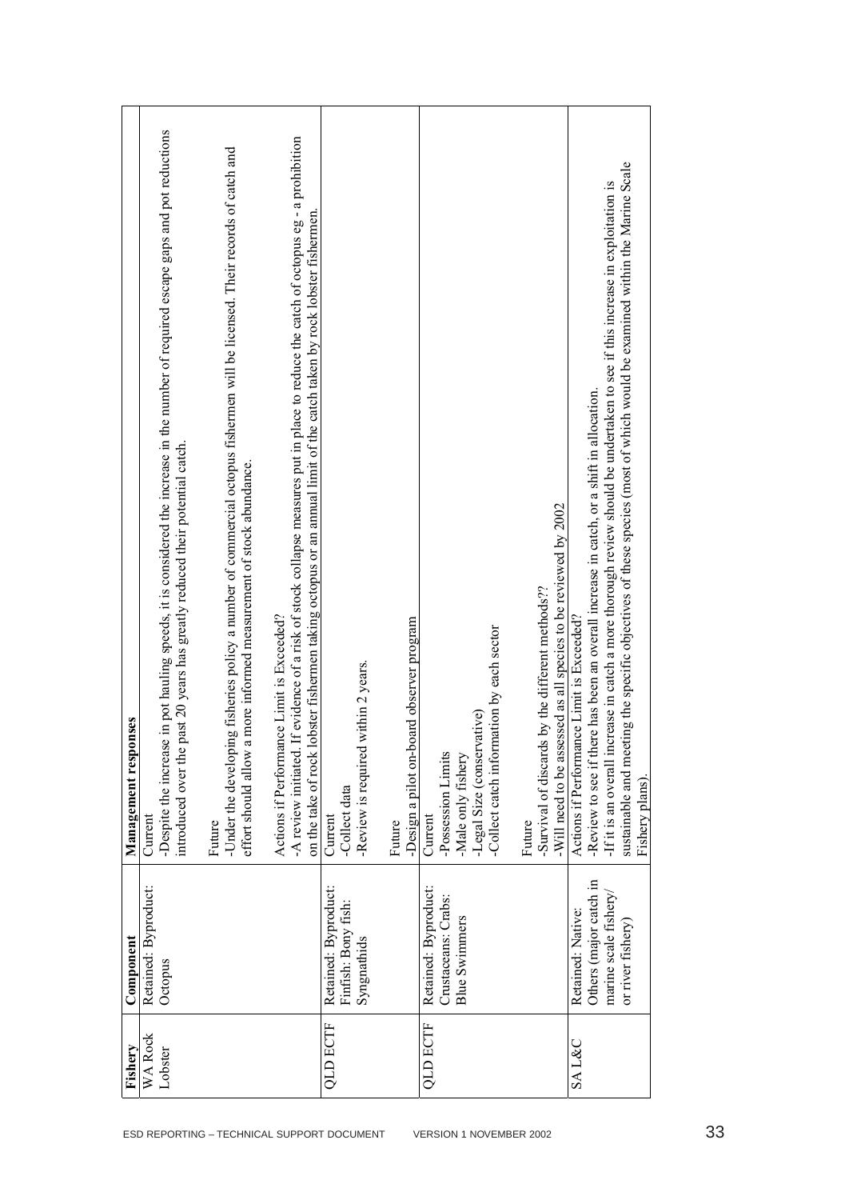| Fishery | Component | Management responses |
| --- | --- | --- |
| WA Rock Lobster | Retained: Byproduct: Octopus | Current<br>-Despite the increase in pot hauling speeds, it is considered the increase in the number of required escape gaps and pot reductions introduced over the past 20 years has greatly reduced their potential catch.<br><br>Future<br>-Under the developing fisheries policy a number of commercial octopus fishermen will be licensed. Their records of catch and effort should allow a more informed measurement of stock abundance.<br><br>Actions if Performance Limit is Exceeded?<br>-A review initiated. If evidence of a risk of stock collapse measures put in place to reduce the catch of octopus eg - a prohibition on the take of rock lobster fishermen taking octopus or an annual limit of the catch taken by rock lobster fishermen. |
| QLD ECTF | Retained: Byproduct: Finfish: Bony fish: Syngnathids | Current<br>-Collect data<br>-Review is required within 2 years.<br><br>Future<br>-Design a pilot on-board observer program |
| QLD ECTF | Retained: Byproduct: Crustaceans: Crabs: Blue Swimmers | Current<br>-Possession Limits<br>-Male only fishery<br>-Legal Size (conservative)<br>-Collect catch information by each sector<br><br>Future<br>-Survival of discards by the different methods??<br>-Will need to be assessed as all species to be reviewed by 2002 |
| SA L&C | Retained: Native: Others (major catch in marine scale fishery/ or river fishery) | Actions if Performance Limit is Exceeded?<br>-Review to see if there has been an overall increase in catch, or a shift in allocation.<br>-If it is an overall increase in catch a more thorough review should be undertaken to see if this increase in exploitation is sustainable and meeting the specific objectives of these species (most of which would be examined within the Marine Scale Fishery plans). |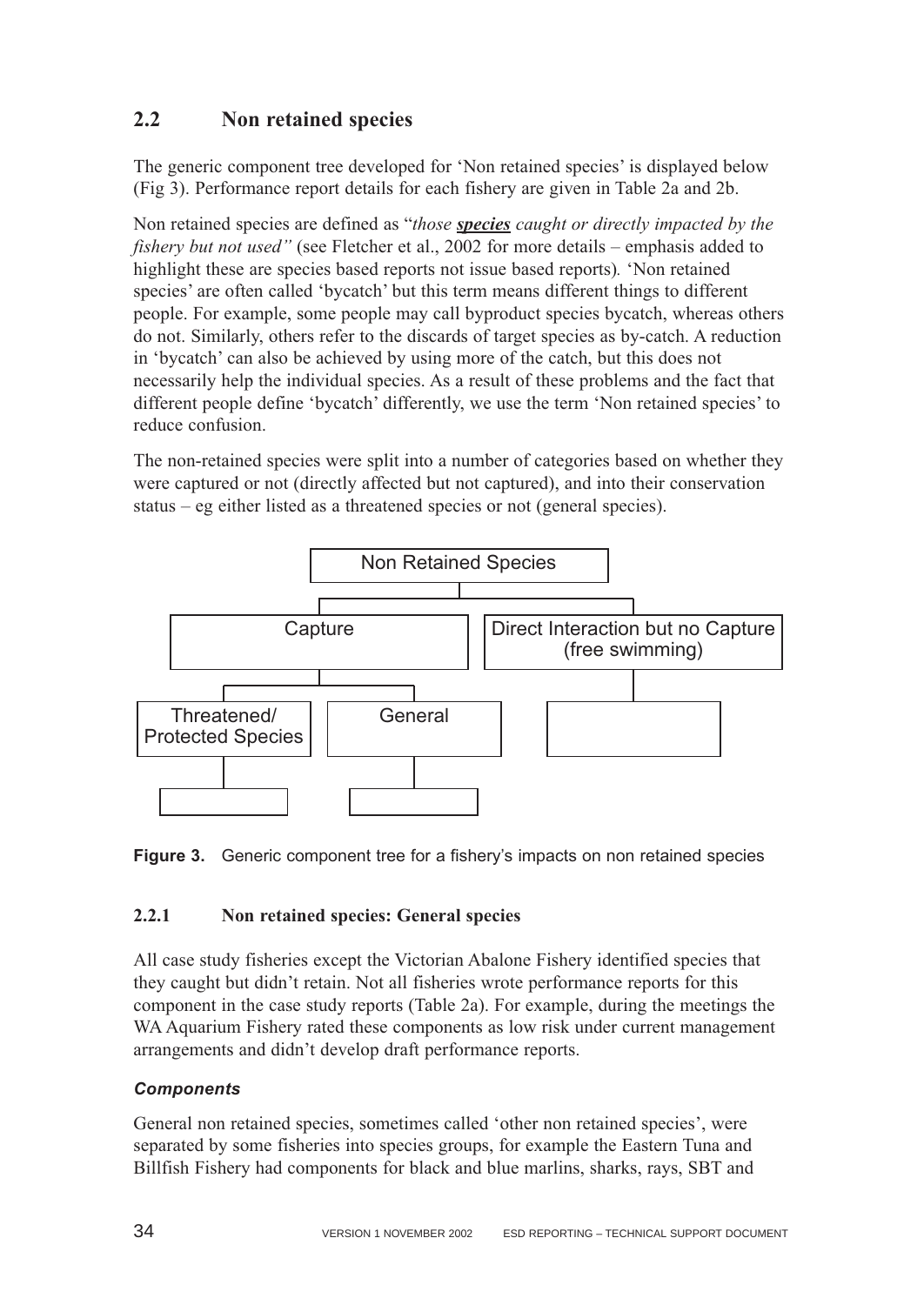## 2.2 Non retained species

The generic component tree developed for 'Non retained species' is displayed below (Fig 3). Performance report details for each fishery are given in Table 2a and 2b.

Non retained species are defined as "*those **species** caught or directly impacted by the fishery but not used"* (see Fletcher et al., 2002 for more details – emphasis added to highlight these are species based reports not issue based reports)*.* 'Non retained species' are often called 'bycatch' but this term means different things to different people. For example, some people may call byproduct species bycatch, whereas others do not. Similarly, others refer to the discards of target species as by-catch. A reduction in 'bycatch' can also be achieved by using more of the catch, but this does not necessarily help the individual species. As a result of these problems and the fact that different people define 'bycatch' differently, we use the term 'Non retained species' to reduce confusion.

The non-retained species were split into a number of categories based on whether they were captured or not (directly affected but not captured), and into their conservation status – eg either listed as a threatened species or not (general species).

- Non Retained Species
  - Capture
    - Threatened/ Protected Species
    - General
  - Direct Interaction but no Capture (free swimming)

**Figure 3.** Generic component tree for a fishery's impacts on non retained species

### 2.2.1 Non retained species: General species

All case study fisheries except the Victorian Abalone Fishery identified species that they caught but didn't retain. Not all fisheries wrote performance reports for this component in the case study reports (Table 2a). For example, during the meetings the WA Aquarium Fishery rated these components as low risk under current management arrangements and didn't develop draft performance reports.

#### *Components*

General non retained species, sometimes called 'other non retained species', were separated by some fisheries into species groups, for example the Eastern Tuna and Billfish Fishery had components for black and blue marlins, sharks, rays, SBT and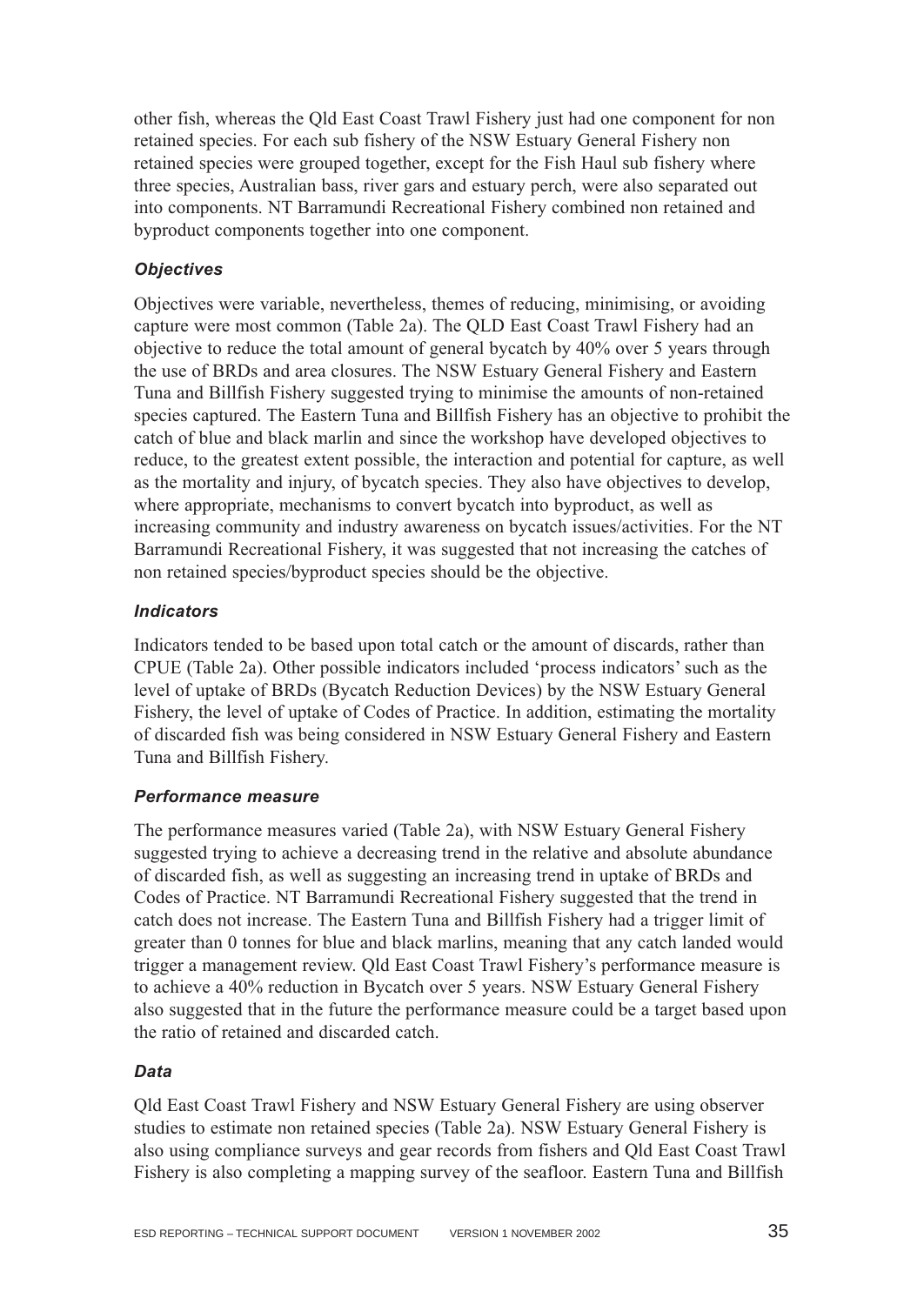other fish, whereas the Qld East Coast Trawl Fishery just had one component for non retained species. For each sub fishery of the NSW Estuary General Fishery non retained species were grouped together, except for the Fish Haul sub fishery where three species, Australian bass, river gars and estuary perch, were also separated out into components. NT Barramundi Recreational Fishery combined non retained and byproduct components together into one component.

### *Objectives*

Objectives were variable, nevertheless, themes of reducing, minimising, or avoiding capture were most common (Table 2a). The QLD East Coast Trawl Fishery had an objective to reduce the total amount of general bycatch by 40% over 5 years through the use of BRDs and area closures. The NSW Estuary General Fishery and Eastern Tuna and Billfish Fishery suggested trying to minimise the amounts of non-retained species captured. The Eastern Tuna and Billfish Fishery has an objective to prohibit the catch of blue and black marlin and since the workshop have developed objectives to reduce, to the greatest extent possible, the interaction and potential for capture, as well as the mortality and injury, of bycatch species. They also have objectives to develop, where appropriate, mechanisms to convert bycatch into byproduct, as well as increasing community and industry awareness on bycatch issues/activities. For the NT Barramundi Recreational Fishery, it was suggested that not increasing the catches of non retained species/byproduct species should be the objective.

### *Indicators*

Indicators tended to be based upon total catch or the amount of discards, rather than CPUE (Table 2a). Other possible indicators included 'process indicators' such as the level of uptake of BRDs (Bycatch Reduction Devices) by the NSW Estuary General Fishery, the level of uptake of Codes of Practice. In addition, estimating the mortality of discarded fish was being considered in NSW Estuary General Fishery and Eastern Tuna and Billfish Fishery.

### *Performance measure*

The performance measures varied (Table 2a), with NSW Estuary General Fishery suggested trying to achieve a decreasing trend in the relative and absolute abundance of discarded fish, as well as suggesting an increasing trend in uptake of BRDs and Codes of Practice. NT Barramundi Recreational Fishery suggested that the trend in catch does not increase. The Eastern Tuna and Billfish Fishery had a trigger limit of greater than 0 tonnes for blue and black marlins, meaning that any catch landed would trigger a management review. Qld East Coast Trawl Fishery's performance measure is to achieve a 40% reduction in Bycatch over 5 years. NSW Estuary General Fishery also suggested that in the future the performance measure could be a target based upon the ratio of retained and discarded catch.

### *Data*

Qld East Coast Trawl Fishery and NSW Estuary General Fishery are using observer studies to estimate non retained species (Table 2a). NSW Estuary General Fishery is also using compliance surveys and gear records from fishers and Qld East Coast Trawl Fishery is also completing a mapping survey of the seafloor. Eastern Tuna and Billfish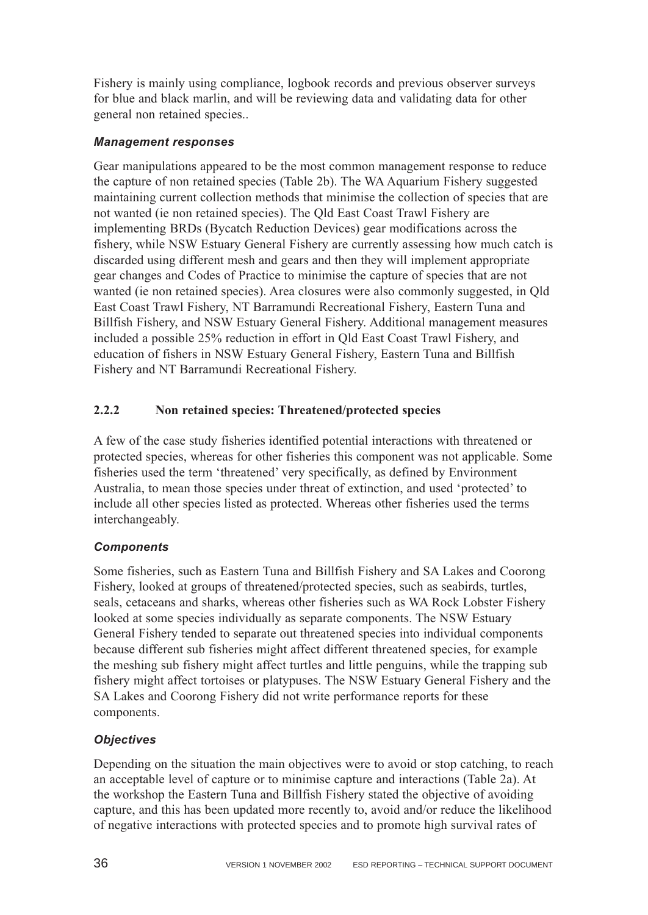Fishery is mainly using compliance, logbook records and previous observer surveys for blue and black marlin, and will be reviewing data and validating data for other general non retained species..

#### *Management responses*

Gear manipulations appeared to be the most common management response to reduce the capture of non retained species (Table 2b). The WA Aquarium Fishery suggested maintaining current collection methods that minimise the collection of species that are not wanted (ie non retained species). The Qld East Coast Trawl Fishery are implementing BRDs (Bycatch Reduction Devices) gear modifications across the fishery, while NSW Estuary General Fishery are currently assessing how much catch is discarded using different mesh and gears and then they will implement appropriate gear changes and Codes of Practice to minimise the capture of species that are not wanted (ie non retained species). Area closures were also commonly suggested, in Qld East Coast Trawl Fishery, NT Barramundi Recreational Fishery, Eastern Tuna and Billfish Fishery, and NSW Estuary General Fishery. Additional management measures included a possible 25% reduction in effort in Qld East Coast Trawl Fishery, and education of fishers in NSW Estuary General Fishery, Eastern Tuna and Billfish Fishery and NT Barramundi Recreational Fishery.

### 2.2.2 Non retained species: Threatened/protected species

A few of the case study fisheries identified potential interactions with threatened or protected species, whereas for other fisheries this component was not applicable. Some fisheries used the term 'threatened' very specifically, as defined by Environment Australia, to mean those species under threat of extinction, and used 'protected' to include all other species listed as protected. Whereas other fisheries used the terms interchangeably.

#### *Components*

Some fisheries, such as Eastern Tuna and Billfish Fishery and SA Lakes and Coorong Fishery, looked at groups of threatened/protected species, such as seabirds, turtles, seals, cetaceans and sharks, whereas other fisheries such as WA Rock Lobster Fishery looked at some species individually as separate components. The NSW Estuary General Fishery tended to separate out threatened species into individual components because different sub fisheries might affect different threatened species, for example the meshing sub fishery might affect turtles and little penguins, while the trapping sub fishery might affect tortoises or platypuses. The NSW Estuary General Fishery and the SA Lakes and Coorong Fishery did not write performance reports for these components.

#### *Objectives*

Depending on the situation the main objectives were to avoid or stop catching, to reach an acceptable level of capture or to minimise capture and interactions (Table 2a). At the workshop the Eastern Tuna and Billfish Fishery stated the objective of avoiding capture, and this has been updated more recently to, avoid and/or reduce the likelihood of negative interactions with protected species and to promote high survival rates of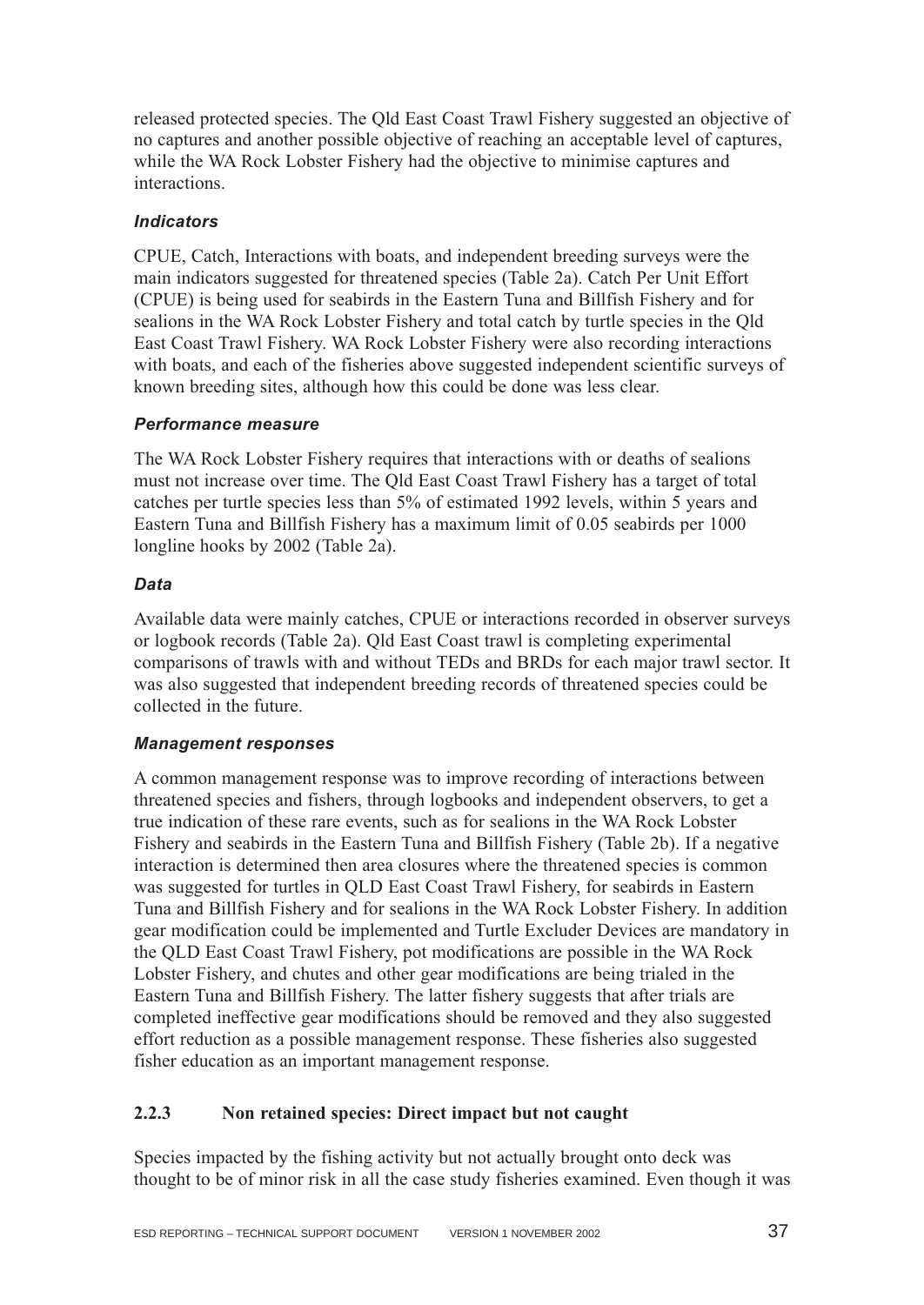released protected species. The Qld East Coast Trawl Fishery suggested an objective of no captures and another possible objective of reaching an acceptable level of captures, while the WA Rock Lobster Fishery had the objective to minimise captures and interactions.

#### *Indicators*

CPUE, Catch, Interactions with boats, and independent breeding surveys were the main indicators suggested for threatened species (Table 2a). Catch Per Unit Effort (CPUE) is being used for seabirds in the Eastern Tuna and Billfish Fishery and for sealions in the WA Rock Lobster Fishery and total catch by turtle species in the Qld East Coast Trawl Fishery. WA Rock Lobster Fishery were also recording interactions with boats, and each of the fisheries above suggested independent scientific surveys of known breeding sites, although how this could be done was less clear.

#### *Performance measure*

The WA Rock Lobster Fishery requires that interactions with or deaths of sealions must not increase over time. The Qld East Coast Trawl Fishery has a target of total catches per turtle species less than 5% of estimated 1992 levels, within 5 years and Eastern Tuna and Billfish Fishery has a maximum limit of 0.05 seabirds per 1000 longline hooks by 2002 (Table 2a).

#### *Data*

Available data were mainly catches, CPUE or interactions recorded in observer surveys or logbook records (Table 2a). Qld East Coast trawl is completing experimental comparisons of trawls with and without TEDs and BRDs for each major trawl sector. It was also suggested that independent breeding records of threatened species could be collected in the future.

#### *Management responses*

A common management response was to improve recording of interactions between threatened species and fishers, through logbooks and independent observers, to get a true indication of these rare events, such as for sealions in the WA Rock Lobster Fishery and seabirds in the Eastern Tuna and Billfish Fishery (Table 2b). If a negative interaction is determined then area closures where the threatened species is common was suggested for turtles in QLD East Coast Trawl Fishery, for seabirds in Eastern Tuna and Billfish Fishery and for sealions in the WA Rock Lobster Fishery. In addition gear modification could be implemented and Turtle Excluder Devices are mandatory in the QLD East Coast Trawl Fishery, pot modifications are possible in the WA Rock Lobster Fishery, and chutes and other gear modifications are being trialed in the Eastern Tuna and Billfish Fishery. The latter fishery suggests that after trials are completed ineffective gear modifications should be removed and they also suggested effort reduction as a possible management response. These fisheries also suggested fisher education as an important management response.

### 2.2.3 Non retained species: Direct impact but not caught

Species impacted by the fishing activity but not actually brought onto deck was thought to be of minor risk in all the case study fisheries examined. Even though it was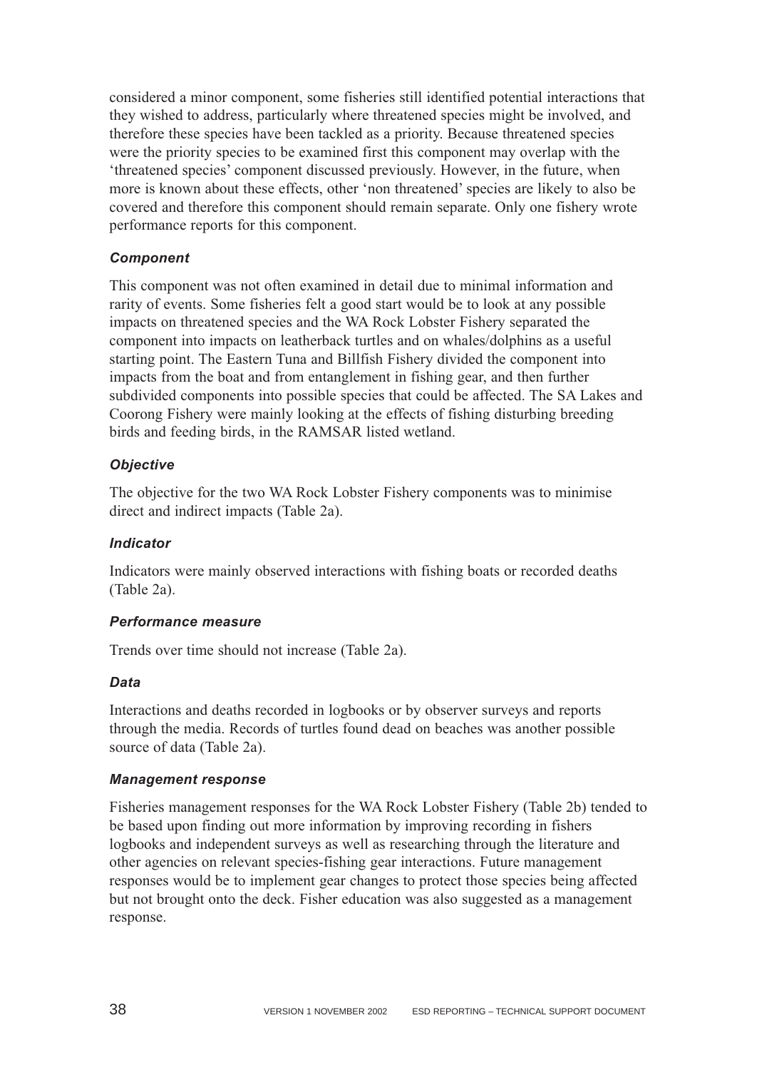considered a minor component, some fisheries still identified potential interactions that they wished to address, particularly where threatened species might be involved, and therefore these species have been tackled as a priority. Because threatened species were the priority species to be examined first this component may overlap with the 'threatened species' component discussed previously. However, in the future, when more is known about these effects, other 'non threatened' species are likely to also be covered and therefore this component should remain separate. Only one fishery wrote performance reports for this component.

#### *Component*

This component was not often examined in detail due to minimal information and rarity of events. Some fisheries felt a good start would be to look at any possible impacts on threatened species and the WA Rock Lobster Fishery separated the component into impacts on leatherback turtles and on whales/dolphins as a useful starting point. The Eastern Tuna and Billfish Fishery divided the component into impacts from the boat and from entanglement in fishing gear, and then further subdivided components into possible species that could be affected. The SA Lakes and Coorong Fishery were mainly looking at the effects of fishing disturbing breeding birds and feeding birds, in the RAMSAR listed wetland.

#### *Objective*

The objective for the two WA Rock Lobster Fishery components was to minimise direct and indirect impacts (Table 2a).

#### *Indicator*

Indicators were mainly observed interactions with fishing boats or recorded deaths (Table 2a).

#### *Performance measure*

Trends over time should not increase (Table 2a).

#### *Data*

Interactions and deaths recorded in logbooks or by observer surveys and reports through the media. Records of turtles found dead on beaches was another possible source of data (Table 2a).

#### *Management response*

Fisheries management responses for the WA Rock Lobster Fishery (Table 2b) tended to be based upon finding out more information by improving recording in fishers logbooks and independent surveys as well as researching through the literature and other agencies on relevant species-fishing gear interactions. Future management responses would be to implement gear changes to protect those species being affected but not brought onto the deck. Fisher education was also suggested as a management response.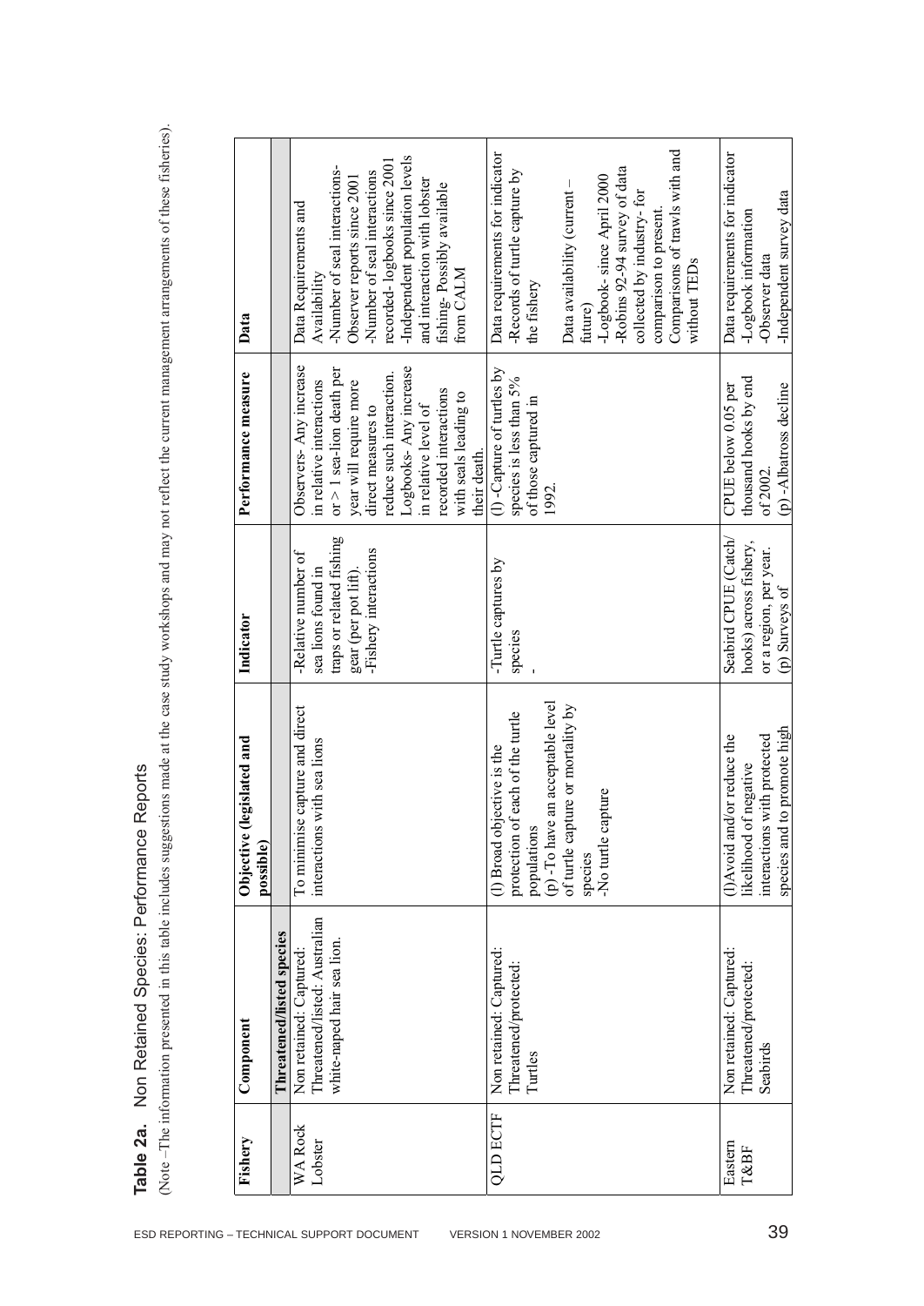**Table 2a.** Non Retained Species: Performance Reports

(Note –The information presented in this table includes suggestions made at the case study workshops and may not reflect the current management arrangements of these fisheries).

| Fishery | Component | Objective (legislated and possible) | Indicator | Performance measure | Data |
|---|---|---|---|---|---|
| | **Threatened/listed species** | | | | |
| WA Rock Lobster | Non retained: Captured: Threatened/listed: Australian white-naped hair sea lion. | To minimise capture and direct interactions with sea lions | -Relative number of sea lions found in traps or related fishing gear (per pot lift). -Fishery interactions | Observers- Any increase in relative interactions or > 1 sea-lion death per year will require more direct measures to reduce such interaction. Logbooks- Any increase in relative level of recorded interactions with seals leading to their death. | Data Requirements and Availability -Number of seal interactions- Observer reports since 2001 -Number of seal interactions recorded- logbooks since 2001 -Independent population levels and interaction with lobster fishing- Possibly available from CALM |
| QLD ECTF | Non retained: Captured: Threatened/protected: Turtles | (l) Broad objective is the protection of each of the turtle populations (p) -To have an acceptable level of turtle capture or mortality by species -No turtle capture | -Turtle captures by species - | (l) -Capture of turtles by species is less than 5% of those captured in 1992. | Data requirements for indicator -Records of turtle capture by the fishery<br><br>Data availability (current – future) -Logbook- since April 2000 -Robins 92-94 survey of data collected by industry- for comparison to present. Comparisons of trawls with and without TEDs |
| Eastern T&BF | Non retained: Captured: Threatened/protected: Seabirds | (l)Avoid and/or reduce the likelihood of negative interactions with protected species and to promote high | Seabird CPUE (Catch/ hooks) across fishery, or a region, per year. (p) Surveys of | CPUE below 0.05 per thousand hooks by end of 2002. (p) -Albatross decline | Data requirements for indicator -Logbook information -Observer data -Independent survey data |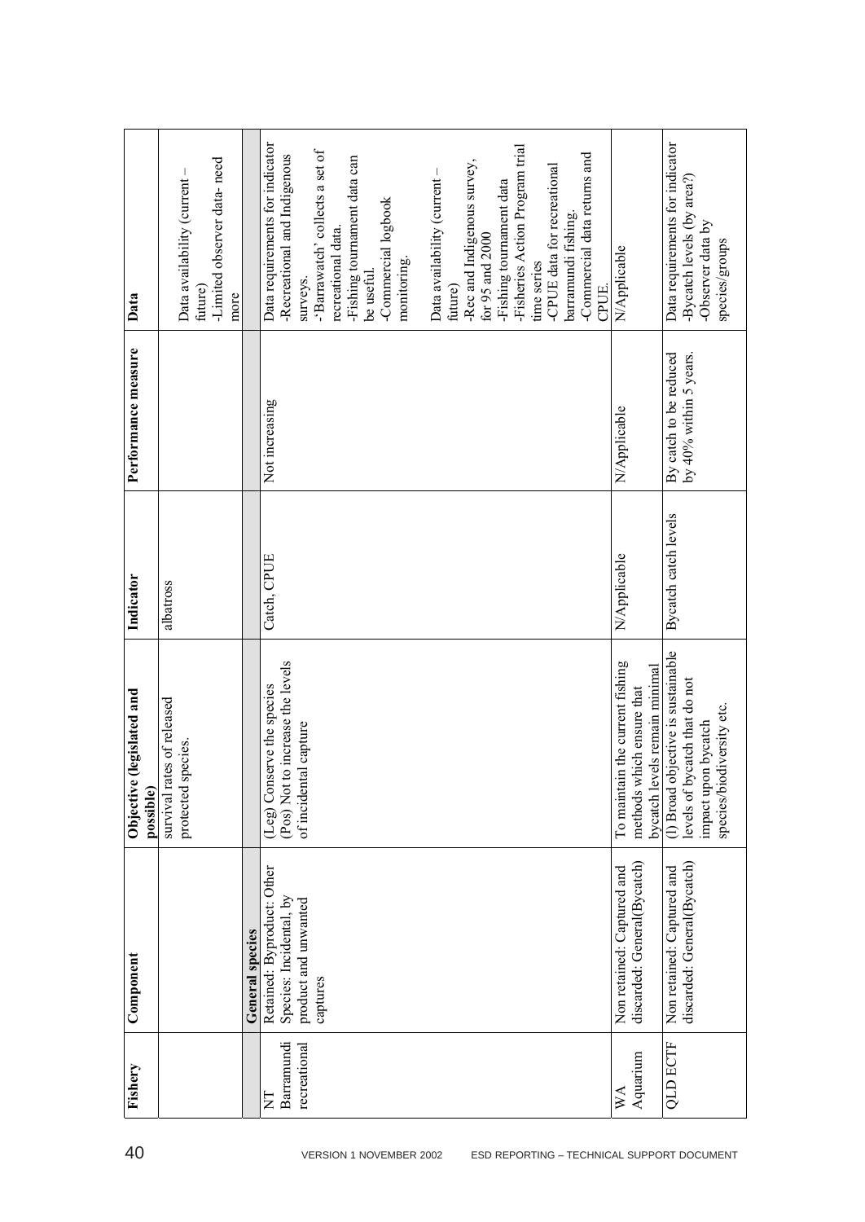| Fishery | Component | Objective (legislated and possible) | Indicator | Performance measure | Data |
|---|---|---|---|---|---|
| | | survival rates of released protected species. | albatross | | Data availability (current – future)<br>-Limited observer data- need more |
| | **General species** | | | | |
| NT Barramundi recreational | Retained: Byproduct: Other Species: Incidental, by product and unwanted captures | (Leg) Conserve the species<br>(Pos) Not to increase the levels of incidental capture | Catch, CPUE | Not increasing | Data requirements for indicator<br>-Recreational and Indigenous surveys.<br>-'Barrawatch' collects a set of recreational data.<br>-Fishing tournament data can be useful.<br>-Commercial logbook monitoring.<br><br>Data availability (current – future)<br>-Rec and Indigenous survey, for 95 and 2000<br>-Fishing tournament data<br>-Fisheries Action Program trial time series<br>-CPUE data for recreational barramundi fishing.<br>-Commercial data returns and CPUE. |
| WA Aquarium | Non retained: Captured and discarded: General(Bycatch) | To maintain the current fishing methods which ensure that bycatch levels remain minimal | N/Applicable | N/Applicable | N/Applicable |
| QLD ECTF | Non retained: Captured and discarded: General(Bycatch) | (I) Broad objective is sustainable levels of bycatch that do not impact upon bycatch species/biodiversity etc. | Bycatch catch levels | By catch to be reduced by 40% within 5 years. | Data requirements for indicator<br>-Bycatch levels (by area?)<br>-Observer data by species/groups |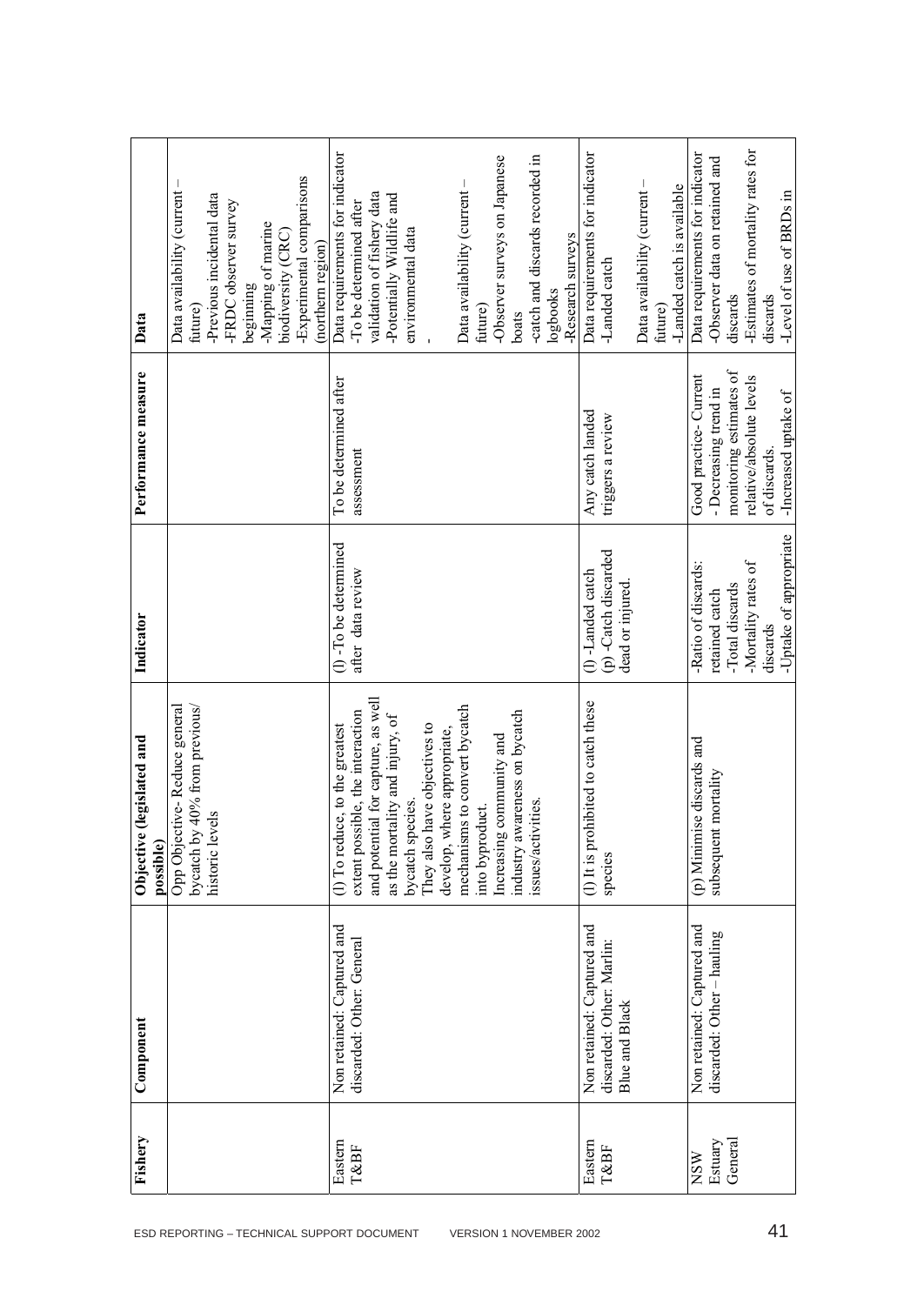| Fishery | Component | Objective (legislated and possible) | Indicator | Performance measure | Data |
|---|---|---|---|---|---|
| | | Opp Objective- Reduce general bycatch by 40% from previous/ historic levels | | | Data availability (current – future)<br>-Previous incidental data<br>-FRDC observer survey beginning<br>-Mapping of marine biodiversity (CRC)<br>-Experimental comparisons (northern region) |
| Eastern T&BF | Non retained: Captured and discarded: Other: General | (l) To reduce, to the greatest extent possible, the interaction and potential for capture, as well as the mortality and injury, of bycatch species.<br>They also have objectives to develop, where appropriate, mechanisms to convert bycatch into byproduct.<br>Increasing community and industry awareness on bycatch issues/activities. | (l) -To be determined after data review | To be determined after assessment | Data requirements for indicator<br>-To be determined after validation of fishery data<br>-Potentially Wildlife and environmental data<br>-<br><br>Data availability (current – future)<br>-Observer surveys on Japanese boats<br>-catch and discards recorded in logbooks<br>-Research surveys |
| Eastern T&BF | Non retained: Captured and discarded: Other: Marlin: Blue and Black | (l) It is prohibited to catch these species | (l) -Landed catch<br>(p) -Catch discarded dead or injured. | Any catch landed triggers a review | Data requirements for indicator<br>-Landed catch<br><br>Data availability (current – future)<br>-Landed catch is available |
| NSW Estuary General | Non retained: Captured and discarded: Other – hauling | (p) Minimise discards and subsequent mortality | -Ratio of discards: retained catch<br>-Total discards<br>-Mortality rates of discards<br>-Uptake of appropriate | Good practice- Current<br>- Decreasing trend in monitoring estimates of relative/absolute levels of discards.<br>-Increased uptake of | Data requirements for indicator<br>-Observer data on retained and discards<br>-Estimates of mortality rates for discards<br>-Level of use of BRDs in |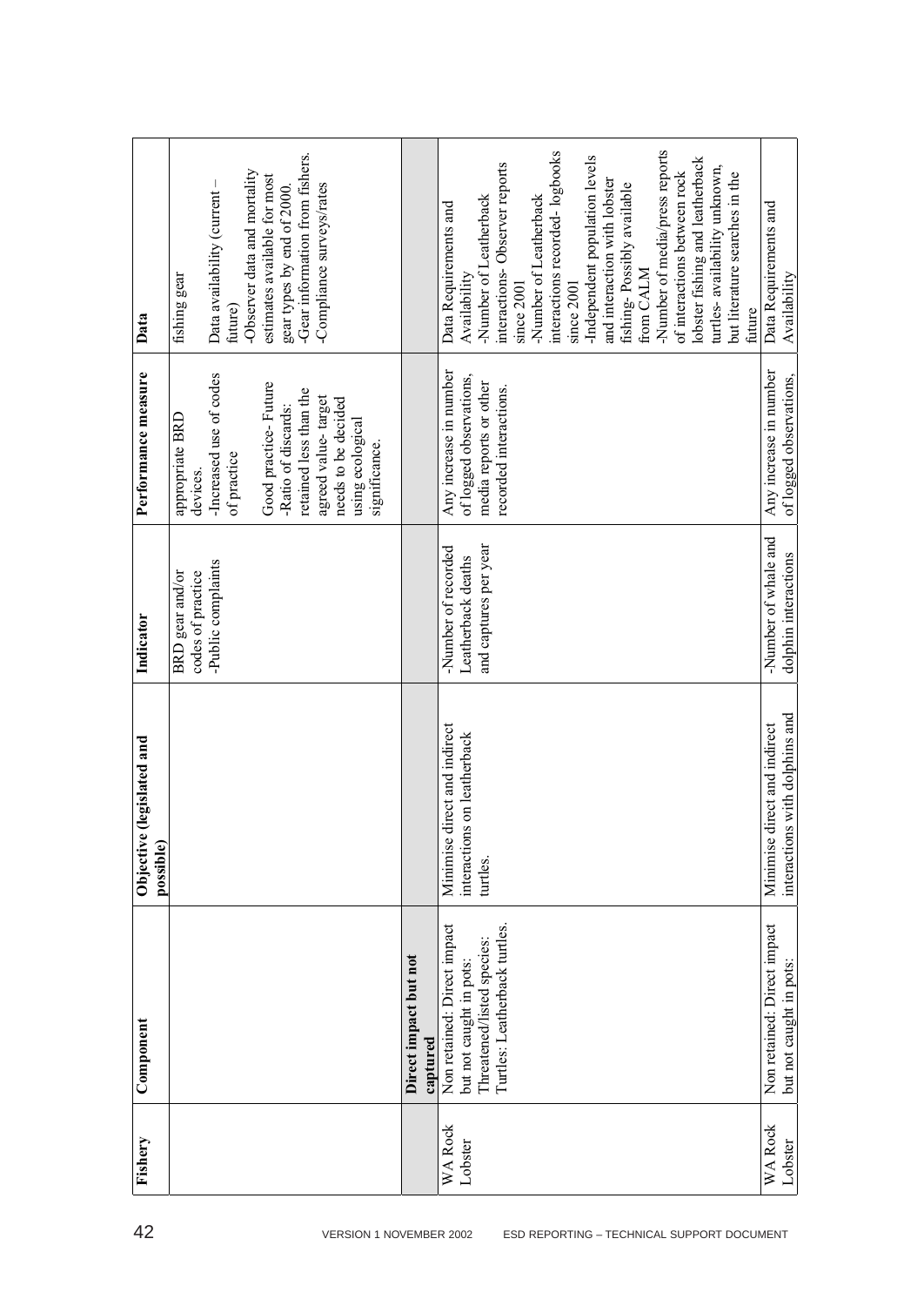| Fishery | Component | Objective (legislated and possible) | Indicator | Performance measure | Data |
|---|---|---|---|---|---|
| | | | BRD gear and/or codes of practice<br>-Public complaints | appropriate BRD devices.<br>-Increased use of codes of practice<br><br>Good practice- Future<br>-Ratio of discards: retained less than the agreed value- target needs to be decided using ecological significance. | fishing gear<br><br>Data availability (current – future)<br>-Observer data and mortality estimates available for most gear types by end of 2000.<br>-Gear information from fishers.<br>-Compliance surveys/rates |
| | **Direct impact but not captured** | | | | |
| WA Rock Lobster | Non retained: Direct impact but not caught in pots:<br>Threatened/listed species:<br>Turtles: Leatherback turtles. | Minimise direct and indirect interactions on leatherback turtles. | -Number of recorded Leatherback deaths and captures per year | Any increase in number of logged observations, media reports or other recorded interactions. | Data Requirements and Availability<br>-Number of Leatherback interactions- Observer reports since 2001<br>-Number of Leatherback interactions recorded- logbooks since 2001<br>-Independent population levels and interaction with lobster fishing- Possibly available from CALM<br>-Number of media/press reports of interactions between rock lobster fishing and leatherback turtles- availability unknown, but literature searches in the future |
| WA Rock Lobster | Non retained: Direct impact but not caught in pots: | Minimise direct and indirect interactions with dolphins and | -Number of whale and dolphin interactions | Any increase in number of logged observations, | Data Requirements and Availability |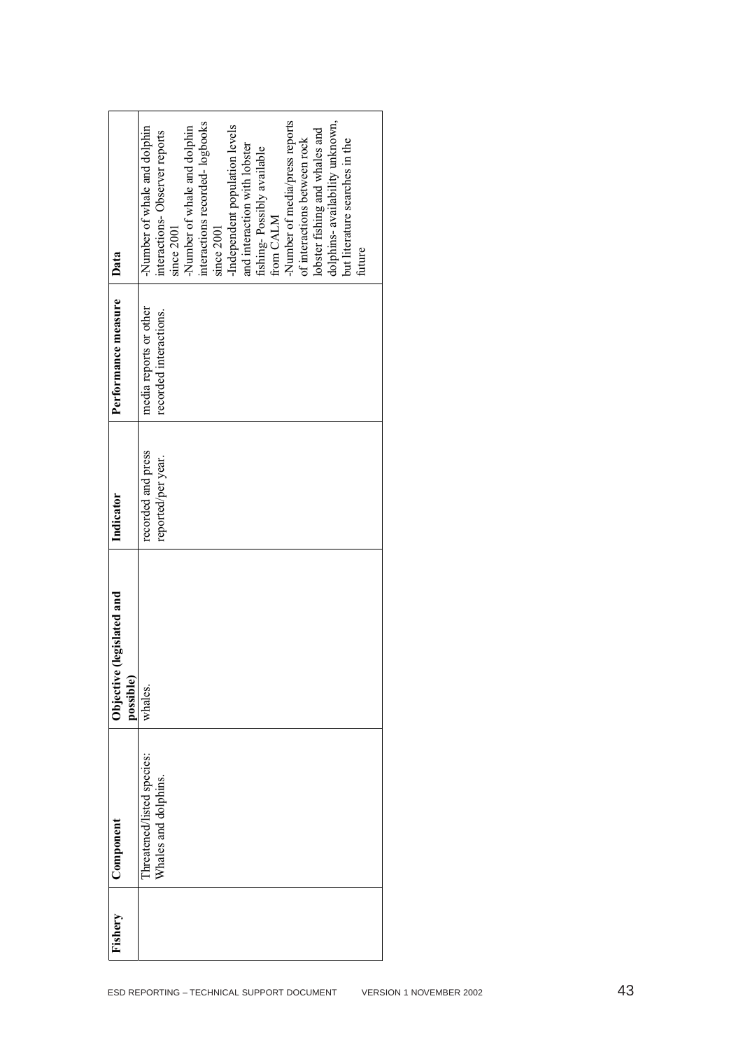| Fishery | Component | Objective (legislated and possible) | Indicator | Performance measure | Data |
|---|---|---|---|---|---|
| | Threatened/listed species: Whales and dolphins. | whales. | recorded and press reported/per year. | media reports or other recorded interactions. | -Number of whale and dolphin interactions- Observer reports since 2001<br>-Number of whale and dolphin interactions recorded- logbooks since 2001<br>-Independent population levels and interaction with lobster fishing- Possibly available from CALM<br>-Number of media/press reports of interactions between rock lobster fishing and whales and dolphins- availability unknown, but literature searches in the future |

ESD REPORTING – TECHNICAL SUPPORT DOCUMENT VERSION 1 NOVEMBER 2002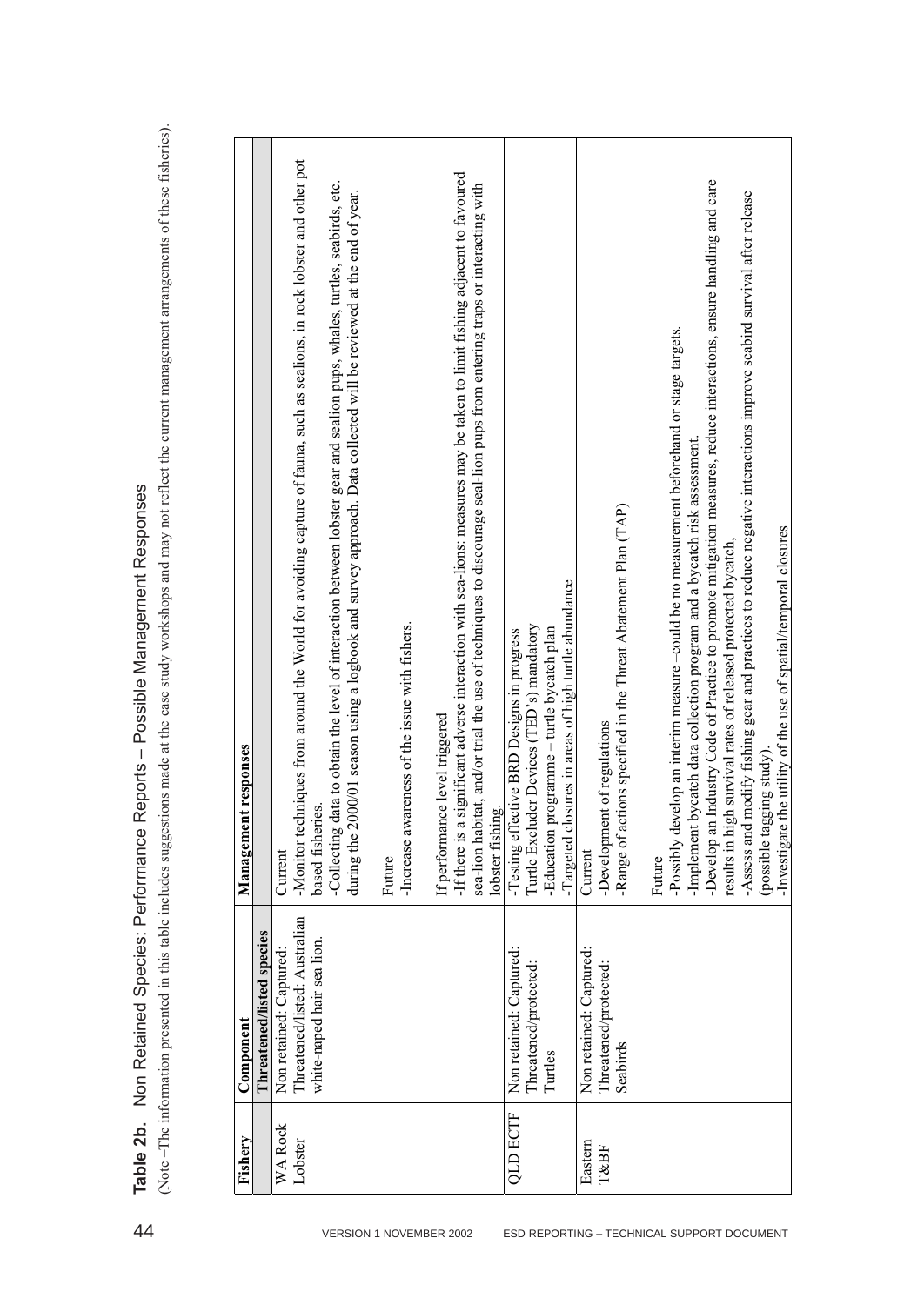**Table 2b.** Non Retained Species: Performance Reports – Possible Management Responses

(Note –The information presented in this table includes suggestions made at the case study workshops and may not reflect the current management arrangements of these fisheries).

| Fishery | Component | Management responses |
|---|---|---|
| | **Threatened/listed species** | |
| WA Rock Lobster | Non retained: Captured: Threatened/listed: Australian white-naped hair sea lion. | Current<br>-Monitor techniques from around the World for avoiding capture of fauna, such as sealions, in rock lobster and other pot based fisheries.<br>-Collecting data to obtain the level of interaction between lobster gear and sealion pups, whales, turtles, seabirds, etc. during the 2000/01 season using a logbook and survey approach. Data collected will be reviewed at the end of year.<br><br>Future<br>-Increase awareness of the issue with fishers.<br><br>If performance level triggered<br>-If there is a significant adverse interaction with sea-lions: measures may be taken to limit fishing adjacent to favoured sea-lion habitat, and/or trial the use of techniques to discourage seal-lion pups from entering traps or interacting with lobster fishing. |
| QLD ECTF | Non retained: Captured: Threatened/protected: Turtles | -Testing effective BRD Designs in progress<br>Turtle Excluder Devices (TED's) mandatory<br>-Education programme – turtle bycatch plan<br>-Targeted closures in areas of high turtle abundance |
| Eastern T&BF | Non retained: Captured: Threatened/protected: Seabirds | Current<br>-Development of regulations<br>-Range of actions specified in the Threat Abatement Plan (TAP)<br><br>Future<br>-Possibly develop an interim measure –could be no measurement beforehand or stage targets.<br>-Implement bycatch data collection program and a bycatch risk assessment.<br>-Develop an Industry Code of Practice to promote mitigation measures, reduce interactions, ensure handling and care results in high survival rates of released protected bycatch,<br>-Assess and modify fishing gear and practices to reduce negative interactions improve seabird survival after release (possible tagging study).<br>-Investigate the utility of the use of spatial/temporal closures |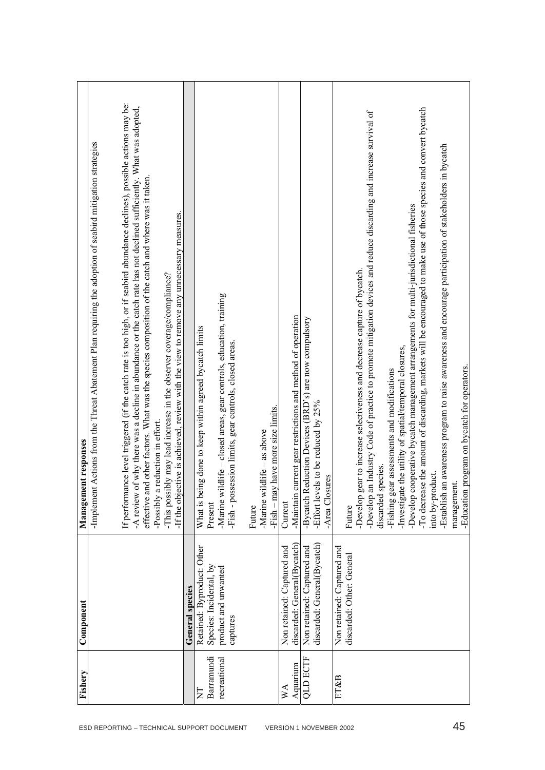| Fishery | Component | Management responses |
|---|---|---|
| | | -Implement Actions from the Threat Abatement Plan requiring the adoption of seabird mitigation strategies<br><br>If performance level triggered (if the catch rate is too high, or if seabird abundance declines), possible actions may be:<br>-A review of why there was a decline in abundance or the catch rate has not declined sufficiently. What was adopted, effective and other factors. What was the species composition of the catch and where was it taken.<br>-Possibly a reduction in effort.<br>-This possibly may lead increase in the observer coverage/compliance?<br>-If the objective is achieved, review with the view to remove any unnecessary measures. |
| | **General species** | |
| NT Barramundi recreational | Retained: Byproduct: Other Species: Incidental, by product and unwanted captures | What is being done to keep within agreed bycatch limits<br>Present<br>-Marine wildlife – closed areas, gear controls, education, training<br>-Fish - possession limits, gear controls, closed areas.<br><br>Future<br>-Marine wildlife – as above<br>-Fish – may have more size limits. |
| WA Aquarium | Non retained: Captured and discarded: General(Bycatch) | Current<br>-Maintain current gear restrictions and method of operation |
| QLD ECTF | Non retained: Captured and discarded: General(Bycatch) | -Bycatch Reduction Devices (BRD's) are now compulsory<br>-Effort levels to be reduced by 25%<br>-Area Closures |
| ET&B | Non retained: Captured and discarded: Other: General | Future<br>-Develop gear to increase selectiveness and decrease capture of bycatch.<br>-Develop an Industry Code of practice to promote mitigation devices and reduce discarding and increase survival of discarded species.<br>-Fishing gear assessments and modifications<br>-Investigate the utility of spatial/temporal closures,<br>-Develop cooperative bycatch management arrangements for multi-jurisdictional fisheries<br>-To decrease the amount of discarding, markets will be encouraged to make use of those species and convert bycatch into by-product.<br>-Establish an awareness program to raise awareness and encourage participation of stakeholders in bycatch management.<br>-Education program on bycatch for operators. |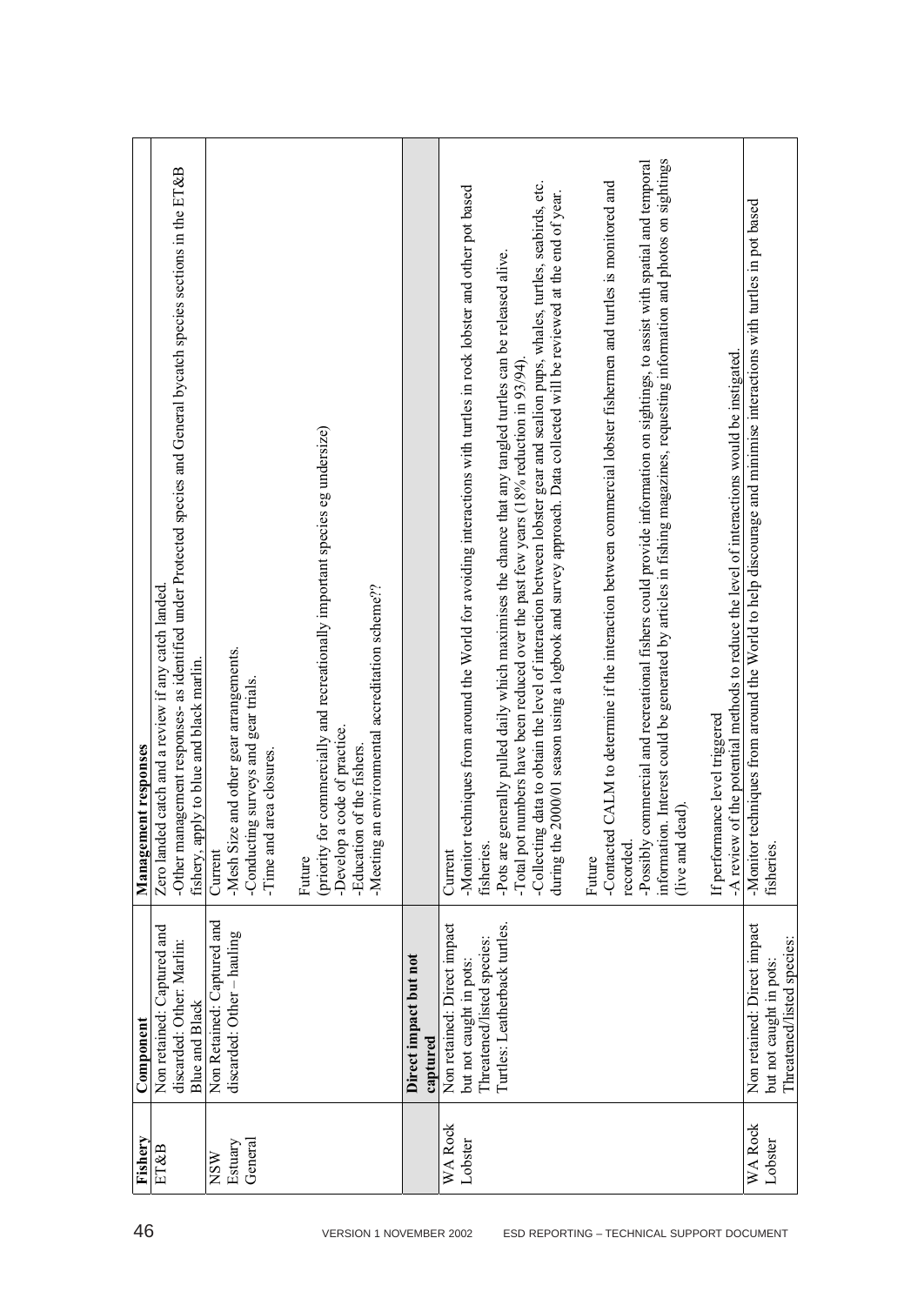| Fishery | Component | Management responses |
| --- | --- | --- |
| ET&B | Non retained: Captured and discarded: Other: Marlin: Blue and Black | Zero landed catch and a review if any catch landed.<br>-Other management responses- as identified under Protected species and General bycatch species sections in the ET&B fishery, apply to blue and black marlin. |
| NSW Estuary General | Non Retained: Captured and discarded: Other – hauling | Current<br>-Mesh Size and other gear arrangements.<br>-Conducting surveys and gear trials.<br>-Time and area closures.<br><br>Future<br>(priority for commercially and recreationally important species eg undersize)<br>-Develop a code of practice.<br>-Education of the fishers.<br>-Meeting an environmental accreditation scheme?? |
| | **Direct impact but not captured** | |
| WA Rock Lobster | Non retained: Direct impact but not caught in pots: Threatened/listed species: Turtles: Leatherback turtles. | Current<br>-Monitor techniques from around the World for avoiding interactions with turtles in rock lobster and other pot based fisheries.<br>-Pots are generally pulled daily which maximises the chance that any tangled turtles can be released alive.<br>-Total pot numbers have been reduced over the past few years (18% reduction in 93/94).<br>-Collecting data to obtain the level of interaction between lobster gear and sealion pups, whales, turtles, seabirds, etc. during the 2000/01 season using a logbook and survey approach. Data collected will be reviewed at the end of year.<br><br>Future<br>-Contacted CALM to determine if the interaction between commercial lobster fishermen and turtles is monitored and recorded.<br>-Possibly commercial and recreational fishers could provide information on sightings, to assist with spatial and temporal information. Interest could be generated by articles in fishing magazines, requesting information and photos on sightings (live and dead).<br><br>If performance level triggered<br>-A review of the potential methods to reduce the level of interactions would be instigated. |
| WA Rock Lobster | Non retained: Direct impact but not caught in pots: Threatened/listed species: | -Monitor techniques from around the World to help discourage and minimise interactions with turtles in pot based fisheries. |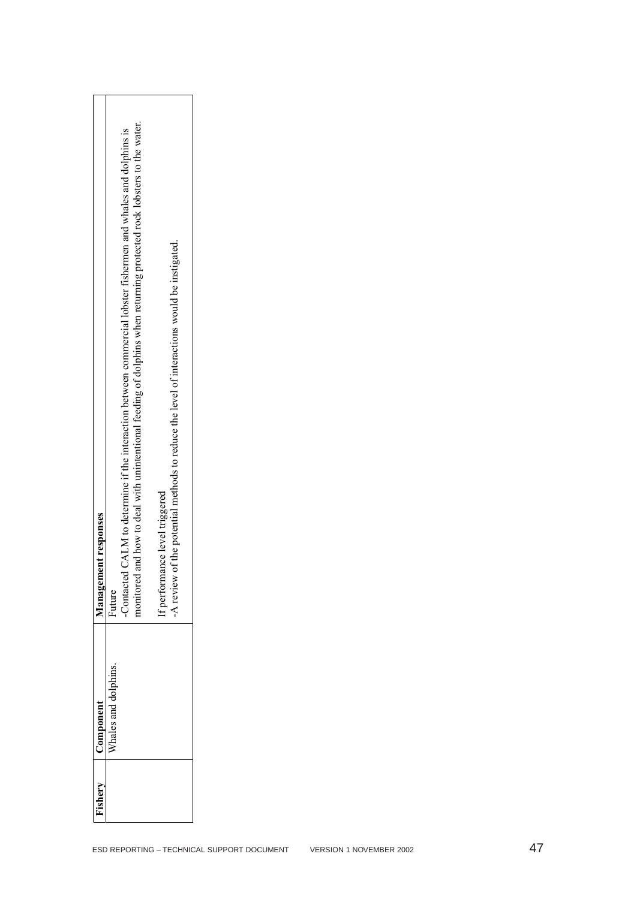| Fishery | Component | Management responses |
| --- | --- | --- |
| | Whales and dolphins. | Future<br>-Contacted CALM to determine if the interaction between commercial lobster fishermen and whales and dolphins is monitored and how to deal with unintentional feeding of dolphins when returning protected rock lobsters to the water.<br><br>If performance level triggered<br>-A review of the potential methods to reduce the level of interactions would be instigated. |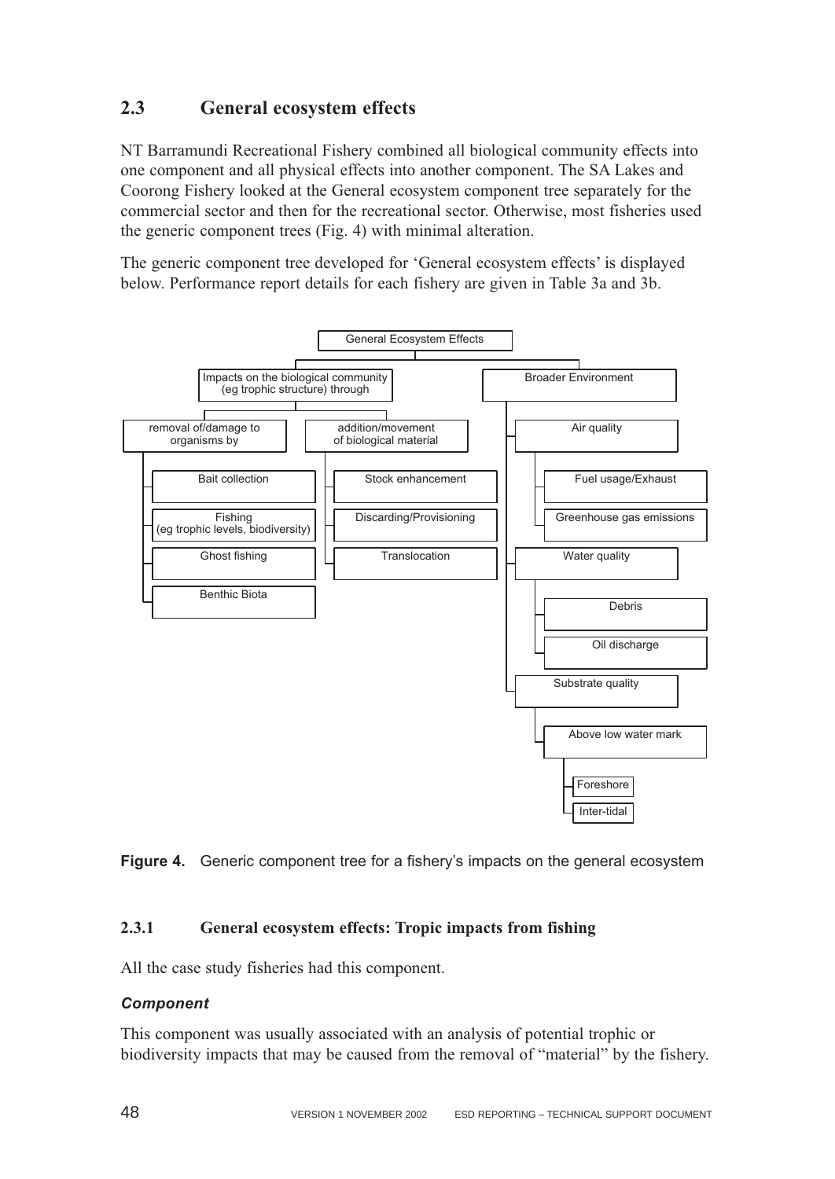## 2.3 General ecosystem effects

NT Barramundi Recreational Fishery combined all biological community effects into one component and all physical effects into another component. The SA Lakes and Coorong Fishery looked at the General ecosystem component tree separately for the commercial sector and then for the recreational sector. Otherwise, most fisheries used the generic component trees (Fig. 4) with minimal alteration.

The generic component tree developed for 'General ecosystem effects' is displayed below. Performance report details for each fishery are given in Table 3a and 3b.

- General Ecosystem Effects
  - Impacts on the biological community (eg trophic structure) through
    - removal of/damage to organisms by
      - Bait collection
      - Fishing (eg trophic levels, biodiversity)
      - Ghost fishing
      - Benthic Biota
    - addition/movement of biological material
      - Stock enhancement
      - Discarding/Provisioning
      - Translocation
  - Broader Environment
    - Air quality
      - Fuel usage/Exhaust
      - Greenhouse gas emissions
    - Water quality
      - Debris
      - Oil discharge
    - Substrate quality
      - Above low water mark
        - Foreshore
        - Inter-tidal

**Figure 4.** Generic component tree for a fishery's impacts on the general ecosystem

### 2.3.1 General ecosystem effects: Tropic impacts from fishing

All the case study fisheries had this component.

#### *Component*

This component was usually associated with an analysis of potential trophic or biodiversity impacts that may be caused from the removal of "material" by the fishery.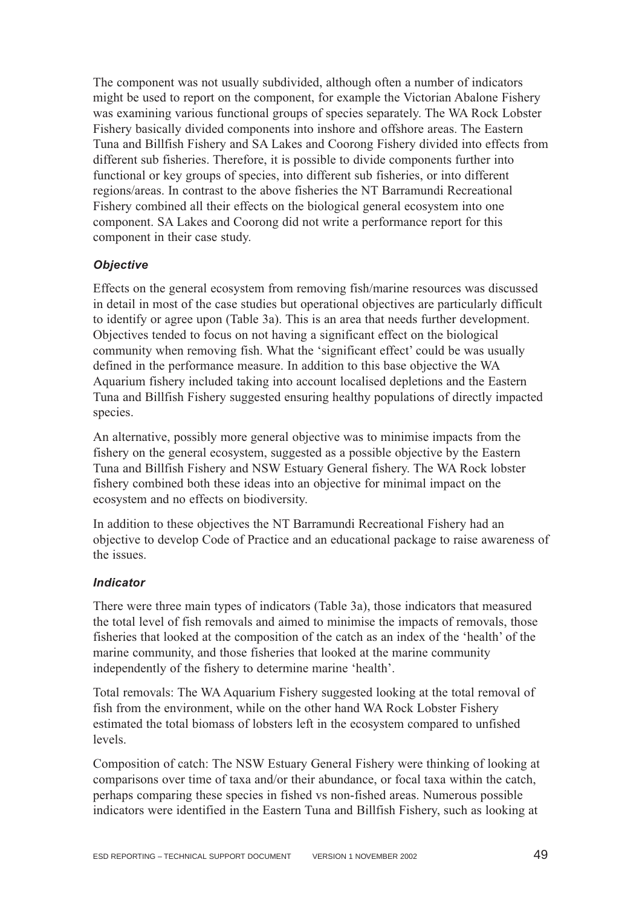The component was not usually subdivided, although often a number of indicators might be used to report on the component, for example the Victorian Abalone Fishery was examining various functional groups of species separately. The WA Rock Lobster Fishery basically divided components into inshore and offshore areas. The Eastern Tuna and Billfish Fishery and SA Lakes and Coorong Fishery divided into effects from different sub fisheries. Therefore, it is possible to divide components further into functional or key groups of species, into different sub fisheries, or into different regions/areas. In contrast to the above fisheries the NT Barramundi Recreational Fishery combined all their effects on the biological general ecosystem into one component. SA Lakes and Coorong did not write a performance report for this component in their case study.

#### *Objective*

Effects on the general ecosystem from removing fish/marine resources was discussed in detail in most of the case studies but operational objectives are particularly difficult to identify or agree upon (Table 3a). This is an area that needs further development. Objectives tended to focus on not having a significant effect on the biological community when removing fish. What the 'significant effect' could be was usually defined in the performance measure. In addition to this base objective the WA Aquarium fishery included taking into account localised depletions and the Eastern Tuna and Billfish Fishery suggested ensuring healthy populations of directly impacted species.

An alternative, possibly more general objective was to minimise impacts from the fishery on the general ecosystem, suggested as a possible objective by the Eastern Tuna and Billfish Fishery and NSW Estuary General fishery. The WA Rock lobster fishery combined both these ideas into an objective for minimal impact on the ecosystem and no effects on biodiversity.

In addition to these objectives the NT Barramundi Recreational Fishery had an objective to develop Code of Practice and an educational package to raise awareness of the issues.

#### *Indicator*

There were three main types of indicators (Table 3a), those indicators that measured the total level of fish removals and aimed to minimise the impacts of removals, those fisheries that looked at the composition of the catch as an index of the 'health' of the marine community, and those fisheries that looked at the marine community independently of the fishery to determine marine 'health'.

Total removals: The WA Aquarium Fishery suggested looking at the total removal of fish from the environment, while on the other hand WA Rock Lobster Fishery estimated the total biomass of lobsters left in the ecosystem compared to unfished levels.

Composition of catch: The NSW Estuary General Fishery were thinking of looking at comparisons over time of taxa and/or their abundance, or focal taxa within the catch, perhaps comparing these species in fished vs non-fished areas. Numerous possible indicators were identified in the Eastern Tuna and Billfish Fishery, such as looking at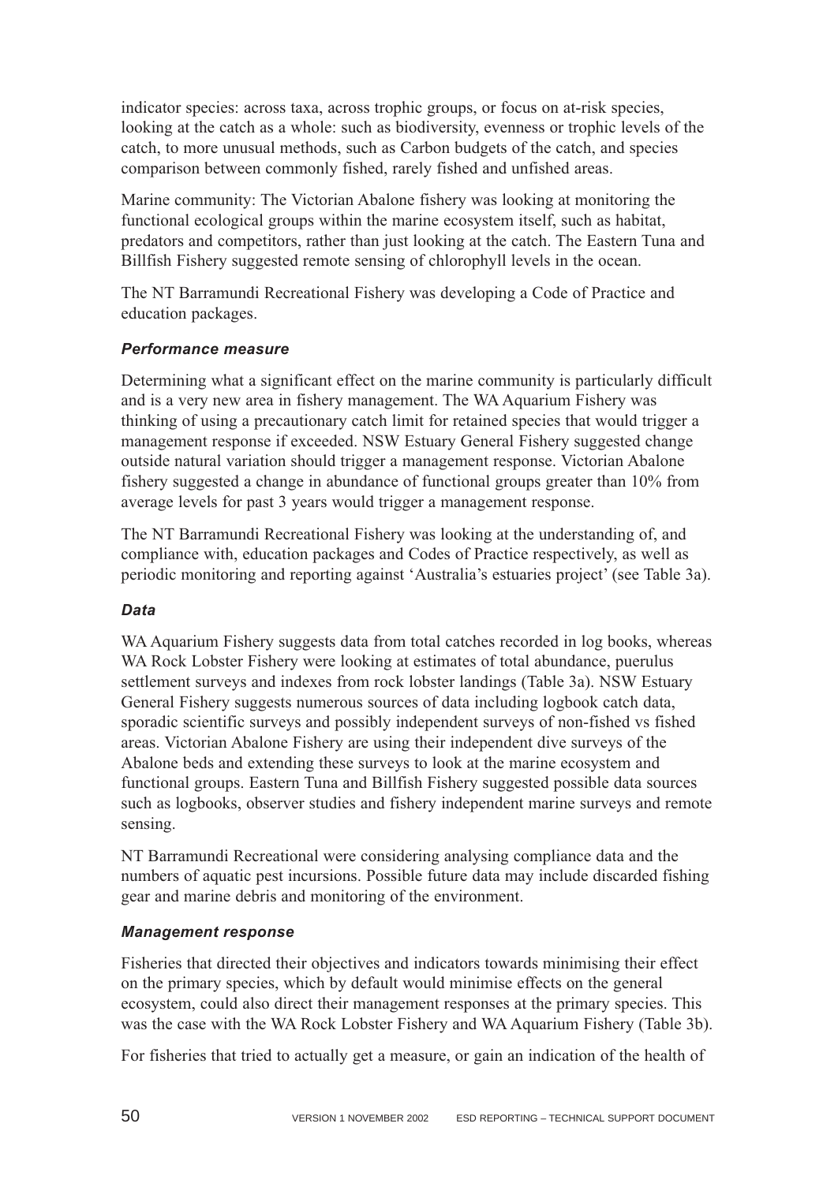indicator species: across taxa, across trophic groups, or focus on at-risk species, looking at the catch as a whole: such as biodiversity, evenness or trophic levels of the catch, to more unusual methods, such as Carbon budgets of the catch, and species comparison between commonly fished, rarely fished and unfished areas.

Marine community: The Victorian Abalone fishery was looking at monitoring the functional ecological groups within the marine ecosystem itself, such as habitat, predators and competitors, rather than just looking at the catch. The Eastern Tuna and Billfish Fishery suggested remote sensing of chlorophyll levels in the ocean.

The NT Barramundi Recreational Fishery was developing a Code of Practice and education packages.

#### *Performance measure*

Determining what a significant effect on the marine community is particularly difficult and is a very new area in fishery management. The WA Aquarium Fishery was thinking of using a precautionary catch limit for retained species that would trigger a management response if exceeded. NSW Estuary General Fishery suggested change outside natural variation should trigger a management response. Victorian Abalone fishery suggested a change in abundance of functional groups greater than 10% from average levels for past 3 years would trigger a management response.

The NT Barramundi Recreational Fishery was looking at the understanding of, and compliance with, education packages and Codes of Practice respectively, as well as periodic monitoring and reporting against 'Australia's estuaries project' (see Table 3a).

#### *Data*

WA Aquarium Fishery suggests data from total catches recorded in log books, whereas WA Rock Lobster Fishery were looking at estimates of total abundance, puerulus settlement surveys and indexes from rock lobster landings (Table 3a). NSW Estuary General Fishery suggests numerous sources of data including logbook catch data, sporadic scientific surveys and possibly independent surveys of non-fished vs fished areas. Victorian Abalone Fishery are using their independent dive surveys of the Abalone beds and extending these surveys to look at the marine ecosystem and functional groups. Eastern Tuna and Billfish Fishery suggested possible data sources such as logbooks, observer studies and fishery independent marine surveys and remote sensing.

NT Barramundi Recreational were considering analysing compliance data and the numbers of aquatic pest incursions. Possible future data may include discarded fishing gear and marine debris and monitoring of the environment.

#### *Management response*

Fisheries that directed their objectives and indicators towards minimising their effect on the primary species, which by default would minimise effects on the general ecosystem, could also direct their management responses at the primary species. This was the case with the WA Rock Lobster Fishery and WA Aquarium Fishery (Table 3b).

For fisheries that tried to actually get a measure, or gain an indication of the health of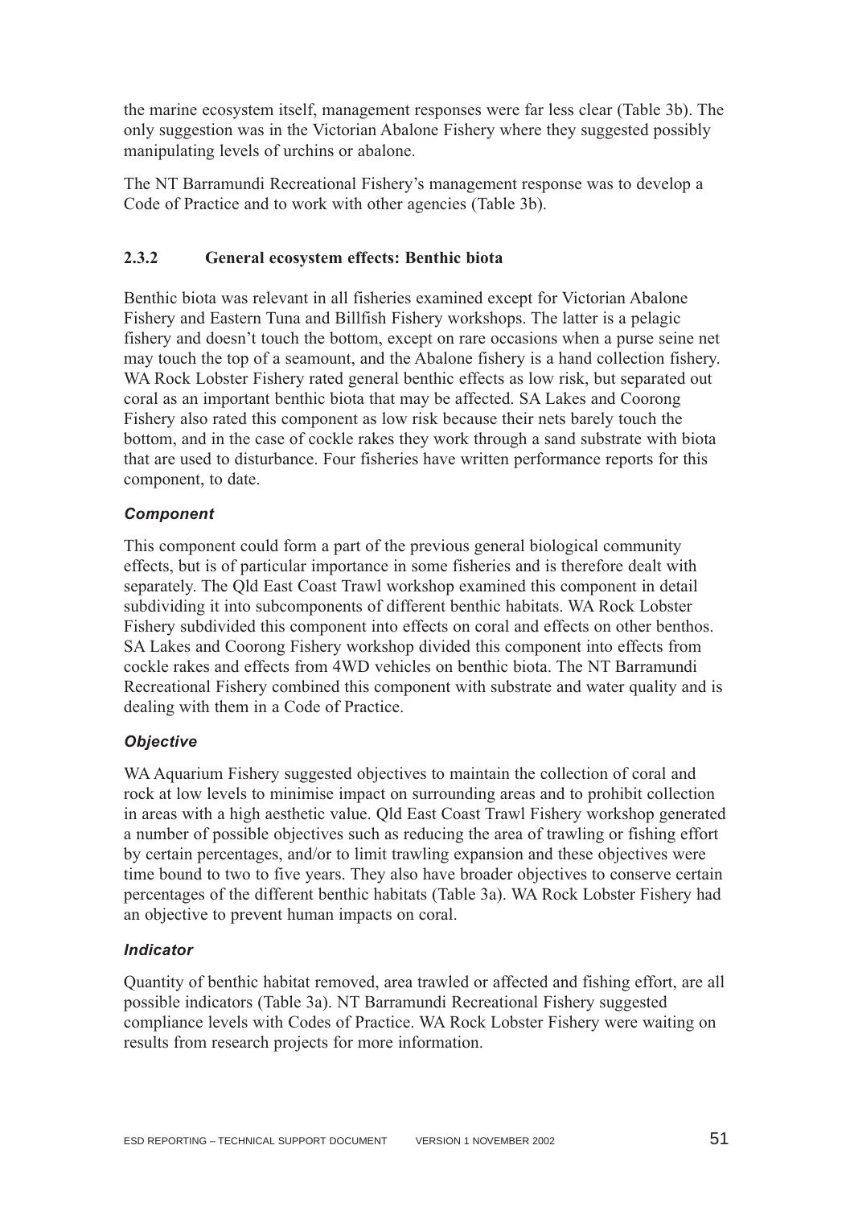the marine ecosystem itself, management responses were far less clear (Table 3b). The only suggestion was in the Victorian Abalone Fishery where they suggested possibly manipulating levels of urchins or abalone.

The NT Barramundi Recreational Fishery's management response was to develop a Code of Practice and to work with other agencies (Table 3b).

### 2.3.2 General ecosystem effects: Benthic biota

Benthic biota was relevant in all fisheries examined except for Victorian Abalone Fishery and Eastern Tuna and Billfish Fishery workshops. The latter is a pelagic fishery and doesn't touch the bottom, except on rare occasions when a purse seine net may touch the top of a seamount, and the Abalone fishery is a hand collection fishery. WA Rock Lobster Fishery rated general benthic effects as low risk, but separated out coral as an important benthic biota that may be affected. SA Lakes and Coorong Fishery also rated this component as low risk because their nets barely touch the bottom, and in the case of cockle rakes they work through a sand substrate with biota that are used to disturbance. Four fisheries have written performance reports for this component, to date.

#### *Component*

This component could form a part of the previous general biological community effects, but is of particular importance in some fisheries and is therefore dealt with separately. The Qld East Coast Trawl workshop examined this component in detail subdividing it into subcomponents of different benthic habitats. WA Rock Lobster Fishery subdivided this component into effects on coral and effects on other benthos. SA Lakes and Coorong Fishery workshop divided this component into effects from cockle rakes and effects from 4WD vehicles on benthic biota. The NT Barramundi Recreational Fishery combined this component with substrate and water quality and is dealing with them in a Code of Practice.

#### *Objective*

WA Aquarium Fishery suggested objectives to maintain the collection of coral and rock at low levels to minimise impact on surrounding areas and to prohibit collection in areas with a high aesthetic value. Qld East Coast Trawl Fishery workshop generated a number of possible objectives such as reducing the area of trawling or fishing effort by certain percentages, and/or to limit trawling expansion and these objectives were time bound to two to five years. They also have broader objectives to conserve certain percentages of the different benthic habitats (Table 3a). WA Rock Lobster Fishery had an objective to prevent human impacts on coral.

#### *Indicator*

Quantity of benthic habitat removed, area trawled or affected and fishing effort, are all possible indicators (Table 3a). NT Barramundi Recreational Fishery suggested compliance levels with Codes of Practice. WA Rock Lobster Fishery were waiting on results from research projects for more information.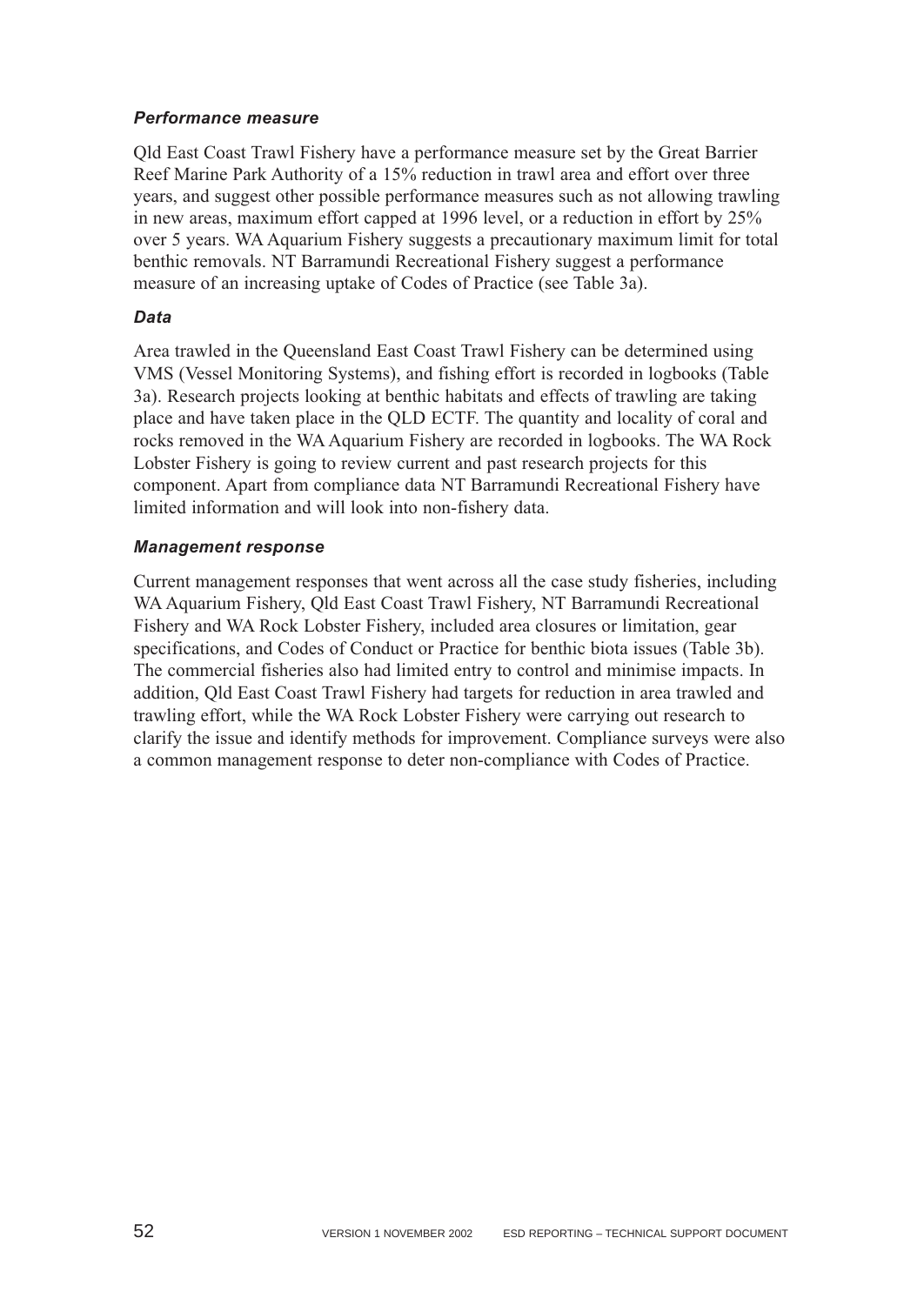### *Performance measure*

Qld East Coast Trawl Fishery have a performance measure set by the Great Barrier Reef Marine Park Authority of a 15% reduction in trawl area and effort over three years, and suggest other possible performance measures such as not allowing trawling in new areas, maximum effort capped at 1996 level, or a reduction in effort by 25% over 5 years. WA Aquarium Fishery suggests a precautionary maximum limit for total benthic removals. NT Barramundi Recreational Fishery suggest a performance measure of an increasing uptake of Codes of Practice (see Table 3a).

### *Data*

Area trawled in the Queensland East Coast Trawl Fishery can be determined using VMS (Vessel Monitoring Systems), and fishing effort is recorded in logbooks (Table 3a). Research projects looking at benthic habitats and effects of trawling are taking place and have taken place in the QLD ECTF. The quantity and locality of coral and rocks removed in the WA Aquarium Fishery are recorded in logbooks. The WA Rock Lobster Fishery is going to review current and past research projects for this component. Apart from compliance data NT Barramundi Recreational Fishery have limited information and will look into non-fishery data.

### *Management response*

Current management responses that went across all the case study fisheries, including WA Aquarium Fishery, Qld East Coast Trawl Fishery, NT Barramundi Recreational Fishery and WA Rock Lobster Fishery, included area closures or limitation, gear specifications, and Codes of Conduct or Practice for benthic biota issues (Table 3b). The commercial fisheries also had limited entry to control and minimise impacts. In addition, Qld East Coast Trawl Fishery had targets for reduction in area trawled and trawling effort, while the WA Rock Lobster Fishery were carrying out research to clarify the issue and identify methods for improvement. Compliance surveys were also a common management response to deter non-compliance with Codes of Practice.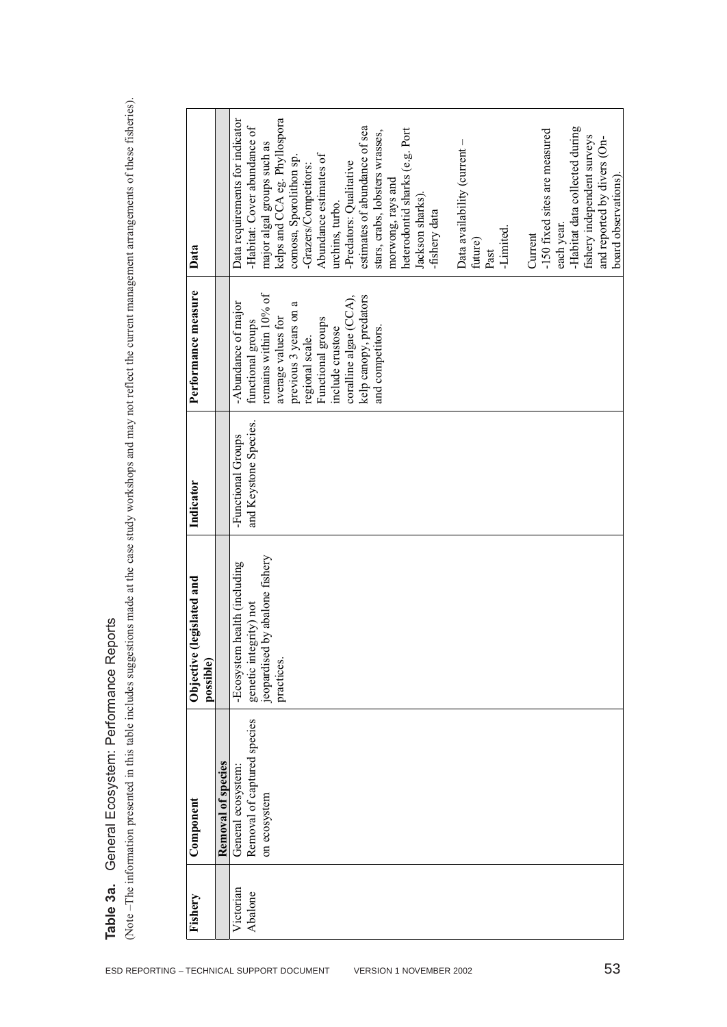**Table 3a.** General Ecosystem: Performance Reports

(Note –The information presented in this table includes suggestions made at the case study workshops and may not reflect the current management arrangements of these fisheries).

| Fishery | Component | Objective (legislated and possible) | Indicator | Performance measure | Data |
|---|---|---|---|---|---|
| | **Removal of species** | | | | |
| Victorian Abalone | General ecosystem: Removal of captured species on ecosystem | -Ecosystem health (including genetic integrity) not jeopardised by abalone fishery practices. | -Functional Groups and Keystone Species. | -Abundance of major functional groups remains within 10% of average values for previous 3 years on a regional scale. Functional groups include crustose coralline algae (CCA), kelp canopy, predators and competitors. | Data requirements for indicator<br>-Habitat: Cover abundance of major algal groups such as kelps and CCA eg. Phyllospora comosa, Sporolithon sp.<br>-Grazers/Competitors: Abundance estimates of urchins, turbo.<br>-Predators: Qualitative estimates of abundance of sea stars, crabs, lobsters wrasses, morwong, rays and heterodontid sharks (e.g. Port Jackson sharks).<br>-fishery data<br><br>Data availability (current – future)<br>Past<br>-Limited.<br><br>Current<br>-150 fixed sites are measured each year.<br>-Habitat data collected during fishery independent surveys and reported by divers (On-board observations). |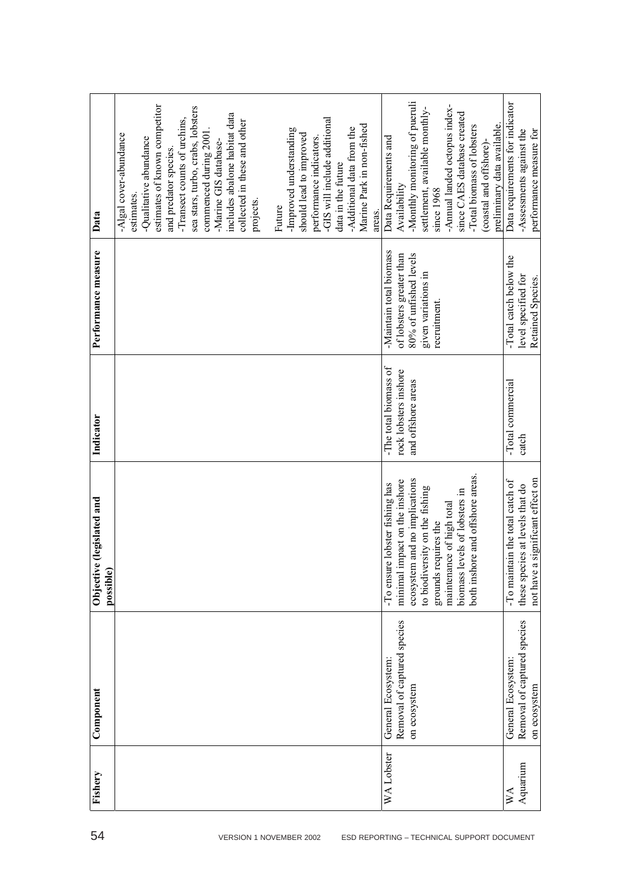| Fishery | Component | Objective (legislated and possible) | Indicator | Performance measure | Data |
|---|---|---|---|---|---|
| | | | | | -Algal cover-abundance estimates.<br>-Qualitative abundance estimates of known competitor and predator species.<br>-Transect counts of urchins, sea stars, turbo, crabs, lobsters commenced during 2001.<br>-Marine GIS database-includes abalone habitat data collected in these and other projects.<br><br>Future<br>-Improved understanding should lead to improved performance indicators.<br>-GIS will include additional data in the future<br>-Additional data from the Marine Park in non-fished areas. |
| WA Lobster | General Ecosystem: Removal of captured species on ecosystem | -To ensure lobster fishing has minimal impact on the inshore ecosystem and no implications to biodiversity on the fishing grounds requires the maintenance of high total biomass levels of lobsters in both inshore and offshore areas. | -The total biomass of rock lobsters inshore and offshore areas | -Maintain total biomass of lobsters greater than 80% of unfished levels given variations in recruitment. | Data Requirements and Availability<br>-Monthly monitoring of pueruli settlement, available monthly-since 1968<br>-Annual landed octopus index-since CAES database created<br>-Total biomass of lobsters (coastal and offshore)-preliminary data available. |
| WA Aquarium | General Ecosystem: Removal of captured species on ecosystem | -To maintain the total catch of these species at levels that do not have a significant effect on | -Total commercial catch | -Total catch below the level specified for Retained Species. | Data requirements for indicator<br>-Assessments against the performance measure for |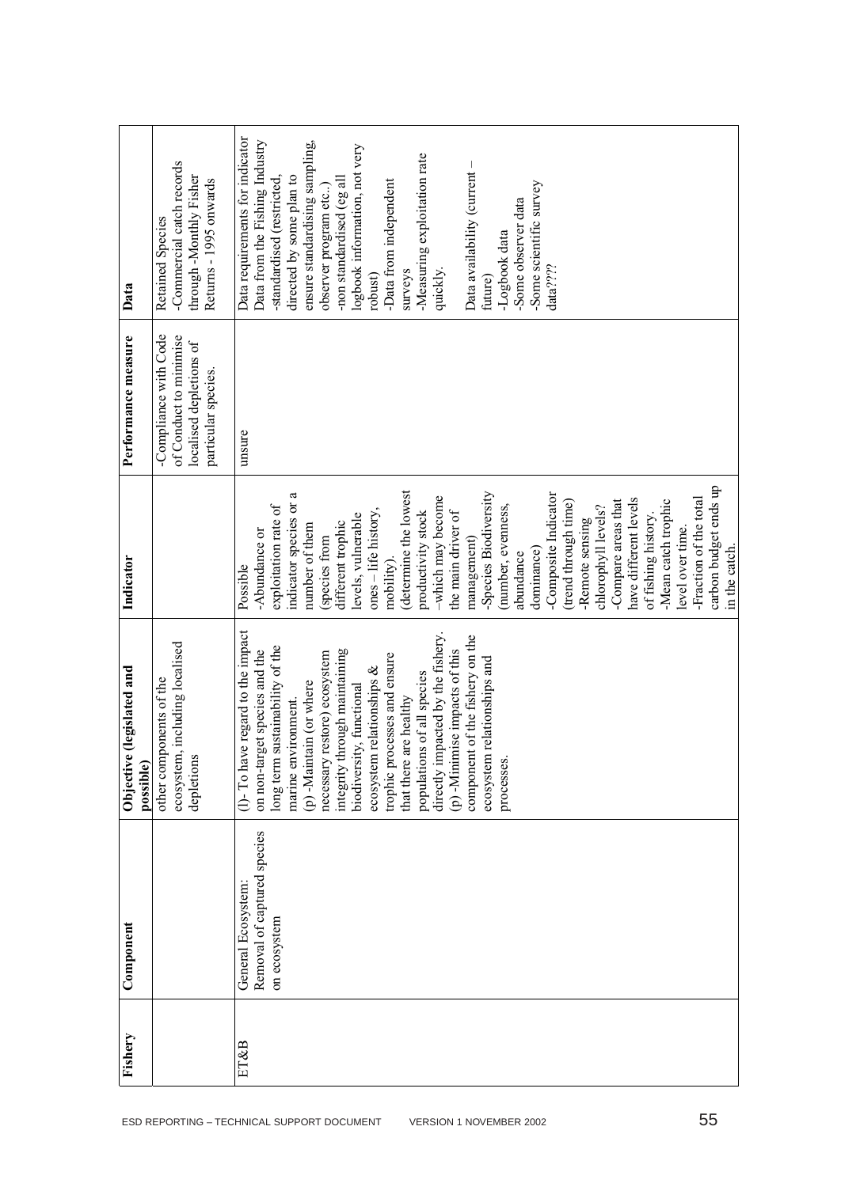| Fishery | Component | Objective (legislated and possible) | Indicator | Performance measure | Data |
|---|---|---|---|---|---|
| | | other components of the ecosystem, including localised depletions | | -Compliance with Code of Conduct to minimise localised depletions of particular species. | Retained Species<br>-Commercial catch records through -Monthly Fisher Returns - 1995 onwards |
| ET&B | General Ecosystem: Removal of captured species on ecosystem | (l)- To have regard to the impact on non-target species and the long term sustainability of the marine environment.<br>(p) -Maintain (or where necessary restore) ecosystem integrity through maintaining biodiversity, functional ecosystem relationships & trophic processes and ensure that there are healthy populations of all species directly impacted by the fishery.<br>(p) -Minimise impacts of this component of the fishery on the ecosystem relationships and processes. | Possible<br>-Abundance or exploitation rate of indicator species or a number of them (species from different trophic levels, vulnerable ones – life history, mobility).<br>(determine the lowest productivity stock –which may become the main driver of management)<br>-Species Biodiversity (number, evenness, abundance dominance)<br>-Composite Indicator (trend through time)<br>-Remote sensing chlorophyll levels?<br>-Compare areas that have different levels of fishing history.<br>-Mean catch trophic level over time.<br>-Fraction of the total carbon budget ends up in the catch. | unsure | Data requirements for indicator<br>Data from the Fishing Industry<br>-standardised (restricted, directed by some plan to ensure standardising sampling, observer program etc..)<br>-non standardised (eg all logbook information, not very robust)<br>-Data from independent surveys<br>-Measuring exploitation rate quickly.<br><br>Data availability (current – future)<br>-Logbook data<br>-Some observer data<br>-Some scientific survey data???? |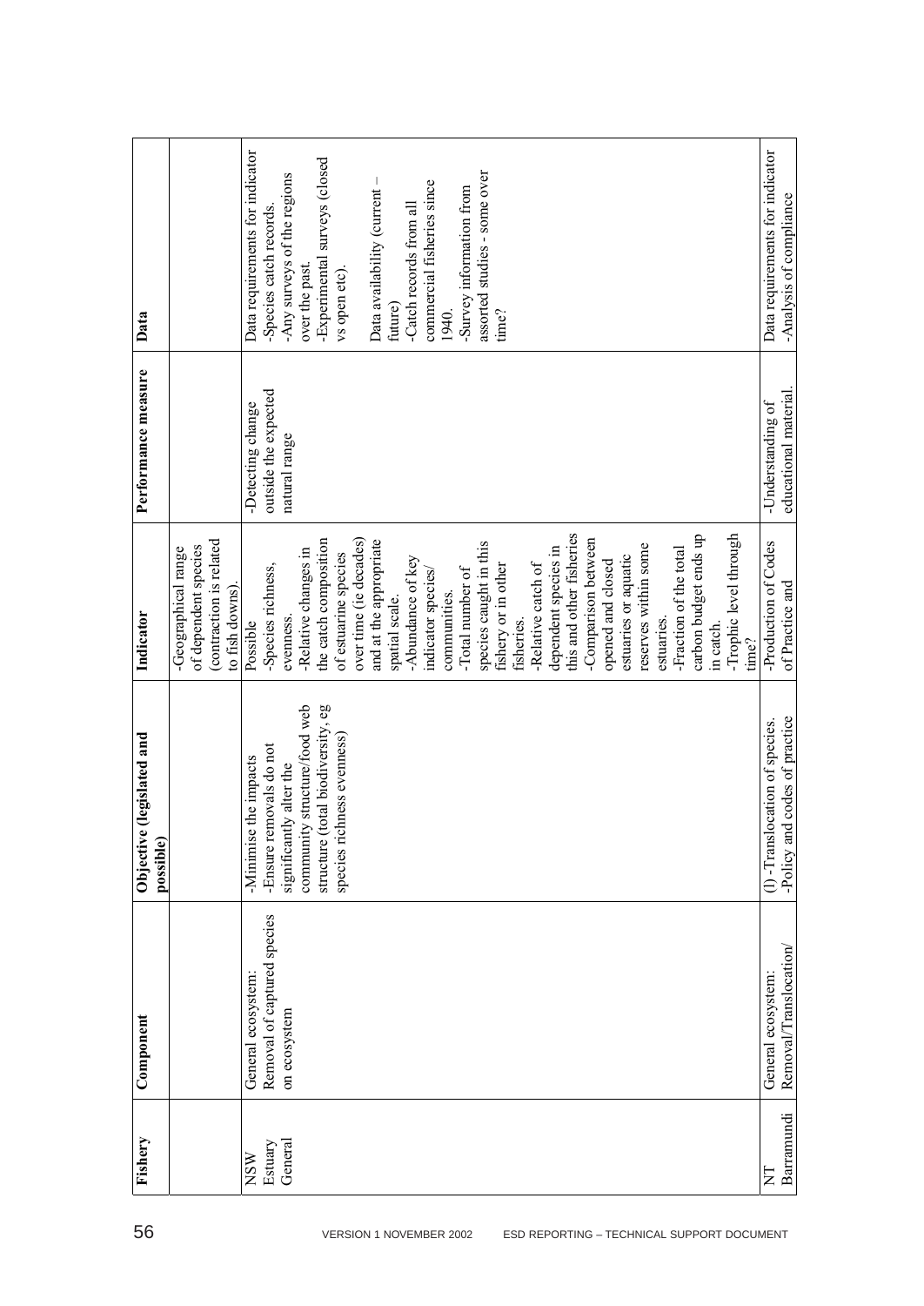| Fishery | Component | Objective (legislated and possible) | Indicator | Performance measure | Data |
|---|---|---|---|---|---|
| | | | -Geographical range of dependent species (contraction is related to fish downs). | | |
| NSW Estuary General | General ecosystem: Removal of captured species on ecosystem | -Minimise the impacts -Ensure removals do not significantly alter the community structure/food web structure (total biodiversity, eg species richness evenness) | Possible -Species richness, evenness. -Relative changes in the catch composition of estuarine species over time (ie decades) and at the appropriate spatial scale. -Abundance of key indicator species/ communities. -Total number of species caught in this fishery or in other fisheries. -Relative catch of dependent species in this and other fisheries -Comparison between opened and closed estuaries or aquatic reserves within some estuaries. -Fraction of the total carbon budget ends up in catch. -Trophic level through time? | -Detecting change outside the expected natural range | Data requirements for indicator -Species catch records. -Any surveys of the regions over the past. -Experimental surveys (closed vs open etc). Data availability (current – future) -Catch records from all commercial fisheries since 1940. -Survey information from assorted studies - some over time? |
| NT Barramundi | General ecosystem: Removal/Translocation/ | (l) -Translocation of species. -Policy and codes of practice | -Production of Codes of Practice and | -Understanding of educational material. | Data requirements for indicator -Analysis of compliance |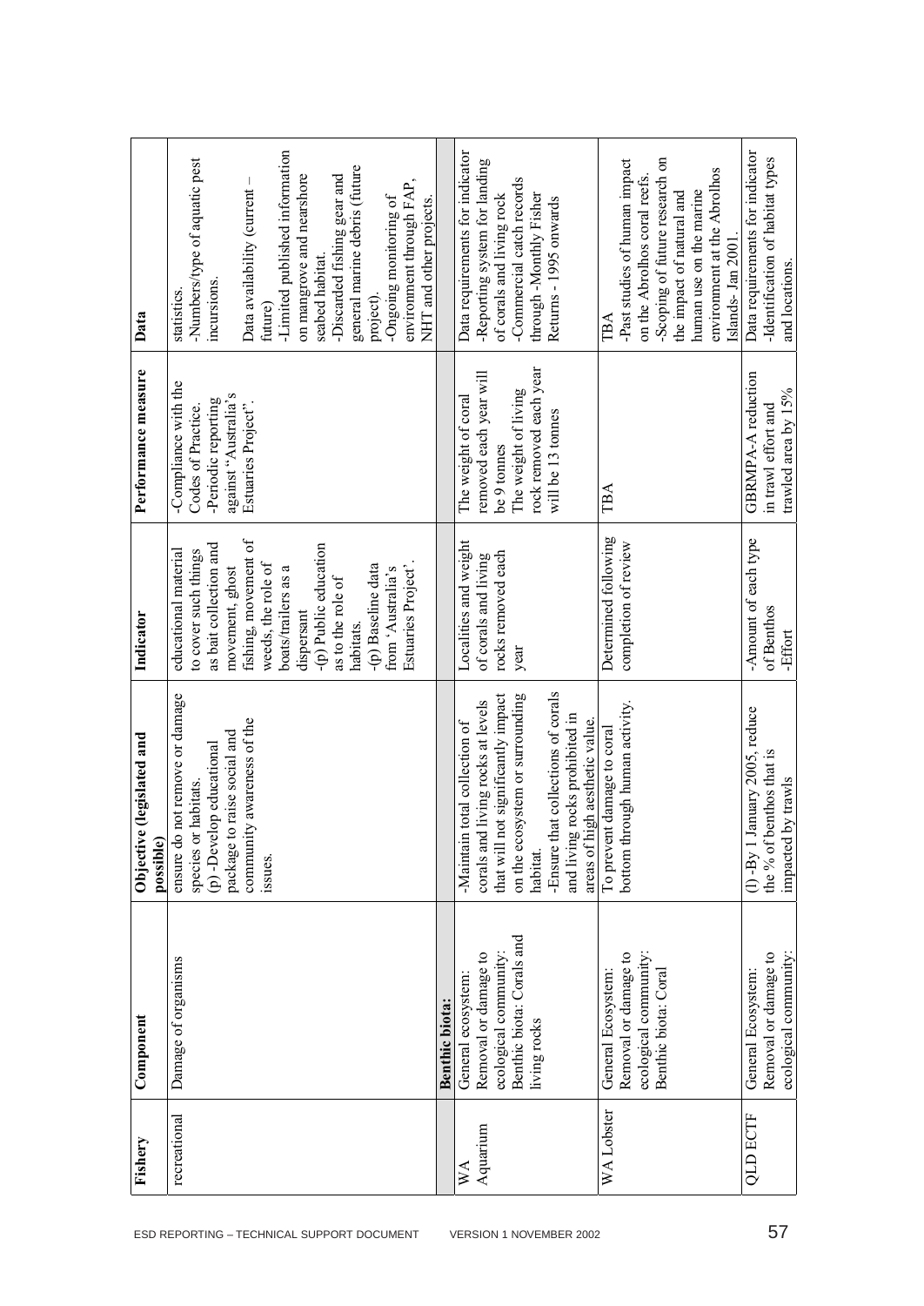| Fishery | Component | Objective (legislated and possible) | Indicator | Performance measure | Data |
|---|---|---|---|---|---|
| recreational | Damage of organisms | ensure do not remove or damage species or habitats.<br>(p) -Develop educational package to raise social and community awareness of the issues. | educational material to cover such things as bait collection and movement, ghost fishing, movement of weeds, the role of boats/trailers as a dispersant<br>-(p) Public education as to the role of habitats.<br>-(p) Baseline data from 'Australia's Estuaries Project'. | -Compliance with the Codes of Practice.<br>-Periodic reporting against "Australia's Estuaries Project". | statistics.<br>-Numbers/type of aquatic pest incursions.<br><br>Data availability (current – future)<br>-Limited published information on mangrove and nearshore seabed habitat.<br>-Discarded fishing gear and general marine debris (future project).<br>-Ongoing monitoring of environment through FAP, NHT and other projects. |
| | **Benthic biota:** | | | | |
| WA Aquarium | General ecosystem: Removal or damage to ecological community: Benthic biota: Corals and living rocks | -Maintain total collection of corals and living rocks at levels that will not significantly impact on the ecosystem or surrounding habitat.<br>-Ensure that collections of corals and living rocks prohibited in areas of high aesthetic value. | Localities and weight of corals and living rocks removed each year | The weight of coral removed each year will be 9 tonnes<br>The weight of living rock removed each year will be 13 tonnes | Data requirements for indicator<br>-Reporting system for landing of corals and living rock<br>-Commercial catch records through -Monthly Fisher Returns - 1995 onwards |
| WA Lobster | General Ecosystem: Removal or damage to ecological community: Benthic biota: Coral | To prevent damage to coral bottom through human activity. | Determined following completion of review | TBA | TBA<br>-Past studies of human impact on the Abrolhos coral reefs.<br>-Scoping of future research on the impact of natural and human use on the marine environment at the Abrolhos Islands- Jan 2001. |
| QLD ECTF | General Ecosystem: Removal or damage to ecological community: | (l) -By 1 January 2005, reduce the % of benthos that is impacted by trawls | -Amount of each type of Benthos<br>-Effort | GBRMPA-A reduction in trawl effort and trawled area by 15% | Data requirements for indicator<br>-Identification of habitat types and locations. |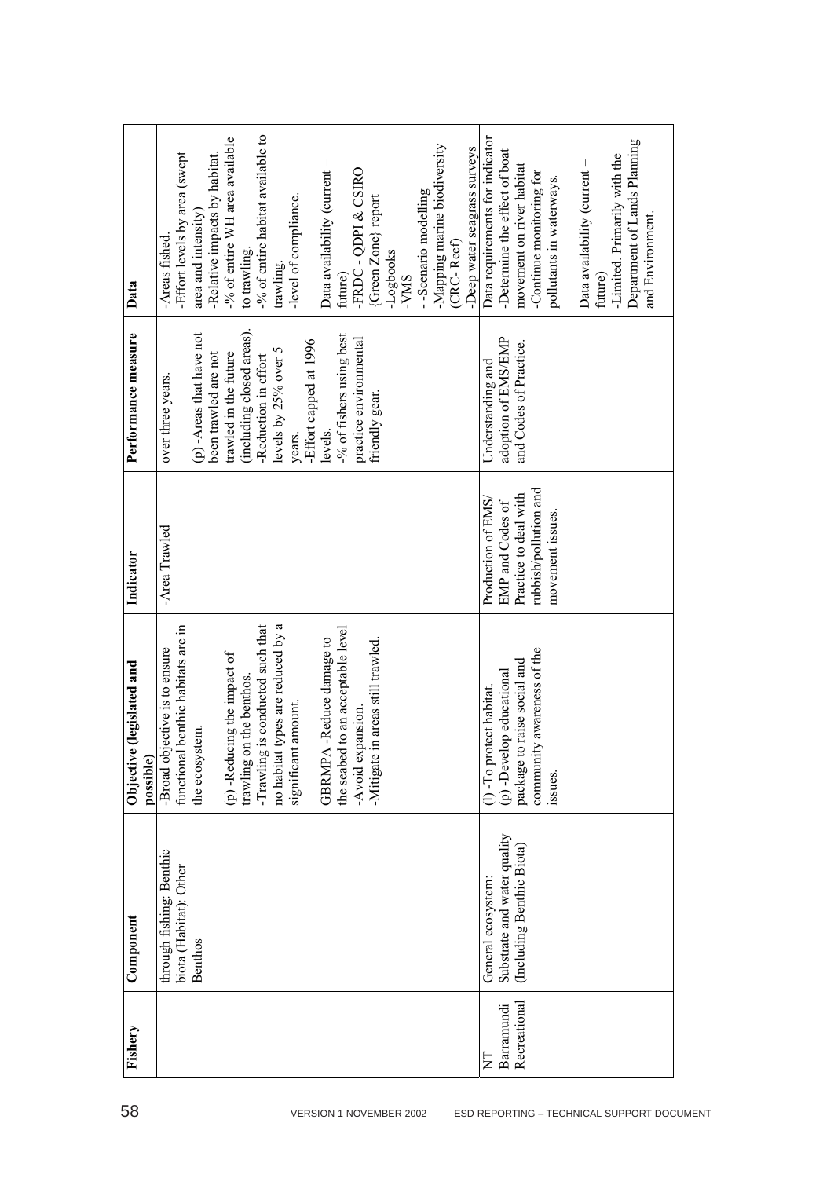| Fishery | Component | Objective (legislated and possible) | Indicator | Performance measure | Data |
|---|---|---|---|---|---|
| | through fishing: Benthic biota (Habitat): Other Benthos | -Broad objective is to ensure functional benthic habitats are in the ecosystem.<br><br>(p) -Reducing the impact of trawling on the benthos.<br>-Trawling is conducted such that no habitat types are reduced by a significant amount.<br><br>GBRMPA -Reduce damage to the seabed to an acceptable level<br>-Avoid expansion.<br>-Mitigate in areas still trawled. | -Area Trawled | over three years.<br><br>(p) -Areas that have not been trawled are not trawled in the future (including closed areas).<br>-Reduction in effort levels by 25% over 5 years.<br>-Effort capped at 1996 levels.<br>-% of fishers using best practice environmental friendly gear. | -Areas fished.<br>-Effort levels by area (swept area and intensity)<br>-Relative impacts by habitat.<br>-% of entire WH area available to trawling.<br>-% of entire habitat available to trawling.<br>-level of compliance.<br><br>Data availability (current – future)<br>-FRDC - QDPI & CSIRO {Green Zone} report<br>-Logbooks<br>-VMS<br>- -Scenario modelling<br>-Mapping marine biodiversity (CRC- Reef)<br>-Deep water seagrass surveys |
| NT Barramundi Recreational | General ecosystem: Substrate and water quality (Including Benthic Biota) | (l) -To protect habitat.<br>(p) -Develop educational package to raise social and community awareness of the issues. | Production of EMS/ EMP and Codes of Practice to deal with rubbish/pollution and movement issues. | Understanding and adoption of EMS/EMP and Codes of Practice. | Data requirements for indicator<br>-Determine the effect of boat movement on river habitat<br>-Continue monitoring for pollutants in waterways.<br><br>Data availability (current – future)<br>-Limited. Primarily with the Department of Lands Planning and Environment. |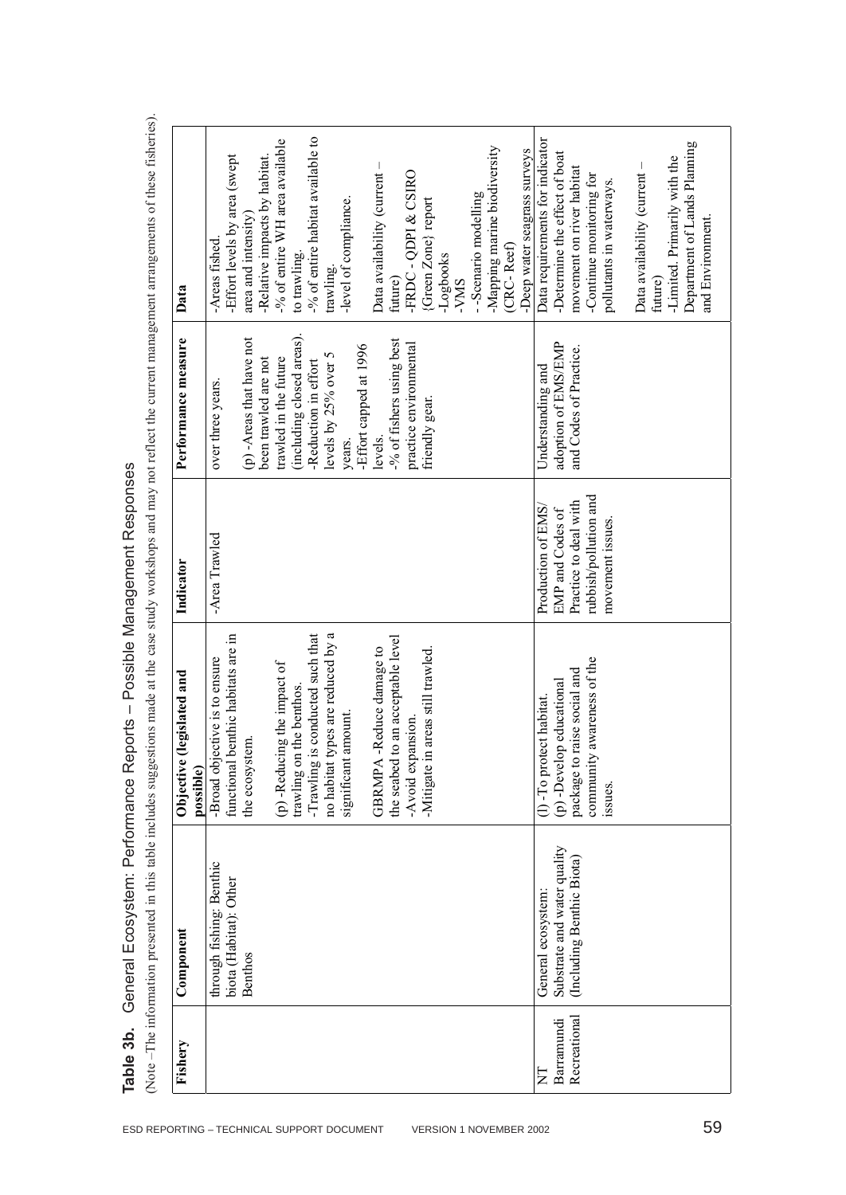**Table 3b.** General Ecosystem: Performance Reports – Possible Management Responses

(Note –The information presented in this table includes suggestions made at the case study workshops and may not reflect the current management arrangements of these fisheries).

| Fishery | Component | Objective (legislated and possible) | Indicator | Performance measure | Data |
|---|---|---|---|---|---|
| | through fishing: Benthic biota (Habitat): Other Benthos | -Broad objective is to ensure functional benthic habitats are in the ecosystem.<br><br>(p) -Reducing the impact of trawling on the benthos.<br>-Trawling is conducted such that no habitat types are reduced by a significant amount.<br><br>GBRMPA -Reduce damage to the seabed to an acceptable level<br>-Avoid expansion.<br>-Mitigate in areas still trawled. | -Area Trawled | over three years.<br><br>(p) -Areas that have not been trawled are not trawled in the future (including closed areas).<br>-Reduction in effort levels by 25% over 5 years.<br>-Effort capped at 1996 levels.<br>-% of fishers using best practice environmental friendly gear. | -Areas fished.<br>-Effort levels by area (swept area and intensity)<br>-Relative impacts by habitat.<br>-% of entire WH area available to trawling.<br>-% of entire habitat available to trawling.<br>-level of compliance.<br><br>Data availability (current – future)<br>-FRDC - QDPI & CSIRO {Green Zone} report<br>-Logbooks<br>-VMS<br>- -Scenario modelling<br>-Mapping marine biodiversity (CRC- Reef)<br>-Deep water seagrass surveys |
| NT Barramundi Recreational | General ecosystem: Substrate and water quality (Including Benthic Biota) | (l) -To protect habitat.<br>(p) -Develop educational package to raise social and community awareness of the issues. | Production of EMS/ EMP and Codes of Practice to deal with rubbish/pollution and movement issues. | Understanding and adoption of EMS/EMP and Codes of Practice. | Data requirements for indicator<br>-Determine the effect of boat movement on river habitat<br>-Continue monitoring for pollutants in waterways.<br><br>Data availability (current – future)<br>-Limited. Primarily with the Department of Lands Planning and Environment. |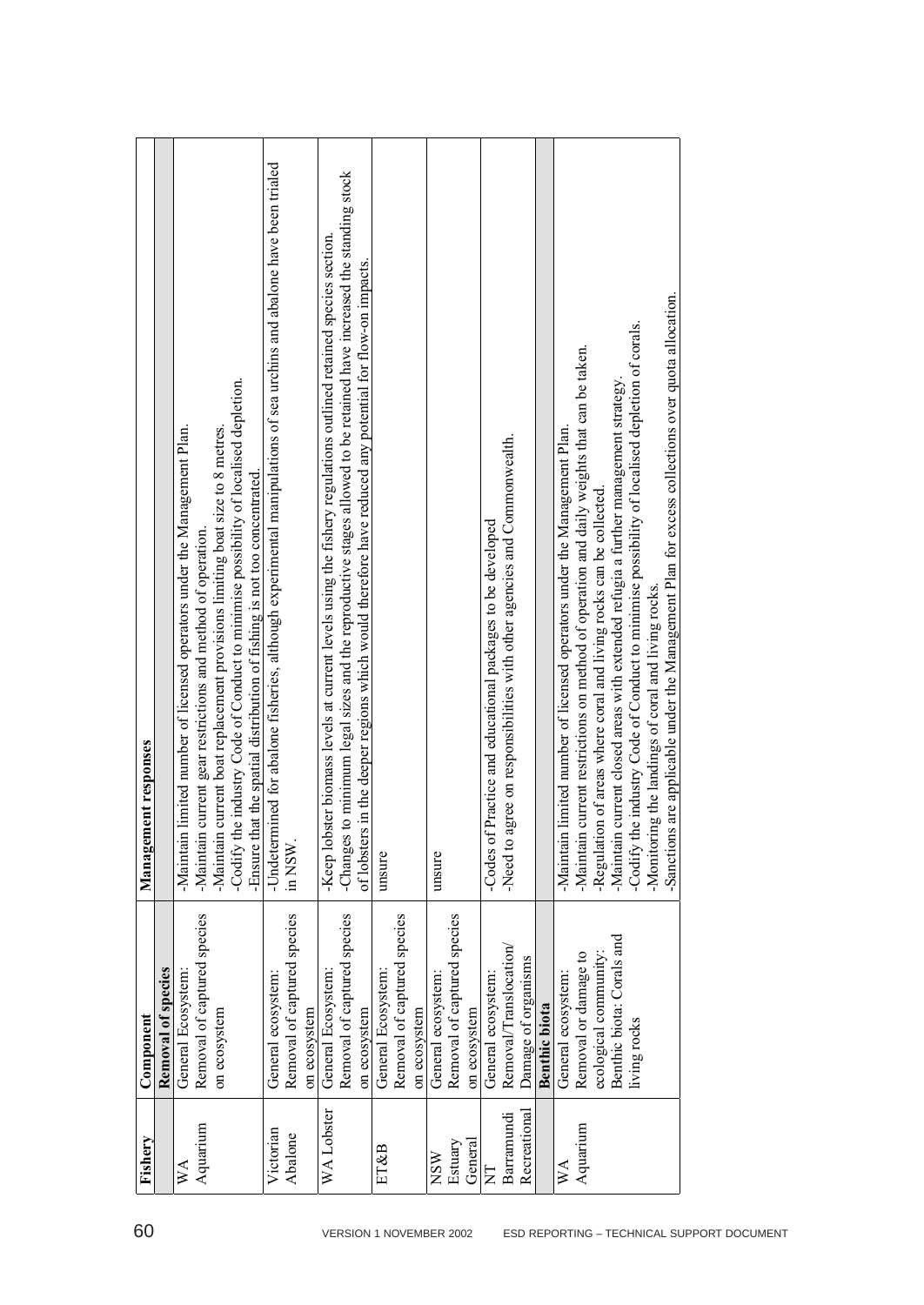| Fishery | Component | Management responses |
| --- | --- | --- |
| | **Removal of species** | |
| WA Aquarium | General Ecosystem: Removal of captured species on ecosystem | -Maintain limited number of licensed operators under the Management Plan.<br>-Maintain current gear restrictions and method of operation.<br>-Maintain current boat replacement provisions limiting boat size to 8 metres.<br>-Codify the industry Code of Conduct to minimise possibility of localised depletion.<br>-Ensure that the spatial distribution of fishing is not too concentrated. |
| Victorian Abalone | General ecosystem: Removal of captured species on ecosystem | -Undetermined for abalone fisheries, although experimental manipulations of sea urchins and abalone have been trialed in NSW. |
| WA Lobster | General Ecosystem: Removal of captured species on ecosystem | -Keep lobster biomass levels at current levels using the fishery regulations outlined retained species section.<br>-Changes to minimum legal sizes and the reproductive stages allowed to be retained have increased the standing stock of lobsters in the deeper regions which would therefore have reduced any potential for flow-on impacts. |
| ET&B | General Ecosystem: Removal of captured species on ecosystem | unsure |
| NSW Estuary General | General ecosystem: Removal of captured species on ecosystem | unsure |
| NT Barramundi Recreational | General ecosystem: Removal/Translocation/ Damage of organisms | -Codes of Practice and educational packages to be developed<br>-Need to agree on responsibilities with other agencies and Commonwealth. |
| | **Benthic biota** | |
| WA Aquarium | General ecosystem: Removal or damage to ecological community: Benthic biota: Corals and living rocks | -Maintain limited number of licensed operators under the Management Plan.<br>-Maintain current restrictions on method of operation and daily weights that can be taken.<br>-Regulation of areas where coral and living rocks can be collected.<br>-Maintain current closed areas with extended refugia a further management strategy.<br>-Codify the industry Code of Conduct to minimise possibility of localised depletion of corals.<br>-Monitoring the landings of coral and living rocks.<br>-Sanctions are applicable under the Management Plan for excess collections over quota allocation. |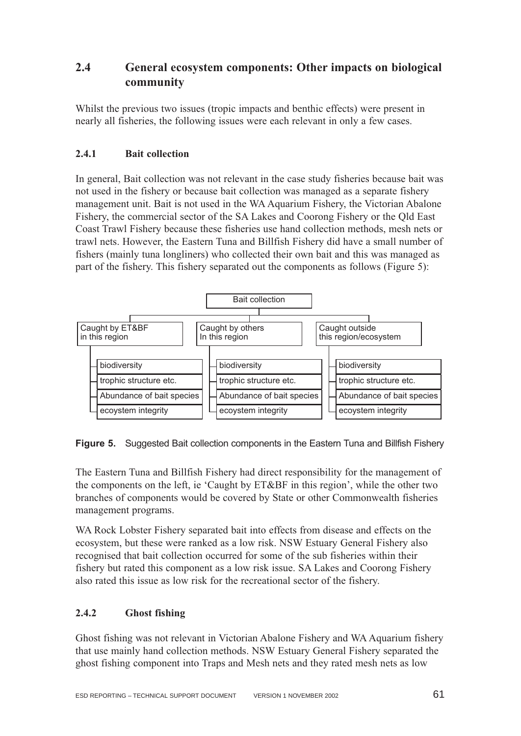## 2.4 General ecosystem components: Other impacts on biological community

Whilst the previous two issues (tropic impacts and benthic effects) were present in nearly all fisheries, the following issues were each relevant in only a few cases.

### 2.4.1 Bait collection

In general, Bait collection was not relevant in the case study fisheries because bait was not used in the fishery or because bait collection was managed as a separate fishery management unit. Bait is not used in the WA Aquarium Fishery, the Victorian Abalone Fishery, the commercial sector of the SA Lakes and Coorong Fishery or the Qld East Coast Trawl Fishery because these fisheries use hand collection methods, mesh nets or trawl nets. However, the Eastern Tuna and Billfish Fishery did have a small number of fishers (mainly tuna longliners) who collected their own bait and this was managed as part of the fishery. This fishery separated out the components as follows (Figure 5):

- Bait collection
  - Caught by ET&BF in this region
    - biodiversity
    - trophic structure etc.
    - Abundance of bait species
    - ecoystem integrity
  - Caught by others In this region
    - biodiversity
    - trophic structure etc.
    - Abundance of bait species
    - ecoystem integrity
  - Caught outside this region/ecosystem
    - biodiversity
    - trophic structure etc.
    - Abundance of bait species
    - ecoystem integrity

**Figure 5.** Suggested Bait collection components in the Eastern Tuna and Billfish Fishery

The Eastern Tuna and Billfish Fishery had direct responsibility for the management of the components on the left, ie 'Caught by ET&BF in this region', while the other two branches of components would be covered by State or other Commonwealth fisheries management programs.

WA Rock Lobster Fishery separated bait into effects from disease and effects on the ecosystem, but these were ranked as a low risk. NSW Estuary General Fishery also recognised that bait collection occurred for some of the sub fisheries within their fishery but rated this component as a low risk issue. SA Lakes and Coorong Fishery also rated this issue as low risk for the recreational sector of the fishery.

### 2.4.2 Ghost fishing

Ghost fishing was not relevant in Victorian Abalone Fishery and WA Aquarium fishery that use mainly hand collection methods. NSW Estuary General Fishery separated the ghost fishing component into Traps and Mesh nets and they rated mesh nets as low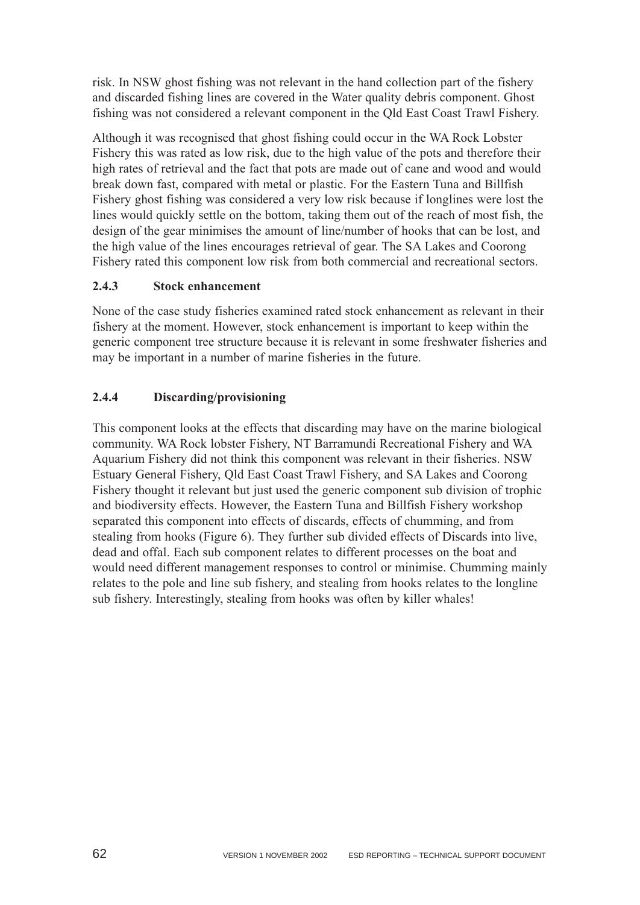risk. In NSW ghost fishing was not relevant in the hand collection part of the fishery and discarded fishing lines are covered in the Water quality debris component. Ghost fishing was not considered a relevant component in the Qld East Coast Trawl Fishery.

Although it was recognised that ghost fishing could occur in the WA Rock Lobster Fishery this was rated as low risk, due to the high value of the pots and therefore their high rates of retrieval and the fact that pots are made out of cane and wood and would break down fast, compared with metal or plastic. For the Eastern Tuna and Billfish Fishery ghost fishing was considered a very low risk because if longlines were lost the lines would quickly settle on the bottom, taking them out of the reach of most fish, the design of the gear minimises the amount of line/number of hooks that can be lost, and the high value of the lines encourages retrieval of gear. The SA Lakes and Coorong Fishery rated this component low risk from both commercial and recreational sectors.

### 2.4.3 Stock enhancement

None of the case study fisheries examined rated stock enhancement as relevant in their fishery at the moment. However, stock enhancement is important to keep within the generic component tree structure because it is relevant in some freshwater fisheries and may be important in a number of marine fisheries in the future.

### 2.4.4 Discarding/provisioning

This component looks at the effects that discarding may have on the marine biological community. WA Rock lobster Fishery, NT Barramundi Recreational Fishery and WA Aquarium Fishery did not think this component was relevant in their fisheries. NSW Estuary General Fishery, Qld East Coast Trawl Fishery, and SA Lakes and Coorong Fishery thought it relevant but just used the generic component sub division of trophic and biodiversity effects. However, the Eastern Tuna and Billfish Fishery workshop separated this component into effects of discards, effects of chumming, and from stealing from hooks (Figure 6). They further sub divided effects of Discards into live, dead and offal. Each sub component relates to different processes on the boat and would need different management responses to control or minimise. Chumming mainly relates to the pole and line sub fishery, and stealing from hooks relates to the longline sub fishery. Interestingly, stealing from hooks was often by killer whales!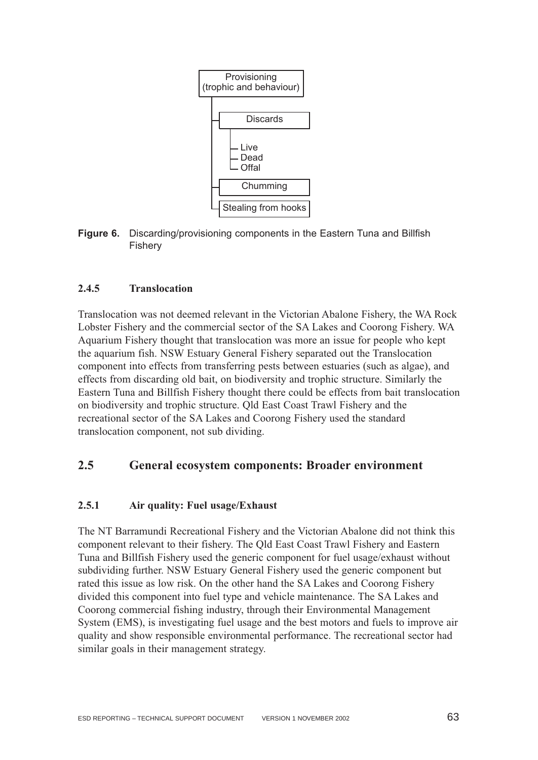Provisioning (trophic and behaviour)

- Discards
  - Live
  - Dead
  - Offal
- Chumming
- Stealing from hooks

**Figure 6.** Discarding/provisioning components in the Eastern Tuna and Billfish Fishery

### 2.4.5 Translocation

Translocation was not deemed relevant in the Victorian Abalone Fishery, the WA Rock Lobster Fishery and the commercial sector of the SA Lakes and Coorong Fishery. WA Aquarium Fishery thought that translocation was more an issue for people who kept the aquarium fish. NSW Estuary General Fishery separated out the Translocation component into effects from transferring pests between estuaries (such as algae), and effects from discarding old bait, on biodiversity and trophic structure. Similarly the Eastern Tuna and Billfish Fishery thought there could be effects from bait translocation on biodiversity and trophic structure. Qld East Coast Trawl Fishery and the recreational sector of the SA Lakes and Coorong Fishery used the standard translocation component, not sub dividing.

## 2.5 General ecosystem components: Broader environment

### 2.5.1 Air quality: Fuel usage/Exhaust

The NT Barramundi Recreational Fishery and the Victorian Abalone did not think this component relevant to their fishery. The Qld East Coast Trawl Fishery and Eastern Tuna and Billfish Fishery used the generic component for fuel usage/exhaust without subdividing further. NSW Estuary General Fishery used the generic component but rated this issue as low risk. On the other hand the SA Lakes and Coorong Fishery divided this component into fuel type and vehicle maintenance. The SA Lakes and Coorong commercial fishing industry, through their Environmental Management System (EMS), is investigating fuel usage and the best motors and fuels to improve air quality and show responsible environmental performance. The recreational sector had similar goals in their management strategy.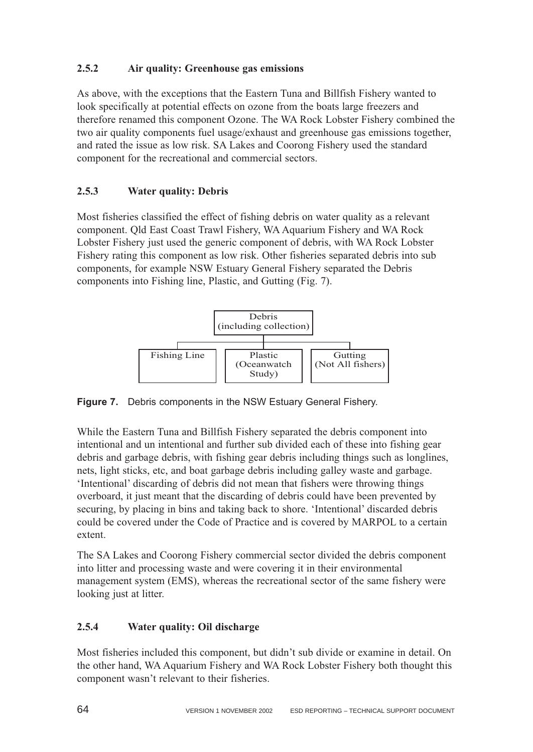### 2.5.2 Air quality: Greenhouse gas emissions

As above, with the exceptions that the Eastern Tuna and Billfish Fishery wanted to look specifically at potential effects on ozone from the boats large freezers and therefore renamed this component Ozone. The WA Rock Lobster Fishery combined the two air quality components fuel usage/exhaust and greenhouse gas emissions together, and rated the issue as low risk. SA Lakes and Coorong Fishery used the standard component for the recreational and commercial sectors.

### 2.5.3 Water quality: Debris

Most fisheries classified the effect of fishing debris on water quality as a relevant component. Qld East Coast Trawl Fishery, WA Aquarium Fishery and WA Rock Lobster Fishery just used the generic component of debris, with WA Rock Lobster Fishery rating this component as low risk. Other fisheries separated debris into sub components, for example NSW Estuary General Fishery separated the Debris components into Fishing line, Plastic, and Gutting (Fig. 7).

Debris (including collection)
- Fishing Line
- Plastic (Oceanwatch Study)
- Gutting (Not All fishers)

**Figure 7.** Debris components in the NSW Estuary General Fishery.

While the Eastern Tuna and Billfish Fishery separated the debris component into intentional and un intentional and further sub divided each of these into fishing gear debris and garbage debris, with fishing gear debris including things such as longlines, nets, light sticks, etc, and boat garbage debris including galley waste and garbage. 'Intentional' discarding of debris did not mean that fishers were throwing things overboard, it just meant that the discarding of debris could have been prevented by securing, by placing in bins and taking back to shore. 'Intentional' discarded debris could be covered under the Code of Practice and is covered by MARPOL to a certain extent.

The SA Lakes and Coorong Fishery commercial sector divided the debris component into litter and processing waste and were covering it in their environmental management system (EMS), whereas the recreational sector of the same fishery were looking just at litter.

### 2.5.4 Water quality: Oil discharge

Most fisheries included this component, but didn't sub divide or examine in detail. On the other hand, WA Aquarium Fishery and WA Rock Lobster Fishery both thought this component wasn't relevant to their fisheries.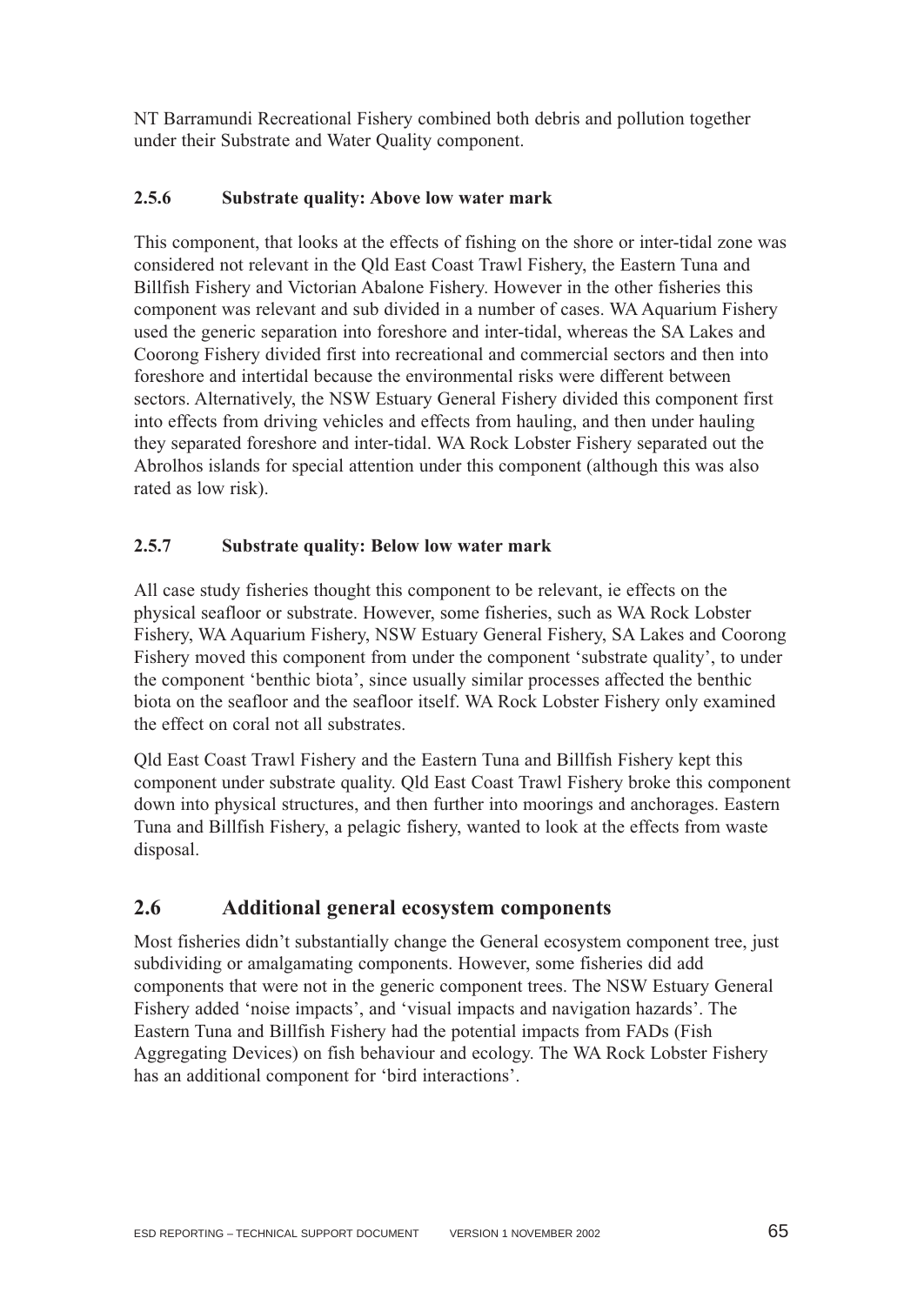NT Barramundi Recreational Fishery combined both debris and pollution together under their Substrate and Water Quality component.

### 2.5.6 Substrate quality: Above low water mark

This component, that looks at the effects of fishing on the shore or inter-tidal zone was considered not relevant in the Qld East Coast Trawl Fishery, the Eastern Tuna and Billfish Fishery and Victorian Abalone Fishery. However in the other fisheries this component was relevant and sub divided in a number of cases. WA Aquarium Fishery used the generic separation into foreshore and inter-tidal, whereas the SA Lakes and Coorong Fishery divided first into recreational and commercial sectors and then into foreshore and intertidal because the environmental risks were different between sectors. Alternatively, the NSW Estuary General Fishery divided this component first into effects from driving vehicles and effects from hauling, and then under hauling they separated foreshore and inter-tidal. WA Rock Lobster Fishery separated out the Abrolhos islands for special attention under this component (although this was also rated as low risk).

### 2.5.7 Substrate quality: Below low water mark

All case study fisheries thought this component to be relevant, ie effects on the physical seafloor or substrate. However, some fisheries, such as WA Rock Lobster Fishery, WA Aquarium Fishery, NSW Estuary General Fishery, SA Lakes and Coorong Fishery moved this component from under the component 'substrate quality', to under the component 'benthic biota', since usually similar processes affected the benthic biota on the seafloor and the seafloor itself. WA Rock Lobster Fishery only examined the effect on coral not all substrates.

Qld East Coast Trawl Fishery and the Eastern Tuna and Billfish Fishery kept this component under substrate quality. Qld East Coast Trawl Fishery broke this component down into physical structures, and then further into moorings and anchorages. Eastern Tuna and Billfish Fishery, a pelagic fishery, wanted to look at the effects from waste disposal.

## 2.6 Additional general ecosystem components

Most fisheries didn't substantially change the General ecosystem component tree, just subdividing or amalgamating components. However, some fisheries did add components that were not in the generic component trees. The NSW Estuary General Fishery added 'noise impacts', and 'visual impacts and navigation hazards'. The Eastern Tuna and Billfish Fishery had the potential impacts from FADs (Fish Aggregating Devices) on fish behaviour and ecology. The WA Rock Lobster Fishery has an additional component for 'bird interactions'.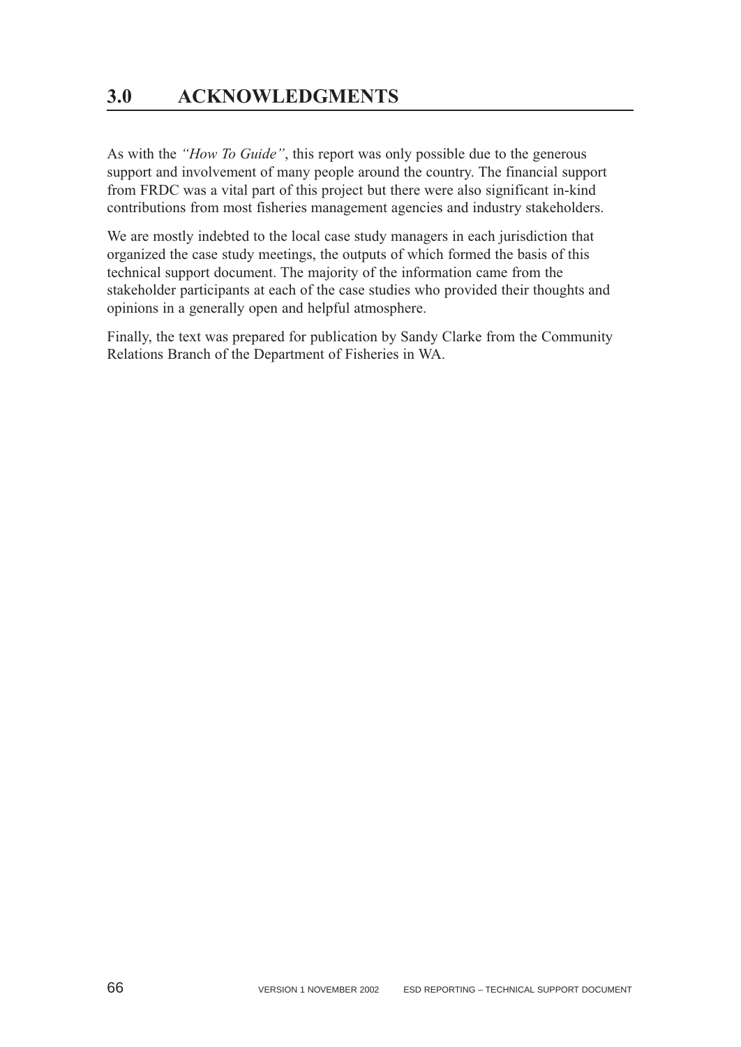# 3.0 ACKNOWLEDGMENTS

As with the *"How To Guide"*, this report was only possible due to the generous support and involvement of many people around the country. The financial support from FRDC was a vital part of this project but there were also significant in-kind contributions from most fisheries management agencies and industry stakeholders.

We are mostly indebted to the local case study managers in each jurisdiction that organized the case study meetings, the outputs of which formed the basis of this technical support document. The majority of the information came from the stakeholder participants at each of the case studies who provided their thoughts and opinions in a generally open and helpful atmosphere.

Finally, the text was prepared for publication by Sandy Clarke from the Community Relations Branch of the Department of Fisheries in WA.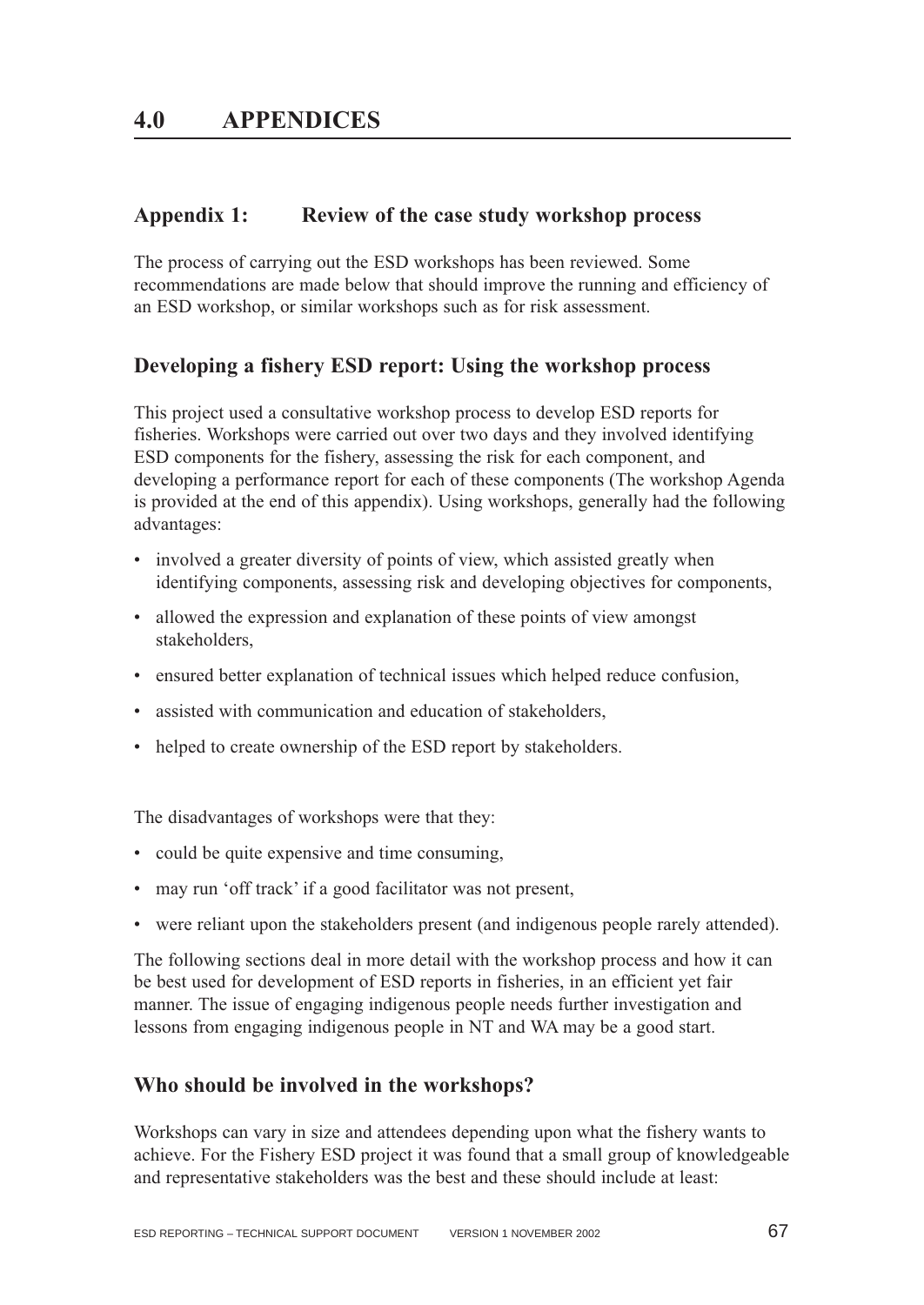# 4.0 APPENDICES

## Appendix 1: Review of the case study workshop process

The process of carrying out the ESD workshops has been reviewed. Some recommendations are made below that should improve the running and efficiency of an ESD workshop, or similar workshops such as for risk assessment.

### Developing a fishery ESD report: Using the workshop process

This project used a consultative workshop process to develop ESD reports for fisheries. Workshops were carried out over two days and they involved identifying ESD components for the fishery, assessing the risk for each component, and developing a performance report for each of these components (The workshop Agenda is provided at the end of this appendix). Using workshops, generally had the following advantages:

- involved a greater diversity of points of view, which assisted greatly when identifying components, assessing risk and developing objectives for components,
- allowed the expression and explanation of these points of view amongst stakeholders,
- ensured better explanation of technical issues which helped reduce confusion,
- assisted with communication and education of stakeholders,
- helped to create ownership of the ESD report by stakeholders.

The disadvantages of workshops were that they:

- could be quite expensive and time consuming,
- may run 'off track' if a good facilitator was not present,
- were reliant upon the stakeholders present (and indigenous people rarely attended).

The following sections deal in more detail with the workshop process and how it can be best used for development of ESD reports in fisheries, in an efficient yet fair manner. The issue of engaging indigenous people needs further investigation and lessons from engaging indigenous people in NT and WA may be a good start.

### Who should be involved in the workshops?

Workshops can vary in size and attendees depending upon what the fishery wants to achieve. For the Fishery ESD project it was found that a small group of knowledgeable and representative stakeholders was the best and these should include at least: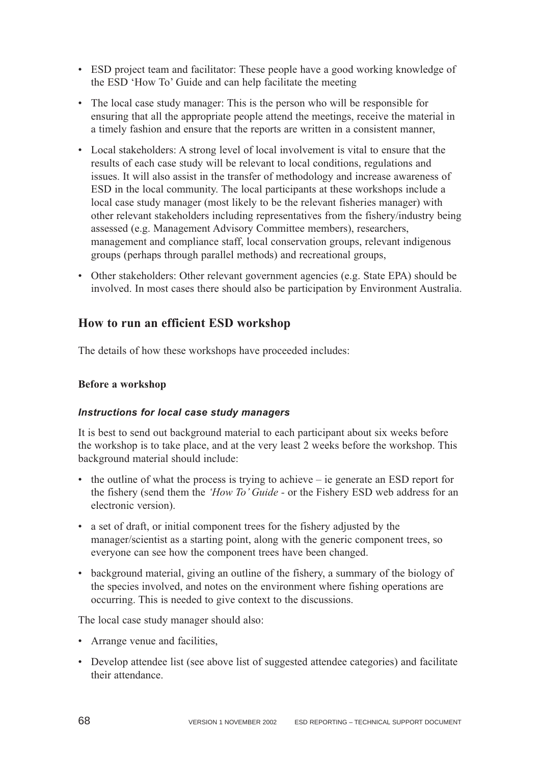- ESD project team and facilitator: These people have a good working knowledge of the ESD 'How To' Guide and can help facilitate the meeting
- The local case study manager: This is the person who will be responsible for ensuring that all the appropriate people attend the meetings, receive the material in a timely fashion and ensure that the reports are written in a consistent manner,
- Local stakeholders: A strong level of local involvement is vital to ensure that the results of each case study will be relevant to local conditions, regulations and issues. It will also assist in the transfer of methodology and increase awareness of ESD in the local community. The local participants at these workshops include a local case study manager (most likely to be the relevant fisheries manager) with other relevant stakeholders including representatives from the fishery/industry being assessed (e.g. Management Advisory Committee members), researchers, management and compliance staff, local conservation groups, relevant indigenous groups (perhaps through parallel methods) and recreational groups,
- Other stakeholders: Other relevant government agencies (e.g. State EPA) should be involved. In most cases there should also be participation by Environment Australia.

## How to run an efficient ESD workshop

The details of how these workshops have proceeded includes:

#### Before a workshop

#### *Instructions for local case study managers*

It is best to send out background material to each participant about six weeks before the workshop is to take place, and at the very least 2 weeks before the workshop. This background material should include:

- the outline of what the process is trying to achieve – ie generate an ESD report for the fishery (send them the *'How To' Guide* - or the Fishery ESD web address for an electronic version).
- a set of draft, or initial component trees for the fishery adjusted by the manager/scientist as a starting point, along with the generic component trees, so everyone can see how the component trees have been changed.
- background material, giving an outline of the fishery, a summary of the biology of the species involved, and notes on the environment where fishing operations are occurring. This is needed to give context to the discussions.

The local case study manager should also:

- Arrange venue and facilities,
- Develop attendee list (see above list of suggested attendee categories) and facilitate their attendance.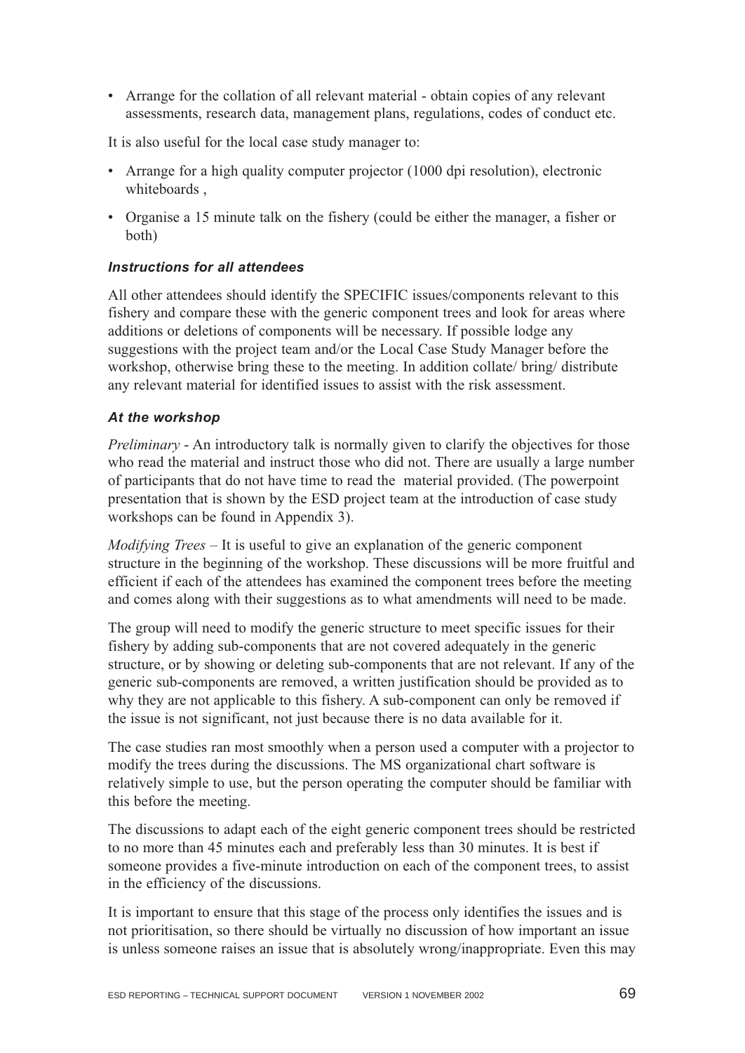- Arrange for the collation of all relevant material - obtain copies of any relevant assessments, research data, management plans, regulations, codes of conduct etc.

It is also useful for the local case study manager to:

- Arrange for a high quality computer projector (1000 dpi resolution), electronic whiteboards ,
- Organise a 15 minute talk on the fishery (could be either the manager, a fisher or both)

#### *Instructions for all attendees*

All other attendees should identify the SPECIFIC issues/components relevant to this fishery and compare these with the generic component trees and look for areas where additions or deletions of components will be necessary. If possible lodge any suggestions with the project team and/or the Local Case Study Manager before the workshop, otherwise bring these to the meeting. In addition collate/ bring/ distribute any relevant material for identified issues to assist with the risk assessment.

#### *At the workshop*

*Preliminary* - An introductory talk is normally given to clarify the objectives for those who read the material and instruct those who did not. There are usually a large number of participants that do not have time to read the material provided. (The powerpoint presentation that is shown by the ESD project team at the introduction of case study workshops can be found in Appendix 3).

*Modifying Trees* – It is useful to give an explanation of the generic component structure in the beginning of the workshop. These discussions will be more fruitful and efficient if each of the attendees has examined the component trees before the meeting and comes along with their suggestions as to what amendments will need to be made.

The group will need to modify the generic structure to meet specific issues for their fishery by adding sub-components that are not covered adequately in the generic structure, or by showing or deleting sub-components that are not relevant. If any of the generic sub-components are removed, a written justification should be provided as to why they are not applicable to this fishery. A sub-component can only be removed if the issue is not significant, not just because there is no data available for it.

The case studies ran most smoothly when a person used a computer with a projector to modify the trees during the discussions. The MS organizational chart software is relatively simple to use, but the person operating the computer should be familiar with this before the meeting.

The discussions to adapt each of the eight generic component trees should be restricted to no more than 45 minutes each and preferably less than 30 minutes. It is best if someone provides a five-minute introduction on each of the component trees, to assist in the efficiency of the discussions.

It is important to ensure that this stage of the process only identifies the issues and is not prioritisation, so there should be virtually no discussion of how important an issue is unless someone raises an issue that is absolutely wrong/inappropriate. Even this may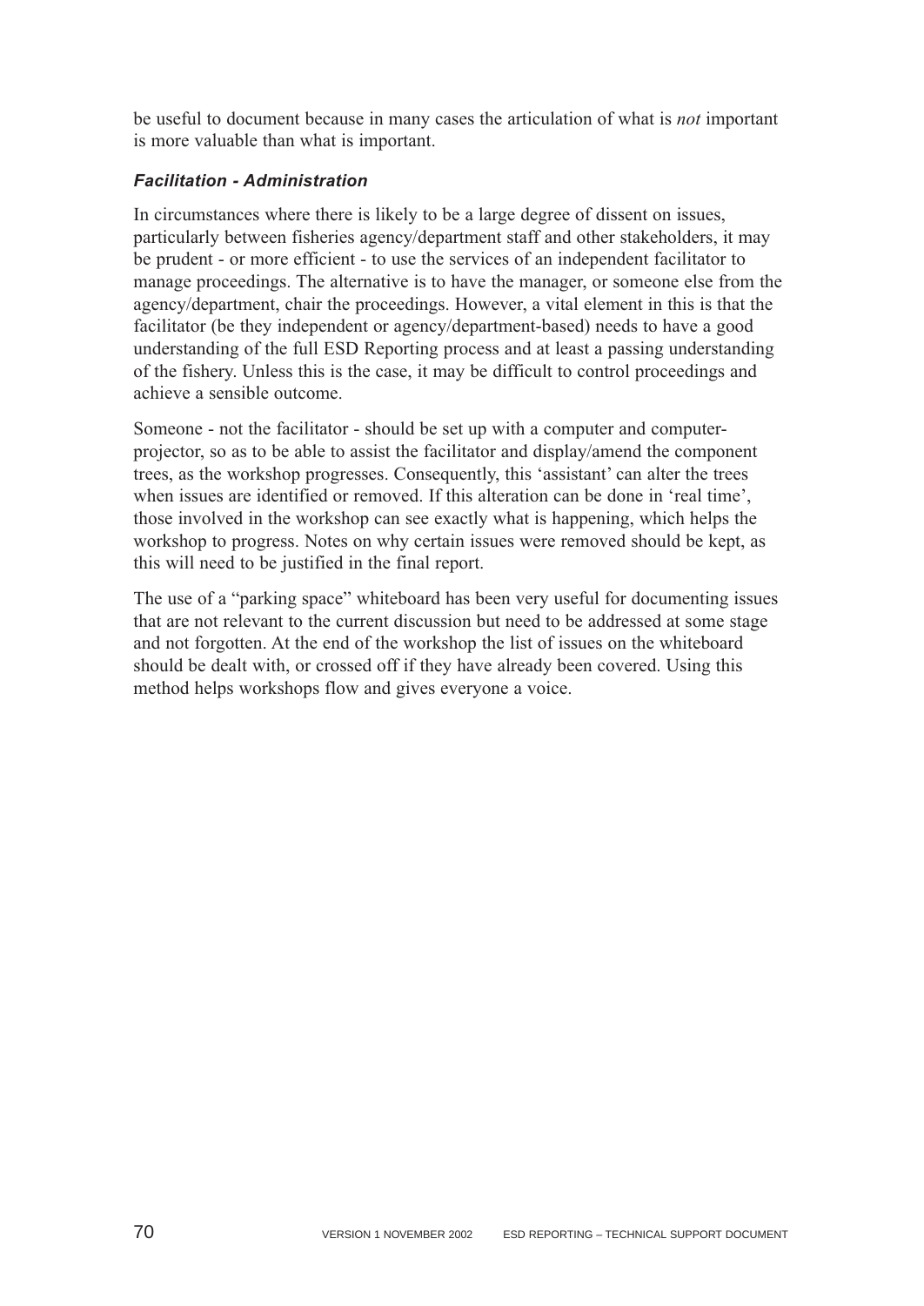be useful to document because in many cases the articulation of what is *not* important is more valuable than what is important.

#### *Facilitation - Administration*

In circumstances where there is likely to be a large degree of dissent on issues, particularly between fisheries agency/department staff and other stakeholders, it may be prudent - or more efficient - to use the services of an independent facilitator to manage proceedings. The alternative is to have the manager, or someone else from the agency/department, chair the proceedings. However, a vital element in this is that the facilitator (be they independent or agency/department-based) needs to have a good understanding of the full ESD Reporting process and at least a passing understanding of the fishery. Unless this is the case, it may be difficult to control proceedings and achieve a sensible outcome.

Someone - not the facilitator - should be set up with a computer and computer-projector, so as to be able to assist the facilitator and display/amend the component trees, as the workshop progresses. Consequently, this 'assistant' can alter the trees when issues are identified or removed. If this alteration can be done in 'real time', those involved in the workshop can see exactly what is happening, which helps the workshop to progress. Notes on why certain issues were removed should be kept, as this will need to be justified in the final report.

The use of a "parking space" whiteboard has been very useful for documenting issues that are not relevant to the current discussion but need to be addressed at some stage and not forgotten. At the end of the workshop the list of issues on the whiteboard should be dealt with, or crossed off if they have already been covered. Using this method helps workshops flow and gives everyone a voice.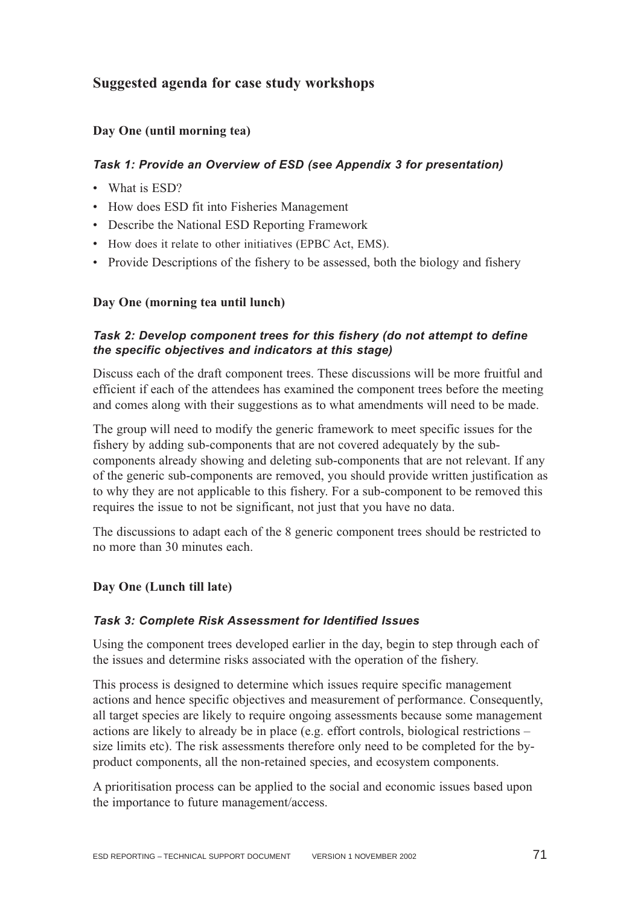## Suggested agenda for case study workshops

### Day One (until morning tea)

#### *Task 1: Provide an Overview of ESD (see Appendix 3 for presentation)*

- What is ESD?
- How does ESD fit into Fisheries Management
- Describe the National ESD Reporting Framework
- How does it relate to other initiatives (EPBC Act, EMS).
- Provide Descriptions of the fishery to be assessed, both the biology and fishery

### Day One (morning tea until lunch)

#### *Task 2: Develop component trees for this fishery (do not attempt to define the specific objectives and indicators at this stage)*

Discuss each of the draft component trees. These discussions will be more fruitful and efficient if each of the attendees has examined the component trees before the meeting and comes along with their suggestions as to what amendments will need to be made.

The group will need to modify the generic framework to meet specific issues for the fishery by adding sub-components that are not covered adequately by the sub-components already showing and deleting sub-components that are not relevant. If any of the generic sub-components are removed, you should provide written justification as to why they are not applicable to this fishery. For a sub-component to be removed this requires the issue to not be significant, not just that you have no data.

The discussions to adapt each of the 8 generic component trees should be restricted to no more than 30 minutes each.

### Day One (Lunch till late)

#### *Task 3: Complete Risk Assessment for Identified Issues*

Using the component trees developed earlier in the day, begin to step through each of the issues and determine risks associated with the operation of the fishery.

This process is designed to determine which issues require specific management actions and hence specific objectives and measurement of performance. Consequently, all target species are likely to require ongoing assessments because some management actions are likely to already be in place (e.g. effort controls, biological restrictions – size limits etc). The risk assessments therefore only need to be completed for the by-product components, all the non-retained species, and ecosystem components.

A prioritisation process can be applied to the social and economic issues based upon the importance to future management/access.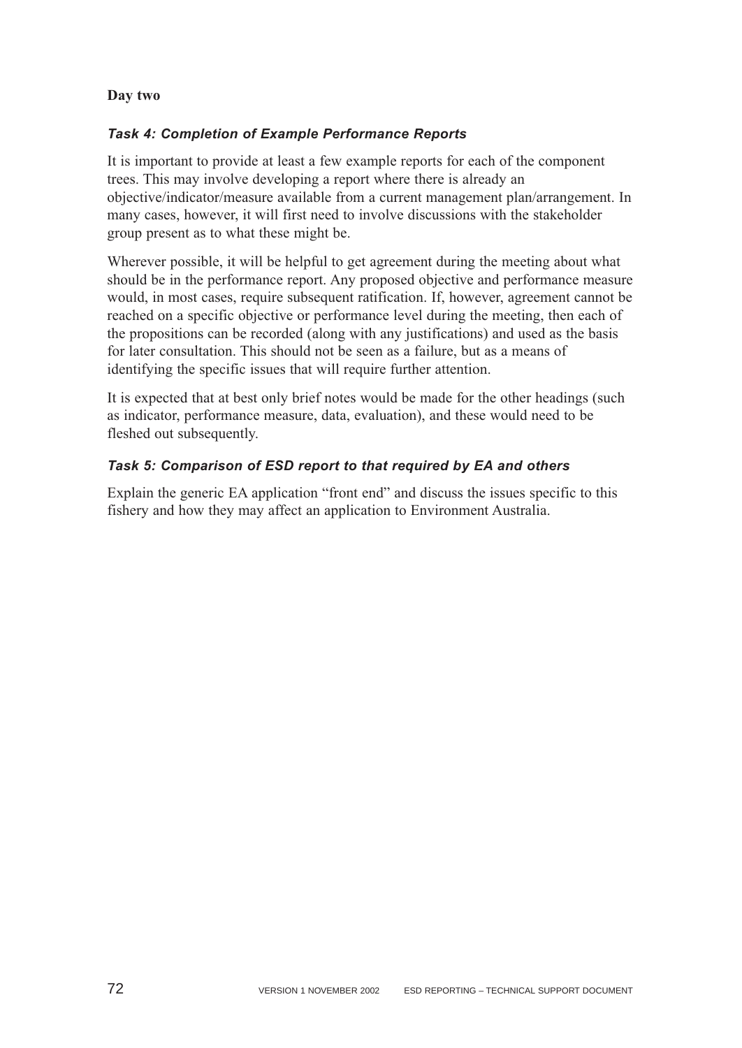**Day two**

### *Task 4: Completion of Example Performance Reports*

It is important to provide at least a few example reports for each of the component trees. This may involve developing a report where there is already an objective/indicator/measure available from a current management plan/arrangement. In many cases, however, it will first need to involve discussions with the stakeholder group present as to what these might be.

Wherever possible, it will be helpful to get agreement during the meeting about what should be in the performance report. Any proposed objective and performance measure would, in most cases, require subsequent ratification. If, however, agreement cannot be reached on a specific objective or performance level during the meeting, then each of the propositions can be recorded (along with any justifications) and used as the basis for later consultation. This should not be seen as a failure, but as a means of identifying the specific issues that will require further attention.

It is expected that at best only brief notes would be made for the other headings (such as indicator, performance measure, data, evaluation), and these would need to be fleshed out subsequently.

### *Task 5: Comparison of ESD report to that required by EA and others*

Explain the generic EA application "front end" and discuss the issues specific to this fishery and how they may affect an application to Environment Australia.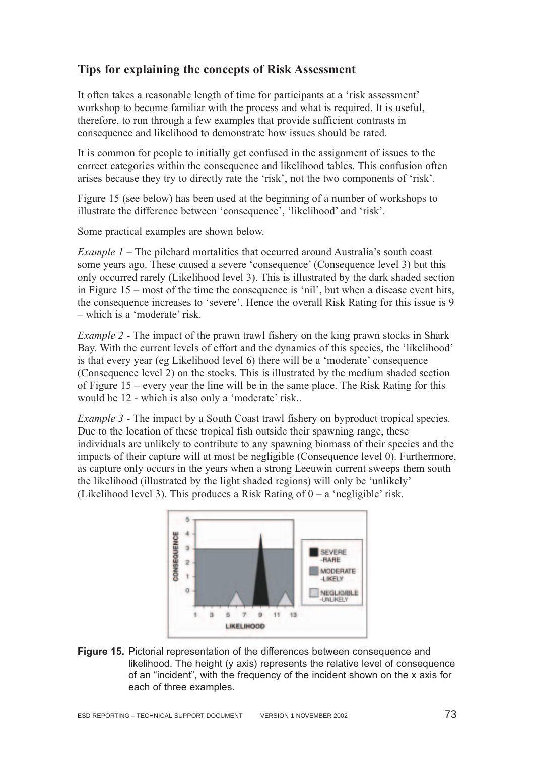## Tips for explaining the concepts of Risk Assessment

It often takes a reasonable length of time for participants at a 'risk assessment' workshop to become familiar with the process and what is required. It is useful, therefore, to run through a few examples that provide sufficient contrasts in consequence and likelihood to demonstrate how issues should be rated.

It is common for people to initially get confused in the assignment of issues to the correct categories within the consequence and likelihood tables. This confusion often arises because they try to directly rate the 'risk', not the two components of 'risk'.

Figure 15 (see below) has been used at the beginning of a number of workshops to illustrate the difference between 'consequence', 'likelihood' and 'risk'.

Some practical examples are shown below.

*Example 1* – The pilchard mortalities that occurred around Australia's south coast some years ago. These caused a severe 'consequence' (Consequence level 3) but this only occurred rarely (Likelihood level 3). This is illustrated by the dark shaded section in Figure 15 – most of the time the consequence is 'nil', but when a disease event hits, the consequence increases to 'severe'. Hence the overall Risk Rating for this issue is 9 – which is a 'moderate' risk.

*Example 2* - The impact of the prawn trawl fishery on the king prawn stocks in Shark Bay. With the current levels of effort and the dynamics of this species, the 'likelihood' is that every year (eg Likelihood level 6) there will be a 'moderate' consequence (Consequence level 2) on the stocks. This is illustrated by the medium shaded section of Figure 15 – every year the line will be in the same place. The Risk Rating for this would be 12 - which is also only a 'moderate' risk..

*Example 3* - The impact by a South Coast trawl fishery on byproduct tropical species. Due to the location of these tropical fish outside their spawning range, these individuals are unlikely to contribute to any spawning biomass of their species and the impacts of their capture will at most be negligible (Consequence level 0). Furthermore, as capture only occurs in the years when a strong Leeuwin current sweeps them south the likelihood (illustrated by the light shaded regions) will only be 'unlikely' (Likelihood level 3). This produces a Risk Rating of 0 – a 'negligible' risk.

**Figure 15.** Pictorial representation of the differences between consequence and likelihood. The height (y axis) represents the relative level of consequence of an "incident", with the frequency of the incident shown on the x axis for each of three examples.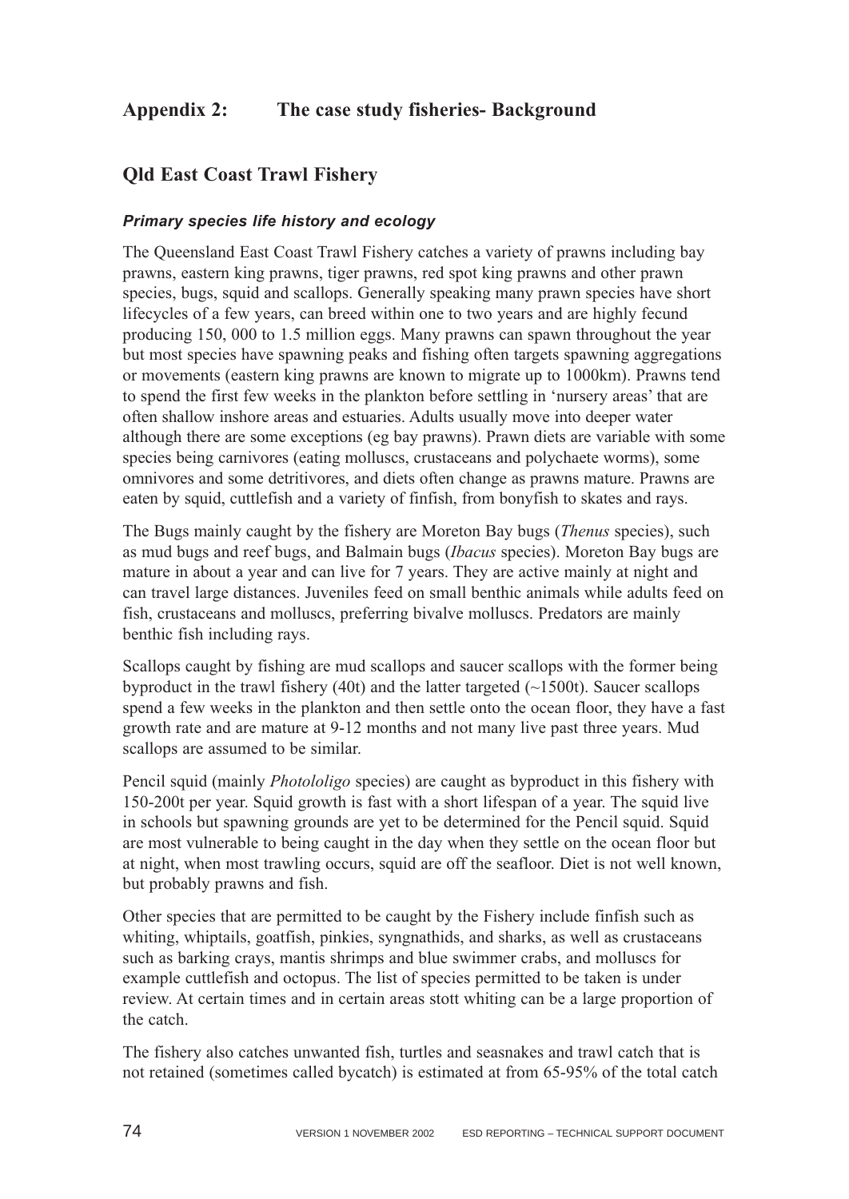# Appendix 2: The case study fisheries- Background

## Qld East Coast Trawl Fishery

### *Primary species life history and ecology*

The Queensland East Coast Trawl Fishery catches a variety of prawns including bay prawns, eastern king prawns, tiger prawns, red spot king prawns and other prawn species, bugs, squid and scallops. Generally speaking many prawn species have short lifecycles of a few years, can breed within one to two years and are highly fecund producing 150, 000 to 1.5 million eggs. Many prawns can spawn throughout the year but most species have spawning peaks and fishing often targets spawning aggregations or movements (eastern king prawns are known to migrate up to 1000km). Prawns tend to spend the first few weeks in the plankton before settling in 'nursery areas' that are often shallow inshore areas and estuaries. Adults usually move into deeper water although there are some exceptions (eg bay prawns). Prawn diets are variable with some species being carnivores (eating molluscs, crustaceans and polychaete worms), some omnivores and some detritivores, and diets often change as prawns mature. Prawns are eaten by squid, cuttlefish and a variety of finfish, from bonyfish to skates and rays.

The Bugs mainly caught by the fishery are Moreton Bay bugs (*Thenus* species), such as mud bugs and reef bugs, and Balmain bugs (*Ibacus* species). Moreton Bay bugs are mature in about a year and can live for 7 years. They are active mainly at night and can travel large distances. Juveniles feed on small benthic animals while adults feed on fish, crustaceans and molluscs, preferring bivalve molluscs. Predators are mainly benthic fish including rays.

Scallops caught by fishing are mud scallops and saucer scallops with the former being byproduct in the trawl fishery (40t) and the latter targeted (~1500t). Saucer scallops spend a few weeks in the plankton and then settle onto the ocean floor, they have a fast growth rate and are mature at 9-12 months and not many live past three years. Mud scallops are assumed to be similar.

Pencil squid (mainly *Photololigo* species) are caught as byproduct in this fishery with 150-200t per year. Squid growth is fast with a short lifespan of a year. The squid live in schools but spawning grounds are yet to be determined for the Pencil squid. Squid are most vulnerable to being caught in the day when they settle on the ocean floor but at night, when most trawling occurs, squid are off the seafloor. Diet is not well known, but probably prawns and fish.

Other species that are permitted to be caught by the Fishery include finfish such as whiting, whiptails, goatfish, pinkies, syngnathids, and sharks, as well as crustaceans such as barking crays, mantis shrimps and blue swimmer crabs, and molluscs for example cuttlefish and octopus. The list of species permitted to be taken is under review. At certain times and in certain areas stott whiting can be a large proportion of the catch.

The fishery also catches unwanted fish, turtles and seasnakes and trawl catch that is not retained (sometimes called bycatch) is estimated at from 65-95% of the total catch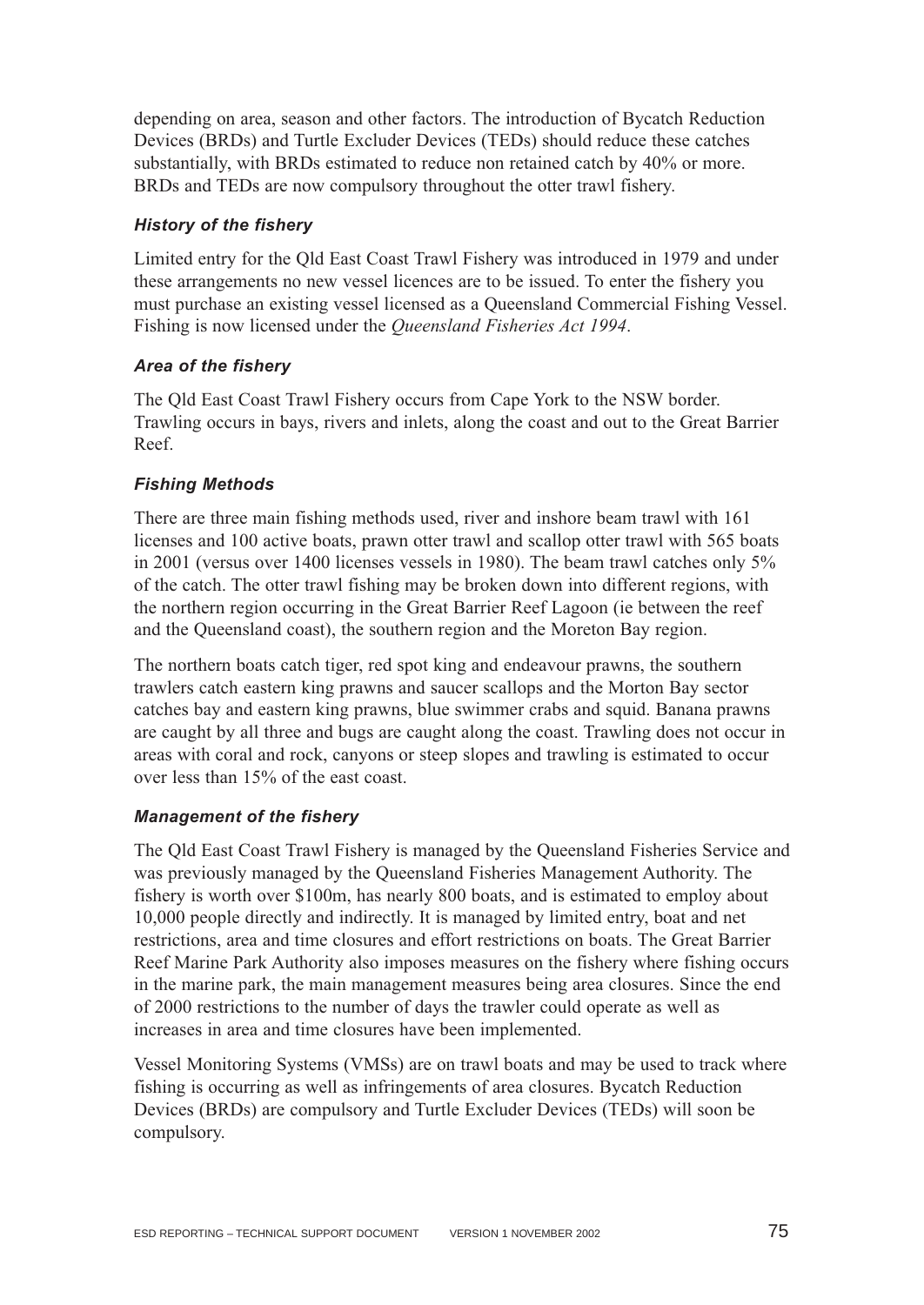depending on area, season and other factors. The introduction of Bycatch Reduction Devices (BRDs) and Turtle Excluder Devices (TEDs) should reduce these catches substantially, with BRDs estimated to reduce non retained catch by 40% or more. BRDs and TEDs are now compulsory throughout the otter trawl fishery.

### *History of the fishery*

Limited entry for the Qld East Coast Trawl Fishery was introduced in 1979 and under these arrangements no new vessel licences are to be issued. To enter the fishery you must purchase an existing vessel licensed as a Queensland Commercial Fishing Vessel. Fishing is now licensed under the *Queensland Fisheries Act 1994*.

### *Area of the fishery*

The Qld East Coast Trawl Fishery occurs from Cape York to the NSW border. Trawling occurs in bays, rivers and inlets, along the coast and out to the Great Barrier Reef.

### *Fishing Methods*

There are three main fishing methods used, river and inshore beam trawl with 161 licenses and 100 active boats, prawn otter trawl and scallop otter trawl with 565 boats in 2001 (versus over 1400 licenses vessels in 1980). The beam trawl catches only 5% of the catch. The otter trawl fishing may be broken down into different regions, with the northern region occurring in the Great Barrier Reef Lagoon (ie between the reef and the Queensland coast), the southern region and the Moreton Bay region.

The northern boats catch tiger, red spot king and endeavour prawns, the southern trawlers catch eastern king prawns and saucer scallops and the Morton Bay sector catches bay and eastern king prawns, blue swimmer crabs and squid. Banana prawns are caught by all three and bugs are caught along the coast. Trawling does not occur in areas with coral and rock, canyons or steep slopes and trawling is estimated to occur over less than 15% of the east coast.

### *Management of the fishery*

The Qld East Coast Trawl Fishery is managed by the Queensland Fisheries Service and was previously managed by the Queensland Fisheries Management Authority. The fishery is worth over $100m, has nearly 800 boats, and is estimated to employ about 10,000 people directly and indirectly. It is managed by limited entry, boat and net restrictions, area and time closures and effort restrictions on boats. The Great Barrier Reef Marine Park Authority also imposes measures on the fishery where fishing occurs in the marine park, the main management measures being area closures. Since the end of 2000 restrictions to the number of days the trawler could operate as well as increases in area and time closures have been implemented.

Vessel Monitoring Systems (VMSs) are on trawl boats and may be used to track where fishing is occurring as well as infringements of area closures. Bycatch Reduction Devices (BRDs) are compulsory and Turtle Excluder Devices (TEDs) will soon be compulsory.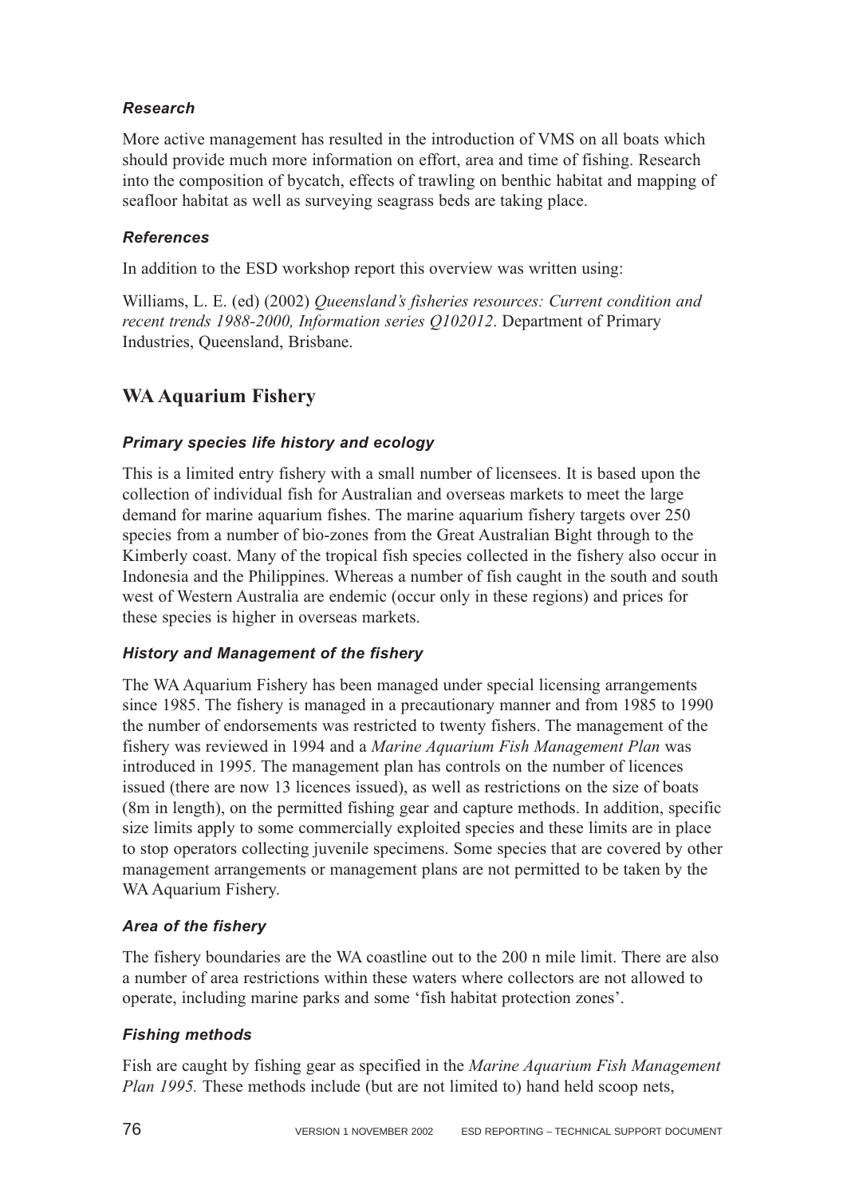### *Research*

More active management has resulted in the introduction of VMS on all boats which should provide much more information on effort, area and time of fishing. Research into the composition of bycatch, effects of trawling on benthic habitat and mapping of seafloor habitat as well as surveying seagrass beds are taking place.

### *References*

In addition to the ESD workshop report this overview was written using:

Williams, L. E. (ed) (2002) *Queensland's fisheries resources: Current condition and recent trends 1988-2000, Information series Q102012*. Department of Primary Industries, Queensland, Brisbane.

## WA Aquarium Fishery

### *Primary species life history and ecology*

This is a limited entry fishery with a small number of licensees. It is based upon the collection of individual fish for Australian and overseas markets to meet the large demand for marine aquarium fishes. The marine aquarium fishery targets over 250 species from a number of bio-zones from the Great Australian Bight through to the Kimberly coast. Many of the tropical fish species collected in the fishery also occur in Indonesia and the Philippines. Whereas a number of fish caught in the south and south west of Western Australia are endemic (occur only in these regions) and prices for these species is higher in overseas markets.

### *History and Management of the fishery*

The WA Aquarium Fishery has been managed under special licensing arrangements since 1985. The fishery is managed in a precautionary manner and from 1985 to 1990 the number of endorsements was restricted to twenty fishers. The management of the fishery was reviewed in 1994 and a *Marine Aquarium Fish Management Plan* was introduced in 1995. The management plan has controls on the number of licences issued (there are now 13 licences issued), as well as restrictions on the size of boats (8m in length), on the permitted fishing gear and capture methods. In addition, specific size limits apply to some commercially exploited species and these limits are in place to stop operators collecting juvenile specimens. Some species that are covered by other management arrangements or management plans are not permitted to be taken by the WA Aquarium Fishery.

### *Area of the fishery*

The fishery boundaries are the WA coastline out to the 200 n mile limit. There are also a number of area restrictions within these waters where collectors are not allowed to operate, including marine parks and some 'fish habitat protection zones'.

### *Fishing methods*

Fish are caught by fishing gear as specified in the *Marine Aquarium Fish Management Plan 1995.* These methods include (but are not limited to) hand held scoop nets,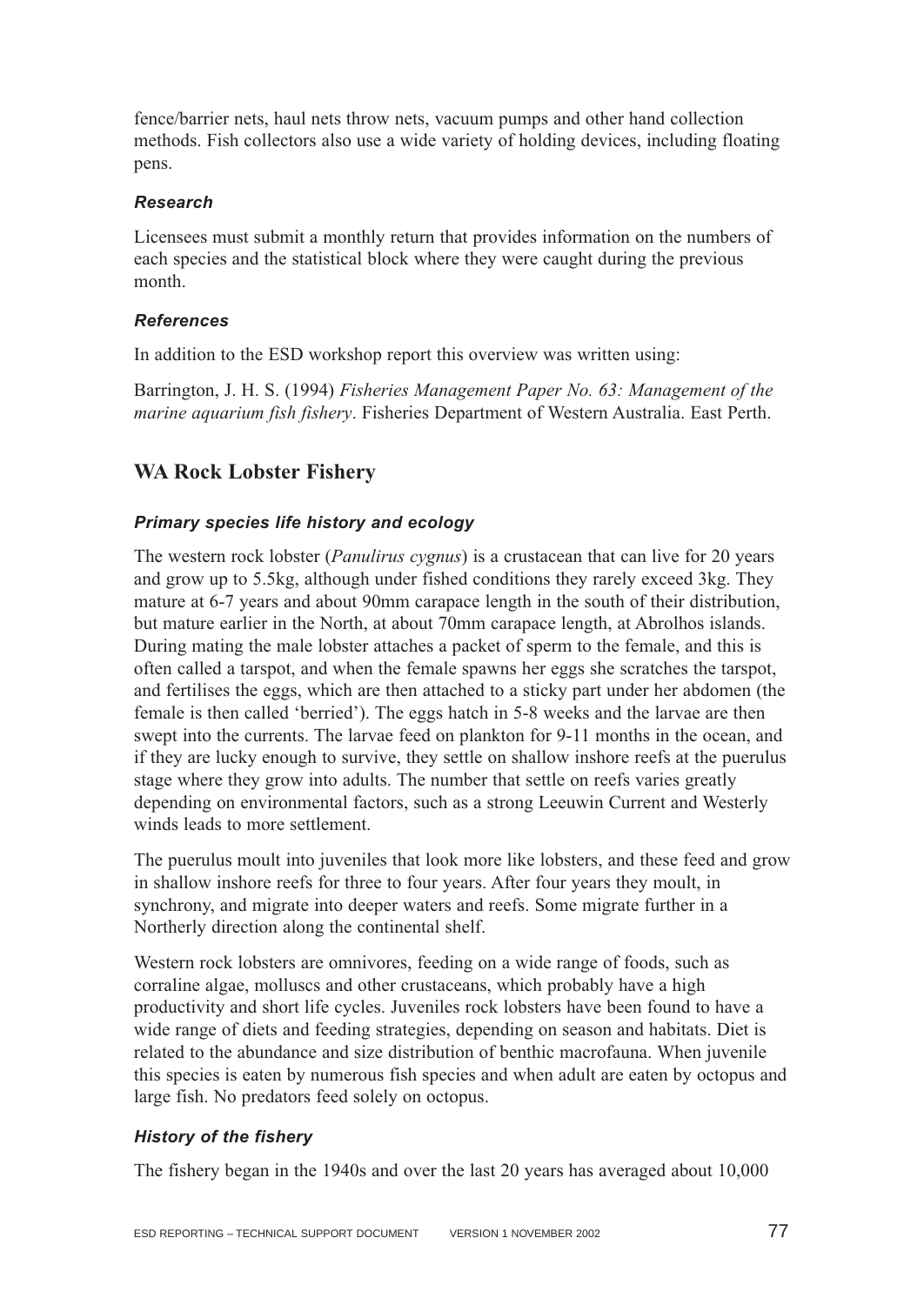fence/barrier nets, haul nets throw nets, vacuum pumps and other hand collection methods. Fish collectors also use a wide variety of holding devices, including floating pens.

#### *Research*

Licensees must submit a monthly return that provides information on the numbers of each species and the statistical block where they were caught during the previous month.

#### *References*

In addition to the ESD workshop report this overview was written using:

Barrington, J. H. S. (1994) *Fisheries Management Paper No. 63: Management of the marine aquarium fish fishery*. Fisheries Department of Western Australia. East Perth.

## WA Rock Lobster Fishery

#### *Primary species life history and ecology*

The western rock lobster (*Panulirus cygnus*) is a crustacean that can live for 20 years and grow up to 5.5kg, although under fished conditions they rarely exceed 3kg. They mature at 6-7 years and about 90mm carapace length in the south of their distribution, but mature earlier in the North, at about 70mm carapace length, at Abrolhos islands. During mating the male lobster attaches a packet of sperm to the female, and this is often called a tarspot, and when the female spawns her eggs she scratches the tarspot, and fertilises the eggs, which are then attached to a sticky part under her abdomen (the female is then called 'berried'). The eggs hatch in 5-8 weeks and the larvae are then swept into the currents. The larvae feed on plankton for 9-11 months in the ocean, and if they are lucky enough to survive, they settle on shallow inshore reefs at the puerulus stage where they grow into adults. The number that settle on reefs varies greatly depending on environmental factors, such as a strong Leeuwin Current and Westerly winds leads to more settlement.

The puerulus moult into juveniles that look more like lobsters, and these feed and grow in shallow inshore reefs for three to four years. After four years they moult, in synchrony, and migrate into deeper waters and reefs. Some migrate further in a Northerly direction along the continental shelf.

Western rock lobsters are omnivores, feeding on a wide range of foods, such as corraline algae, molluscs and other crustaceans, which probably have a high productivity and short life cycles. Juveniles rock lobsters have been found to have a wide range of diets and feeding strategies, depending on season and habitats. Diet is related to the abundance and size distribution of benthic macrofauna. When juvenile this species is eaten by numerous fish species and when adult are eaten by octopus and large fish. No predators feed solely on octopus.

#### *History of the fishery*

The fishery began in the 1940s and over the last 20 years has averaged about 10,000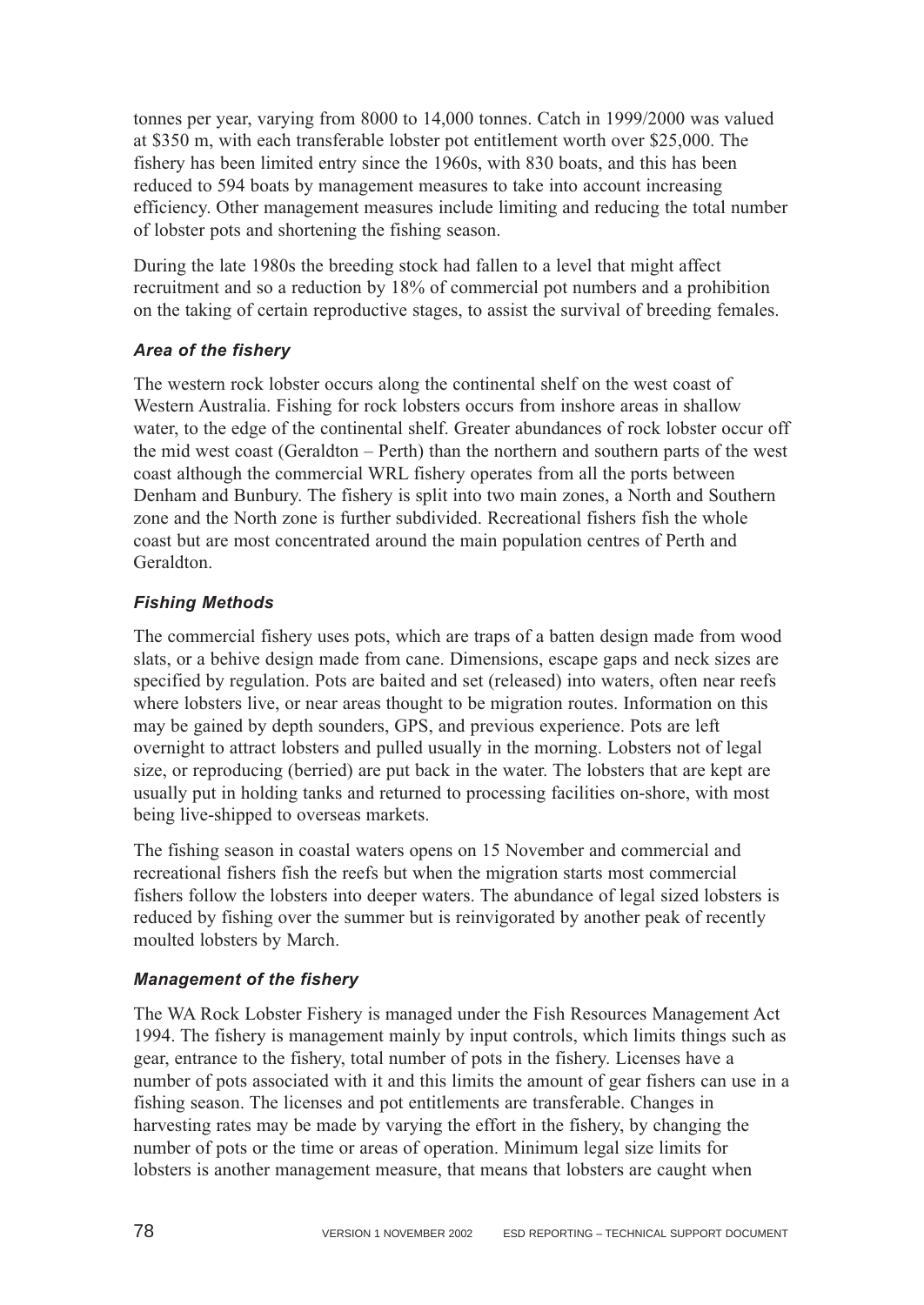tonnes per year, varying from 8000 to 14,000 tonnes. Catch in 1999/2000 was valued at \$350 m, with each transferable lobster pot entitlement worth over \$25,000. The fishery has been limited entry since the 1960s, with 830 boats, and this has been reduced to 594 boats by management measures to take into account increasing efficiency. Other management measures include limiting and reducing the total number of lobster pots and shortening the fishing season.

During the late 1980s the breeding stock had fallen to a level that might affect recruitment and so a reduction by 18% of commercial pot numbers and a prohibition on the taking of certain reproductive stages, to assist the survival of breeding females.

### *Area of the fishery*

The western rock lobster occurs along the continental shelf on the west coast of Western Australia. Fishing for rock lobsters occurs from inshore areas in shallow water, to the edge of the continental shelf. Greater abundances of rock lobster occur off the mid west coast (Geraldton – Perth) than the northern and southern parts of the west coast although the commercial WRL fishery operates from all the ports between Denham and Bunbury. The fishery is split into two main zones, a North and Southern zone and the North zone is further subdivided. Recreational fishers fish the whole coast but are most concentrated around the main population centres of Perth and Geraldton.

### *Fishing Methods*

The commercial fishery uses pots, which are traps of a batten design made from wood slats, or a behive design made from cane. Dimensions, escape gaps and neck sizes are specified by regulation. Pots are baited and set (released) into waters, often near reefs where lobsters live, or near areas thought to be migration routes. Information on this may be gained by depth sounders, GPS, and previous experience. Pots are left overnight to attract lobsters and pulled usually in the morning. Lobsters not of legal size, or reproducing (berried) are put back in the water. The lobsters that are kept are usually put in holding tanks and returned to processing facilities on-shore, with most being live-shipped to overseas markets.

The fishing season in coastal waters opens on 15 November and commercial and recreational fishers fish the reefs but when the migration starts most commercial fishers follow the lobsters into deeper waters. The abundance of legal sized lobsters is reduced by fishing over the summer but is reinvigorated by another peak of recently moulted lobsters by March.

### *Management of the fishery*

The WA Rock Lobster Fishery is managed under the Fish Resources Management Act 1994. The fishery is management mainly by input controls, which limits things such as gear, entrance to the fishery, total number of pots in the fishery. Licenses have a number of pots associated with it and this limits the amount of gear fishers can use in a fishing season. The licenses and pot entitlements are transferable. Changes in harvesting rates may be made by varying the effort in the fishery, by changing the number of pots or the time or areas of operation. Minimum legal size limits for lobsters is another management measure, that means that lobsters are caught when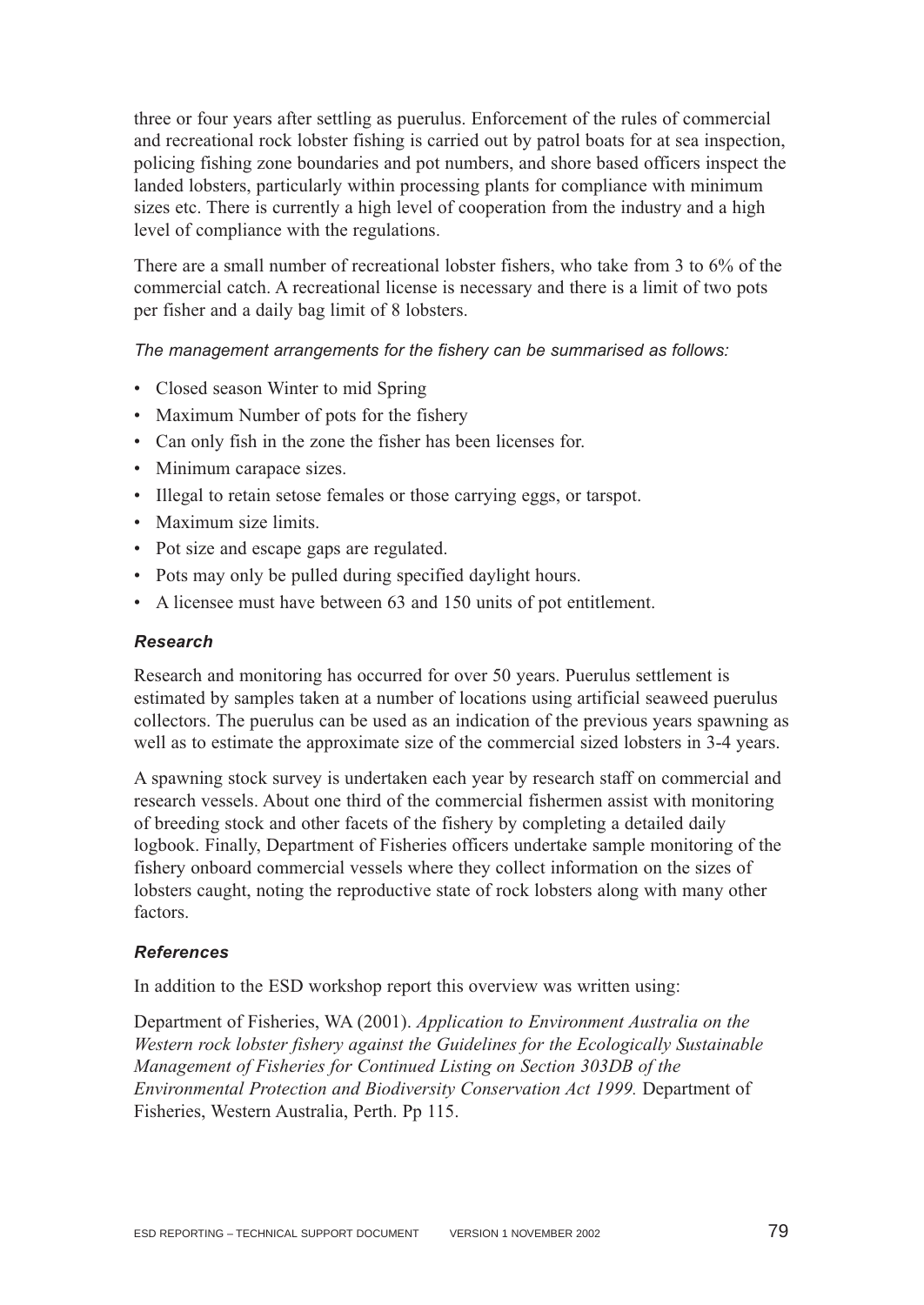three or four years after settling as puerulus. Enforcement of the rules of commercial and recreational rock lobster fishing is carried out by patrol boats for at sea inspection, policing fishing zone boundaries and pot numbers, and shore based officers inspect the landed lobsters, particularly within processing plants for compliance with minimum sizes etc. There is currently a high level of cooperation from the industry and a high level of compliance with the regulations.

There are a small number of recreational lobster fishers, who take from 3 to 6% of the commercial catch. A recreational license is necessary and there is a limit of two pots per fisher and a daily bag limit of 8 lobsters.

*The management arrangements for the fishery can be summarised as follows:*

- Closed season Winter to mid Spring
- Maximum Number of pots for the fishery
- Can only fish in the zone the fisher has been licenses for.
- Minimum carapace sizes.
- Illegal to retain setose females or those carrying eggs, or tarspot.
- Maximum size limits.
- Pot size and escape gaps are regulated.
- Pots may only be pulled during specified daylight hours.
- A licensee must have between 63 and 150 units of pot entitlement.

### *Research*

Research and monitoring has occurred for over 50 years. Puerulus settlement is estimated by samples taken at a number of locations using artificial seaweed puerulus collectors. The puerulus can be used as an indication of the previous years spawning as well as to estimate the approximate size of the commercial sized lobsters in 3-4 years.

A spawning stock survey is undertaken each year by research staff on commercial and research vessels. About one third of the commercial fishermen assist with monitoring of breeding stock and other facets of the fishery by completing a detailed daily logbook. Finally, Department of Fisheries officers undertake sample monitoring of the fishery onboard commercial vessels where they collect information on the sizes of lobsters caught, noting the reproductive state of rock lobsters along with many other factors.

### *References*

In addition to the ESD workshop report this overview was written using:

Department of Fisheries, WA (2001). *Application to Environment Australia on the Western rock lobster fishery against the Guidelines for the Ecologically Sustainable Management of Fisheries for Continued Listing on Section 303DB of the Environmental Protection and Biodiversity Conservation Act 1999.* Department of Fisheries, Western Australia, Perth. Pp 115.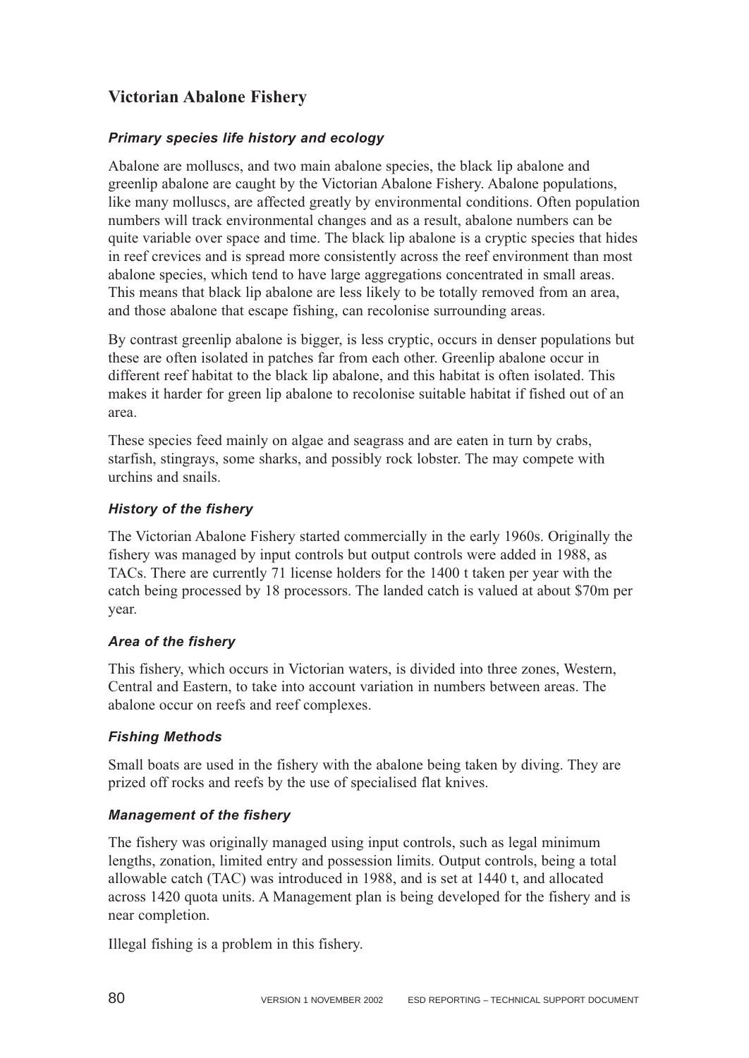## Victorian Abalone Fishery

### *Primary species life history and ecology*

Abalone are molluscs, and two main abalone species, the black lip abalone and greenlip abalone are caught by the Victorian Abalone Fishery. Abalone populations, like many molluscs, are affected greatly by environmental conditions. Often population numbers will track environmental changes and as a result, abalone numbers can be quite variable over space and time. The black lip abalone is a cryptic species that hides in reef crevices and is spread more consistently across the reef environment than most abalone species, which tend to have large aggregations concentrated in small areas. This means that black lip abalone are less likely to be totally removed from an area, and those abalone that escape fishing, can recolonise surrounding areas.

By contrast greenlip abalone is bigger, is less cryptic, occurs in denser populations but these are often isolated in patches far from each other. Greenlip abalone occur in different reef habitat to the black lip abalone, and this habitat is often isolated. This makes it harder for green lip abalone to recolonise suitable habitat if fished out of an area.

These species feed mainly on algae and seagrass and are eaten in turn by crabs, starfish, stingrays, some sharks, and possibly rock lobster. The may compete with urchins and snails.

### *History of the fishery*

The Victorian Abalone Fishery started commercially in the early 1960s. Originally the fishery was managed by input controls but output controls were added in 1988, as TACs. There are currently 71 license holders for the 1400 t taken per year with the catch being processed by 18 processors. The landed catch is valued at about $70m per year.

### *Area of the fishery*

This fishery, which occurs in Victorian waters, is divided into three zones, Western, Central and Eastern, to take into account variation in numbers between areas. The abalone occur on reefs and reef complexes.

### *Fishing Methods*

Small boats are used in the fishery with the abalone being taken by diving. They are prized off rocks and reefs by the use of specialised flat knives.

### *Management of the fishery*

The fishery was originally managed using input controls, such as legal minimum lengths, zonation, limited entry and possession limits. Output controls, being a total allowable catch (TAC) was introduced in 1988, and is set at 1440 t, and allocated across 1420 quota units. A Management plan is being developed for the fishery and is near completion.

Illegal fishing is a problem in this fishery.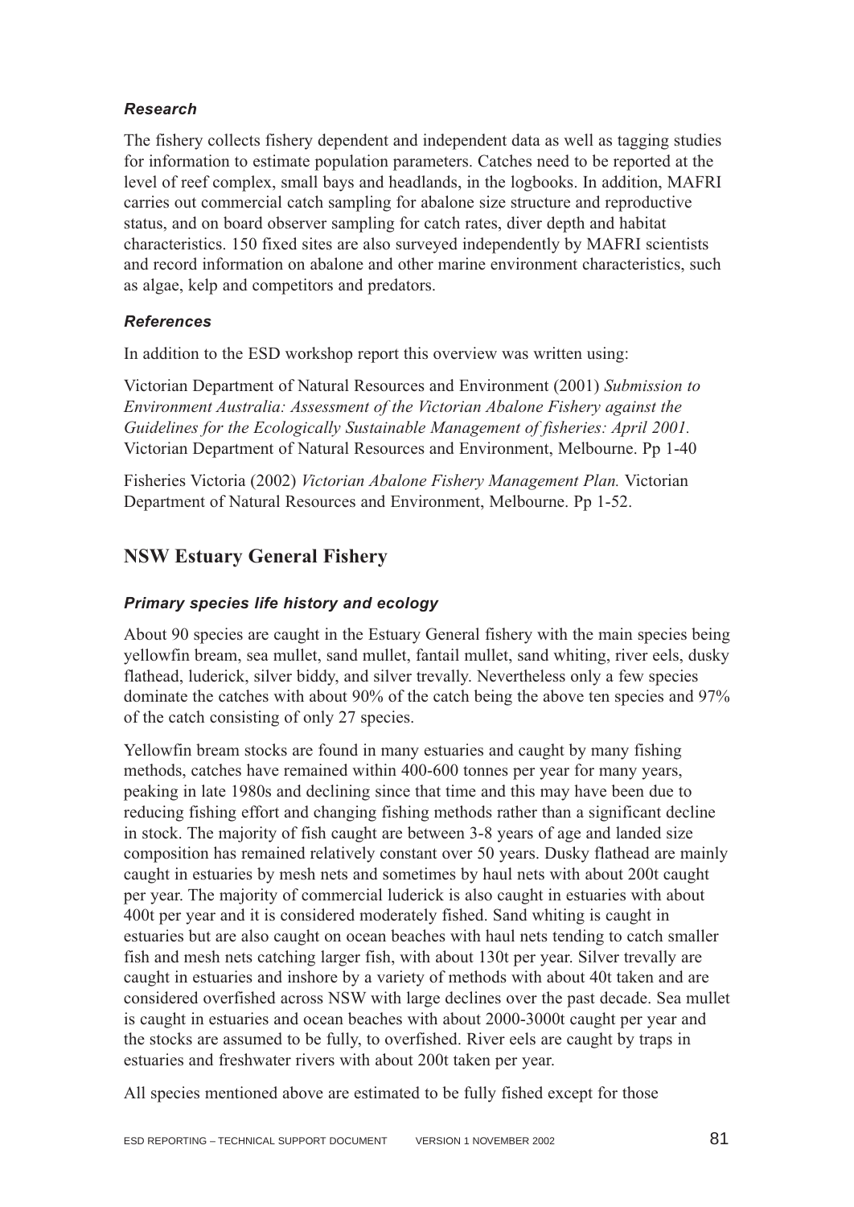### *Research*

The fishery collects fishery dependent and independent data as well as tagging studies for information to estimate population parameters. Catches need to be reported at the level of reef complex, small bays and headlands, in the logbooks. In addition, MAFRI carries out commercial catch sampling for abalone size structure and reproductive status, and on board observer sampling for catch rates, diver depth and habitat characteristics. 150 fixed sites are also surveyed independently by MAFRI scientists and record information on abalone and other marine environment characteristics, such as algae, kelp and competitors and predators.

### *References*

In addition to the ESD workshop report this overview was written using:

Victorian Department of Natural Resources and Environment (2001) *Submission to Environment Australia: Assessment of the Victorian Abalone Fishery against the Guidelines for the Ecologically Sustainable Management of fisheries: April 2001.* Victorian Department of Natural Resources and Environment, Melbourne. Pp 1-40

Fisheries Victoria (2002) *Victorian Abalone Fishery Management Plan.* Victorian Department of Natural Resources and Environment, Melbourne. Pp 1-52.

## NSW Estuary General Fishery

### *Primary species life history and ecology*

About 90 species are caught in the Estuary General fishery with the main species being yellowfin bream, sea mullet, sand mullet, fantail mullet, sand whiting, river eels, dusky flathead, luderick, silver biddy, and silver trevally. Nevertheless only a few species dominate the catches with about 90% of the catch being the above ten species and 97% of the catch consisting of only 27 species.

Yellowfin bream stocks are found in many estuaries and caught by many fishing methods, catches have remained within 400-600 tonnes per year for many years, peaking in late 1980s and declining since that time and this may have been due to reducing fishing effort and changing fishing methods rather than a significant decline in stock. The majority of fish caught are between 3-8 years of age and landed size composition has remained relatively constant over 50 years. Dusky flathead are mainly caught in estuaries by mesh nets and sometimes by haul nets with about 200t caught per year. The majority of commercial luderick is also caught in estuaries with about 400t per year and it is considered moderately fished. Sand whiting is caught in estuaries but are also caught on ocean beaches with haul nets tending to catch smaller fish and mesh nets catching larger fish, with about 130t per year. Silver trevally are caught in estuaries and inshore by a variety of methods with about 40t taken and are considered overfished across NSW with large declines over the past decade. Sea mullet is caught in estuaries and ocean beaches with about 2000-3000t caught per year and the stocks are assumed to be fully, to overfished. River eels are caught by traps in estuaries and freshwater rivers with about 200t taken per year.

All species mentioned above are estimated to be fully fished except for those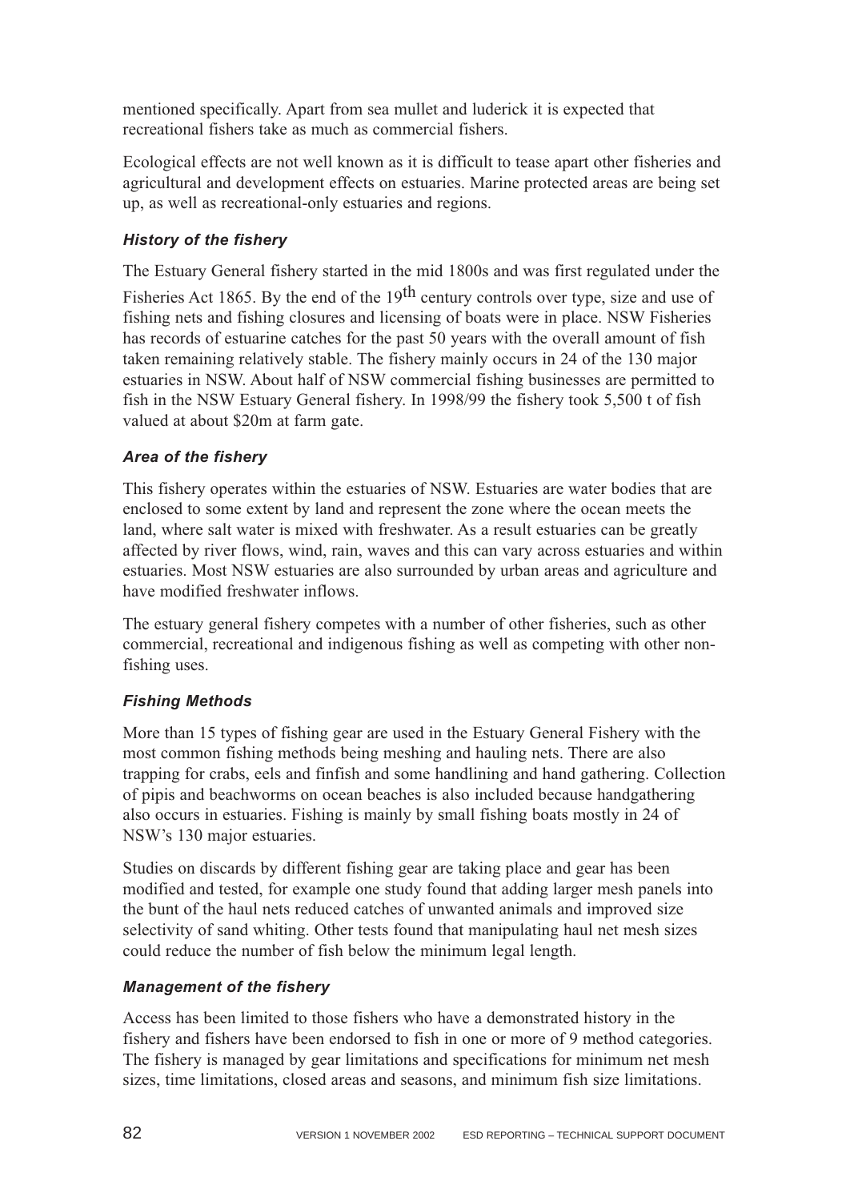mentioned specifically. Apart from sea mullet and luderick it is expected that recreational fishers take as much as commercial fishers.

Ecological effects are not well known as it is difficult to tease apart other fisheries and agricultural and development effects on estuaries. Marine protected areas are being set up, as well as recreational-only estuaries and regions.

### *History of the fishery*

The Estuary General fishery started in the mid 1800s and was first regulated under the Fisheries Act 1865. By the end of the 19th century controls over type, size and use of fishing nets and fishing closures and licensing of boats were in place. NSW Fisheries has records of estuarine catches for the past 50 years with the overall amount of fish taken remaining relatively stable. The fishery mainly occurs in 24 of the 130 major estuaries in NSW. About half of NSW commercial fishing businesses are permitted to fish in the NSW Estuary General fishery. In 1998/99 the fishery took 5,500 t of fish valued at about $20m at farm gate.

### *Area of the fishery*

This fishery operates within the estuaries of NSW. Estuaries are water bodies that are enclosed to some extent by land and represent the zone where the ocean meets the land, where salt water is mixed with freshwater. As a result estuaries can be greatly affected by river flows, wind, rain, waves and this can vary across estuaries and within estuaries. Most NSW estuaries are also surrounded by urban areas and agriculture and have modified freshwater inflows.

The estuary general fishery competes with a number of other fisheries, such as other commercial, recreational and indigenous fishing as well as competing with other non-fishing uses.

### *Fishing Methods*

More than 15 types of fishing gear are used in the Estuary General Fishery with the most common fishing methods being meshing and hauling nets. There are also trapping for crabs, eels and finfish and some handlining and hand gathering. Collection of pipis and beachworms on ocean beaches is also included because handgathering also occurs in estuaries. Fishing is mainly by small fishing boats mostly in 24 of NSW's 130 major estuaries.

Studies on discards by different fishing gear are taking place and gear has been modified and tested, for example one study found that adding larger mesh panels into the bunt of the haul nets reduced catches of unwanted animals and improved size selectivity of sand whiting. Other tests found that manipulating haul net mesh sizes could reduce the number of fish below the minimum legal length.

### *Management of the fishery*

Access has been limited to those fishers who have a demonstrated history in the fishery and fishers have been endorsed to fish in one or more of 9 method categories. The fishery is managed by gear limitations and specifications for minimum net mesh sizes, time limitations, closed areas and seasons, and minimum fish size limitations.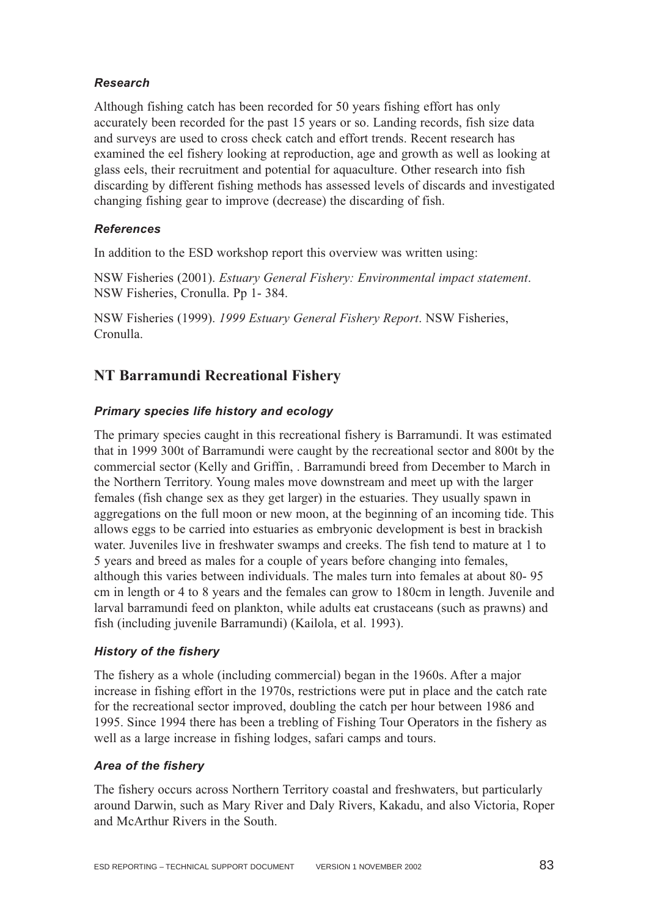### *Research*

Although fishing catch has been recorded for 50 years fishing effort has only accurately been recorded for the past 15 years or so. Landing records, fish size data and surveys are used to cross check catch and effort trends. Recent research has examined the eel fishery looking at reproduction, age and growth as well as looking at glass eels, their recruitment and potential for aquaculture. Other research into fish discarding by different fishing methods has assessed levels of discards and investigated changing fishing gear to improve (decrease) the discarding of fish.

### *References*

In addition to the ESD workshop report this overview was written using:

NSW Fisheries (2001). *Estuary General Fishery: Environmental impact statement*. NSW Fisheries, Cronulla. Pp 1- 384.

NSW Fisheries (1999). *1999 Estuary General Fishery Report*. NSW Fisheries, Cronulla.

## NT Barramundi Recreational Fishery

### *Primary species life history and ecology*

The primary species caught in this recreational fishery is Barramundi. It was estimated that in 1999 300t of Barramundi were caught by the recreational sector and 800t by the commercial sector (Kelly and Griffin, . Barramundi breed from December to March in the Northern Territory. Young males move downstream and meet up with the larger females (fish change sex as they get larger) in the estuaries. They usually spawn in aggregations on the full moon or new moon, at the beginning of an incoming tide. This allows eggs to be carried into estuaries as embryonic development is best in brackish water. Juveniles live in freshwater swamps and creeks. The fish tend to mature at 1 to 5 years and breed as males for a couple of years before changing into females, although this varies between individuals. The males turn into females at about 80- 95 cm in length or 4 to 8 years and the females can grow to 180cm in length. Juvenile and larval barramundi feed on plankton, while adults eat crustaceans (such as prawns) and fish (including juvenile Barramundi) (Kailola, et al. 1993).

### *History of the fishery*

The fishery as a whole (including commercial) began in the 1960s. After a major increase in fishing effort in the 1970s, restrictions were put in place and the catch rate for the recreational sector improved, doubling the catch per hour between 1986 and 1995. Since 1994 there has been a trebling of Fishing Tour Operators in the fishery as well as a large increase in fishing lodges, safari camps and tours.

### *Area of the fishery*

The fishery occurs across Northern Territory coastal and freshwaters, but particularly around Darwin, such as Mary River and Daly Rivers, Kakadu, and also Victoria, Roper and McArthur Rivers in the South.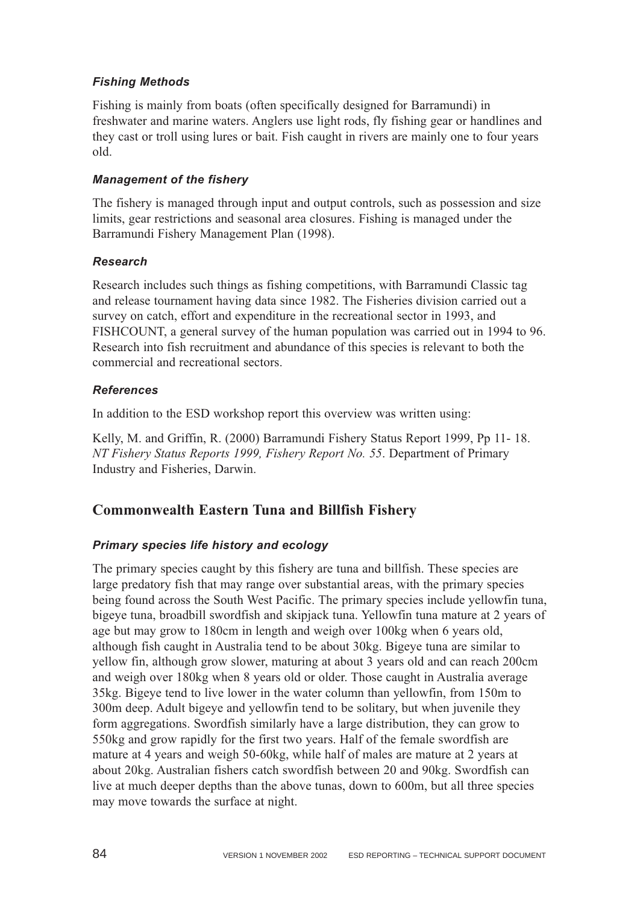### *Fishing Methods*

Fishing is mainly from boats (often specifically designed for Barramundi) in freshwater and marine waters. Anglers use light rods, fly fishing gear or handlines and they cast or troll using lures or bait. Fish caught in rivers are mainly one to four years old.

### *Management of the fishery*

The fishery is managed through input and output controls, such as possession and size limits, gear restrictions and seasonal area closures. Fishing is managed under the Barramundi Fishery Management Plan (1998).

### *Research*

Research includes such things as fishing competitions, with Barramundi Classic tag and release tournament having data since 1982. The Fisheries division carried out a survey on catch, effort and expenditure in the recreational sector in 1993, and FISHCOUNT, a general survey of the human population was carried out in 1994 to 96. Research into fish recruitment and abundance of this species is relevant to both the commercial and recreational sectors.

### *References*

In addition to the ESD workshop report this overview was written using:

Kelly, M. and Griffin, R. (2000) Barramundi Fishery Status Report 1999, Pp 11- 18. *NT Fishery Status Reports 1999, Fishery Report No. 55*. Department of Primary Industry and Fisheries, Darwin.

## Commonwealth Eastern Tuna and Billfish Fishery

### *Primary species life history and ecology*

The primary species caught by this fishery are tuna and billfish. These species are large predatory fish that may range over substantial areas, with the primary species being found across the South West Pacific. The primary species include yellowfin tuna, bigeye tuna, broadbill swordfish and skipjack tuna. Yellowfin tuna mature at 2 years of age but may grow to 180cm in length and weigh over 100kg when 6 years old, although fish caught in Australia tend to be about 30kg. Bigeye tuna are similar to yellow fin, although grow slower, maturing at about 3 years old and can reach 200cm and weigh over 180kg when 8 years old or older. Those caught in Australia average 35kg. Bigeye tend to live lower in the water column than yellowfin, from 150m to 300m deep. Adult bigeye and yellowfin tend to be solitary, but when juvenile they form aggregations. Swordfish similarly have a large distribution, they can grow to 550kg and grow rapidly for the first two years. Half of the female swordfish are mature at 4 years and weigh 50-60kg, while half of males are mature at 2 years at about 20kg. Australian fishers catch swordfish between 20 and 90kg. Swordfish can live at much deeper depths than the above tunas, down to 600m, but all three species may move towards the surface at night.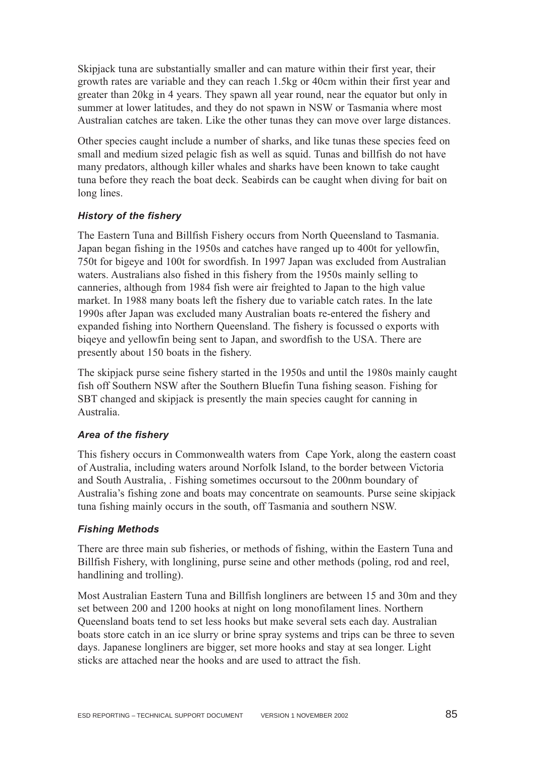Skipjack tuna are substantially smaller and can mature within their first year, their growth rates are variable and they can reach 1.5kg or 40cm within their first year and greater than 20kg in 4 years. They spawn all year round, near the equator but only in summer at lower latitudes, and they do not spawn in NSW or Tasmania where most Australian catches are taken. Like the other tunas they can move over large distances.

Other species caught include a number of sharks, and like tunas these species feed on small and medium sized pelagic fish as well as squid. Tunas and billfish do not have many predators, although killer whales and sharks have been known to take caught tuna before they reach the boat deck. Seabirds can be caught when diving for bait on long lines.

### *History of the fishery*

The Eastern Tuna and Billfish Fishery occurs from North Queensland to Tasmania. Japan began fishing in the 1950s and catches have ranged up to 400t for yellowfin, 750t for bigeye and 100t for swordfish. In 1997 Japan was excluded from Australian waters. Australians also fished in this fishery from the 1950s mainly selling to canneries, although from 1984 fish were air freighted to Japan to the high value market. In 1988 many boats left the fishery due to variable catch rates. In the late 1990s after Japan was excluded many Australian boats re-entered the fishery and expanded fishing into Northern Queensland. The fishery is focussed o exports with biqeye and yellowfin being sent to Japan, and swordfish to the USA. There are presently about 150 boats in the fishery.

The skipjack purse seine fishery started in the 1950s and until the 1980s mainly caught fish off Southern NSW after the Southern Bluefin Tuna fishing season. Fishing for SBT changed and skipjack is presently the main species caught for canning in Australia.

### *Area of the fishery*

This fishery occurs in Commonwealth waters from Cape York, along the eastern coast of Australia, including waters around Norfolk Island, to the border between Victoria and South Australia, . Fishing sometimes occursout to the 200nm boundary of Australia's fishing zone and boats may concentrate on seamounts. Purse seine skipjack tuna fishing mainly occurs in the south, off Tasmania and southern NSW.

### *Fishing Methods*

There are three main sub fisheries, or methods of fishing, within the Eastern Tuna and Billfish Fishery, with longlining, purse seine and other methods (poling, rod and reel, handlining and trolling).

Most Australian Eastern Tuna and Billfish longliners are between 15 and 30m and they set between 200 and 1200 hooks at night on long monofilament lines. Northern Queensland boats tend to set less hooks but make several sets each day. Australian boats store catch in an ice slurry or brine spray systems and trips can be three to seven days. Japanese longliners are bigger, set more hooks and stay at sea longer. Light sticks are attached near the hooks and are used to attract the fish.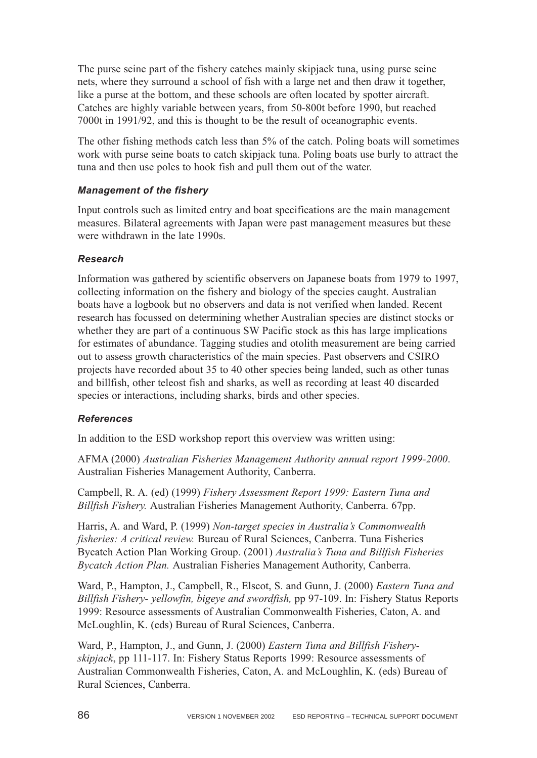The purse seine part of the fishery catches mainly skipjack tuna, using purse seine nets, where they surround a school of fish with a large net and then draw it together, like a purse at the bottom, and these schools are often located by spotter aircraft. Catches are highly variable between years, from 50-800t before 1990, but reached 7000t in 1991/92, and this is thought to be the result of oceanographic events.

The other fishing methods catch less than 5% of the catch. Poling boats will sometimes work with purse seine boats to catch skipjack tuna. Poling boats use burly to attract the tuna and then use poles to hook fish and pull them out of the water.

### *Management of the fishery*

Input controls such as limited entry and boat specifications are the main management measures. Bilateral agreements with Japan were past management measures but these were withdrawn in the late 1990s.

### *Research*

Information was gathered by scientific observers on Japanese boats from 1979 to 1997, collecting information on the fishery and biology of the species caught. Australian boats have a logbook but no observers and data is not verified when landed. Recent research has focussed on determining whether Australian species are distinct stocks or whether they are part of a continuous SW Pacific stock as this has large implications for estimates of abundance. Tagging studies and otolith measurement are being carried out to assess growth characteristics of the main species. Past observers and CSIRO projects have recorded about 35 to 40 other species being landed, such as other tunas and billfish, other teleost fish and sharks, as well as recording at least 40 discarded species or interactions, including sharks, birds and other species.

### *References*

In addition to the ESD workshop report this overview was written using:

AFMA (2000) *Australian Fisheries Management Authority annual report 1999-2000*. Australian Fisheries Management Authority, Canberra.

Campbell, R. A. (ed) (1999) *Fishery Assessment Report 1999: Eastern Tuna and Billfish Fishery.* Australian Fisheries Management Authority, Canberra. 67pp.

Harris, A. and Ward, P. (1999) *Non-target species in Australia's Commonwealth fisheries: A critical review.* Bureau of Rural Sciences, Canberra. Tuna Fisheries Bycatch Action Plan Working Group. (2001) *Australia's Tuna and Billfish Fisheries Bycatch Action Plan.* Australian Fisheries Management Authority, Canberra.

Ward, P., Hampton, J., Campbell, R., Elscot, S. and Gunn, J. (2000) *Eastern Tuna and Billfish Fishery- yellowfin, bigeye and swordfish,* pp 97-109. In: Fishery Status Reports 1999: Resource assessments of Australian Commonwealth Fisheries, Caton, A. and McLoughlin, K. (eds) Bureau of Rural Sciences, Canberra.

Ward, P., Hampton, J., and Gunn, J. (2000) *Eastern Tuna and Billfish Fishery-skipjack*, pp 111-117. In: Fishery Status Reports 1999: Resource assessments of Australian Commonwealth Fisheries, Caton, A. and McLoughlin, K. (eds) Bureau of Rural Sciences, Canberra.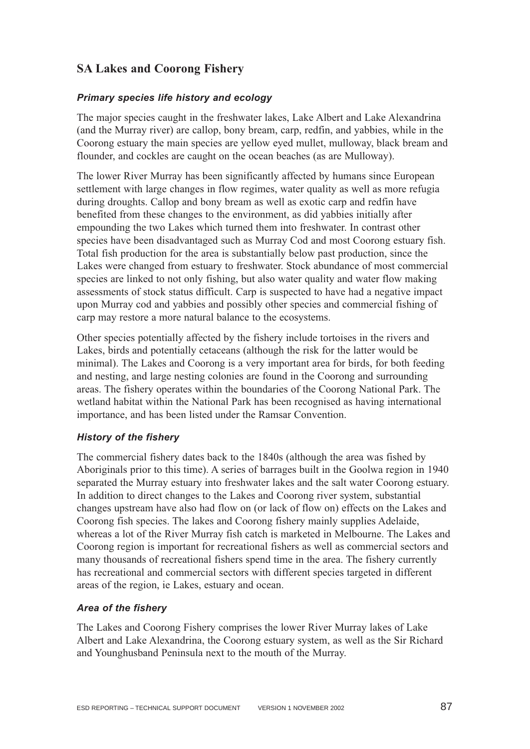## SA Lakes and Coorong Fishery

### *Primary species life history and ecology*

The major species caught in the freshwater lakes, Lake Albert and Lake Alexandrina (and the Murray river) are callop, bony bream, carp, redfin, and yabbies, while in the Coorong estuary the main species are yellow eyed mullet, mulloway, black bream and flounder, and cockles are caught on the ocean beaches (as are Mulloway).

The lower River Murray has been significantly affected by humans since European settlement with large changes in flow regimes, water quality as well as more refugia during droughts. Callop and bony bream as well as exotic carp and redfin have benefited from these changes to the environment, as did yabbies initially after empounding the two Lakes which turned them into freshwater. In contrast other species have been disadvantaged such as Murray Cod and most Coorong estuary fish. Total fish production for the area is substantially below past production, since the Lakes were changed from estuary to freshwater. Stock abundance of most commercial species are linked to not only fishing, but also water quality and water flow making assessments of stock status difficult. Carp is suspected to have had a negative impact upon Murray cod and yabbies and possibly other species and commercial fishing of carp may restore a more natural balance to the ecosystems.

Other species potentially affected by the fishery include tortoises in the rivers and Lakes, birds and potentially cetaceans (although the risk for the latter would be minimal). The Lakes and Coorong is a very important area for birds, for both feeding and nesting, and large nesting colonies are found in the Coorong and surrounding areas. The fishery operates within the boundaries of the Coorong National Park. The wetland habitat within the National Park has been recognised as having international importance, and has been listed under the Ramsar Convention.

### *History of the fishery*

The commercial fishery dates back to the 1840s (although the area was fished by Aboriginals prior to this time). A series of barrages built in the Goolwa region in 1940 separated the Murray estuary into freshwater lakes and the salt water Coorong estuary. In addition to direct changes to the Lakes and Coorong river system, substantial changes upstream have also had flow on (or lack of flow on) effects on the Lakes and Coorong fish species. The lakes and Coorong fishery mainly supplies Adelaide, whereas a lot of the River Murray fish catch is marketed in Melbourne. The Lakes and Coorong region is important for recreational fishers as well as commercial sectors and many thousands of recreational fishers spend time in the area. The fishery currently has recreational and commercial sectors with different species targeted in different areas of the region, ie Lakes, estuary and ocean.

### *Area of the fishery*

The Lakes and Coorong Fishery comprises the lower River Murray lakes of Lake Albert and Lake Alexandrina, the Coorong estuary system, as well as the Sir Richard and Younghusband Peninsula next to the mouth of the Murray.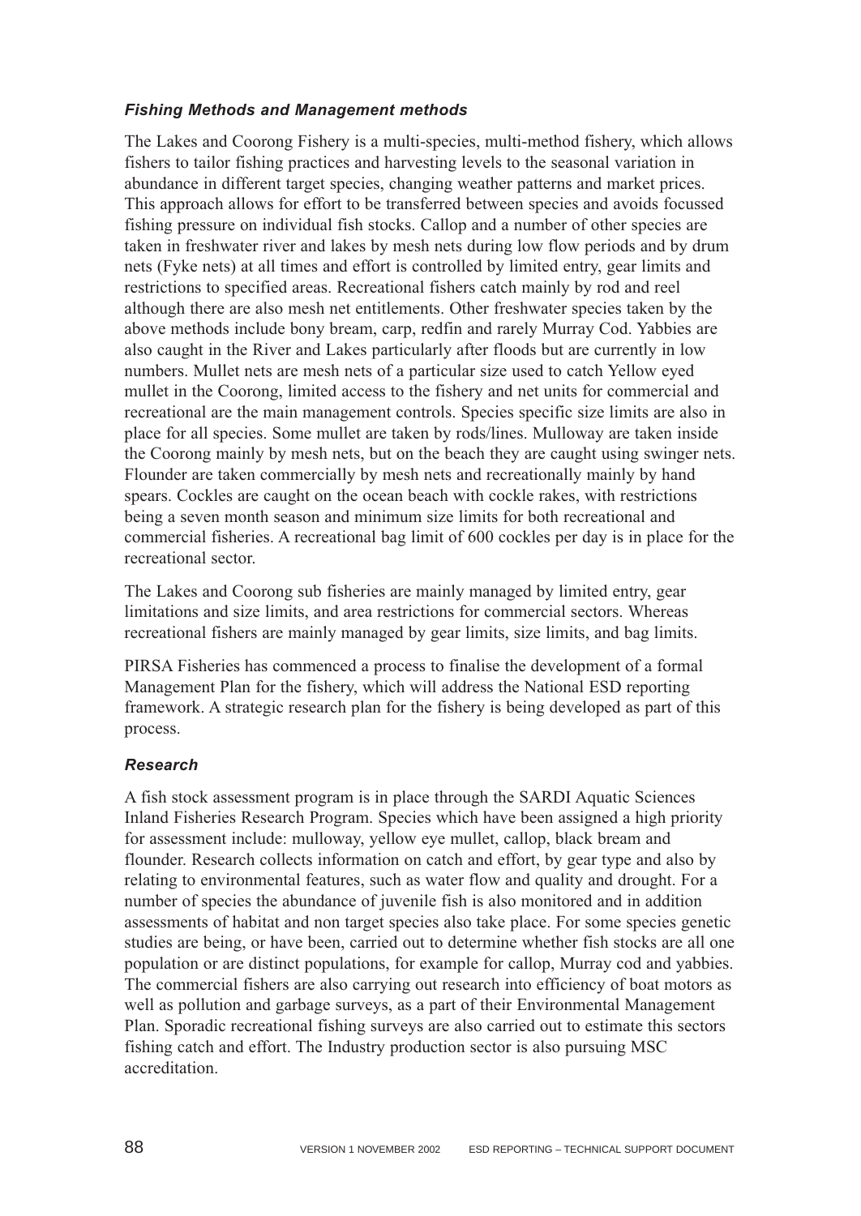### *Fishing Methods and Management methods*

The Lakes and Coorong Fishery is a multi-species, multi-method fishery, which allows fishers to tailor fishing practices and harvesting levels to the seasonal variation in abundance in different target species, changing weather patterns and market prices. This approach allows for effort to be transferred between species and avoids focussed fishing pressure on individual fish stocks. Callop and a number of other species are taken in freshwater river and lakes by mesh nets during low flow periods and by drum nets (Fyke nets) at all times and effort is controlled by limited entry, gear limits and restrictions to specified areas. Recreational fishers catch mainly by rod and reel although there are also mesh net entitlements. Other freshwater species taken by the above methods include bony bream, carp, redfin and rarely Murray Cod. Yabbies are also caught in the River and Lakes particularly after floods but are currently in low numbers. Mullet nets are mesh nets of a particular size used to catch Yellow eyed mullet in the Coorong, limited access to the fishery and net units for commercial and recreational are the main management controls. Species specific size limits are also in place for all species. Some mullet are taken by rods/lines. Mulloway are taken inside the Coorong mainly by mesh nets, but on the beach they are caught using swinger nets. Flounder are taken commercially by mesh nets and recreationally mainly by hand spears. Cockles are caught on the ocean beach with cockle rakes, with restrictions being a seven month season and minimum size limits for both recreational and commercial fisheries. A recreational bag limit of 600 cockles per day is in place for the recreational sector.

The Lakes and Coorong sub fisheries are mainly managed by limited entry, gear limitations and size limits, and area restrictions for commercial sectors. Whereas recreational fishers are mainly managed by gear limits, size limits, and bag limits.

PIRSA Fisheries has commenced a process to finalise the development of a formal Management Plan for the fishery, which will address the National ESD reporting framework. A strategic research plan for the fishery is being developed as part of this process.

### *Research*

A fish stock assessment program is in place through the SARDI Aquatic Sciences Inland Fisheries Research Program. Species which have been assigned a high priority for assessment include: mulloway, yellow eye mullet, callop, black bream and flounder. Research collects information on catch and effort, by gear type and also by relating to environmental features, such as water flow and quality and drought. For a number of species the abundance of juvenile fish is also monitored and in addition assessments of habitat and non target species also take place. For some species genetic studies are being, or have been, carried out to determine whether fish stocks are all one population or are distinct populations, for example for callop, Murray cod and yabbies. The commercial fishers are also carrying out research into efficiency of boat motors as well as pollution and garbage surveys, as a part of their Environmental Management Plan. Sporadic recreational fishing surveys are also carried out to estimate this sectors fishing catch and effort. The Industry production sector is also pursuing MSC accreditation.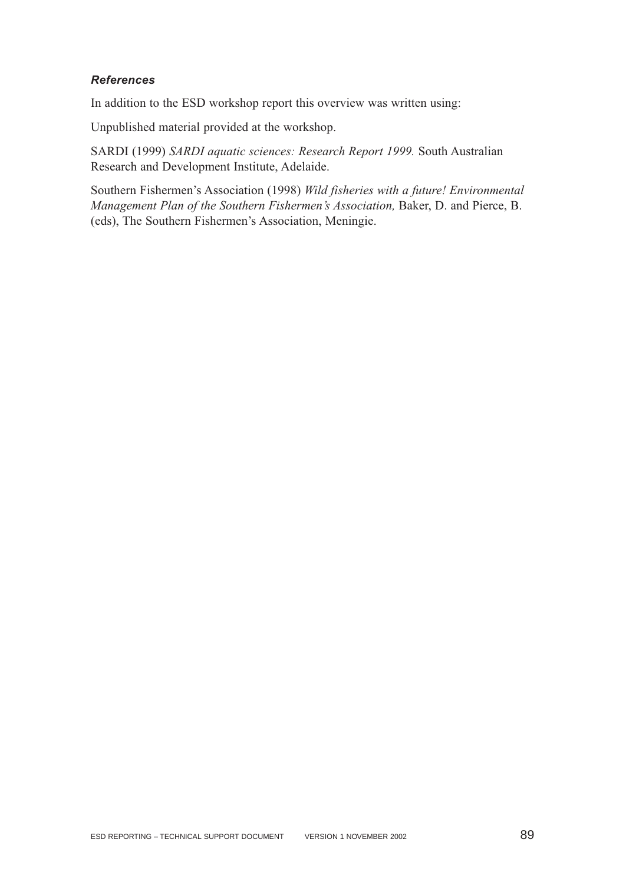### *References*

In addition to the ESD workshop report this overview was written using:

Unpublished material provided at the workshop.

SARDI (1999) *SARDI aquatic sciences: Research Report 1999.* South Australian Research and Development Institute, Adelaide.

Southern Fishermen's Association (1998) *Wild fisheries with a future! Environmental Management Plan of the Southern Fishermen's Association,* Baker, D. and Pierce, B. (eds), The Southern Fishermen's Association, Meningie.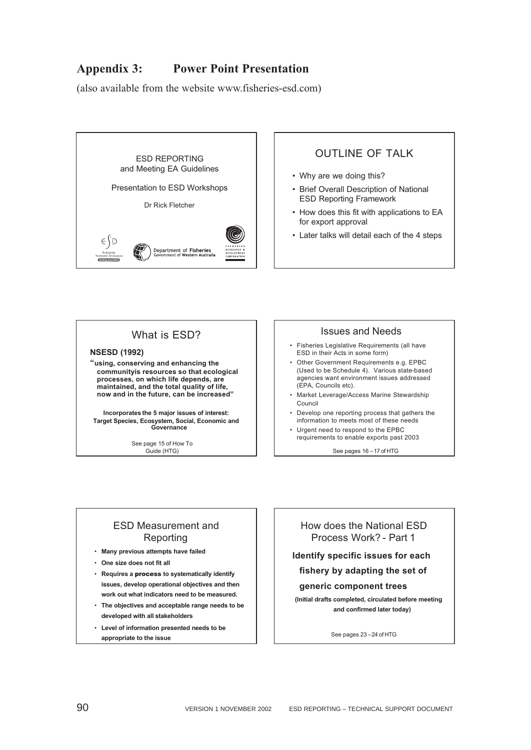## Appendix 3: Power Point Presentation

(also available from the website www.fisheries-esd.com)

ESD REPORTING
and Meeting EA Guidelines

Presentation to ESD Workshops

Dr Rick Fletcher

### OUTLINE OF TALK

- Why are we doing this?
- Brief Overall Description of National ESD Reporting Framework
- How does this fit with applications to EA for export approval
- Later talks will detail each of the 4 steps

### What is ESD?

**NSESD (1992)**

**"using, conserving and enhancing the communityís resources so that ecological processes, on which life depends, are maintained, and the total quality of life, now and in the future, can be increased"**

**Incorporates the 5 major issues of interest: Target Species, Ecosystem, Social, Economic and Governance**

See page 15 of How To Guide (HTG)

### Issues and Needs

- Fisheries Legislative Requirements (all have ESD in their Acts in some form)
- Other Government Requirements e.g. EPBC (Used to be Schedule 4). Various state-based agencies want environment issues addressed (EPA, Councils etc).
- Market Leverage/Access Marine Stewardship Council
- Develop one reporting process that gathers the information to meets most of these needs
- Urgent need to respond to the EPBC requirements to enable exports past 2003

See pages 16 – 17 of HTG

### ESD Measurement and Reporting

- **Many previous attempts have failed**
- **One size does not fit all**
- **Requires a process to systematically identify issues, develop operational objectives and then work out what indicators need to be measured.**
- **The objectives and acceptable range needs to be developed with all stakeholders**
- **Level of information presented needs to be appropriate to the issue**

### How does the National ESD Process Work? - Part 1

**Identify specific issues for each fishery by adapting the set of generic component trees**

**(Initial drafts completed, circulated before meeting and confirmed later today)**

See pages 23 – 24 of HTG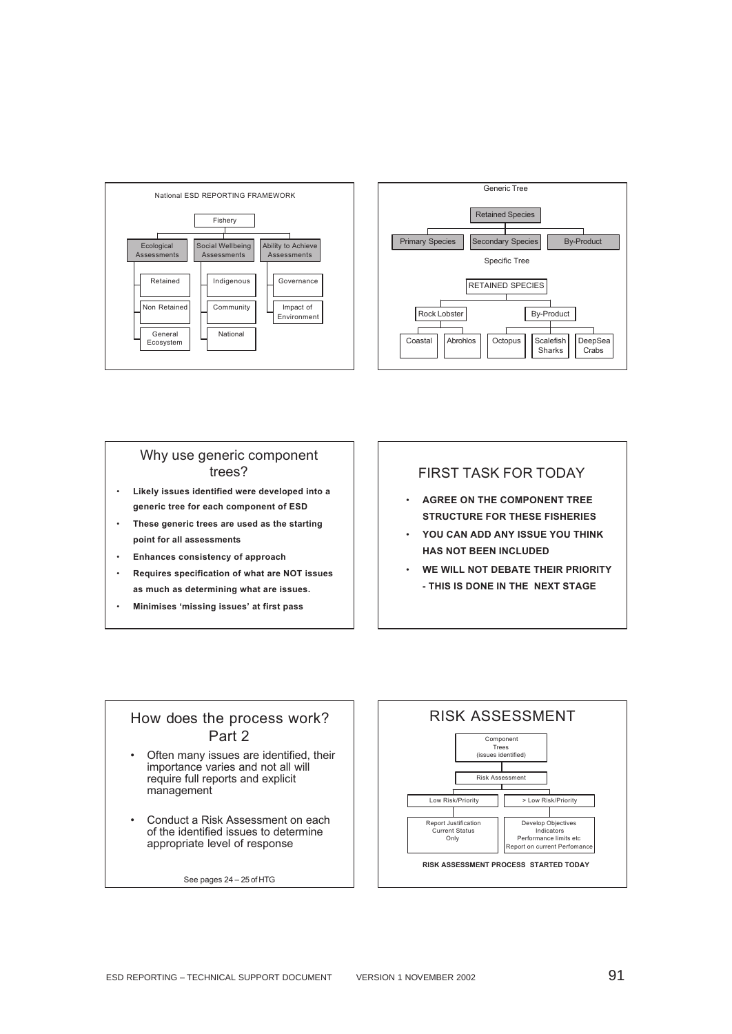## National ESD REPORTING FRAMEWORK

- Fishery
  - Ecological Assessments
    - Retained
    - Non Retained
    - General Ecosystem
  - Social Wellbeing Assessments
    - Indigenous
    - Community
    - National
  - Ability to Achieve Assessments
    - Governance
    - Impact of Environment

## Generic Tree

- Retained Species
  - Primary Species
  - Secondary Species
  - By-Product

Specific Tree

- RETAINED SPECIES
  - Rock Lobster
    - Coastal
    - Abrohlos
  - By-Product
    - Octopus
    - Scalefish Sharks
    - DeepSea Crabs

## Why use generic component trees?

- **Likely issues identified were developed into a generic tree for each component of ESD**
- **These generic trees are used as the starting point for all assessments**
- **Enhances consistency of approach**
- **Requires specification of what are NOT issues as much as determining what are issues.**
- **Minimises 'missing issues' at first pass**

## FIRST TASK FOR TODAY

- **AGREE ON THE COMPONENT TREE STRUCTURE FOR THESE FISHERIES**
- **YOU CAN ADD ANY ISSUE YOU THINK HAS NOT BEEN INCLUDED**
- **WE WILL NOT DEBATE THEIR PRIORITY - THIS IS DONE IN THE NEXT STAGE**

## How does the process work? Part 2

- Often many issues are identified, their importance varies and not all will require full reports and explicit management
- Conduct a Risk Assessment on each of the identified issues to determine appropriate level of response

See pages 24 – 25 of HTG

## RISK ASSESSMENT

- Component Trees (issues identified)
  - Risk Assessment
    - Low Risk/Priority
      - Report Justification Current Status Only
    - > Low Risk/Priority
      - Develop Objectives Indicators Performance limits etc Report on current Perfomance

**RISK ASSESSMENT PROCESS STARTED TODAY**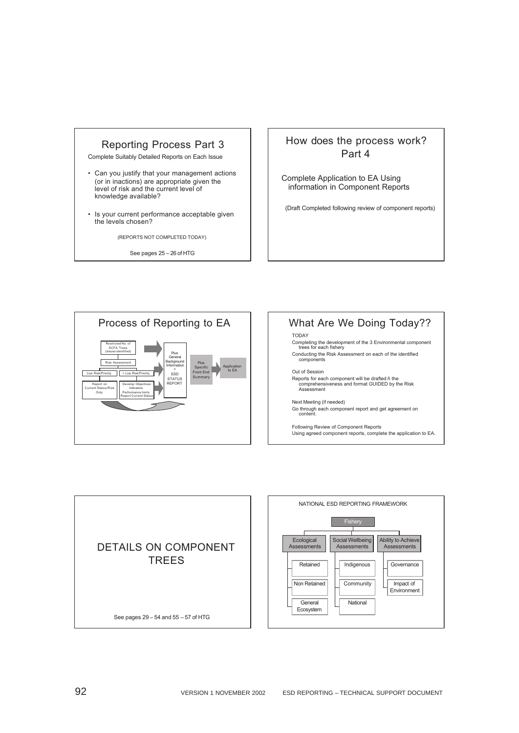## Reporting Process Part 3

Complete Suitably Detailed Reports on Each Issue

- Can you justify that your management actions (or in inactions) are appropriate given the level of risk and the current level of knowledge available?
- Is your current performance acceptable given the levels chosen?

(REPORTS NOT COMPLETED TODAY)

See pages 25 – 26 of HTG

## How does the process work? Part 4

Complete Application to EA Using information in Component Reports

(Draft Completed following review of component reports)

## Process of Reporting to EA

Restricted No. of SCFA Trees (issues identified)

Risk Assessment

Low Risk/Priority

> Low Risk/Priority

Report on Current Status/Risk Only

Develop Objectives Indicators Performance limits Report Current Status

Plus General Background Information = ESD STATUS REPORT

Plus Specific Front End Summary

Application to EA

## What Are We Doing Today??

TODAY

Completing the development of the 3 Environmental component trees for each fishery

Conducting the Risk Assessment on each of the identified components

Out of Session

Reports for each component will be drafted ñ the comprehensiveness and format GUIDED by the Risk Assessment

Next Meeting (if needed)

Go through each component report and get agreement on content.

Following Review of Component Reports

Using agreed component reports, complete the application to EA.

## DETAILS ON COMPONENT TREES

See pages 29 – 54 and 55 – 57 of HTG

## NATIONAL ESD REPORTING FRAMEWORK

Fishery

- Ecological Assessments
  - Retained
  - Non Retained
  - General Ecosystem
- Social Wellbeing Assessments
  - Indigenous
  - Community
  - National
- Ability to Achieve Assessments
  - Governance
  - Impact of Environment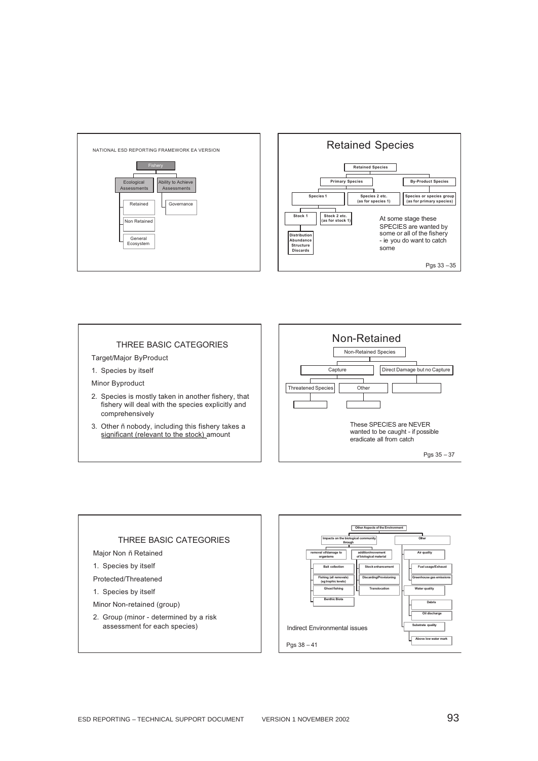NATIONAL ESD REPORTING FRAMEWORK EA VERSION

- Fishery
  - Ecological Assessments
    - Retained
    - Non Retained
    - General Ecosystem
  - Ability to Achieve Assessments
    - Governance

## Retained Species

- Retained Species
  - Primary Species
    - Species 1
      - Stock 1
        - Distribution
        - Abundance
        - Structure
        - Discards
      - Stock 2 etc. (as for stock 1)
    - Species 2 etc. (as for species 1)
  - By-Product Species
    - Species or species group (as for primary species)

At some stage these SPECIES are wanted by some or all of the fishery - ie you do want to catch some

Pgs 33 – 35

## THREE BASIC CATEGORIES

Target/Major ByProduct

1. Species by itself

Minor Byproduct

2. Species is mostly taken in another fishery, that fishery will deal with the species explicitly and comprehensively
3. Other ñ nobody, including this fishery takes a significant (relevant to the stock) amount

## Non-Retained

- Non-Retained Species
  - Capture
    - Threatened Species
    - Other
  - Direct Damage but no Capture

These SPECIES are NEVER wanted to be caught - if possible eradicate all from catch

Pgs 35 – 37

## THREE BASIC CATEGORIES

Major Non ñ Retained

1. Species by itself

Protected/Threatened

1. Species by itself

Minor Non-retained (group)

2. Group (minor - determined by a risk assessment for each species)

- Other Aspects of the Environment
  - Impacts on the biological community through
    - removal of/damage to organisms
      - Bait collection
      - Fishing (all removals) (eg trophic levels)
      - Ghost fishing
      - Benthic Biota
    - addition/movement of biological material
      - Stock enhancement
      - Discarding/Provisioning
      - Translocation
  - Other
    - Air quality
      - Fuel usage/Exhaust
      - Greenhouse gas emissions
    - Water quality
      - Debris
      - Oil discharge
    - Substrate quality
      - Above low water mark

Indirect Environmental issues

Pgs 38 – 41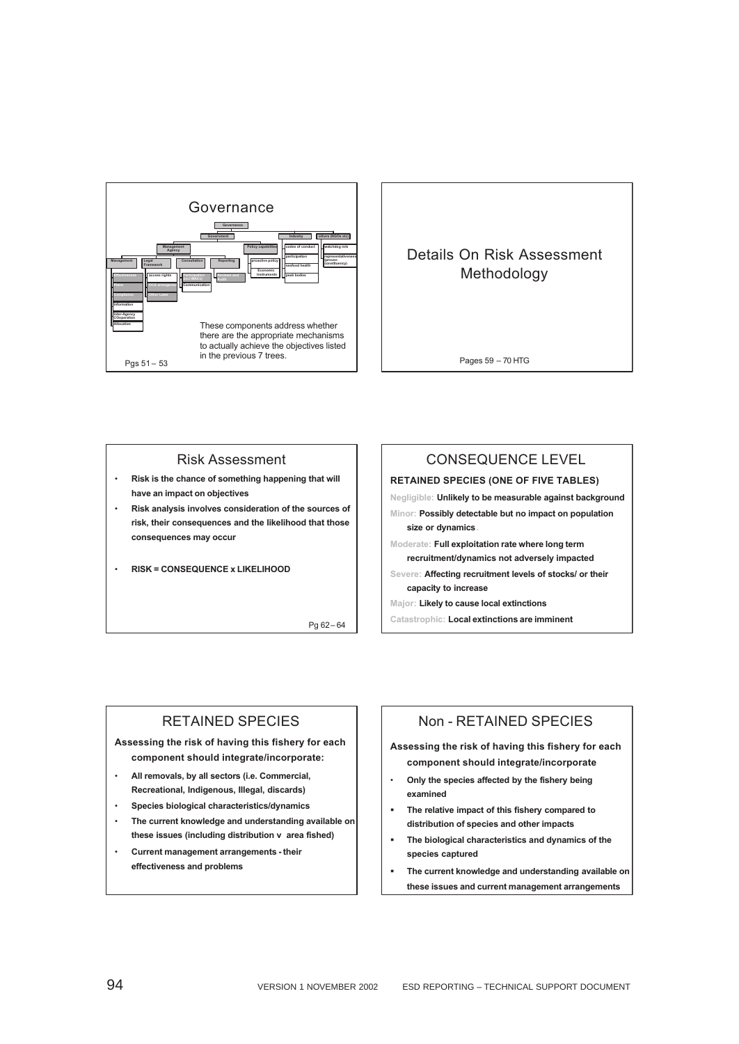## Governance

Governance

- Government
  - Management Agency
    - Management
      - Effectiveness
      - Plans
      - Compliance
      - Information
      - Inter-Agency Cooperation
      - Allocation
    - Legal Framework
      - access rights
      - OCS arrangements
      - Other Laws
    - Consultation
      - Participation (incl MACs)
      - Communication
    - Reporting
      - Access and Form
  - Policy capabilities
    - proactive policy
    - Economic Instruments
- Industry
  - codes of conduct
  - participation
  - seafood health
  - peak bodies
- others (NGOs etc)
  - watchdog role
  - representativeness (proven constituency)

These components address whether there are the appropriate mechanisms to actually achieve the objectives listed in the previous 7 trees.

Pgs 51 – 53

## Details On Risk Assessment Methodology

Pages 59 – 70 HTG

## Risk Assessment

- **Risk is the chance of something happening that will have an impact on objectives**
- **Risk analysis involves consideration of the sources of risk, their consequences and the likelihood that those consequences may occur**
- **RISK = CONSEQUENCE x LIKELIHOOD**

Pg 62 – 64

## CONSEQUENCE LEVEL

**RETAINED SPECIES (ONE OF FIVE TABLES)**

Negligible: **Unlikely to be measurable against background**

Minor: **Possibly detectable but no impact on population size or dynamics**.

Moderate: **Full exploitation rate where long term recruitment/dynamics not adversely impacted**

Severe: **Affecting recruitment levels of stocks/ or their capacity to increase**

Major: **Likely to cause local extinctions**

Catastrophic: **Local extinctions are imminent**

## RETAINED SPECIES

**Assessing the risk of having this fishery for each component should integrate/incorporate:**

- **All removals, by all sectors (i.e. Commercial, Recreational, Indigenous, Illegal, discards)**
- **Species biological characteristics/dynamics**
- **The current knowledge and understanding available on these issues (including distribution v area fished)**
- **Current management arrangements - their effectiveness and problems**

## Non - RETAINED SPECIES

**Assessing the risk of having this fishery for each component should integrate/incorporate**

- **Only the species affected by the fishery being examined**
- **The relative impact of this fishery compared to distribution of species and other impacts**
- **The biological characteristics and dynamics of the species captured**
- **The current knowledge and understanding available on these issues and current management arrangements**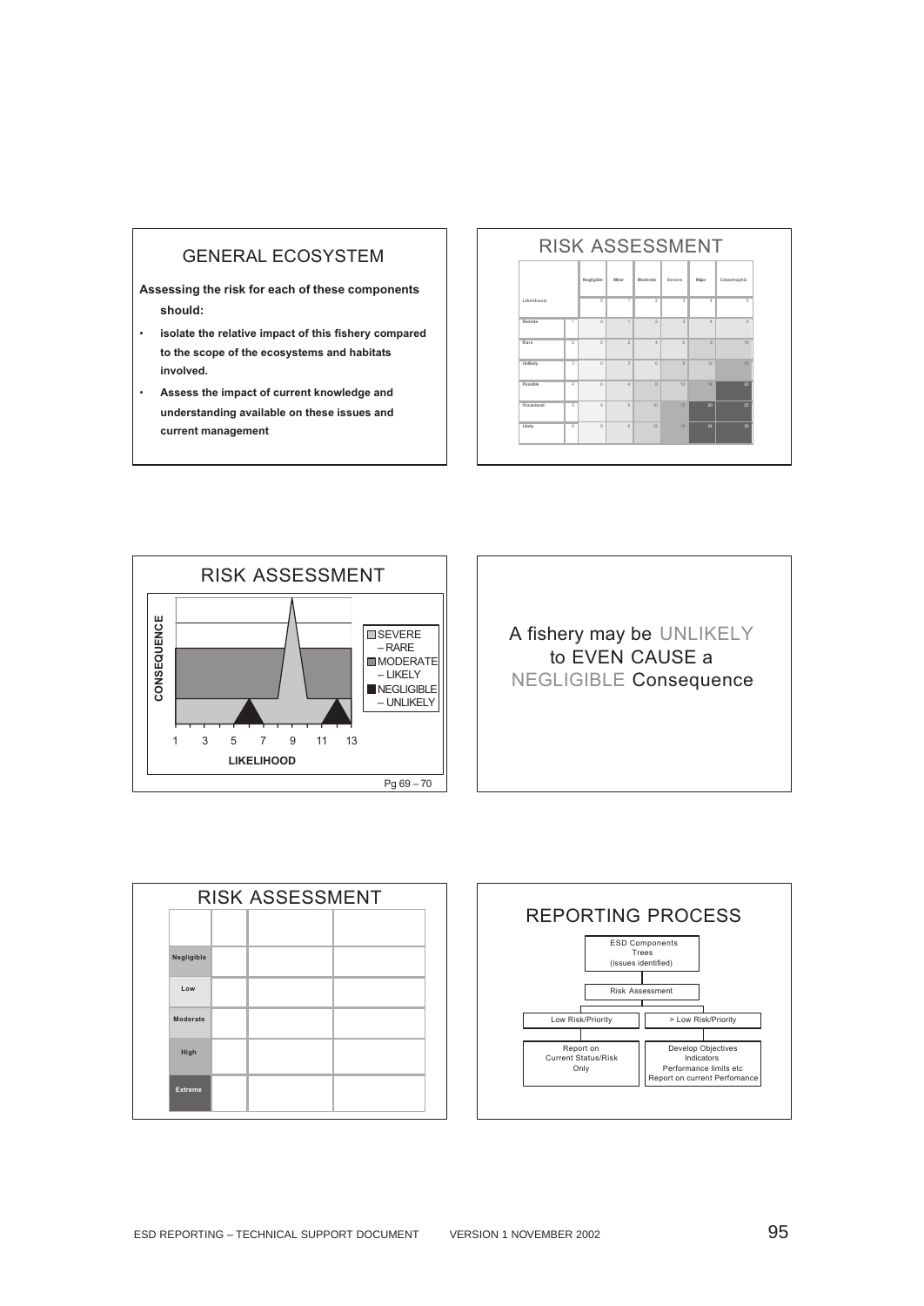## GENERAL ECOSYSTEM

**Assessing the risk for each of these components should:**

- **isolate the relative impact of this fishery compared to the scope of the ecosystems and habitats involved.**
- **Assess the impact of current knowledge and understanding available on these issues and current management**

## RISK ASSESSMENT

| | | Negligible | Minor | Moderate | Severe | Major | Catastrophic |
|---|---|---|---|---|---|---|---|
| Likelihood | | 0 | 1 | 2 | 3 | 4 | 5 |
| Remote | 1 | 0 | 1 | 2 | 3 | 4 | 5 |
| Rare | 2 | 0 | 2 | 4 | 6 | 8 | 10 |
| Unlikely | 3 | 0 | 3 | 6 | 9 | 12 | 15 |
| Possible | 4 | 0 | 4 | 8 | 12 | 16 | 20 |
| Occasional | 5 | 0 | 5 | 10 | 15 | 20 | 25 |
| Likely | 6 | 0 | 6 | 12 | 18 | 24 | 30 |

## RISK ASSESSMENT

CONSEQUENCE

LIKELIHOOD: 1 3 5 7 9 11 13

- SEVERE – RARE
- MODERATE – LIKELY
- NEGLIGIBLE – UNLIKELY

Pg 69 – 70

A fishery may be UNLIKELY to EVEN CAUSE a NEGLIGIBLE Consequence

## RISK ASSESSMENT

| | | | |
|---|---|---|---|
| Negligible | | | |
| Low | | | |
| Moderate | | | |
| High | | | |
| Extreme | | | |

## REPORTING PROCESS

ESD Components Trees (issues identified)
→ Risk Assessment
→ Low Risk/Priority → Report on Current Status/Risk Only
→ > Low Risk/Priority → Develop Objectives Indicators Performance limits etc Report on current Perfomance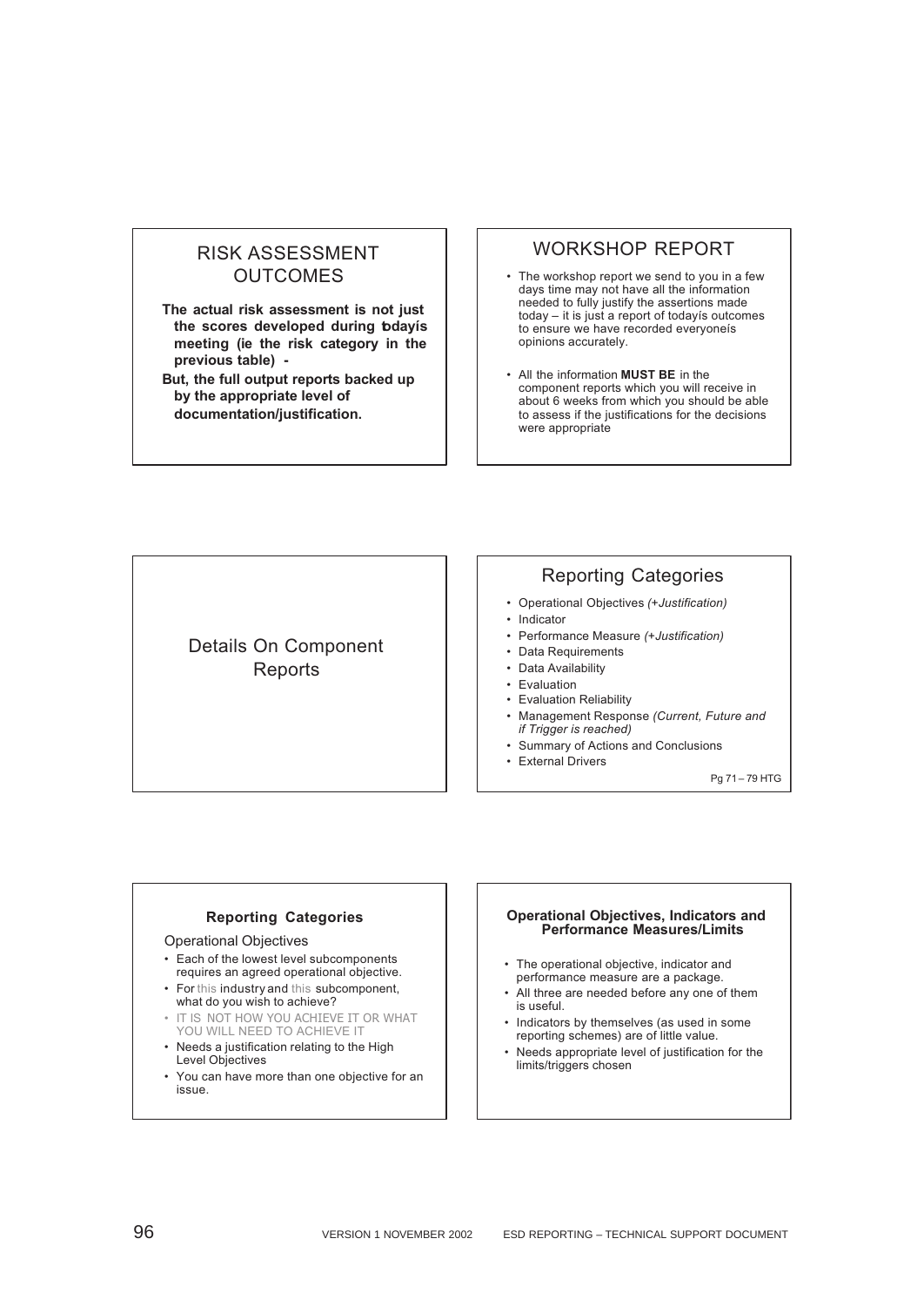## RISK ASSESSMENT OUTCOMES

**The actual risk assessment is not just the scores developed during todayís meeting (ie the risk category in the previous table) -**

**But, the full output reports backed up by the appropriate level of documentation/justification.**

## WORKSHOP REPORT

- The workshop report we send to you in a few days time may not have all the information needed to fully justify the assertions made today – it is just a report of todayís outcomes to ensure we have recorded everyoneís opinions accurately.
- All the information **MUST BE** in the component reports which you will receive in about 6 weeks from which you should be able to assess if the justifications for the decisions were appropriate

## Details On Component Reports

## Reporting Categories

- Operational Objectives *(+Justification)*
- Indicator
- Performance Measure *(+Justification)*
- Data Requirements
- Data Availability
- Evaluation
- Evaluation Reliability
- Management Response *(Current, Future and if Trigger is reached)*
- Summary of Actions and Conclusions
- External Drivers

Pg 71 – 79 HTG

### Reporting Categories

Operational Objectives

- Each of the lowest level subcomponents requires an agreed operational objective.
- For this industry and this subcomponent, what do you wish to achieve?
- IT IS NOT HOW YOU ACHIEVE IT OR WHAT YOU WILL NEED TO ACHIEVE IT
- Needs a justification relating to the High Level Objectives
- You can have more than one objective for an issue.

### Operational Objectives, Indicators and Performance Measures/Limits

- The operational objective, indicator and performance measure are a package.
- All three are needed before any one of them is useful.
- Indicators by themselves (as used in some reporting schemes) are of little value.
- Needs appropriate level of justification for the limits/triggers chosen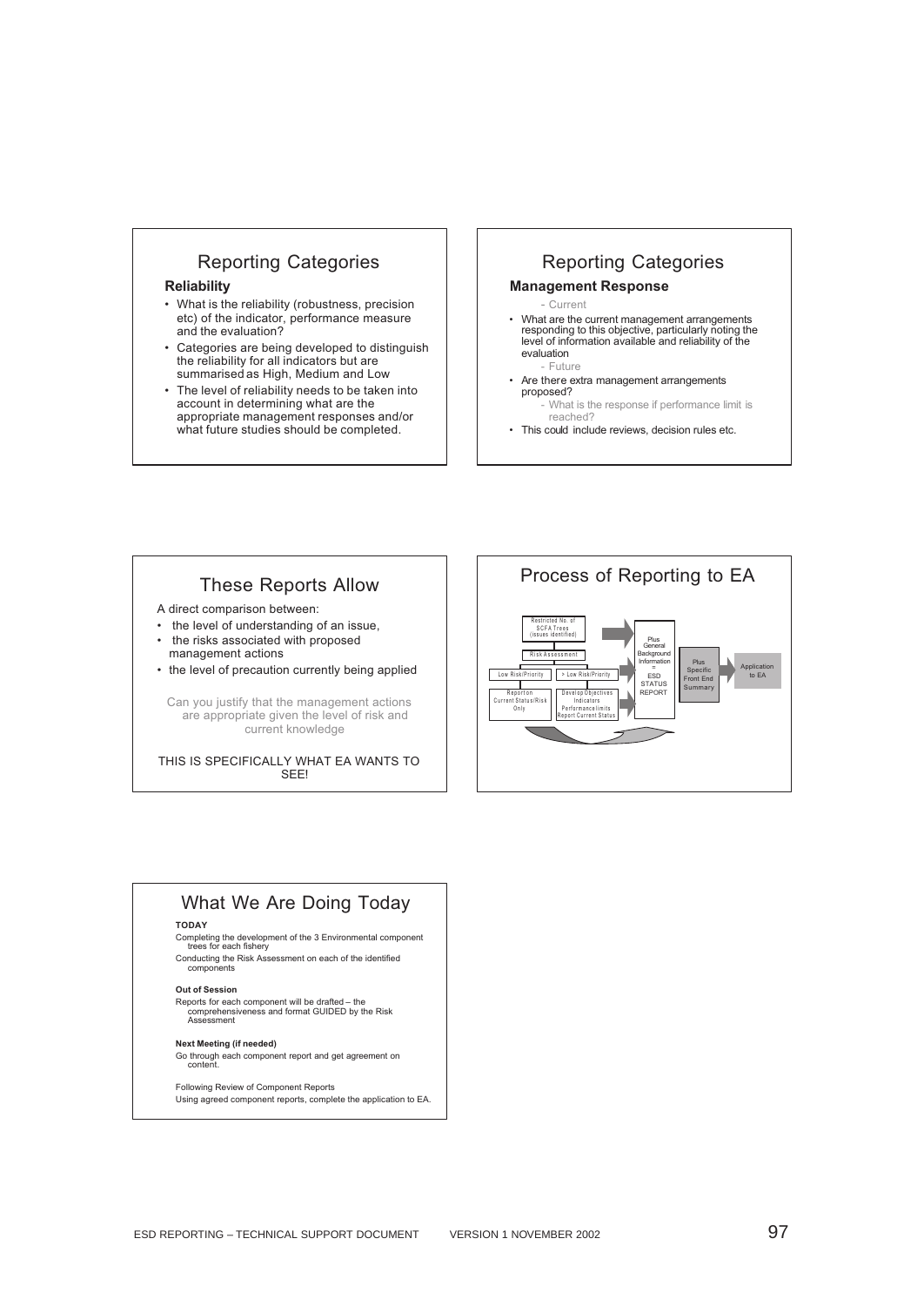## Reporting Categories

**Reliability**

- What is the reliability (robustness, precision etc) of the indicator, performance measure and the evaluation?
- Categories are being developed to distinguish the reliability for all indicators but are summarised as High, Medium and Low
- The level of reliability needs to be taken into account in determining what are the appropriate management responses and/or what future studies should be completed.

## Reporting Categories

**Management Response**

- Current
- What are the current management arrangements responding to this objective, particularly noting the level of information available and reliability of the evaluation
  - Future
- Are there extra management arrangements proposed?
  - What is the response if performance limit is reached?
- This could include reviews, decision rules etc.

## These Reports Allow

A direct comparison between:

- the level of understanding of an issue,
- the risks associated with proposed management actions
- the level of precaution currently being applied

Can you justify that the management actions are appropriate given the level of risk and current knowledge

THIS IS SPECIFICALLY WHAT EA WANTS TO SEE!

## Process of Reporting to EA

Restricted No. of SCFA Trees (issues identified)

Risk Assessment

Low Risk/Priority

> Low Risk/Priority

Report on Current Status/Risk Only

Develop Objectives Indicators Performance limits Report Current Status

Plus General Background Information = ESD STATUS REPORT

Plus Specific Front End Summary

Application to EA

## What We Are Doing Today

**TODAY**

Completing the development of the 3 Environmental component trees for each fishery

Conducting the Risk Assessment on each of the identified components

**Out of Session**

Reports for each component will be drafted – the comprehensiveness and format GUIDED by the Risk Assessment

**Next Meeting (if needed)**

Go through each component report and get agreement on content.

Following Review of Component Reports

Using agreed component reports, complete the application to EA.